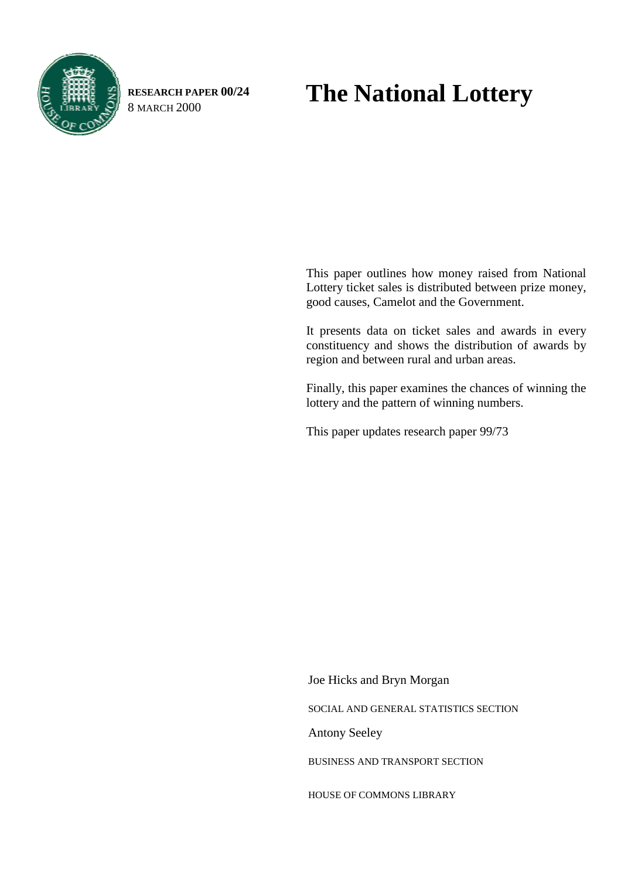**RESEARCH PAPER 00/24**
8 MARCH 2000

# The National Lottery

This paper outlines how money raised from National Lottery ticket sales is distributed between prize money, good causes, Camelot and the Government.

It presents data on ticket sales and awards in every constituency and shows the distribution of awards by region and between rural and urban areas.

Finally, this paper examines the chances of winning the lottery and the pattern of winning numbers.

This paper updates research paper 99/73

Joe Hicks and Bryn Morgan

SOCIAL AND GENERAL STATISTICS SECTION

Antony Seeley

BUSINESS AND TRANSPORT SECTION

HOUSE OF COMMONS LIBRARY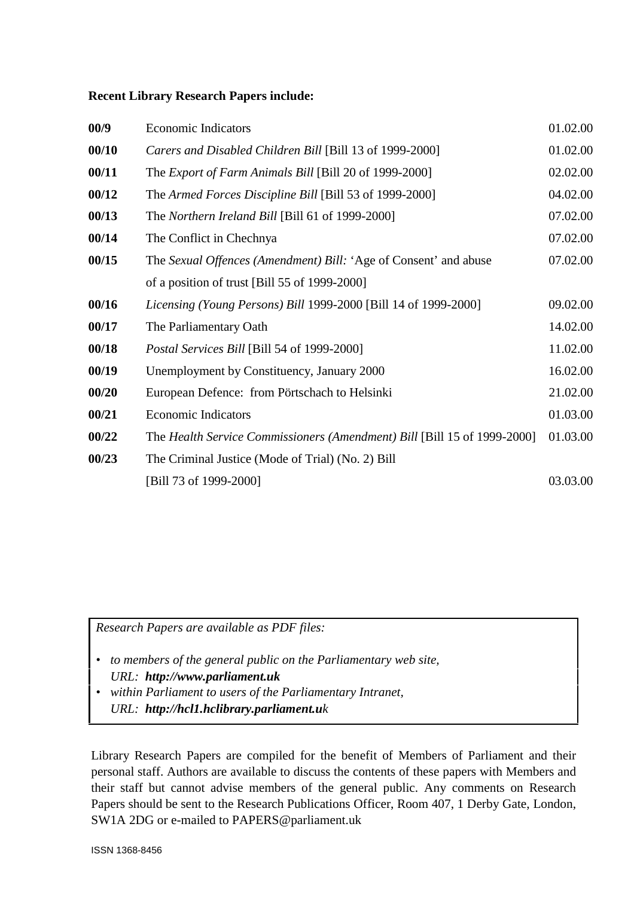**Recent Library Research Papers include:**

| | | |
|---|---|---|
| **00/9** | Economic Indicators | 01.02.00 |
| **00/10** | *Carers and Disabled Children Bill* [Bill 13 of 1999-2000] | 01.02.00 |
| **00/11** | The *Export of Farm Animals Bill* [Bill 20 of 1999-2000] | 02.02.00 |
| **00/12** | The *Armed Forces Discipline Bill* [Bill 53 of 1999-2000] | 04.02.00 |
| **00/13** | The *Northern Ireland Bill* [Bill 61 of 1999-2000] | 07.02.00 |
| **00/14** | The Conflict in Chechnya | 07.02.00 |
| **00/15** | The *Sexual Offences (Amendment) Bill:* 'Age of Consent' and abuse of a position of trust [Bill 55 of 1999-2000] | 07.02.00 |
| **00/16** | *Licensing (Young Persons) Bill* 1999-2000 [Bill 14 of 1999-2000] | 09.02.00 |
| **00/17** | The Parliamentary Oath | 14.02.00 |
| **00/18** | *Postal Services Bill* [Bill 54 of 1999-2000] | 11.02.00 |
| **00/19** | Unemployment by Constituency, January 2000 | 16.02.00 |
| **00/20** | European Defence: from Pörtschach to Helsinki | 21.02.00 |
| **00/21** | Economic Indicators | 01.03.00 |
| **00/22** | The *Health Service Commissioners (Amendment) Bill* [Bill 15 of 1999-2000] | 01.03.00 |
| **00/23** | The Criminal Justice (Mode of Trial) (No. 2) Bill [Bill 73 of 1999-2000] | 03.03.00 |

*Research Papers are available as PDF files:*

- *to members of the general public on the Parliamentary web site, URL:* ***http://www.parliament.uk***
- *within Parliament to users of the Parliamentary Intranet, URL:* ***http://hcl1.hclibrary.parliament.uk***

Library Research Papers are compiled for the benefit of Members of Parliament and their personal staff. Authors are available to discuss the contents of these papers with Members and their staff but cannot advise members of the general public. Any comments on Research Papers should be sent to the Research Publications Officer, Room 407, 1 Derby Gate, London, SW1A 2DG or e-mailed to PAPERS@parliament.uk

ISSN 1368-8456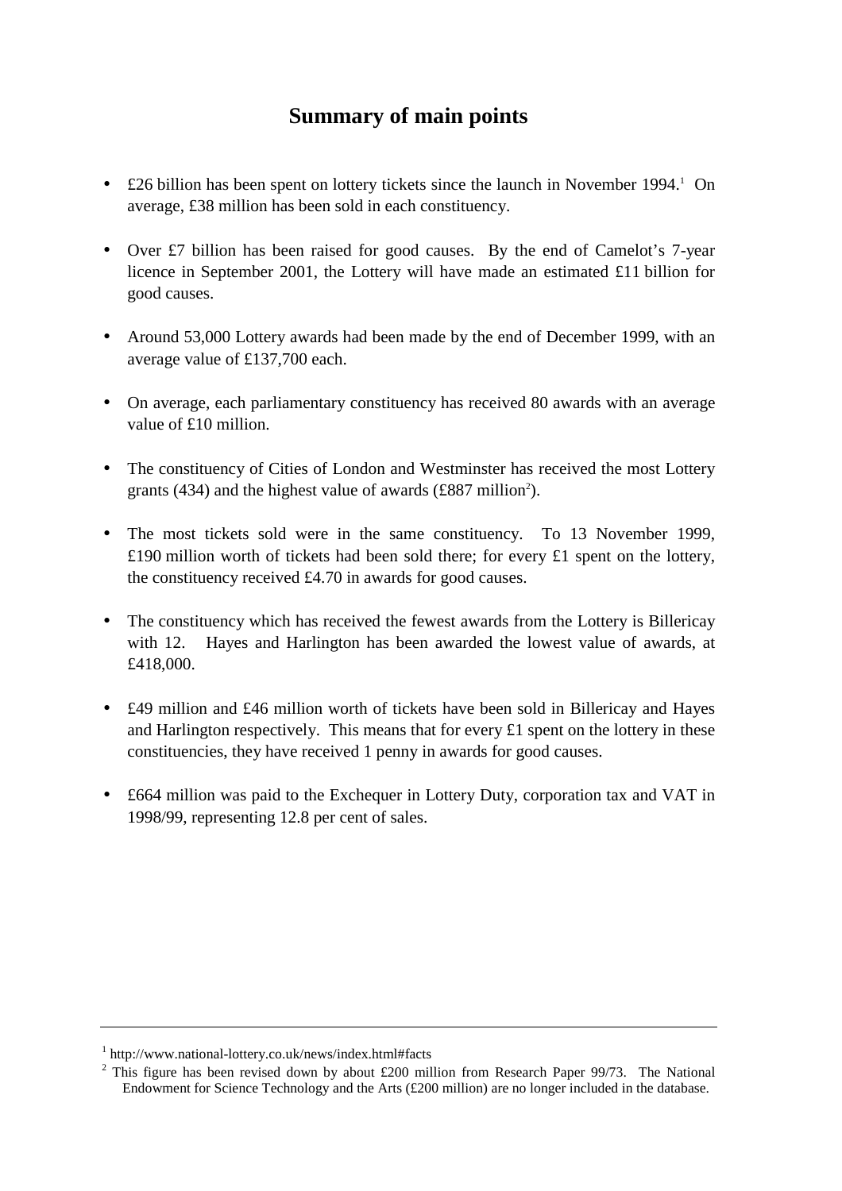# Summary of main points

- £26 billion has been spent on lottery tickets since the launch in November 1994.[1] On average, £38 million has been sold in each constituency.

- Over £7 billion has been raised for good causes. By the end of Camelot's 7-year licence in September 2001, the Lottery will have made an estimated £11 billion for good causes.

- Around 53,000 Lottery awards had been made by the end of December 1999, with an average value of £137,700 each.

- On average, each parliamentary constituency has received 80 awards with an average value of £10 million.

- The constituency of Cities of London and Westminster has received the most Lottery grants (434) and the highest value of awards (£887 million[2]).

- The most tickets sold were in the same constituency. To 13 November 1999, £190 million worth of tickets had been sold there; for every £1 spent on the lottery, the constituency received £4.70 in awards for good causes.

- The constituency which has received the fewest awards from the Lottery is Billericay with 12. Hayes and Harlington has been awarded the lowest value of awards, at £418,000.

- £49 million and £46 million worth of tickets have been sold in Billericay and Hayes and Harlington respectively. This means that for every £1 spent on the lottery in these constituencies, they have received 1 penny in awards for good causes.

- £664 million was paid to the Exchequer in Lottery Duty, corporation tax and VAT in 1998/99, representing 12.8 per cent of sales.

---

[1] http://www.national-lottery.co.uk/news/index.html#facts

[2] This figure has been revised down by about £200 million from Research Paper 99/73. The National Endowment for Science Technology and the Arts (£200 million) are no longer included in the database.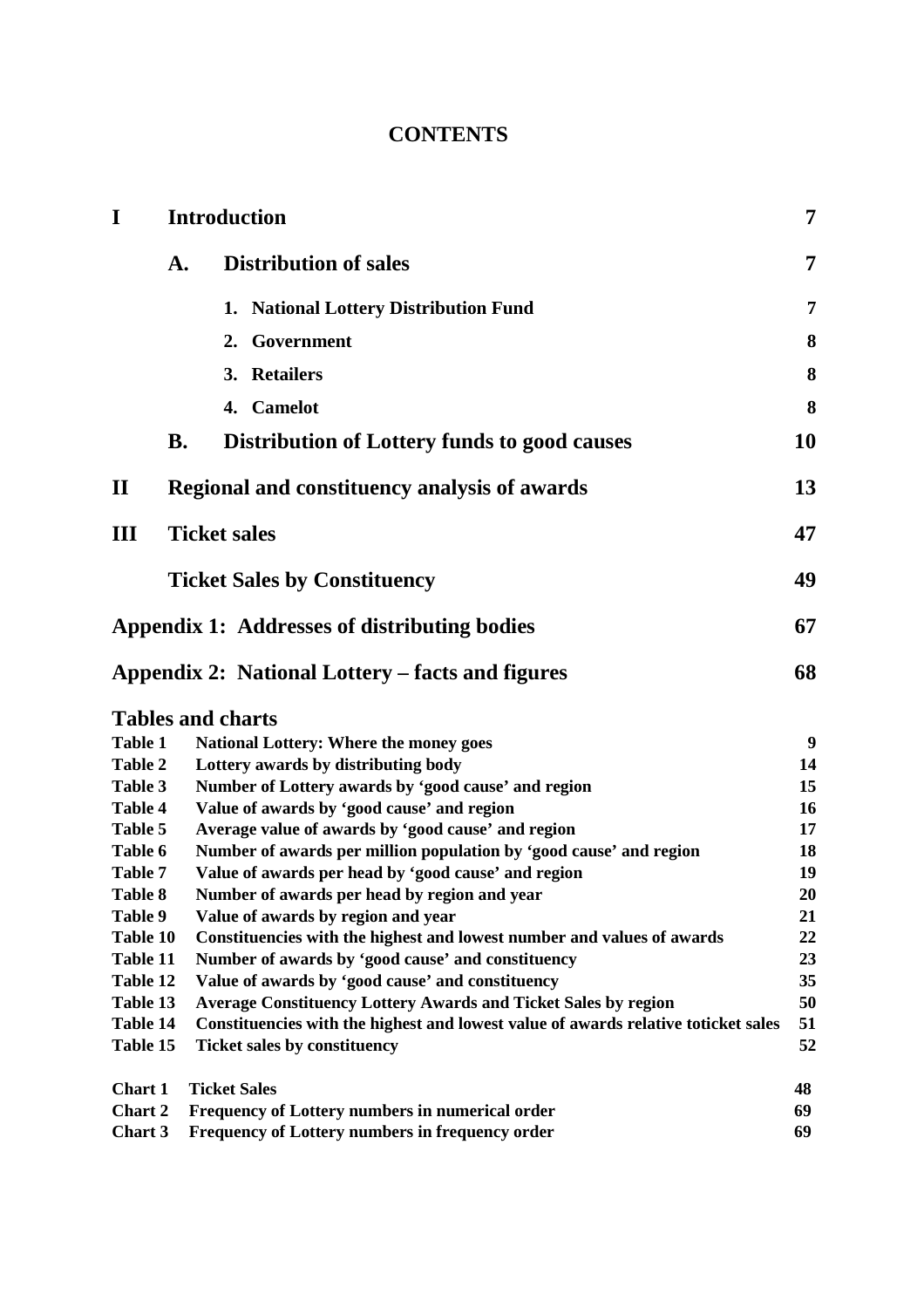# CONTENTS

| | | | |
|---|---|---|---|
| **I** | **Introduction** | | **7** |
| | **A.** | **Distribution of sales** | **7** |
| | | **1. National Lottery Distribution Fund** | **7** |
| | | **2. Government** | **8** |
| | | **3. Retailers** | **8** |
| | | **4. Camelot** | **8** |
| | **B.** | **Distribution of Lottery funds to good causes** | **10** |
| **II** | **Regional and constituency analysis of awards** | | **13** |
| **III** | **Ticket sales** | | **47** |
| | **Ticket Sales by Constituency** | | **49** |
| **Appendix 1: Addresses of distributing bodies** | | | **67** |
| **Appendix 2: National Lottery – facts and figures** | | | **68** |

## Tables and charts

| | | |
|---|---|---|
| **Table 1** | **National Lottery: Where the money goes** | **9** |
| **Table 2** | **Lottery awards by distributing body** | **14** |
| **Table 3** | **Number of Lottery awards by 'good cause' and region** | **15** |
| **Table 4** | **Value of awards by 'good cause' and region** | **16** |
| **Table 5** | **Average value of awards by 'good cause' and region** | **17** |
| **Table 6** | **Number of awards per million population by 'good cause' and region** | **18** |
| **Table 7** | **Value of awards per head by 'good cause' and region** | **19** |
| **Table 8** | **Number of awards per head by region and year** | **20** |
| **Table 9** | **Value of awards by region and year** | **21** |
| **Table 10** | **Constituencies with the highest and lowest number and values of awards** | **22** |
| **Table 11** | **Number of awards by 'good cause' and constituency** | **23** |
| **Table 12** | **Value of awards by 'good cause' and constituency** | **35** |
| **Table 13** | **Average Constituency Lottery Awards and Ticket Sales by region** | **50** |
| **Table 14** | **Constituencies with the highest and lowest value of awards relative toticket sales** | **51** |
| **Table 15** | **Ticket sales by constituency** | **52** |

| | | |
|---|---|---|
| **Chart 1** | **Ticket Sales** | **48** |
| **Chart 2** | **Frequency of Lottery numbers in numerical order** | **69** |
| **Chart 3** | **Frequency of Lottery numbers in frequency order** | **69** |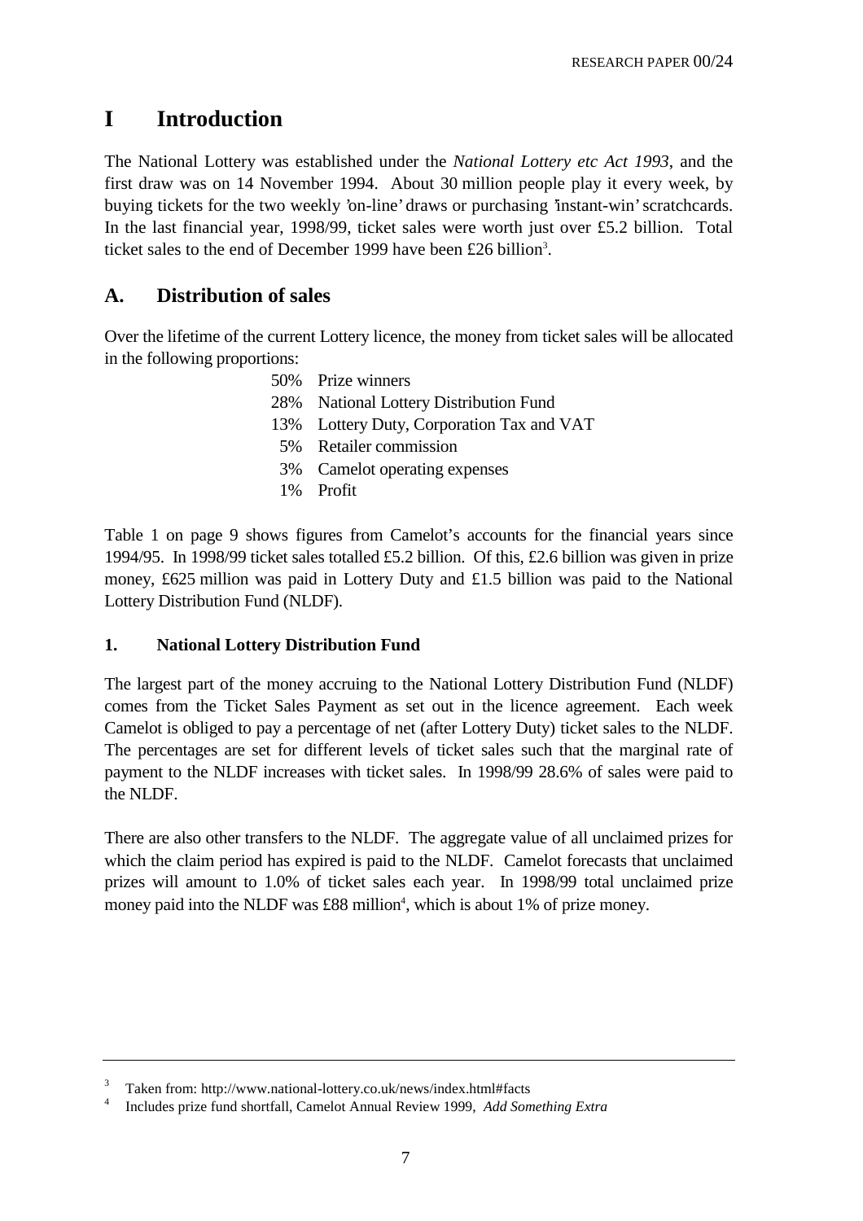# I Introduction

The National Lottery was established under the *National Lottery etc Act 1993*, and the first draw was on 14 November 1994. About 30 million people play it every week, by buying tickets for the two weekly 'on-line' draws or purchasing 'instant-win' scratchcards. In the last financial year, 1998/99, ticket sales were worth just over £5.2 billion. Total ticket sales to the end of December 1999 have been £26 billion[3].

## A. Distribution of sales

Over the lifetime of the current Lottery licence, the money from ticket sales will be allocated in the following proportions:

- 50% Prize winners
- 28% National Lottery Distribution Fund
- 13% Lottery Duty, Corporation Tax and VAT
- 5% Retailer commission
- 3% Camelot operating expenses
- 1% Profit

Table 1 on page 9 shows figures from Camelot's accounts for the financial years since 1994/95. In 1998/99 ticket sales totalled £5.2 billion. Of this, £2.6 billion was given in prize money, £625 million was paid in Lottery Duty and £1.5 billion was paid to the National Lottery Distribution Fund (NLDF).

### 1. National Lottery Distribution Fund

The largest part of the money accruing to the National Lottery Distribution Fund (NLDF) comes from the Ticket Sales Payment as set out in the licence agreement. Each week Camelot is obliged to pay a percentage of net (after Lottery Duty) ticket sales to the NLDF. The percentages are set for different levels of ticket sales such that the marginal rate of payment to the NLDF increases with ticket sales. In 1998/99 28.6% of sales were paid to the NLDF.

There are also other transfers to the NLDF. The aggregate value of all unclaimed prizes for which the claim period has expired is paid to the NLDF. Camelot forecasts that unclaimed prizes will amount to 1.0% of ticket sales each year. In 1998/99 total unclaimed prize money paid into the NLDF was £88 million[4], which is about 1% of prize money.

---

[3] Taken from: http://www.national-lottery.co.uk/news/index.html#facts

[4] Includes prize fund shortfall, Camelot Annual Review 1999, *Add Something Extra*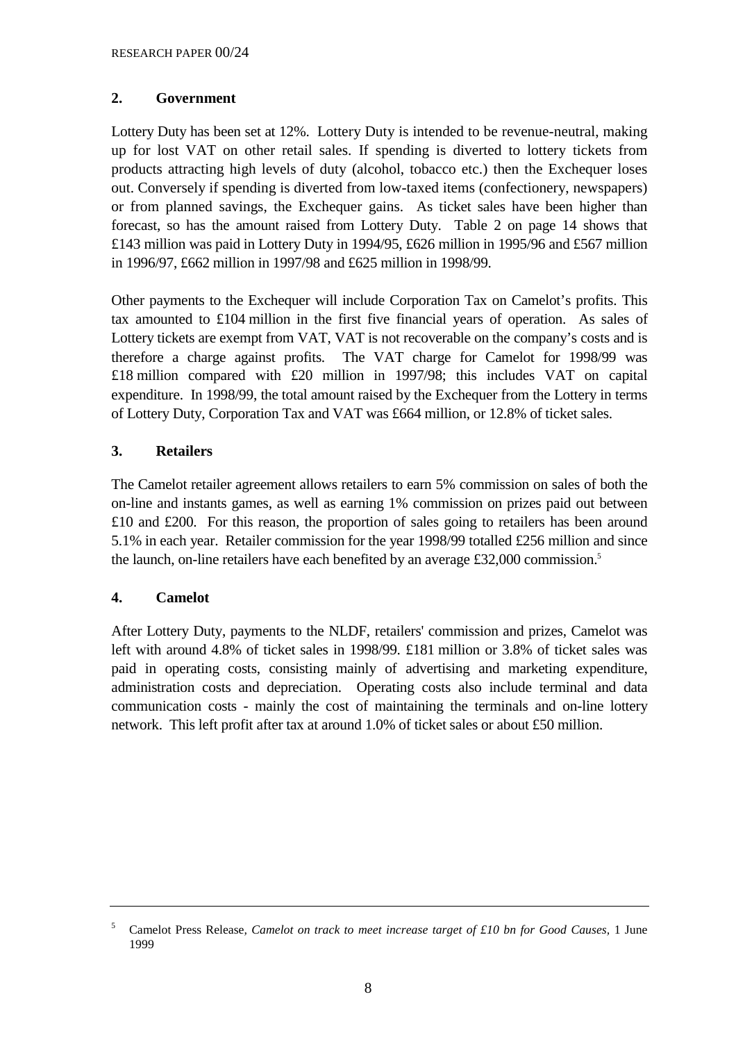## 2. Government

Lottery Duty has been set at 12%. Lottery Duty is intended to be revenue-neutral, making up for lost VAT on other retail sales. If spending is diverted to lottery tickets from products attracting high levels of duty (alcohol, tobacco etc.) then the Exchequer loses out. Conversely if spending is diverted from low-taxed items (confectionery, newspapers) or from planned savings, the Exchequer gains. As ticket sales have been higher than forecast, so has the amount raised from Lottery Duty. Table 2 on page 14 shows that £143 million was paid in Lottery Duty in 1994/95, £626 million in 1995/96 and £567 million in 1996/97, £662 million in 1997/98 and £625 million in 1998/99.

Other payments to the Exchequer will include Corporation Tax on Camelot's profits. This tax amounted to £104 million in the first five financial years of operation. As sales of Lottery tickets are exempt from VAT, VAT is not recoverable on the company's costs and is therefore a charge against profits. The VAT charge for Camelot for 1998/99 was £18 million compared with £20 million in 1997/98; this includes VAT on capital expenditure. In 1998/99, the total amount raised by the Exchequer from the Lottery in terms of Lottery Duty, Corporation Tax and VAT was £664 million, or 12.8% of ticket sales.

## 3. Retailers

The Camelot retailer agreement allows retailers to earn 5% commission on sales of both the on-line and instants games, as well as earning 1% commission on prizes paid out between £10 and £200. For this reason, the proportion of sales going to retailers has been around 5.1% in each year. Retailer commission for the year 1998/99 totalled £256 million and since the launch, on-line retailers have each benefited by an average £32,000 commission.[5]

## 4. Camelot

After Lottery Duty, payments to the NLDF, retailers' commission and prizes, Camelot was left with around 4.8% of ticket sales in 1998/99. £181 million or 3.8% of ticket sales was paid in operating costs, consisting mainly of advertising and marketing expenditure, administration costs and depreciation. Operating costs also include terminal and data communication costs - mainly the cost of maintaining the terminals and on-line lottery network. This left profit after tax at around 1.0% of ticket sales or about £50 million.

---

[5] Camelot Press Release, *Camelot on track to meet increase target of £10 bn for Good Causes*, 1 June 1999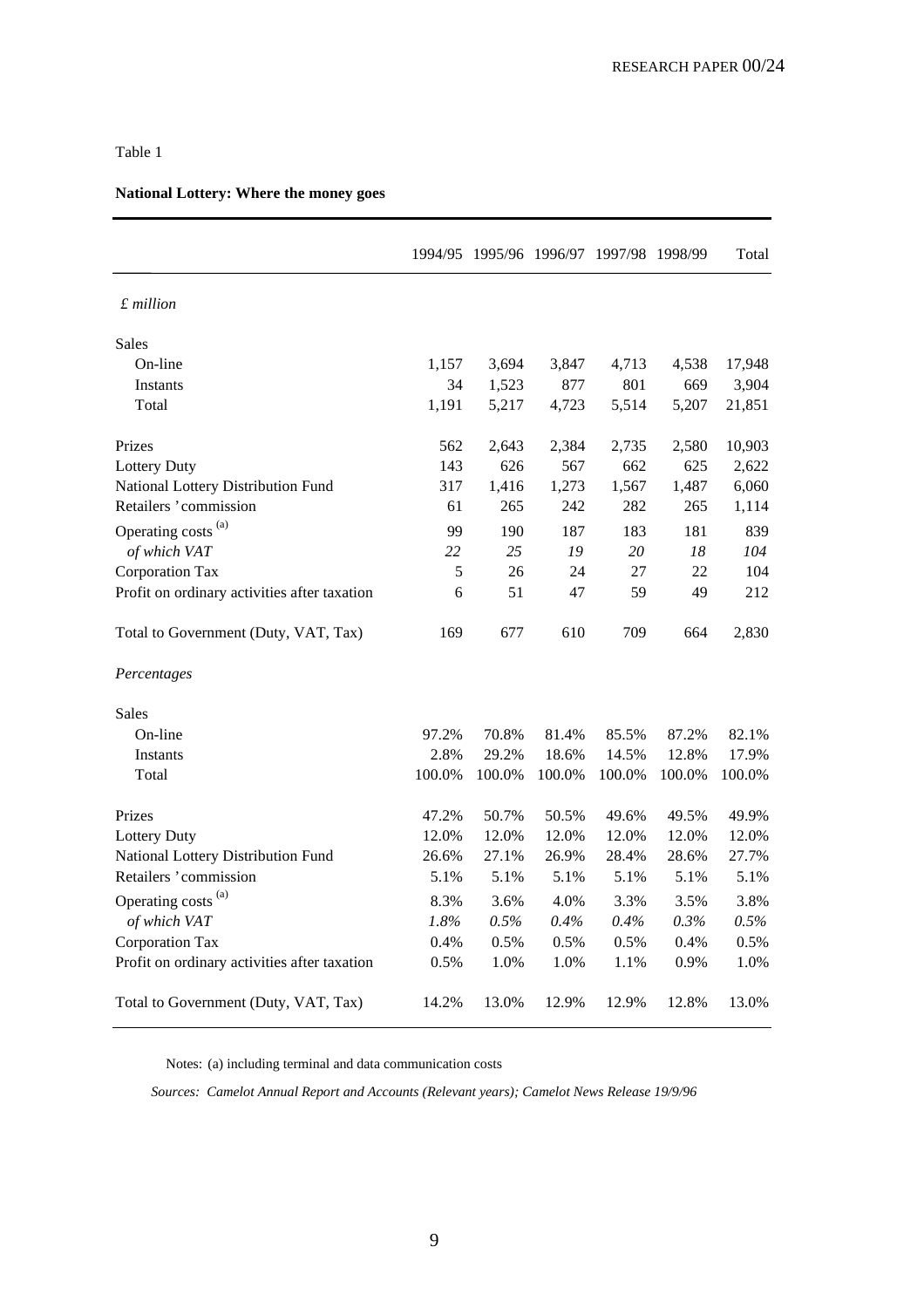Table 1

**National Lottery: Where the money goes**

| | 1994/95 | 1995/96 | 1996/97 | 1997/98 | 1998/99 | Total |
|---|---|---|---|---|---|---|
| *£ million* | | | | | | |
| Sales | | | | | | |
| On-line | 1,157 | 3,694 | 3,847 | 4,713 | 4,538 | 17,948 |
| Instants | 34 | 1,523 | 877 | 801 | 669 | 3,904 |
| Total | 1,191 | 5,217 | 4,723 | 5,514 | 5,207 | 21,851 |
| Prizes | 562 | 2,643 | 2,384 | 2,735 | 2,580 | 10,903 |
| Lottery Duty | 143 | 626 | 567 | 662 | 625 | 2,622 |
| National Lottery Distribution Fund | 317 | 1,416 | 1,273 | 1,567 | 1,487 | 6,060 |
| Retailers ' commission | 61 | 265 | 242 | 282 | 265 | 1,114 |
| Operating costs [(a)] | 99 | 190 | 187 | 183 | 181 | 839 |
| *of which VAT* | *22* | *25* | *19* | *20* | *18* | *104* |
| Corporation Tax | 5 | 26 | 24 | 27 | 22 | 104 |
| Profit on ordinary activities after taxation | 6 | 51 | 47 | 59 | 49 | 212 |
| Total to Government (Duty, VAT, Tax) | 169 | 677 | 610 | 709 | 664 | 2,830 |
| *Percentages* | | | | | | |
| Sales | | | | | | |
| On-line | 97.2% | 70.8% | 81.4% | 85.5% | 87.2% | 82.1% |
| Instants | 2.8% | 29.2% | 18.6% | 14.5% | 12.8% | 17.9% |
| Total | 100.0% | 100.0% | 100.0% | 100.0% | 100.0% | 100.0% |
| Prizes | 47.2% | 50.7% | 50.5% | 49.6% | 49.5% | 49.9% |
| Lottery Duty | 12.0% | 12.0% | 12.0% | 12.0% | 12.0% | 12.0% |
| National Lottery Distribution Fund | 26.6% | 27.1% | 26.9% | 28.4% | 28.6% | 27.7% |
| Retailers ' commission | 5.1% | 5.1% | 5.1% | 5.1% | 5.1% | 5.1% |
| Operating costs [(a)] | 8.3% | 3.6% | 4.0% | 3.3% | 3.5% | 3.8% |
| *of which VAT* | *1.8%* | *0.5%* | *0.4%* | *0.4%* | *0.3%* | *0.5%* |
| Corporation Tax | 0.4% | 0.5% | 0.5% | 0.5% | 0.4% | 0.5% |
| Profit on ordinary activities after taxation | 0.5% | 1.0% | 1.0% | 1.1% | 0.9% | 1.0% |
| Total to Government (Duty, VAT, Tax) | 14.2% | 13.0% | 12.9% | 12.9% | 12.8% | 13.0% |

Notes: (a) including terminal and data communication costs

*Sources: Camelot Annual Report and Accounts (Relevant years); Camelot News Release 19/9/96*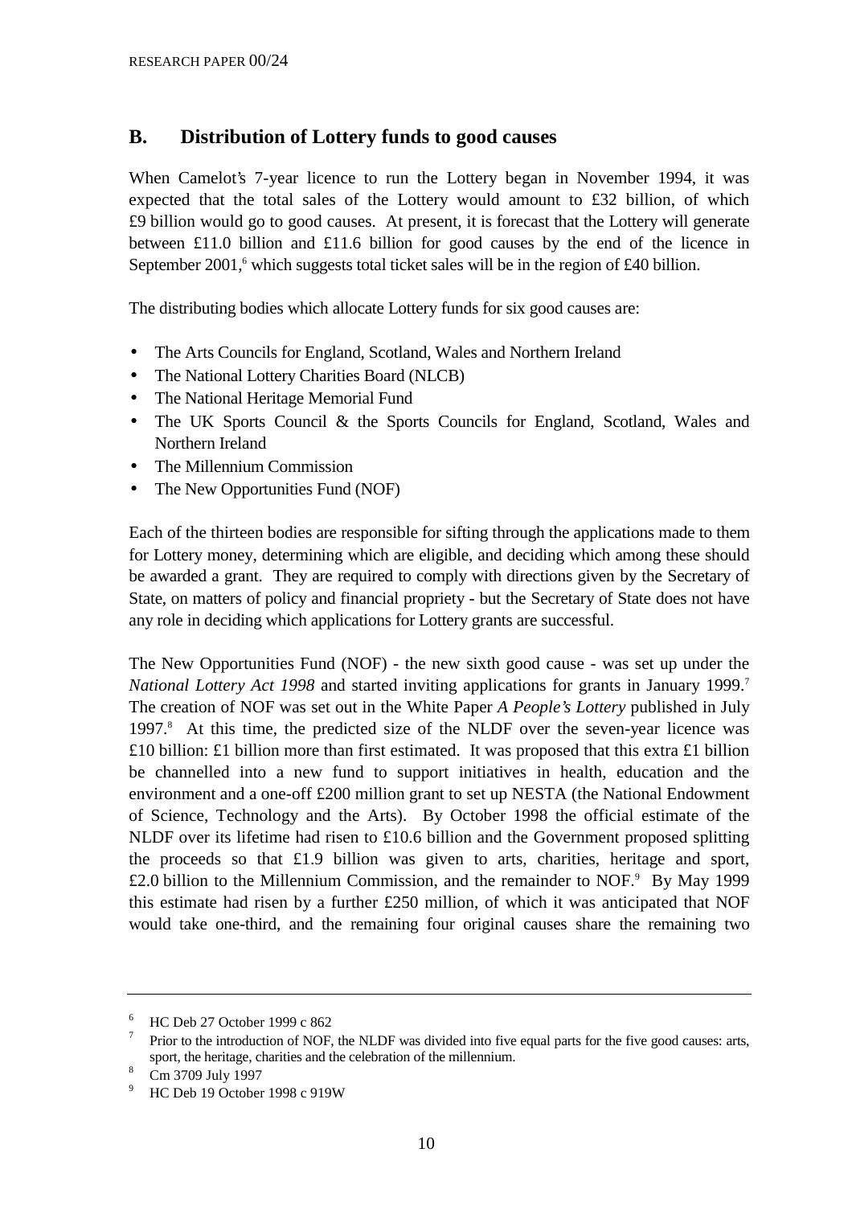## B. Distribution of Lottery funds to good causes

When Camelot's 7-year licence to run the Lottery began in November 1994, it was expected that the total sales of the Lottery would amount to £32 billion, of which £9 billion would go to good causes. At present, it is forecast that the Lottery will generate between £11.0 billion and £11.6 billion for good causes by the end of the licence in September 2001,[6] which suggests total ticket sales will be in the region of £40 billion.

The distributing bodies which allocate Lottery funds for six good causes are:

- The Arts Councils for England, Scotland, Wales and Northern Ireland
- The National Lottery Charities Board (NLCB)
- The National Heritage Memorial Fund
- The UK Sports Council & the Sports Councils for England, Scotland, Wales and Northern Ireland
- The Millennium Commission
- The New Opportunities Fund (NOF)

Each of the thirteen bodies are responsible for sifting through the applications made to them for Lottery money, determining which are eligible, and deciding which among these should be awarded a grant. They are required to comply with directions given by the Secretary of State, on matters of policy and financial propriety - but the Secretary of State does not have any role in deciding which applications for Lottery grants are successful.

The New Opportunities Fund (NOF) - the new sixth good cause - was set up under the *National Lottery Act 1998* and started inviting applications for grants in January 1999.[7] The creation of NOF was set out in the White Paper *A People's Lottery* published in July 1997.[8] At this time, the predicted size of the NLDF over the seven-year licence was £10 billion: £1 billion more than first estimated. It was proposed that this extra £1 billion be channelled into a new fund to support initiatives in health, education and the environment and a one-off £200 million grant to set up NESTA (the National Endowment of Science, Technology and the Arts). By October 1998 the official estimate of the NLDF over its lifetime had risen to £10.6 billion and the Government proposed splitting the proceeds so that £1.9 billion was given to arts, charities, heritage and sport, £2.0 billion to the Millennium Commission, and the remainder to NOF.[9] By May 1999 this estimate had risen by a further £250 million, of which it was anticipated that NOF would take one-third, and the remaining four original causes share the remaining two

---

[6] HC Deb 27 October 1999 c 862

[7] Prior to the introduction of NOF, the NLDF was divided into five equal parts for the five good causes: arts, sport, the heritage, charities and the celebration of the millennium.

[8] Cm 3709 July 1997

[9] HC Deb 19 October 1998 c 919W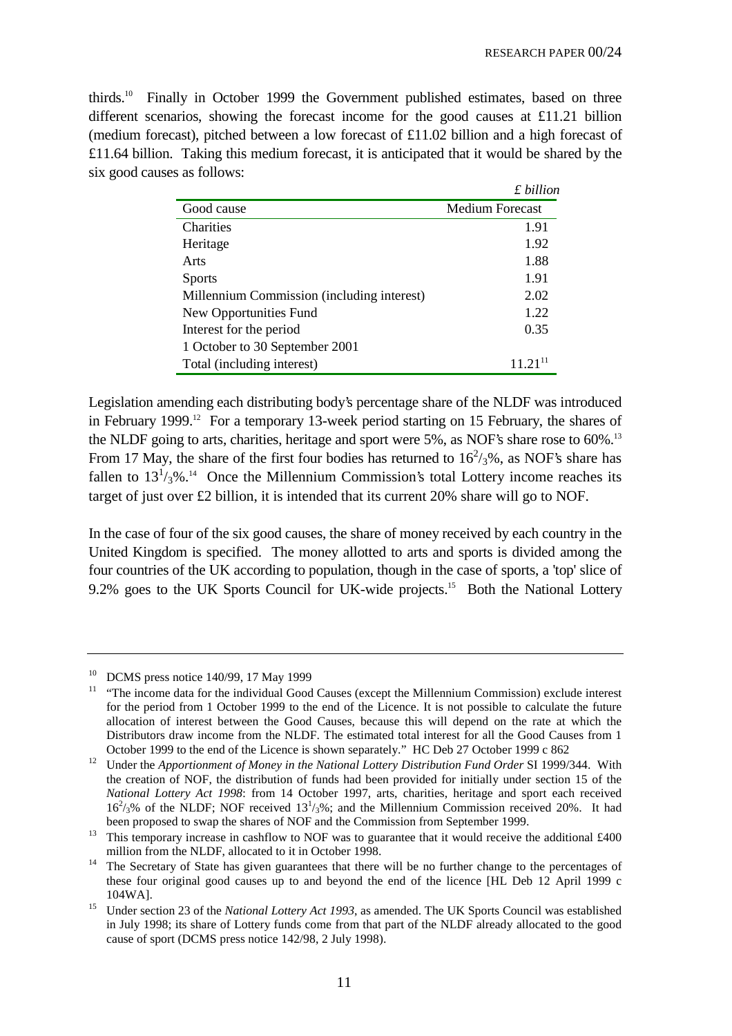thirds.[10] Finally in October 1999 the Government published estimates, based on three different scenarios, showing the forecast income for the good causes at £11.21 billion (medium forecast), pitched between a low forecast of £11.02 billion and a high forecast of £11.64 billion. Taking this medium forecast, it is anticipated that it would be shared by the six good causes as follows:

*£ billion*

| Good cause | Medium Forecast |
|---|---|
| Charities | 1.91 |
| Heritage | 1.92 |
| Arts | 1.88 |
| Sports | 1.91 |
| Millennium Commission (including interest) | 2.02 |
| New Opportunities Fund | 1.22 |
| Interest for the period 1 October to 30 September 2001 | 0.35 |
| Total (including interest) | 11.21[11] |

Legislation amending each distributing body's percentage share of the NLDF was introduced in February 1999.[12] For a temporary 13-week period starting on 15 February, the shares of the NLDF going to arts, charities, heritage and sport were 5%, as NOF's share rose to 60%.[13] From 17 May, the share of the first four bodies has returned to $16^2/_3$%, as NOF's share has fallen to $13^1/_3$%.[14] Once the Millennium Commission's total Lottery income reaches its target of just over £2 billion, it is intended that its current 20% share will go to NOF.

In the case of four of the six good causes, the share of money received by each country in the United Kingdom is specified. The money allotted to arts and sports is divided among the four countries of the UK according to population, though in the case of sports, a 'top' slice of 9.2% goes to the UK Sports Council for UK-wide projects.[15] Both the National Lottery

---

[10] DCMS press notice 140/99, 17 May 1999

[11] "The income data for the individual Good Causes (except the Millennium Commission) exclude interest for the period from 1 October 1999 to the end of the Licence. It is not possible to calculate the future allocation of interest between the Good Causes, because this will depend on the rate at which the Distributors draw income from the NLDF. The estimated total interest for all the Good Causes from 1 October 1999 to the end of the Licence is shown separately." HC Deb 27 October 1999 c 862

[12] Under the *Apportionment of Money in the National Lottery Distribution Fund Order* SI 1999/344. With the creation of NOF, the distribution of funds had been provided for initially under section 15 of the *National Lottery Act 1998*: from 14 October 1997, arts, charities, heritage and sport each received $16^2/_3$% of the NLDF; NOF received $13^1/_3$%; and the Millennium Commission received 20%. It had been proposed to swap the shares of NOF and the Commission from September 1999.

[13] This temporary increase in cashflow to NOF was to guarantee that it would receive the additional £400 million from the NLDF, allocated to it in October 1998.

[14] The Secretary of State has given guarantees that there will be no further change to the percentages of these four original good causes up to and beyond the end of the licence [HL Deb 12 April 1999 c 104WA].

[15] Under section 23 of the *National Lottery Act 1993*, as amended. The UK Sports Council was established in July 1998; its share of Lottery funds come from that part of the NLDF already allocated to the good cause of sport (DCMS press notice 142/98, 2 July 1998).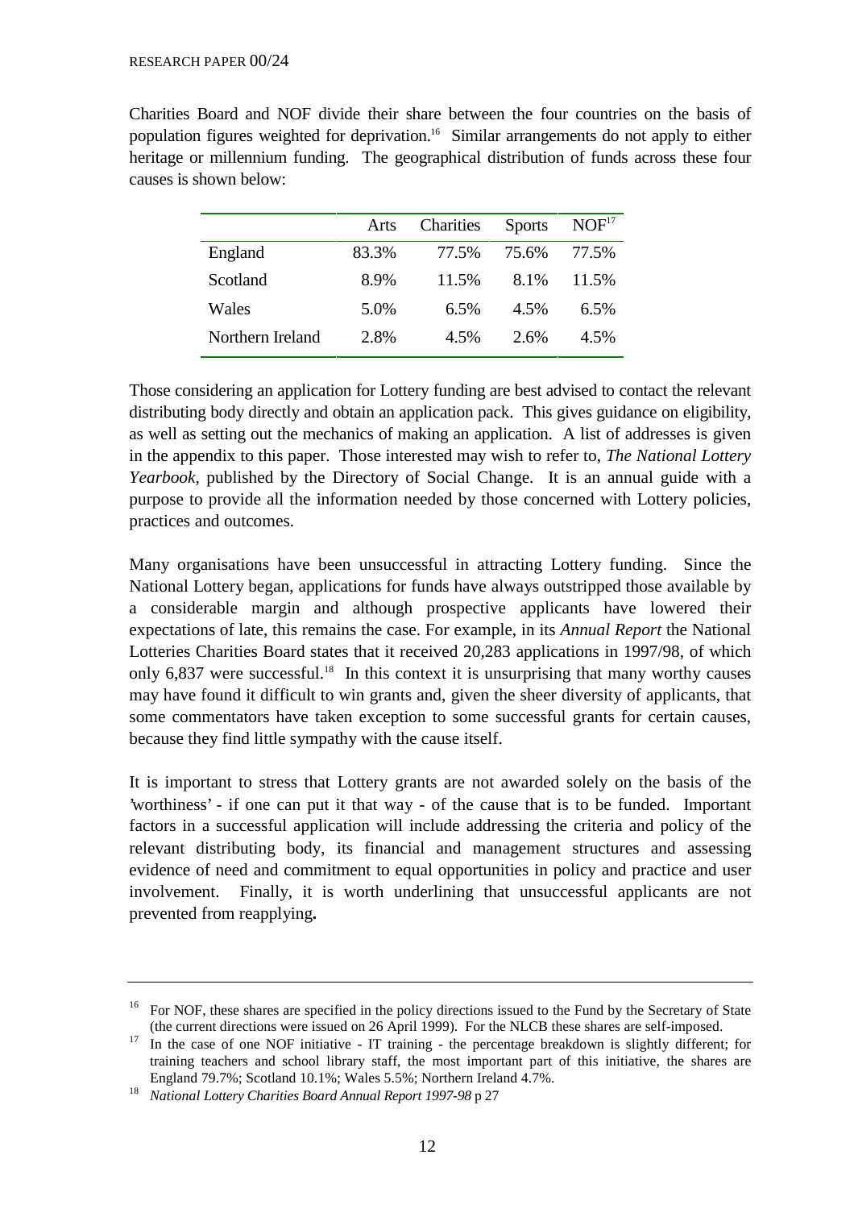Charities Board and NOF divide their share between the four countries on the basis of population figures weighted for deprivation.[16] Similar arrangements do not apply to either heritage or millennium funding. The geographical distribution of funds across these four causes is shown below:

| | Arts | Charities | Sports | NOF[17] |
|---|---|---|---|---|
| England | 83.3% | 77.5% | 75.6% | 77.5% |
| Scotland | 8.9% | 11.5% | 8.1% | 11.5% |
| Wales | 5.0% | 6.5% | 4.5% | 6.5% |
| Northern Ireland | 2.8% | 4.5% | 2.6% | 4.5% |

Those considering an application for Lottery funding are best advised to contact the relevant distributing body directly and obtain an application pack. This gives guidance on eligibility, as well as setting out the mechanics of making an application. A list of addresses is given in the appendix to this paper. Those interested may wish to refer to, *The National Lottery Yearbook*, published by the Directory of Social Change. It is an annual guide with a purpose to provide all the information needed by those concerned with Lottery policies, practices and outcomes.

Many organisations have been unsuccessful in attracting Lottery funding. Since the National Lottery began, applications for funds have always outstripped those available by a considerable margin and although prospective applicants have lowered their expectations of late, this remains the case. For example, in its *Annual Report* the National Lotteries Charities Board states that it received 20,283 applications in 1997/98, of which only 6,837 were successful.[18] In this context it is unsurprising that many worthy causes may have found it difficult to win grants and, given the sheer diversity of applicants, that some commentators have taken exception to some successful grants for certain causes, because they find little sympathy with the cause itself.

It is important to stress that Lottery grants are not awarded solely on the basis of the 'worthiness' - if one can put it that way - of the cause that is to be funded. Important factors in a successful application will include addressing the criteria and policy of the relevant distributing body, its financial and management structures and assessing evidence of need and commitment to equal opportunities in policy and practice and user involvement. Finally, it is worth underlining that unsuccessful applicants are not prevented from reapplying**.**

---

[16] For NOF, these shares are specified in the policy directions issued to the Fund by the Secretary of State (the current directions were issued on 26 April 1999). For the NLCB these shares are self-imposed.

[17] In the case of one NOF initiative - IT training - the percentage breakdown is slightly different; for training teachers and school library staff, the most important part of this initiative, the shares are England 79.7%; Scotland 10.1%; Wales 5.5%; Northern Ireland 4.7%.

[18] *National Lottery Charities Board Annual Report 1997-98* p 27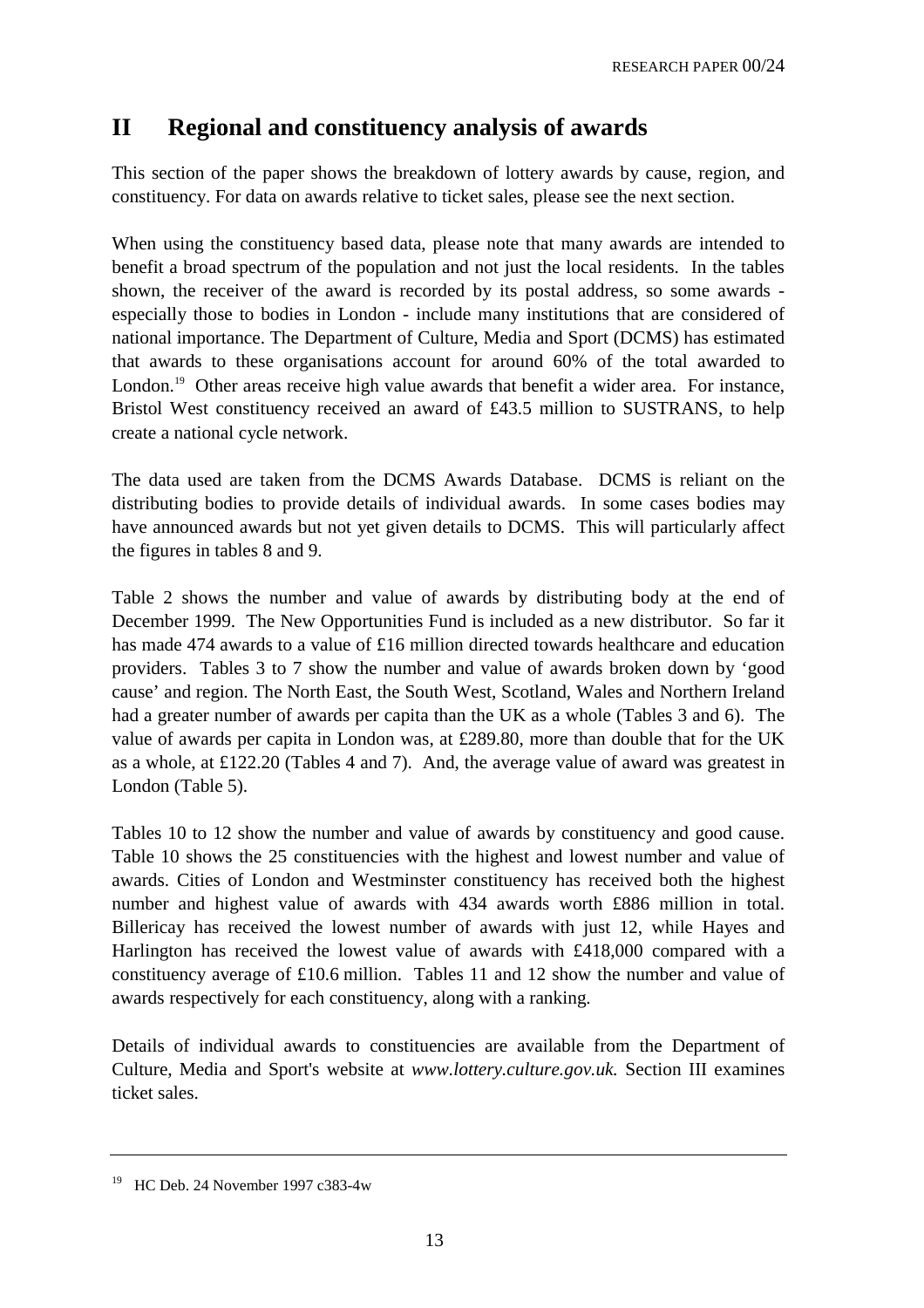# II Regional and constituency analysis of awards

This section of the paper shows the breakdown of lottery awards by cause, region, and constituency. For data on awards relative to ticket sales, please see the next section.

When using the constituency based data, please note that many awards are intended to benefit a broad spectrum of the population and not just the local residents. In the tables shown, the receiver of the award is recorded by its postal address, so some awards - especially those to bodies in London - include many institutions that are considered of national importance. The Department of Culture, Media and Sport (DCMS) has estimated that awards to these organisations account for around 60% of the total awarded to London.[19] Other areas receive high value awards that benefit a wider area. For instance, Bristol West constituency received an award of £43.5 million to SUSTRANS, to help create a national cycle network.

The data used are taken from the DCMS Awards Database. DCMS is reliant on the distributing bodies to provide details of individual awards. In some cases bodies may have announced awards but not yet given details to DCMS. This will particularly affect the figures in tables 8 and 9.

Table 2 shows the number and value of awards by distributing body at the end of December 1999. The New Opportunities Fund is included as a new distributor. So far it has made 474 awards to a value of £16 million directed towards healthcare and education providers. Tables 3 to 7 show the number and value of awards broken down by 'good cause' and region. The North East, the South West, Scotland, Wales and Northern Ireland had a greater number of awards per capita than the UK as a whole (Tables 3 and 6). The value of awards per capita in London was, at £289.80, more than double that for the UK as a whole, at £122.20 (Tables 4 and 7). And, the average value of award was greatest in London (Table 5).

Tables 10 to 12 show the number and value of awards by constituency and good cause. Table 10 shows the 25 constituencies with the highest and lowest number and value of awards. Cities of London and Westminster constituency has received both the highest number and highest value of awards with 434 awards worth £886 million in total. Billericay has received the lowest number of awards with just 12, while Hayes and Harlington has received the lowest value of awards with £418,000 compared with a constituency average of £10.6 million. Tables 11 and 12 show the number and value of awards respectively for each constituency, along with a ranking.

Details of individual awards to constituencies are available from the Department of Culture, Media and Sport's website at *www.lottery.culture.gov.uk.* Section III examines ticket sales.

---

[19] HC Deb. 24 November 1997 c383-4w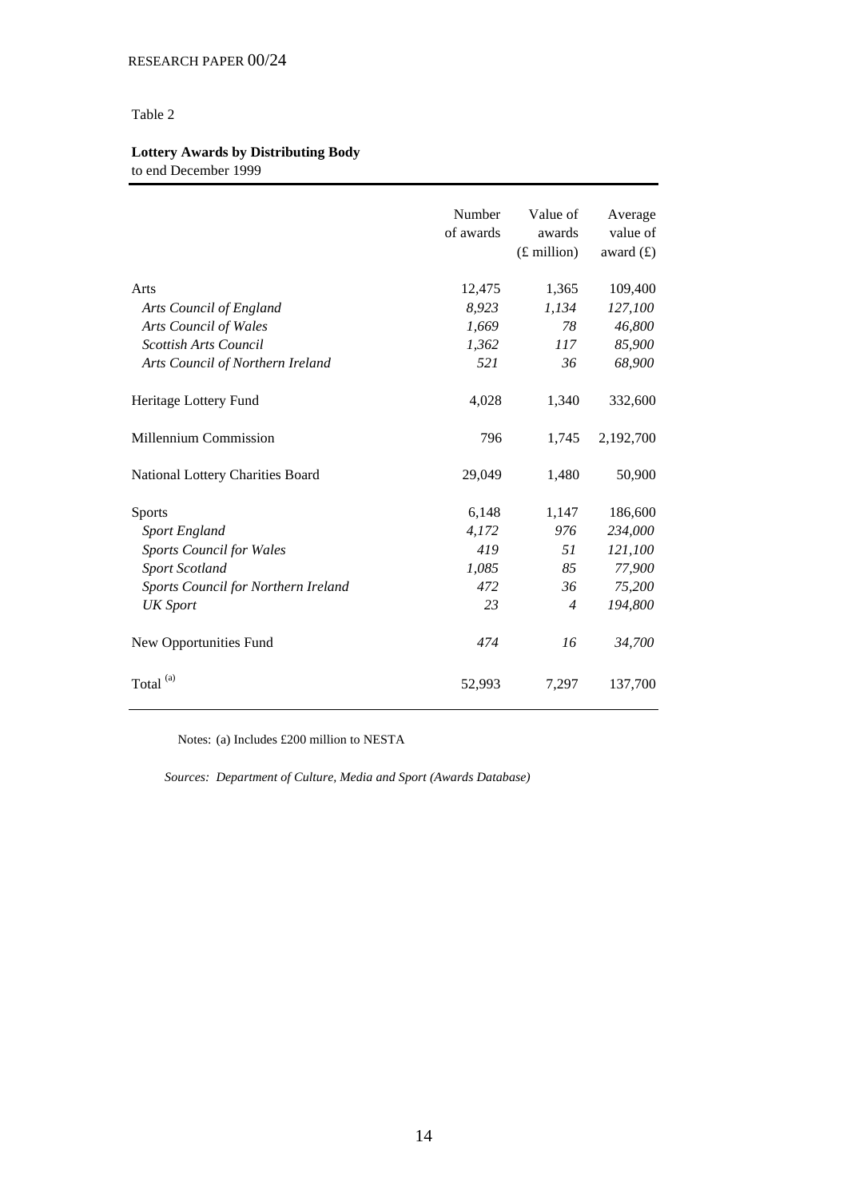Table 2

**Lottery Awards by Distributing Body**
to end December 1999

| | Number of awards | Value of awards (£ million) | Average value of award (£) |
|---|---|---|---|
| Arts | 12,475 | 1,365 | 109,400 |
| *Arts Council of England* | *8,923* | *1,134* | *127,100* |
| *Arts Council of Wales* | *1,669* | *78* | *46,800* |
| *Scottish Arts Council* | *1,362* | *117* | *85,900* |
| *Arts Council of Northern Ireland* | *521* | *36* | *68,900* |
| Heritage Lottery Fund | 4,028 | 1,340 | 332,600 |
| Millennium Commission | 796 | 1,745 | 2,192,700 |
| National Lottery Charities Board | 29,049 | 1,480 | 50,900 |
| Sports | 6,148 | 1,147 | 186,600 |
| *Sport England* | *4,172* | *976* | *234,000* |
| *Sports Council for Wales* | *419* | *51* | *121,100* |
| *Sport Scotland* | *1,085* | *85* | *77,900* |
| *Sports Council for Northern Ireland* | *472* | *36* | *75,200* |
| *UK Sport* | *23* | *4* | *194,800* |
| New Opportunities Fund | *474* | *16* | *34,700* |
| Total [(a)] | 52,993 | 7,297 | 137,700 |

Notes: (a) Includes £200 million to NESTA

*Sources: Department of Culture, Media and Sport (Awards Database)*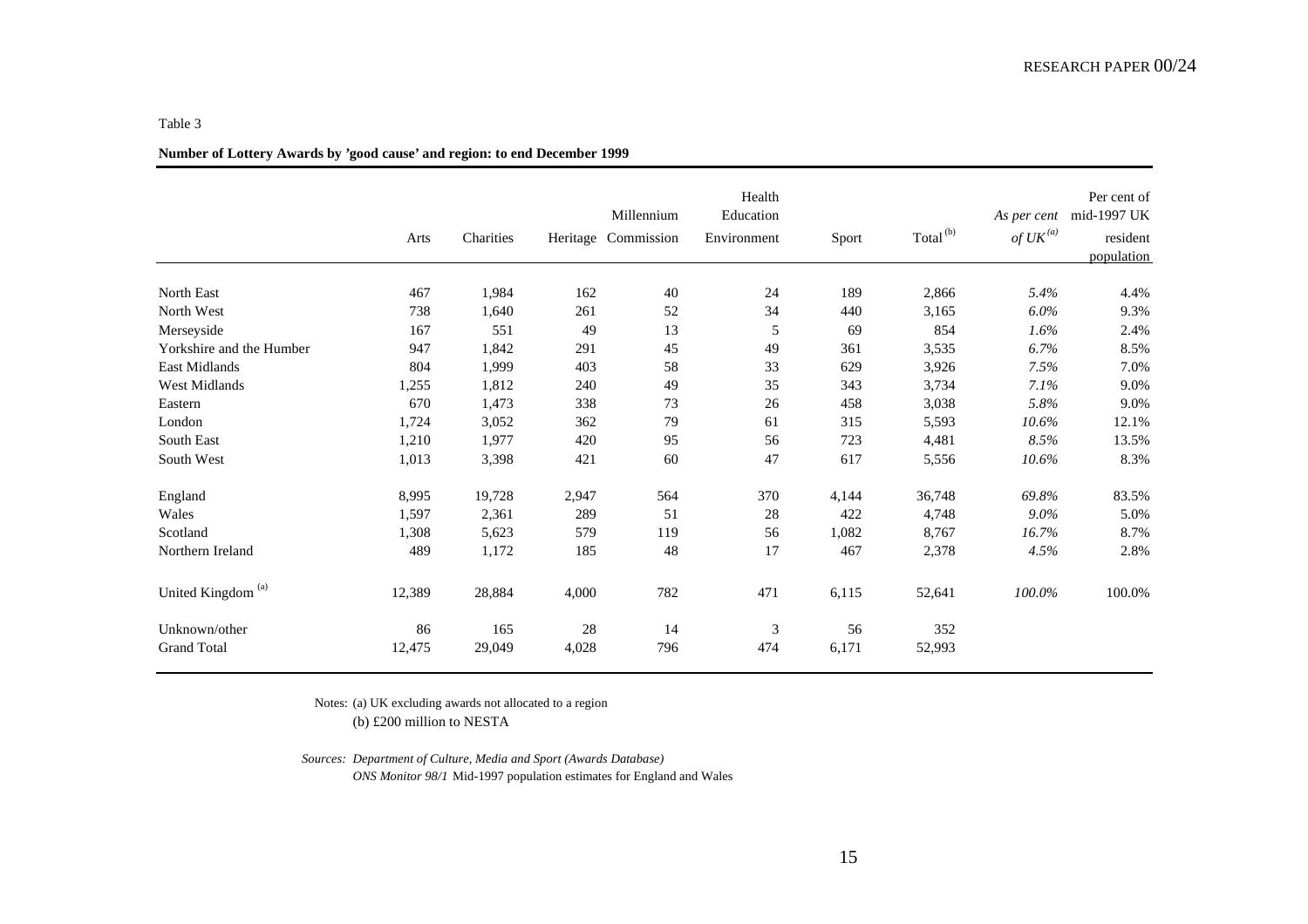Table 3

**Number of Lottery Awards by 'good cause' and region: to end December 1999**

| | Arts | Charities | Heritage | Millennium Commission | Health Education Environment | Sport | Total [b] | *As per cent of UK* [(a)] | Per cent of mid-1997 UK resident population |
|---|---|---|---|---|---|---|---|---|---|
| North East | 467 | 1,984 | 162 | 40 | 24 | 189 | 2,866 | *5.4%* | 4.4% |
| North West | 738 | 1,640 | 261 | 52 | 34 | 440 | 3,165 | *6.0%* | 9.3% |
| Merseyside | 167 | 551 | 49 | 13 | 5 | 69 | 854 | *1.6%* | 2.4% |
| Yorkshire and the Humber | 947 | 1,842 | 291 | 45 | 49 | 361 | 3,535 | *6.7%* | 8.5% |
| East Midlands | 804 | 1,999 | 403 | 58 | 33 | 629 | 3,926 | *7.5%* | 7.0% |
| West Midlands | 1,255 | 1,812 | 240 | 49 | 35 | 343 | 3,734 | *7.1%* | 9.0% |
| Eastern | 670 | 1,473 | 338 | 73 | 26 | 458 | 3,038 | *5.8%* | 9.0% |
| London | 1,724 | 3,052 | 362 | 79 | 61 | 315 | 5,593 | *10.6%* | 12.1% |
| South East | 1,210 | 1,977 | 420 | 95 | 56 | 723 | 4,481 | *8.5%* | 13.5% |
| South West | 1,013 | 3,398 | 421 | 60 | 47 | 617 | 5,556 | *10.6%* | 8.3% |
| England | 8,995 | 19,728 | 2,947 | 564 | 370 | 4,144 | 36,748 | *69.8%* | 83.5% |
| Wales | 1,597 | 2,361 | 289 | 51 | 28 | 422 | 4,748 | *9.0%* | 5.0% |
| Scotland | 1,308 | 5,623 | 579 | 119 | 56 | 1,082 | 8,767 | *16.7%* | 8.7% |
| Northern Ireland | 489 | 1,172 | 185 | 48 | 17 | 467 | 2,378 | *4.5%* | 2.8% |
| United Kingdom [(a)] | 12,389 | 28,884 | 4,000 | 782 | 471 | 6,115 | 52,641 | *100.0%* | 100.0% |
| Unknown/other | 86 | 165 | 28 | 14 | 3 | 56 | 352 | | |
| Grand Total | 12,475 | 29,049 | 4,028 | 796 | 474 | 6,171 | 52,993 | | |

Notes: (a) UK excluding awards not allocated to a region
(b) £200 million to NESTA

*Sources: Department of Culture, Media and Sport (Awards Database)*
*ONS Monitor 98/1* Mid-1997 population estimates for England and Wales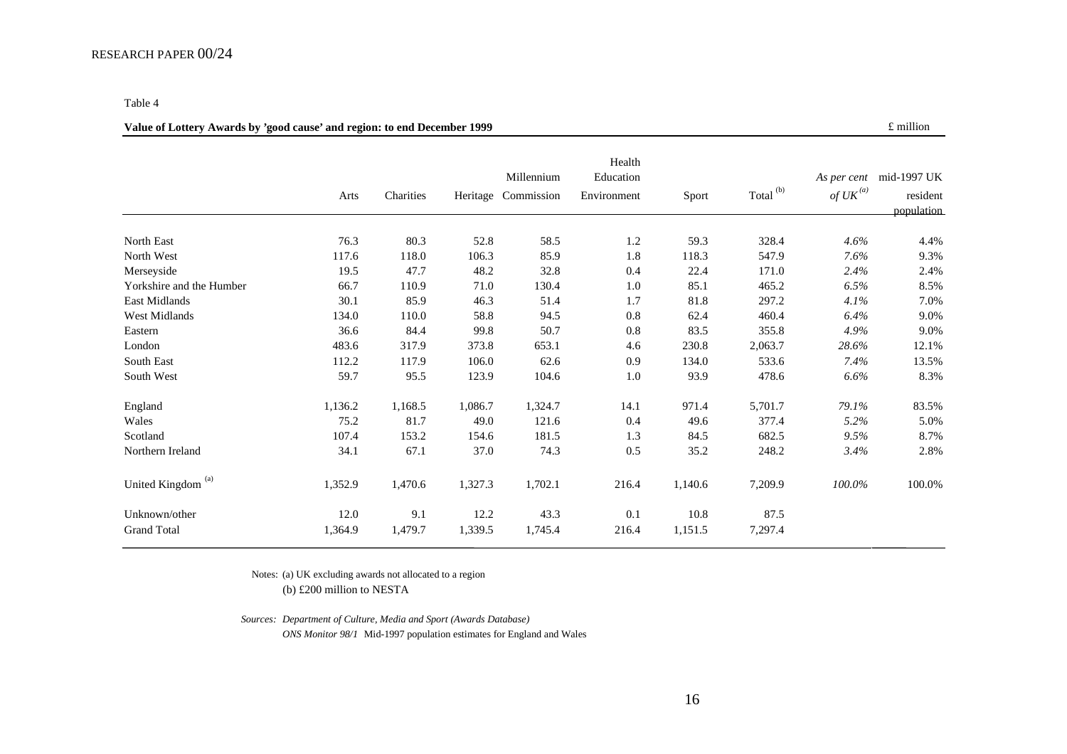Table 4

**Value of Lottery Awards by 'good cause' and region: to end December 1999**

£ million

| | Arts | Charities | Heritage | Millennium Commission | Health Education Environment | Sport | Total [(b)] | *As per cent of UK [(a)]* | mid-1997 UK resident population |
|---|---|---|---|---|---|---|---|---|---|
| North East | 76.3 | 80.3 | 52.8 | 58.5 | 1.2 | 59.3 | 328.4 | *4.6%* | 4.4% |
| North West | 117.6 | 118.0 | 106.3 | 85.9 | 1.8 | 118.3 | 547.9 | *7.6%* | 9.3% |
| Merseyside | 19.5 | 47.7 | 48.2 | 32.8 | 0.4 | 22.4 | 171.0 | *2.4%* | 2.4% |
| Yorkshire and the Humber | 66.7 | 110.9 | 71.0 | 130.4 | 1.0 | 85.1 | 465.2 | *6.5%* | 8.5% |
| East Midlands | 30.1 | 85.9 | 46.3 | 51.4 | 1.7 | 81.8 | 297.2 | *4.1%* | 7.0% |
| West Midlands | 134.0 | 110.0 | 58.8 | 94.5 | 0.8 | 62.4 | 460.4 | *6.4%* | 9.0% |
| Eastern | 36.6 | 84.4 | 99.8 | 50.7 | 0.8 | 83.5 | 355.8 | *4.9%* | 9.0% |
| London | 483.6 | 317.9 | 373.8 | 653.1 | 4.6 | 230.8 | 2,063.7 | *28.6%* | 12.1% |
| South East | 112.2 | 117.9 | 106.0 | 62.6 | 0.9 | 134.0 | 533.6 | *7.4%* | 13.5% |
| South West | 59.7 | 95.5 | 123.9 | 104.6 | 1.0 | 93.9 | 478.6 | *6.6%* | 8.3% |
| England | 1,136.2 | 1,168.5 | 1,086.7 | 1,324.7 | 14.1 | 971.4 | 5,701.7 | *79.1%* | 83.5% |
| Wales | 75.2 | 81.7 | 49.0 | 121.6 | 0.4 | 49.6 | 377.4 | *5.2%* | 5.0% |
| Scotland | 107.4 | 153.2 | 154.6 | 181.5 | 1.3 | 84.5 | 682.5 | *9.5%* | 8.7% |
| Northern Ireland | 34.1 | 67.1 | 37.0 | 74.3 | 0.5 | 35.2 | 248.2 | *3.4%* | 2.8% |
| United Kingdom [(a)] | 1,352.9 | 1,470.6 | 1,327.3 | 1,702.1 | 216.4 | 1,140.6 | 7,209.9 | *100.0%* | 100.0% |
| Unknown/other | 12.0 | 9.1 | 12.2 | 43.3 | 0.1 | 10.8 | 87.5 | | |
| Grand Total | 1,364.9 | 1,479.7 | 1,339.5 | 1,745.4 | 216.4 | 1,151.5 | 7,297.4 | | |

Notes: (a) UK excluding awards not allocated to a region
(b) £200 million to NESTA

*Sources: Department of Culture, Media and Sport (Awards Database)*
*ONS Monitor 98/1* Mid-1997 population estimates for England and Wales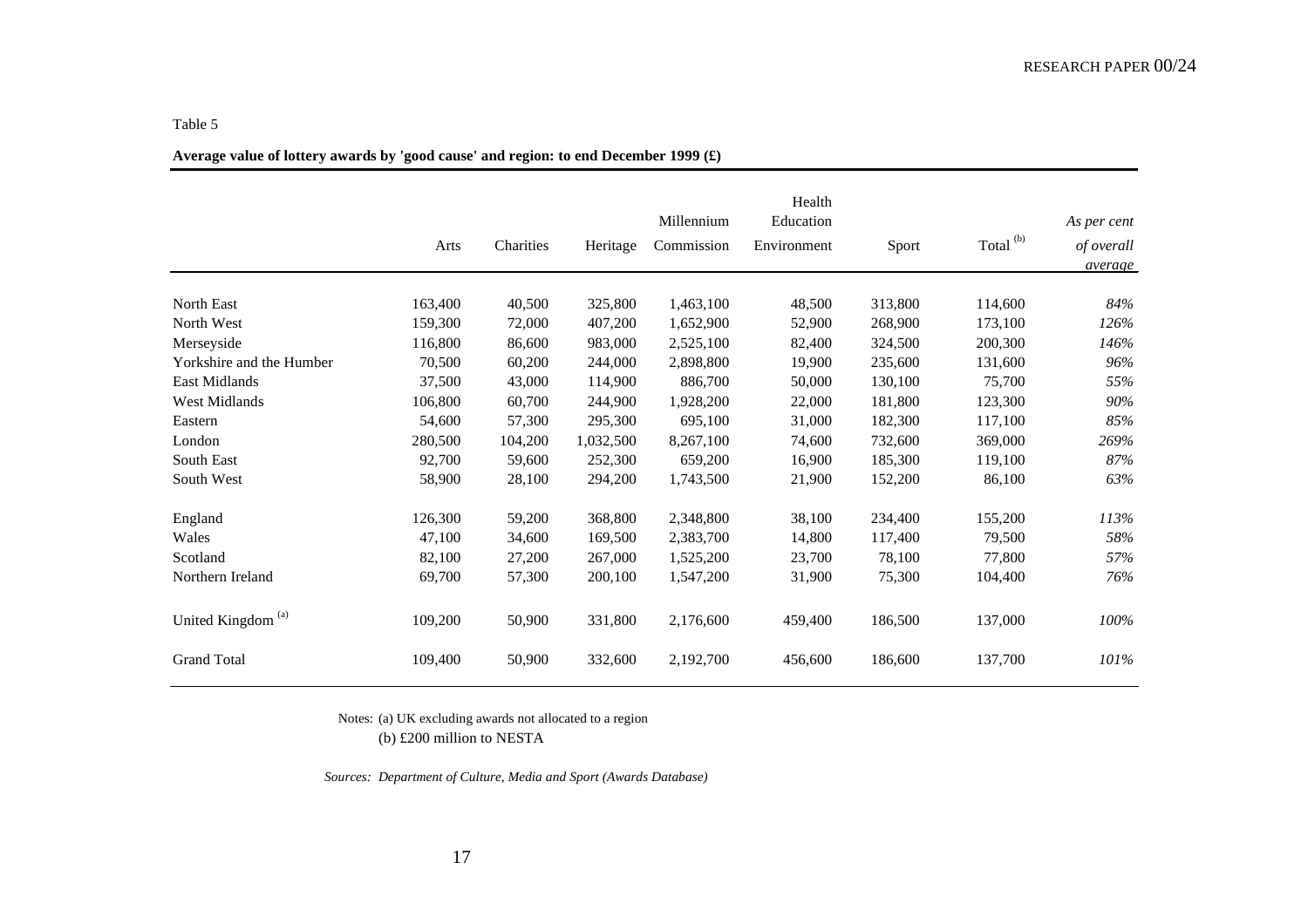Table 5

**Average value of lottery awards by 'good cause' and region: to end December 1999 (£)**

| | Arts | Charities | Heritage | Millennium Commission | Health Education Environment | Sport | Total [(b)] | *As per cent of overall average* |
|---|---|---|---|---|---|---|---|---|
| North East | 163,400 | 40,500 | 325,800 | 1,463,100 | 48,500 | 313,800 | 114,600 | *84%* |
| North West | 159,300 | 72,000 | 407,200 | 1,652,900 | 52,900 | 268,900 | 173,100 | *126%* |
| Merseyside | 116,800 | 86,600 | 983,000 | 2,525,100 | 82,400 | 324,500 | 200,300 | *146%* |
| Yorkshire and the Humber | 70,500 | 60,200 | 244,000 | 2,898,800 | 19,900 | 235,600 | 131,600 | *96%* |
| East Midlands | 37,500 | 43,000 | 114,900 | 886,700 | 50,000 | 130,100 | 75,700 | *55%* |
| West Midlands | 106,800 | 60,700 | 244,900 | 1,928,200 | 22,000 | 181,800 | 123,300 | *90%* |
| Eastern | 54,600 | 57,300 | 295,300 | 695,100 | 31,000 | 182,300 | 117,100 | *85%* |
| London | 280,500 | 104,200 | 1,032,500 | 8,267,100 | 74,600 | 732,600 | 369,000 | *269%* |
| South East | 92,700 | 59,600 | 252,300 | 659,200 | 16,900 | 185,300 | 119,100 | *87%* |
| South West | 58,900 | 28,100 | 294,200 | 1,743,500 | 21,900 | 152,200 | 86,100 | *63%* |
| England | 126,300 | 59,200 | 368,800 | 2,348,800 | 38,100 | 234,400 | 155,200 | *113%* |
| Wales | 47,100 | 34,600 | 169,500 | 2,383,700 | 14,800 | 117,400 | 79,500 | *58%* |
| Scotland | 82,100 | 27,200 | 267,000 | 1,525,200 | 23,700 | 78,100 | 77,800 | *57%* |
| Northern Ireland | 69,700 | 57,300 | 200,100 | 1,547,200 | 31,900 | 75,300 | 104,400 | *76%* |
| United Kingdom [(a)] | 109,200 | 50,900 | 331,800 | 2,176,600 | 459,400 | 186,500 | 137,000 | *100%* |
| Grand Total | 109,400 | 50,900 | 332,600 | 2,192,700 | 456,600 | 186,600 | 137,700 | *101%* |

Notes: (a) UK excluding awards not allocated to a region
(b) £200 million to NESTA

*Sources: Department of Culture, Media and Sport (Awards Database)*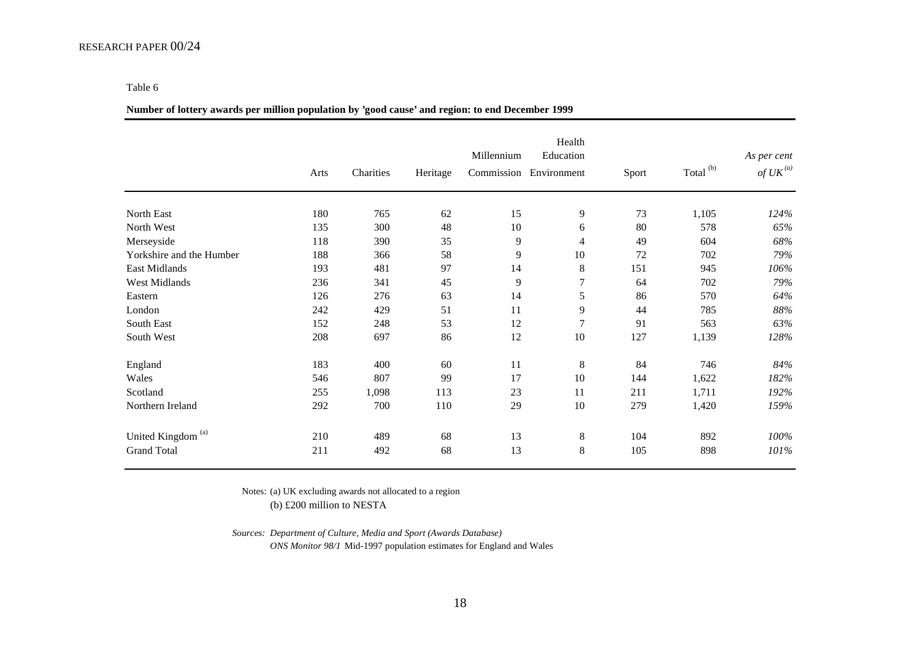Table 6

**Number of lottery awards per million population by 'good cause' and region: to end December 1999**

| | Arts | Charities | Heritage | Millennium Commission | Health Education Environment | Sport | Total [b] | *As per cent of UK [a]* |
|---|---|---|---|---|---|---|---|---|
| North East | 180 | 765 | 62 | 15 | 9 | 73 | 1,105 | *124%* |
| North West | 135 | 300 | 48 | 10 | 6 | 80 | 578 | *65%* |
| Merseyside | 118 | 390 | 35 | 9 | 4 | 49 | 604 | *68%* |
| Yorkshire and the Humber | 188 | 366 | 58 | 9 | 10 | 72 | 702 | *79%* |
| East Midlands | 193 | 481 | 97 | 14 | 8 | 151 | 945 | *106%* |
| West Midlands | 236 | 341 | 45 | 9 | 7 | 64 | 702 | *79%* |
| Eastern | 126 | 276 | 63 | 14 | 5 | 86 | 570 | *64%* |
| London | 242 | 429 | 51 | 11 | 9 | 44 | 785 | *88%* |
| South East | 152 | 248 | 53 | 12 | 7 | 91 | 563 | *63%* |
| South West | 208 | 697 | 86 | 12 | 10 | 127 | 1,139 | *128%* |
| England | 183 | 400 | 60 | 11 | 8 | 84 | 746 | *84%* |
| Wales | 546 | 807 | 99 | 17 | 10 | 144 | 1,622 | *182%* |
| Scotland | 255 | 1,098 | 113 | 23 | 11 | 211 | 1,711 | *192%* |
| Northern Ireland | 292 | 700 | 110 | 29 | 10 | 279 | 1,420 | *159%* |
| United Kingdom [a] | 210 | 489 | 68 | 13 | 8 | 104 | 892 | *100%* |
| Grand Total | 211 | 492 | 68 | 13 | 8 | 105 | 898 | *101%* |

Notes: (a) UK excluding awards not allocated to a region
(b) £200 million to NESTA

*Sources: Department of Culture, Media and Sport (Awards Database)*
*ONS Monitor 98/1* Mid-1997 population estimates for England and Wales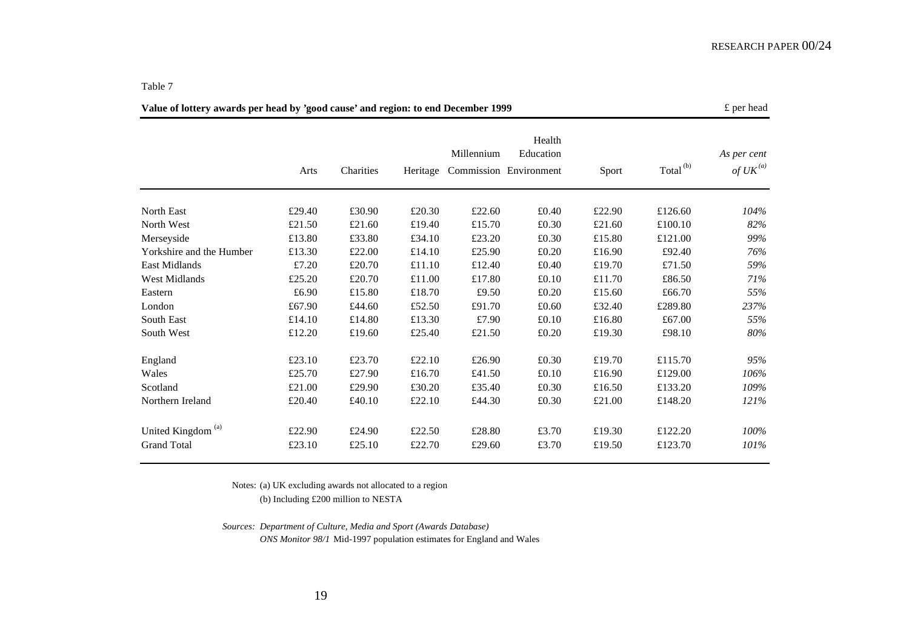Table 7

**Value of lottery awards per head by 'good cause' and region: to end December 1999**

£ per head

| | Arts | Charities | Heritage | Millennium Commission | Health Education Environment | Sport | Total [b] | *As per cent of UK [a]* |
|---|---|---|---|---|---|---|---|---|
| North East | £29.40 | £30.90 | £20.30 | £22.60 | £0.40 | £22.90 | £126.60 | *104%* |
| North West | £21.50 | £21.60 | £19.40 | £15.70 | £0.30 | £21.60 | £100.10 | *82%* |
| Merseyside | £13.80 | £33.80 | £34.10 | £23.20 | £0.30 | £15.80 | £121.00 | *99%* |
| Yorkshire and the Humber | £13.30 | £22.00 | £14.10 | £25.90 | £0.20 | £16.90 | £92.40 | *76%* |
| East Midlands | £7.20 | £20.70 | £11.10 | £12.40 | £0.40 | £19.70 | £71.50 | *59%* |
| West Midlands | £25.20 | £20.70 | £11.00 | £17.80 | £0.10 | £11.70 | £86.50 | *71%* |
| Eastern | £6.90 | £15.80 | £18.70 | £9.50 | £0.20 | £15.60 | £66.70 | *55%* |
| London | £67.90 | £44.60 | £52.50 | £91.70 | £0.60 | £32.40 | £289.80 | *237%* |
| South East | £14.10 | £14.80 | £13.30 | £7.90 | £0.10 | £16.80 | £67.00 | *55%* |
| South West | £12.20 | £19.60 | £25.40 | £21.50 | £0.20 | £19.30 | £98.10 | *80%* |
| England | £23.10 | £23.70 | £22.10 | £26.90 | £0.30 | £19.70 | £115.70 | *95%* |
| Wales | £25.70 | £27.90 | £16.70 | £41.50 | £0.10 | £16.90 | £129.00 | *106%* |
| Scotland | £21.00 | £29.90 | £30.20 | £35.40 | £0.30 | £16.50 | £133.20 | *109%* |
| Northern Ireland | £20.40 | £40.10 | £22.10 | £44.30 | £0.30 | £21.00 | £148.20 | *121%* |
| United Kingdom [a] | £22.90 | £24.90 | £22.50 | £28.80 | £3.70 | £19.30 | £122.20 | *100%* |
| Grand Total | £23.10 | £25.10 | £22.70 | £29.60 | £3.70 | £19.50 | £123.70 | *101%* |

Notes: (a) UK excluding awards not allocated to a region
(b) Including £200 million to NESTA

*Sources: Department of Culture, Media and Sport (Awards Database)*
*ONS Monitor 98/1* Mid-1997 population estimates for England and Wales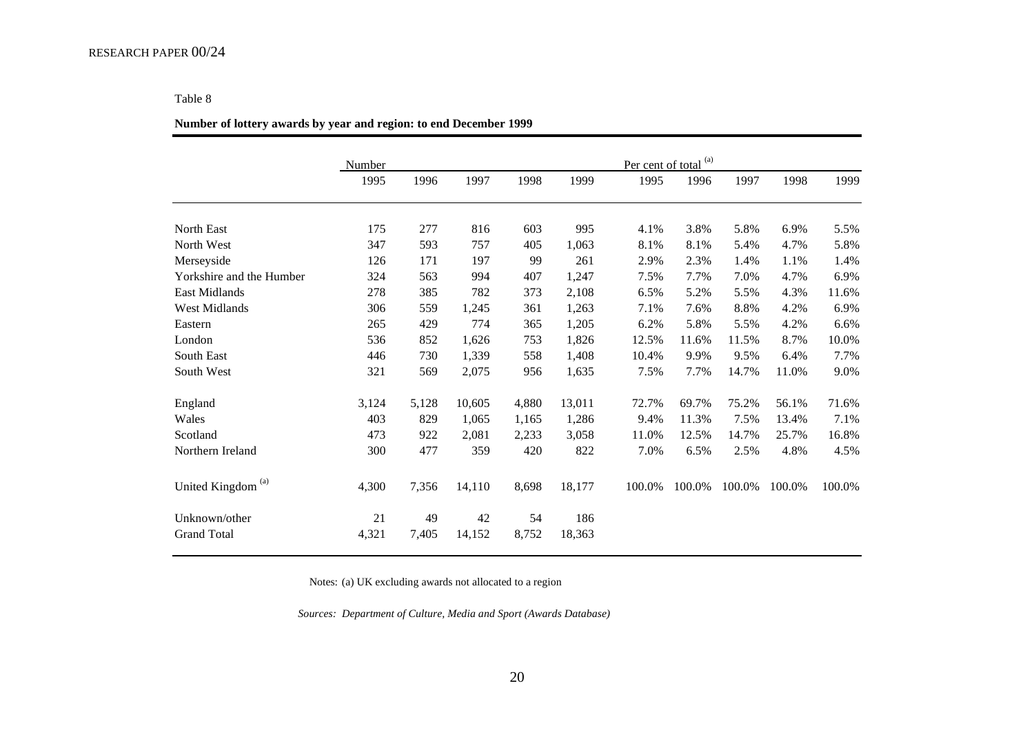Table 8

**Number of lottery awards by year and region: to end December 1999**

| | Number | | | | | Per cent of total [(a)] | | | | |
|---|---|---|---|---|---|---|---|---|---|---|
| | 1995 | 1996 | 1997 | 1998 | 1999 | 1995 | 1996 | 1997 | 1998 | 1999 |
| North East | 175 | 277 | 816 | 603 | 995 | 4.1% | 3.8% | 5.8% | 6.9% | 5.5% |
| North West | 347 | 593 | 757 | 405 | 1,063 | 8.1% | 8.1% | 5.4% | 4.7% | 5.8% |
| Merseyside | 126 | 171 | 197 | 99 | 261 | 2.9% | 2.3% | 1.4% | 1.1% | 1.4% |
| Yorkshire and the Humber | 324 | 563 | 994 | 407 | 1,247 | 7.5% | 7.7% | 7.0% | 4.7% | 6.9% |
| East Midlands | 278 | 385 | 782 | 373 | 2,108 | 6.5% | 5.2% | 5.5% | 4.3% | 11.6% |
| West Midlands | 306 | 559 | 1,245 | 361 | 1,263 | 7.1% | 7.6% | 8.8% | 4.2% | 6.9% |
| Eastern | 265 | 429 | 774 | 365 | 1,205 | 6.2% | 5.8% | 5.5% | 4.2% | 6.6% |
| London | 536 | 852 | 1,626 | 753 | 1,826 | 12.5% | 11.6% | 11.5% | 8.7% | 10.0% |
| South East | 446 | 730 | 1,339 | 558 | 1,408 | 10.4% | 9.9% | 9.5% | 6.4% | 7.7% |
| South West | 321 | 569 | 2,075 | 956 | 1,635 | 7.5% | 7.7% | 14.7% | 11.0% | 9.0% |
| England | 3,124 | 5,128 | 10,605 | 4,880 | 13,011 | 72.7% | 69.7% | 75.2% | 56.1% | 71.6% |
| Wales | 403 | 829 | 1,065 | 1,165 | 1,286 | 9.4% | 11.3% | 7.5% | 13.4% | 7.1% |
| Scotland | 473 | 922 | 2,081 | 2,233 | 3,058 | 11.0% | 12.5% | 14.7% | 25.7% | 16.8% |
| Northern Ireland | 300 | 477 | 359 | 420 | 822 | 7.0% | 6.5% | 2.5% | 4.8% | 4.5% |
| United Kingdom [(a)] | 4,300 | 7,356 | 14,110 | 8,698 | 18,177 | 100.0% | 100.0% | 100.0% | 100.0% | 100.0% |
| Unknown/other | 21 | 49 | 42 | 54 | 186 | | | | | |
| Grand Total | 4,321 | 7,405 | 14,152 | 8,752 | 18,363 | | | | | |

Notes: (a) UK excluding awards not allocated to a region

*Sources: Department of Culture, Media and Sport (Awards Database)*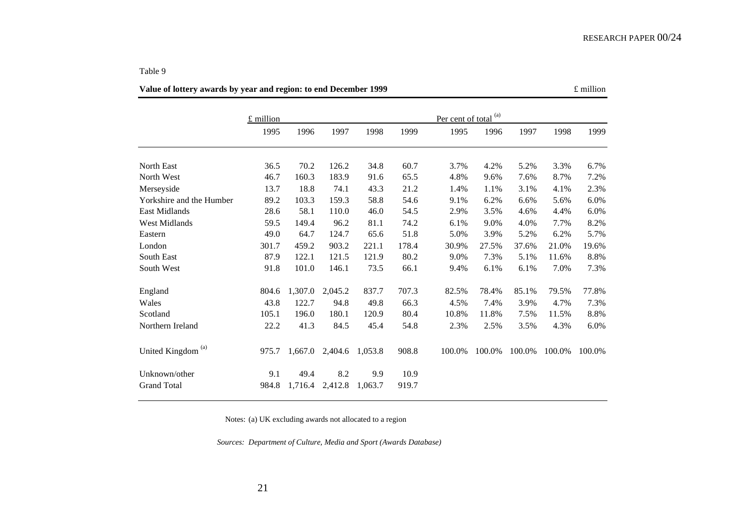Table 9

**Value of lottery awards by year and region: to end December 1999** £ million

| | £ million | | | | | Per cent of total [(a)] | | | | |
|---|---|---|---|---|---|---|---|---|---|---|
| | 1995 | 1996 | 1997 | 1998 | 1999 | 1995 | 1996 | 1997 | 1998 | 1999 |
| North East | 36.5 | 70.2 | 126.2 | 34.8 | 60.7 | 3.7% | 4.2% | 5.2% | 3.3% | 6.7% |
| North West | 46.7 | 160.3 | 183.9 | 91.6 | 65.5 | 4.8% | 9.6% | 7.6% | 8.7% | 7.2% |
| Merseyside | 13.7 | 18.8 | 74.1 | 43.3 | 21.2 | 1.4% | 1.1% | 3.1% | 4.1% | 2.3% |
| Yorkshire and the Humber | 89.2 | 103.3 | 159.3 | 58.8 | 54.6 | 9.1% | 6.2% | 6.6% | 5.6% | 6.0% |
| East Midlands | 28.6 | 58.1 | 110.0 | 46.0 | 54.5 | 2.9% | 3.5% | 4.6% | 4.4% | 6.0% |
| West Midlands | 59.5 | 149.4 | 96.2 | 81.1 | 74.2 | 6.1% | 9.0% | 4.0% | 7.7% | 8.2% |
| Eastern | 49.0 | 64.7 | 124.7 | 65.6 | 51.8 | 5.0% | 3.9% | 5.2% | 6.2% | 5.7% |
| London | 301.7 | 459.2 | 903.2 | 221.1 | 178.4 | 30.9% | 27.5% | 37.6% | 21.0% | 19.6% |
| South East | 87.9 | 122.1 | 121.5 | 121.9 | 80.2 | 9.0% | 7.3% | 5.1% | 11.6% | 8.8% |
| South West | 91.8 | 101.0 | 146.1 | 73.5 | 66.1 | 9.4% | 6.1% | 6.1% | 7.0% | 7.3% |
| England | 804.6 | 1,307.0 | 2,045.2 | 837.7 | 707.3 | 82.5% | 78.4% | 85.1% | 79.5% | 77.8% |
| Wales | 43.8 | 122.7 | 94.8 | 49.8 | 66.3 | 4.5% | 7.4% | 3.9% | 4.7% | 7.3% |
| Scotland | 105.1 | 196.0 | 180.1 | 120.9 | 80.4 | 10.8% | 11.8% | 7.5% | 11.5% | 8.8% |
| Northern Ireland | 22.2 | 41.3 | 84.5 | 45.4 | 54.8 | 2.3% | 2.5% | 3.5% | 4.3% | 6.0% |
| United Kingdom [(a)] | 975.7 | 1,667.0 | 2,404.6 | 1,053.8 | 908.8 | 100.0% | 100.0% | 100.0% | 100.0% | 100.0% |
| Unknown/other | 9.1 | 49.4 | 8.2 | 9.9 | 10.9 | | | | | |
| Grand Total | 984.8 | 1,716.4 | 2,412.8 | 1,063.7 | 919.7 | | | | | |

Notes: (a) UK excluding awards not allocated to a region

*Sources: Department of Culture, Media and Sport (Awards Database)*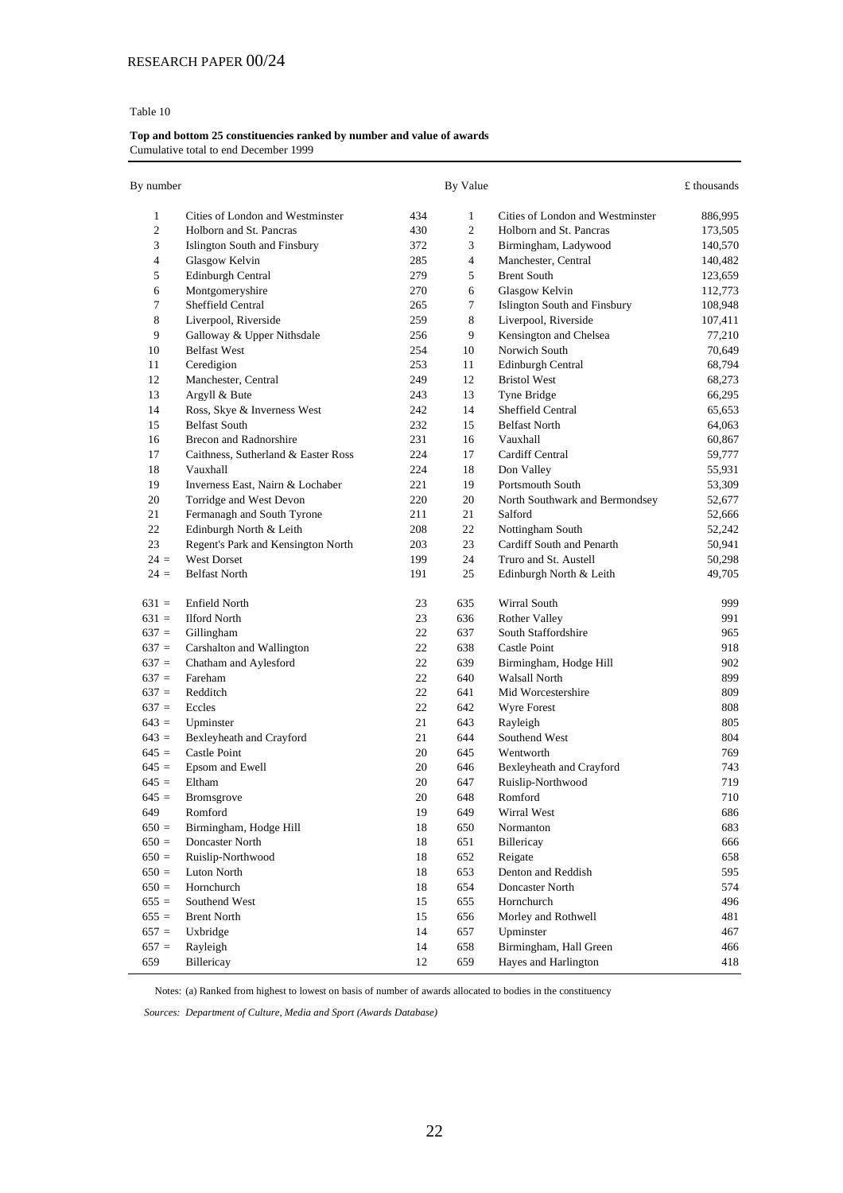Table 10

**Top and bottom 25 constituencies ranked by number and value of awards**
Cumulative total to end December 1999

| By number | | | By Value | | £ thousands |
|---|---|---|---|---|---|
| 1 | Cities of London and Westminster | 434 | 1 | Cities of London and Westminster | 886,995 |
| 2 | Holborn and St. Pancras | 430 | 2 | Holborn and St. Pancras | 173,505 |
| 3 | Islington South and Finsbury | 372 | 3 | Birmingham, Ladywood | 140,570 |
| 4 | Glasgow Kelvin | 285 | 4 | Manchester, Central | 140,482 |
| 5 | Edinburgh Central | 279 | 5 | Brent South | 123,659 |
| 6 | Montgomeryshire | 270 | 6 | Glasgow Kelvin | 112,773 |
| 7 | Sheffield Central | 265 | 7 | Islington South and Finsbury | 108,948 |
| 8 | Liverpool, Riverside | 259 | 8 | Liverpool, Riverside | 107,411 |
| 9 | Galloway & Upper Nithsdale | 256 | 9 | Kensington and Chelsea | 77,210 |
| 10 | Belfast West | 254 | 10 | Norwich South | 70,649 |
| 11 | Ceredigion | 253 | 11 | Edinburgh Central | 68,794 |
| 12 | Manchester, Central | 249 | 12 | Bristol West | 68,273 |
| 13 | Argyll & Bute | 243 | 13 | Tyne Bridge | 66,295 |
| 14 | Ross, Skye & Inverness West | 242 | 14 | Sheffield Central | 65,653 |
| 15 | Belfast South | 232 | 15 | Belfast North | 64,063 |
| 16 | Brecon and Radnorshire | 231 | 16 | Vauxhall | 60,867 |
| 17 | Caithness, Sutherland & Easter Ross | 224 | 17 | Cardiff Central | 59,777 |
| 18 | Vauxhall | 224 | 18 | Don Valley | 55,931 |
| 19 | Inverness East, Nairn & Lochaber | 221 | 19 | Portsmouth South | 53,309 |
| 20 | Torridge and West Devon | 220 | 20 | North Southwark and Bermondsey | 52,677 |
| 21 | Fermanagh and South Tyrone | 211 | 21 | Salford | 52,666 |
| 22 | Edinburgh North & Leith | 208 | 22 | Nottingham South | 52,242 |
| 23 | Regent's Park and Kensington North | 203 | 23 | Cardiff South and Penarth | 50,941 |
| 24 = | West Dorset | 199 | 24 | Truro and St. Austell | 50,298 |
| 24 = | Belfast North | 191 | 25 | Edinburgh North & Leith | 49,705 |
| | | | | | |
| 631 = | Enfield North | 23 | 635 | Wirral South | 999 |
| 631 = | Ilford North | 23 | 636 | Rother Valley | 991 |
| 637 = | Gillingham | 22 | 637 | South Staffordshire | 965 |
| 637 = | Carshalton and Wallington | 22 | 638 | Castle Point | 918 |
| 637 = | Chatham and Aylesford | 22 | 639 | Birmingham, Hodge Hill | 902 |
| 637 = | Fareham | 22 | 640 | Walsall North | 899 |
| 637 = | Redditch | 22 | 641 | Mid Worcestershire | 809 |
| 637 = | Eccles | 22 | 642 | Wyre Forest | 808 |
| 643 = | Upminster | 21 | 643 | Rayleigh | 805 |
| 643 = | Bexleyheath and Crayford | 21 | 644 | Southend West | 804 |
| 645 = | Castle Point | 20 | 645 | Wentworth | 769 |
| 645 = | Epsom and Ewell | 20 | 646 | Bexleyheath and Crayford | 743 |
| 645 = | Eltham | 20 | 647 | Ruislip-Northwood | 719 |
| 645 = | Bromsgrove | 20 | 648 | Romford | 710 |
| 649 | Romford | 19 | 649 | Wirral West | 686 |
| 650 = | Birmingham, Hodge Hill | 18 | 650 | Normanton | 683 |
| 650 = | Doncaster North | 18 | 651 | Billericay | 666 |
| 650 = | Ruislip-Northwood | 18 | 652 | Reigate | 658 |
| 650 = | Luton North | 18 | 653 | Denton and Reddish | 595 |
| 650 = | Hornchurch | 18 | 654 | Doncaster North | 574 |
| 655 = | Southend West | 15 | 655 | Hornchurch | 496 |
| 655 = | Brent North | 15 | 656 | Morley and Rothwell | 481 |
| 657 = | Uxbridge | 14 | 657 | Upminster | 467 |
| 657 = | Rayleigh | 14 | 658 | Birmingham, Hall Green | 466 |
| 659 | Billericay | 12 | 659 | Hayes and Harlington | 418 |

Notes: (a) Ranked from highest to lowest on basis of number of awards allocated to bodies in the constituency

*Sources: Department of Culture, Media and Sport (Awards Database)*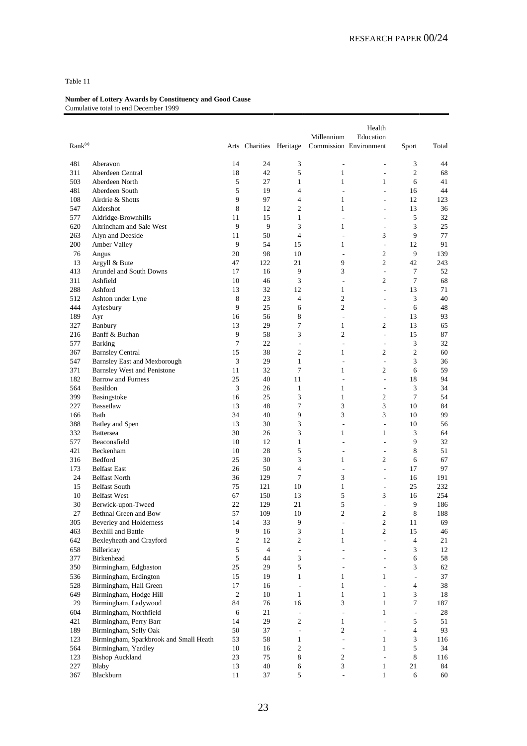Table 11

**Number of Lottery Awards by Constituency and Good Cause**
Cumulative total to end December 1999

| Rank[(a)] | | Arts | Charities | Heritage | Millennium Commission | Health Education Environment | Sport | Total |
|---|---|---|---|---|---|---|---|---|
| 481 | Aberavon | 14 | 24 | 3 | - | - | 3 | 44 |
| 311 | Aberdeen Central | 18 | 42 | 5 | 1 | - | 2 | 68 |
| 503 | Aberdeen North | 5 | 27 | 1 | 1 | 1 | 6 | 41 |
| 481 | Aberdeen South | 5 | 19 | 4 | - | - | 16 | 44 |
| 108 | Airdrie & Shotts | 9 | 97 | 4 | 1 | - | 12 | 123 |
| 547 | Aldershot | 8 | 12 | 2 | 1 | - | 13 | 36 |
| 577 | Aldridge-Brownhills | 11 | 15 | 1 | - | - | 5 | 32 |
| 620 | Altrincham and Sale West | 9 | 9 | 3 | 1 | - | 3 | 25 |
| 263 | Alyn and Deeside | 11 | 50 | 4 | - | 3 | 9 | 77 |
| 200 | Amber Valley | 9 | 54 | 15 | 1 | - | 12 | 91 |
| 76 | Angus | 20 | 98 | 10 | - | 2 | 9 | 139 |
| 13 | Argyll & Bute | 47 | 122 | 21 | 9 | 2 | 42 | 243 |
| 413 | Arundel and South Downs | 17 | 16 | 9 | 3 | - | 7 | 52 |
| 311 | Ashfield | 10 | 46 | 3 | - | 2 | 7 | 68 |
| 288 | Ashford | 13 | 32 | 12 | 1 | - | 13 | 71 |
| 512 | Ashton under Lyne | 8 | 23 | 4 | 2 | - | 3 | 40 |
| 444 | Aylesbury | 9 | 25 | 6 | 2 | - | 6 | 48 |
| 189 | Ayr | 16 | 56 | 8 | - | - | 13 | 93 |
| 327 | Banbury | 13 | 29 | 7 | 1 | 2 | 13 | 65 |
| 216 | Banff & Buchan | 9 | 58 | 3 | 2 | - | 15 | 87 |
| 577 | Barking | 7 | 22 | - | - | - | 3 | 32 |
| 367 | Barnsley Central | 15 | 38 | 2 | 1 | 2 | 2 | 60 |
| 547 | Barnsley East and Mexborough | 3 | 29 | 1 | - | - | 3 | 36 |
| 371 | Barnsley West and Penistone | 11 | 32 | 7 | 1 | 2 | 6 | 59 |
| 182 | Barrow and Furness | 25 | 40 | 11 | - | - | 18 | 94 |
| 564 | Basildon | 3 | 26 | 1 | 1 | - | 3 | 34 |
| 399 | Basingstoke | 16 | 25 | 3 | 1 | 2 | 7 | 54 |
| 227 | Bassetlaw | 13 | 48 | 7 | 3 | 3 | 10 | 84 |
| 166 | Bath | 34 | 40 | 9 | 3 | 3 | 10 | 99 |
| 388 | Batley and Spen | 13 | 30 | 3 | - | - | 10 | 56 |
| 332 | Battersea | 30 | 26 | 3 | 1 | 1 | 3 | 64 |
| 577 | Beaconsfield | 10 | 12 | 1 | - | - | 9 | 32 |
| 421 | Beckenham | 10 | 28 | 5 | - | - | 8 | 51 |
| 316 | Bedford | 25 | 30 | 3 | 1 | 2 | 6 | 67 |
| 173 | Belfast East | 26 | 50 | 4 | - | - | 17 | 97 |
| 24 | Belfast North | 36 | 129 | 7 | 3 | - | 16 | 191 |
| 15 | Belfast South | 75 | 121 | 10 | 1 | - | 25 | 232 |
| 10 | Belfast West | 67 | 150 | 13 | 5 | 3 | 16 | 254 |
| 30 | Berwick-upon-Tweed | 22 | 129 | 21 | 5 | - | 9 | 186 |
| 27 | Bethnal Green and Bow | 57 | 109 | 10 | 2 | 2 | 8 | 188 |
| 305 | Beverley and Holderness | 14 | 33 | 9 | - | 2 | 11 | 69 |
| 463 | Bexhill and Battle | 9 | 16 | 3 | 1 | 2 | 15 | 46 |
| 642 | Bexleyheath and Crayford | 2 | 12 | 2 | 1 | - | 4 | 21 |
| 658 | Billericay | 5 | 4 | - | - | - | 3 | 12 |
| 377 | Birkenhead | 5 | 44 | 3 | - | - | 6 | 58 |
| 350 | Birmingham, Edgbaston | 25 | 29 | 5 | - | - | 3 | 62 |
| 536 | Birmingham, Erdington | 15 | 19 | 1 | 1 | 1 | - | 37 |
| 528 | Birmingham, Hall Green | 17 | 16 | - | 1 | - | 4 | 38 |
| 649 | Birmingham, Hodge Hill | 2 | 10 | 1 | 1 | 1 | 3 | 18 |
| 29 | Birmingham, Ladywood | 84 | 76 | 16 | 3 | 1 | 7 | 187 |
| 604 | Birmingham, Northfield | 6 | 21 | - | - | 1 | - | 28 |
| 421 | Birmingham, Perry Barr | 14 | 29 | 2 | 1 | - | 5 | 51 |
| 189 | Birmingham, Selly Oak | 50 | 37 | - | 2 | - | 4 | 93 |
| 123 | Birmingham, Sparkbrook and Small Heath | 53 | 58 | 1 | - | 1 | 3 | 116 |
| 564 | Birmingham, Yardley | 10 | 16 | 2 | - | 1 | 5 | 34 |
| 123 | Bishop Auckland | 23 | 75 | 8 | 2 | - | 8 | 116 |
| 227 | Blaby | 13 | 40 | 6 | 3 | 1 | 21 | 84 |
| 367 | Blackburn | 11 | 37 | 5 | - | 1 | 6 | 60 |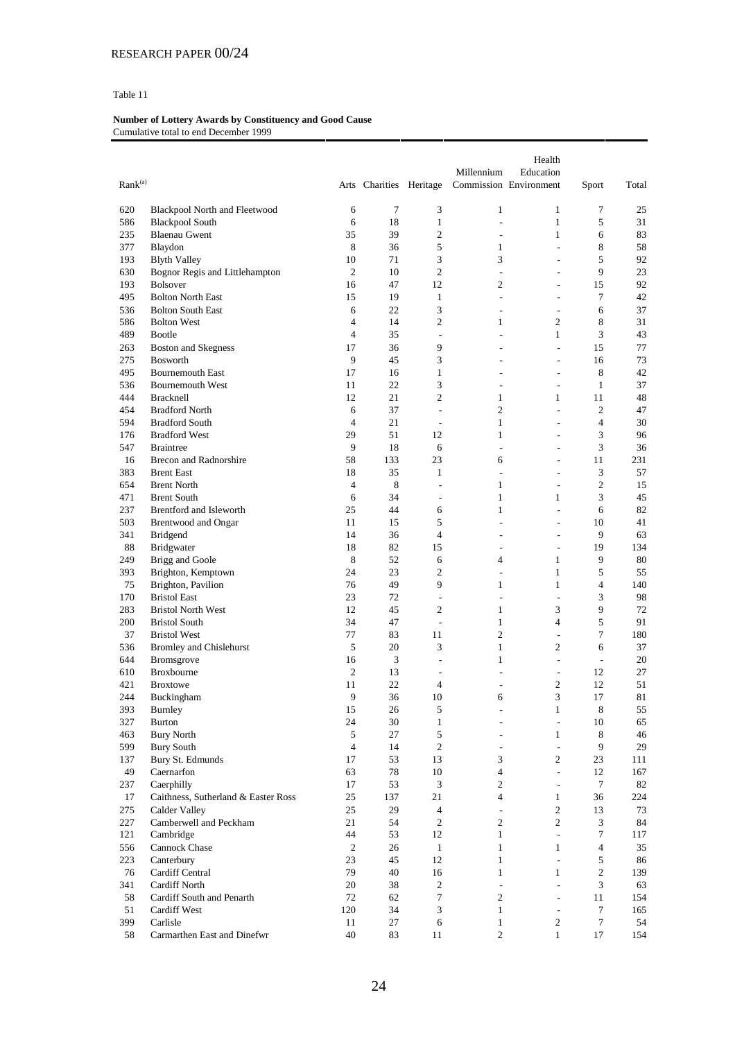Table 11

**Number of Lottery Awards by Constituency and Good Cause**
Cumulative total to end December 1999

| Rank[(a)] | | Arts | Charities | Heritage | Millennium Commission | Health Education Environment | Sport | Total |
|---|---|---|---|---|---|---|---|---|
| 620 | Blackpool North and Fleetwood | 6 | 7 | 3 | 1 | 1 | 7 | 25 |
| 586 | Blackpool South | 6 | 18 | 1 | - | 1 | 5 | 31 |
| 235 | Blaenau Gwent | 35 | 39 | 2 | - | 1 | 6 | 83 |
| 377 | Blaydon | 8 | 36 | 5 | 1 | - | 8 | 58 |
| 193 | Blyth Valley | 10 | 71 | 3 | 3 | - | 5 | 92 |
| 630 | Bognor Regis and Littlehampton | 2 | 10 | 2 | - | - | 9 | 23 |
| 193 | Bolsover | 16 | 47 | 12 | 2 | - | 15 | 92 |
| 495 | Bolton North East | 15 | 19 | 1 | - | - | 7 | 42 |
| 536 | Bolton South East | 6 | 22 | 3 | - | - | 6 | 37 |
| 586 | Bolton West | 4 | 14 | 2 | 1 | 2 | 8 | 31 |
| 489 | Bootle | 4 | 35 | - | - | 1 | 3 | 43 |
| 263 | Boston and Skegness | 17 | 36 | 9 | - | - | 15 | 77 |
| 275 | Bosworth | 9 | 45 | 3 | - | - | 16 | 73 |
| 495 | Bournemouth East | 17 | 16 | 1 | - | - | 8 | 42 |
| 536 | Bournemouth West | 11 | 22 | 3 | - | - | 1 | 37 |
| 444 | Bracknell | 12 | 21 | 2 | 1 | 1 | 11 | 48 |
| 454 | Bradford North | 6 | 37 | - | 2 | - | 2 | 47 |
| 594 | Bradford South | 4 | 21 | - | 1 | - | 4 | 30 |
| 176 | Bradford West | 29 | 51 | 12 | 1 | - | 3 | 96 |
| 547 | Braintree | 9 | 18 | 6 | - | - | 3 | 36 |
| 16 | Brecon and Radnorshire | 58 | 133 | 23 | 6 | - | 11 | 231 |
| 383 | Brent East | 18 | 35 | 1 | - | - | 3 | 57 |
| 654 | Brent North | 4 | 8 | - | 1 | - | 2 | 15 |
| 471 | Brent South | 6 | 34 | - | 1 | 1 | 3 | 45 |
| 237 | Brentford and Isleworth | 25 | 44 | 6 | 1 | - | 6 | 82 |
| 503 | Brentwood and Ongar | 11 | 15 | 5 | - | - | 10 | 41 |
| 341 | Bridgend | 14 | 36 | 4 | - | - | 9 | 63 |
| 88 | Bridgwater | 18 | 82 | 15 | - | - | 19 | 134 |
| 249 | Brigg and Goole | 8 | 52 | 6 | 4 | 1 | 9 | 80 |
| 393 | Brighton, Kemptown | 24 | 23 | 2 | - | 1 | 5 | 55 |
| 75 | Brighton, Pavilion | 76 | 49 | 9 | 1 | 1 | 4 | 140 |
| 170 | Bristol East | 23 | 72 | - | - | - | 3 | 98 |
| 283 | Bristol North West | 12 | 45 | 2 | 1 | 3 | 9 | 72 |
| 200 | Bristol South | 34 | 47 | - | 1 | 4 | 5 | 91 |
| 37 | Bristol West | 77 | 83 | 11 | 2 | - | 7 | 180 |
| 536 | Bromley and Chislehurst | 5 | 20 | 3 | 1 | 2 | 6 | 37 |
| 644 | Bromsgrove | 16 | 3 | - | 1 | - | - | 20 |
| 610 | Broxbourne | 2 | 13 | - | - | - | 12 | 27 |
| 421 | Broxtowe | 11 | 22 | 4 | - | 2 | 12 | 51 |
| 244 | Buckingham | 9 | 36 | 10 | 6 | 3 | 17 | 81 |
| 393 | Burnley | 15 | 26 | 5 | - | 1 | 8 | 55 |
| 327 | Burton | 24 | 30 | 1 | - | - | 10 | 65 |
| 463 | Bury North | 5 | 27 | 5 | - | 1 | 8 | 46 |
| 599 | Bury South | 4 | 14 | 2 | - | - | 9 | 29 |
| 137 | Bury St. Edmunds | 17 | 53 | 13 | 3 | 2 | 23 | 111 |
| 49 | Caernarfon | 63 | 78 | 10 | 4 | - | 12 | 167 |
| 237 | Caerphilly | 17 | 53 | 3 | 2 | - | 7 | 82 |
| 17 | Caithness, Sutherland & Easter Ross | 25 | 137 | 21 | 4 | 1 | 36 | 224 |
| 275 | Calder Valley | 25 | 29 | 4 | - | 2 | 13 | 73 |
| 227 | Camberwell and Peckham | 21 | 54 | 2 | 2 | 2 | 3 | 84 |
| 121 | Cambridge | 44 | 53 | 12 | 1 | - | 7 | 117 |
| 556 | Cannock Chase | 2 | 26 | 1 | 1 | 1 | 4 | 35 |
| 223 | Canterbury | 23 | 45 | 12 | 1 | - | 5 | 86 |
| 76 | Cardiff Central | 79 | 40 | 16 | 1 | 1 | 2 | 139 |
| 341 | Cardiff North | 20 | 38 | 2 | - | - | 3 | 63 |
| 58 | Cardiff South and Penarth | 72 | 62 | 7 | 2 | - | 11 | 154 |
| 51 | Cardiff West | 120 | 34 | 3 | 1 | - | 7 | 165 |
| 399 | Carlisle | 11 | 27 | 6 | 1 | 2 | 7 | 54 |
| 58 | Carmarthen East and Dinefwr | 40 | 83 | 11 | 2 | 1 | 17 | 154 |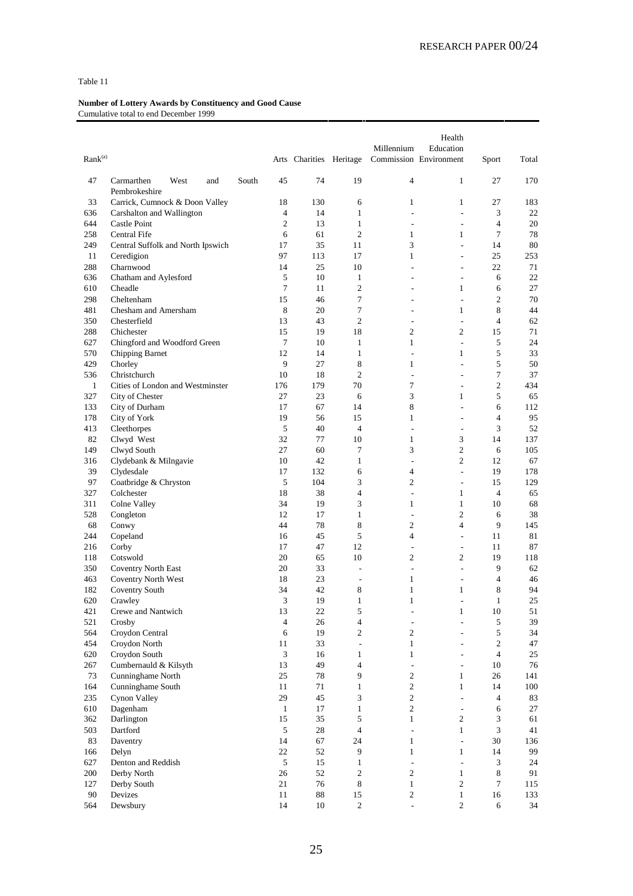Table 11

**Number of Lottery Awards by Constituency and Good Cause**
Cumulative total to end December 1999

| Rank[(a)] | | Arts | Charities | Heritage | Millennium Commission | Health Education Environment | Sport | Total |
|---|---|---|---|---|---|---|---|---|
| 47 | Carmarthen West and South Pembrokeshire | 45 | 74 | 19 | 4 | 1 | 27 | 170 |
| 33 | Carrick, Cumnock & Doon Valley | 18 | 130 | 6 | 1 | 1 | 27 | 183 |
| 636 | Carshalton and Wallington | 4 | 14 | 1 | - | - | 3 | 22 |
| 644 | Castle Point | 2 | 13 | 1 | - | - | 4 | 20 |
| 258 | Central Fife | 6 | 61 | 2 | 1 | 1 | 7 | 78 |
| 249 | Central Suffolk and North Ipswich | 17 | 35 | 11 | 3 | - | 14 | 80 |
| 11 | Ceredigion | 97 | 113 | 17 | 1 | - | 25 | 253 |
| 288 | Charnwood | 14 | 25 | 10 | - | - | 22 | 71 |
| 636 | Chatham and Aylesford | 5 | 10 | 1 | - | - | 6 | 22 |
| 610 | Cheadle | 7 | 11 | 2 | - | 1 | 6 | 27 |
| 298 | Cheltenham | 15 | 46 | 7 | - | - | 2 | 70 |
| 481 | Chesham and Amersham | 8 | 20 | 7 | - | 1 | 8 | 44 |
| 350 | Chesterfield | 13 | 43 | 2 | - | - | 4 | 62 |
| 288 | Chichester | 15 | 19 | 18 | 2 | 2 | 15 | 71 |
| 627 | Chingford and Woodford Green | 7 | 10 | 1 | 1 | - | 5 | 24 |
| 570 | Chipping Barnet | 12 | 14 | 1 | - | 1 | 5 | 33 |
| 429 | Chorley | 9 | 27 | 8 | 1 | - | 5 | 50 |
| 536 | Christchurch | 10 | 18 | 2 | - | - | 7 | 37 |
| 1 | Cities of London and Westminster | 176 | 179 | 70 | 7 | - | 2 | 434 |
| 327 | City of Chester | 27 | 23 | 6 | 3 | 1 | 5 | 65 |
| 133 | City of Durham | 17 | 67 | 14 | 8 | - | 6 | 112 |
| 178 | City of York | 19 | 56 | 15 | 1 | - | 4 | 95 |
| 413 | Cleethorpes | 5 | 40 | 4 | - | - | 3 | 52 |
| 82 | Clwyd West | 32 | 77 | 10 | 1 | 3 | 14 | 137 |
| 149 | Clwyd South | 27 | 60 | 7 | 3 | 2 | 6 | 105 |
| 316 | Clydebank & Milngavie | 10 | 42 | 1 | - | 2 | 12 | 67 |
| 39 | Clydesdale | 17 | 132 | 6 | 4 | - | 19 | 178 |
| 97 | Coatbridge & Chryston | 5 | 104 | 3 | 2 | - | 15 | 129 |
| 327 | Colchester | 18 | 38 | 4 | - | 1 | 4 | 65 |
| 311 | Colne Valley | 34 | 19 | 3 | 1 | 1 | 10 | 68 |
| 528 | Congleton | 12 | 17 | 1 | - | 2 | 6 | 38 |
| 68 | Conwy | 44 | 78 | 8 | 2 | 4 | 9 | 145 |
| 244 | Copeland | 16 | 45 | 5 | 4 | - | 11 | 81 |
| 216 | Corby | 17 | 47 | 12 | - | - | 11 | 87 |
| 118 | Cotswold | 20 | 65 | 10 | 2 | 2 | 19 | 118 |
| 350 | Coventry North East | 20 | 33 | - | - | - | 9 | 62 |
| 463 | Coventry North West | 18 | 23 | - | 1 | - | 4 | 46 |
| 182 | Coventry South | 34 | 42 | 8 | 1 | 1 | 8 | 94 |
| 620 | Crawley | 3 | 19 | 1 | 1 | - | 1 | 25 |
| 421 | Crewe and Nantwich | 13 | 22 | 5 | - | 1 | 10 | 51 |
| 521 | Crosby | 4 | 26 | 4 | - | - | 5 | 39 |
| 564 | Croydon Central | 6 | 19 | 2 | 2 | - | 5 | 34 |
| 454 | Croydon North | 11 | 33 | - | 1 | - | 2 | 47 |
| 620 | Croydon South | 3 | 16 | 1 | 1 | - | 4 | 25 |
| 267 | Cumbernauld & Kilsyth | 13 | 49 | 4 | - | - | 10 | 76 |
| 73 | Cunninghame North | 25 | 78 | 9 | 2 | 1 | 26 | 141 |
| 164 | Cunninghame South | 11 | 71 | 1 | 2 | 1 | 14 | 100 |
| 235 | Cynon Valley | 29 | 45 | 3 | 2 | - | 4 | 83 |
| 610 | Dagenham | 1 | 17 | 1 | 2 | - | 6 | 27 |
| 362 | Darlington | 15 | 35 | 5 | 1 | 2 | 3 | 61 |
| 503 | Dartford | 5 | 28 | 4 | - | 1 | 3 | 41 |
| 83 | Daventry | 14 | 67 | 24 | 1 | - | 30 | 136 |
| 166 | Delyn | 22 | 52 | 9 | 1 | 1 | 14 | 99 |
| 627 | Denton and Reddish | 5 | 15 | 1 | - | - | 3 | 24 |
| 200 | Derby North | 26 | 52 | 2 | 2 | 1 | 8 | 91 |
| 127 | Derby South | 21 | 76 | 8 | 1 | 2 | 7 | 115 |
| 90 | Devizes | 11 | 88 | 15 | 2 | 1 | 16 | 133 |
| 564 | Dewsbury | 14 | 10 | 2 | - | 2 | 6 | 34 |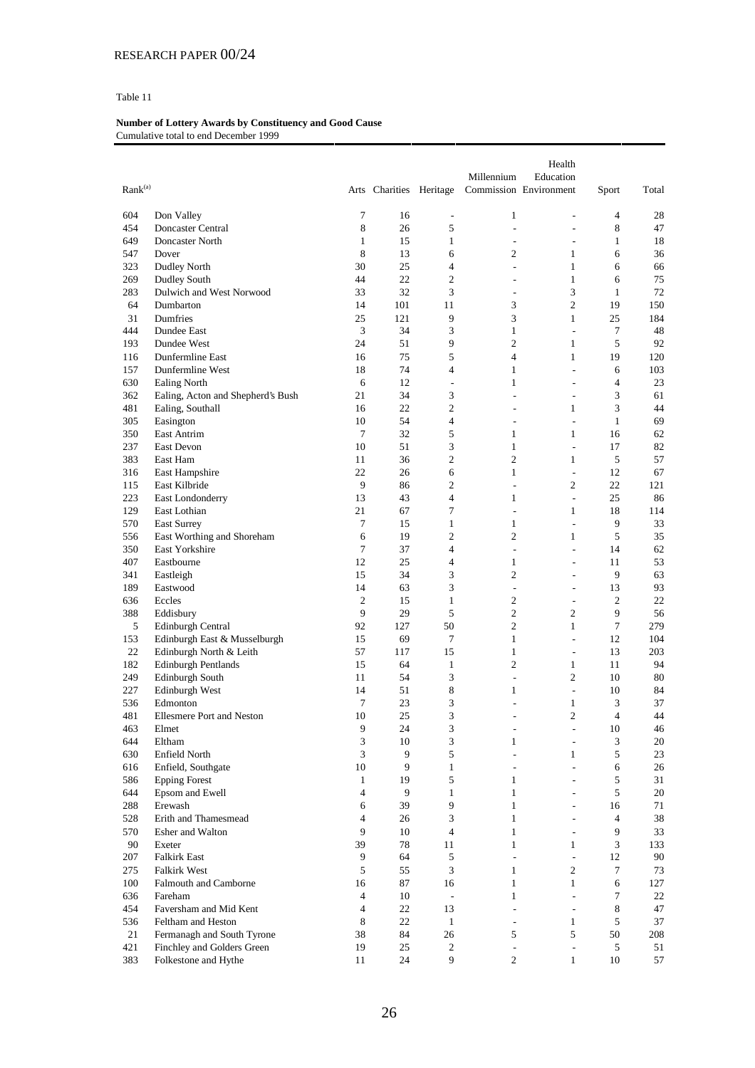Table 11

**Number of Lottery Awards by Constituency and Good Cause**
Cumulative total to end December 1999

| Rank[(a)] | | Arts | Charities | Heritage | Millennium Commission | Health Education Environment | Sport | Total |
|---|---|---|---|---|---|---|---|---|
| 604 | Don Valley | 7 | 16 | - | 1 | - | 4 | 28 |
| 454 | Doncaster Central | 8 | 26 | 5 | - | - | 8 | 47 |
| 649 | Doncaster North | 1 | 15 | 1 | - | - | 1 | 18 |
| 547 | Dover | 8 | 13 | 6 | 2 | 1 | 6 | 36 |
| 323 | Dudley North | 30 | 25 | 4 | - | 1 | 6 | 66 |
| 269 | Dudley South | 44 | 22 | 2 | - | 1 | 6 | 75 |
| 283 | Dulwich and West Norwood | 33 | 32 | 3 | - | 3 | 1 | 72 |
| 64 | Dumbarton | 14 | 101 | 11 | 3 | 2 | 19 | 150 |
| 31 | Dumfries | 25 | 121 | 9 | 3 | 1 | 25 | 184 |
| 444 | Dundee East | 3 | 34 | 3 | 1 | - | 7 | 48 |
| 193 | Dundee West | 24 | 51 | 9 | 2 | 1 | 5 | 92 |
| 116 | Dunfermline East | 16 | 75 | 5 | 4 | 1 | 19 | 120 |
| 157 | Dunfermline West | 18 | 74 | 4 | 1 | - | 6 | 103 |
| 630 | Ealing North | 6 | 12 | - | 1 | - | 4 | 23 |
| 362 | Ealing, Acton and Shepherd's Bush | 21 | 34 | 3 | - | - | 3 | 61 |
| 481 | Ealing, Southall | 16 | 22 | 2 | - | 1 | 3 | 44 |
| 305 | Easington | 10 | 54 | 4 | - | - | 1 | 69 |
| 350 | East Antrim | 7 | 32 | 5 | 1 | 1 | 16 | 62 |
| 237 | East Devon | 10 | 51 | 3 | 1 | - | 17 | 82 |
| 383 | East Ham | 11 | 36 | 2 | 2 | 1 | 5 | 57 |
| 316 | East Hampshire | 22 | 26 | 6 | 1 | - | 12 | 67 |
| 115 | East Kilbride | 9 | 86 | 2 | - | 2 | 22 | 121 |
| 223 | East Londonderry | 13 | 43 | 4 | 1 | - | 25 | 86 |
| 129 | East Lothian | 21 | 67 | 7 | - | 1 | 18 | 114 |
| 570 | East Surrey | 7 | 15 | 1 | 1 | - | 9 | 33 |
| 556 | East Worthing and Shoreham | 6 | 19 | 2 | 2 | 1 | 5 | 35 |
| 350 | East Yorkshire | 7 | 37 | 4 | - | - | 14 | 62 |
| 407 | Eastbourne | 12 | 25 | 4 | 1 | - | 11 | 53 |
| 341 | Eastleigh | 15 | 34 | 3 | 2 | - | 9 | 63 |
| 189 | Eastwood | 14 | 63 | 3 | - | - | 13 | 93 |
| 636 | Eccles | 2 | 15 | 1 | 2 | - | 2 | 22 |
| 388 | Eddisbury | 9 | 29 | 5 | 2 | 2 | 9 | 56 |
| 5 | Edinburgh Central | 92 | 127 | 50 | 2 | 1 | 7 | 279 |
| 153 | Edinburgh East & Musselburgh | 15 | 69 | 7 | 1 | - | 12 | 104 |
| 22 | Edinburgh North & Leith | 57 | 117 | 15 | 1 | - | 13 | 203 |
| 182 | Edinburgh Pentlands | 15 | 64 | 1 | 2 | 1 | 11 | 94 |
| 249 | Edinburgh South | 11 | 54 | 3 | - | 2 | 10 | 80 |
| 227 | Edinburgh West | 14 | 51 | 8 | 1 | - | 10 | 84 |
| 536 | Edmonton | 7 | 23 | 3 | - | 1 | 3 | 37 |
| 481 | Ellesmere Port and Neston | 10 | 25 | 3 | - | 2 | 4 | 44 |
| 463 | Elmet | 9 | 24 | 3 | - | - | 10 | 46 |
| 644 | Eltham | 3 | 10 | 3 | 1 | - | 3 | 20 |
| 630 | Enfield North | 3 | 9 | 5 | - | 1 | 5 | 23 |
| 616 | Enfield, Southgate | 10 | 9 | 1 | - | - | 6 | 26 |
| 586 | Epping Forest | 1 | 19 | 5 | 1 | - | 5 | 31 |
| 644 | Epsom and Ewell | 4 | 9 | 1 | 1 | - | 5 | 20 |
| 288 | Erewash | 6 | 39 | 9 | 1 | - | 16 | 71 |
| 528 | Erith and Thamesmead | 4 | 26 | 3 | 1 | - | 4 | 38 |
| 570 | Esher and Walton | 9 | 10 | 4 | 1 | - | 9 | 33 |
| 90 | Exeter | 39 | 78 | 11 | 1 | 1 | 3 | 133 |
| 207 | Falkirk East | 9 | 64 | 5 | - | - | 12 | 90 |
| 275 | Falkirk West | 5 | 55 | 3 | 1 | 2 | 7 | 73 |
| 100 | Falmouth and Camborne | 16 | 87 | 16 | 1 | 1 | 6 | 127 |
| 636 | Fareham | 4 | 10 | - | 1 | - | 7 | 22 |
| 454 | Faversham and Mid Kent | 4 | 22 | 13 | - | - | 8 | 47 |
| 536 | Feltham and Heston | 8 | 22 | 1 | - | 1 | 5 | 37 |
| 21 | Fermanagh and South Tyrone | 38 | 84 | 26 | 5 | 5 | 50 | 208 |
| 421 | Finchley and Golders Green | 19 | 25 | 2 | - | - | 5 | 51 |
| 383 | Folkestone and Hythe | 11 | 24 | 9 | 2 | 1 | 10 | 57 |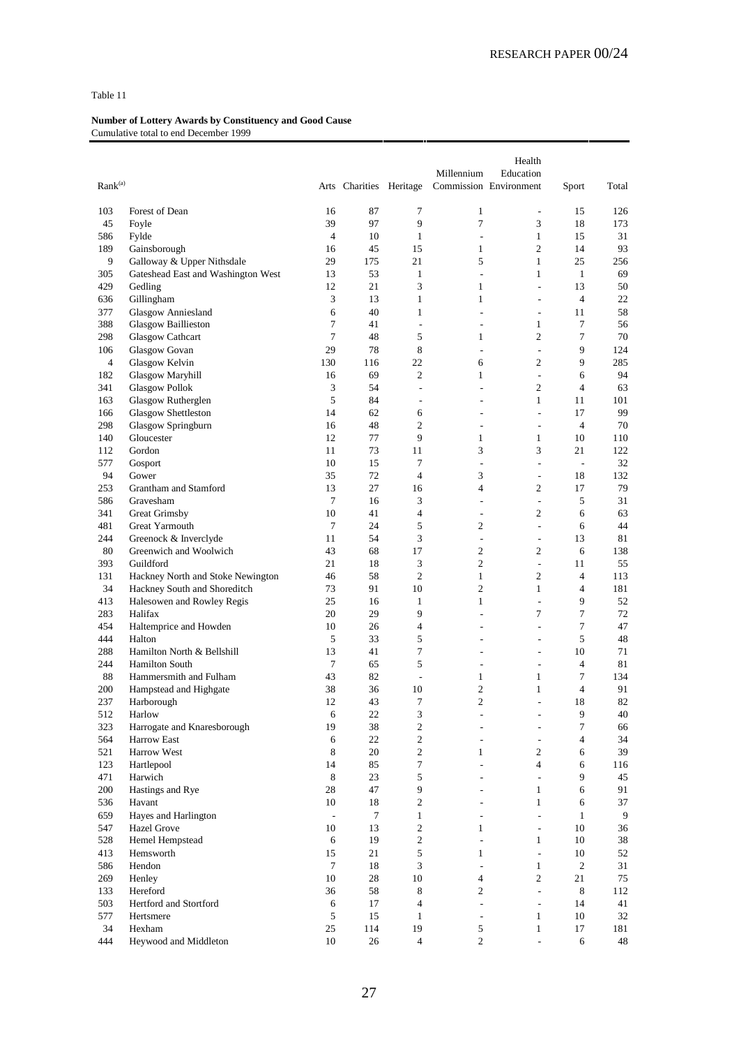Table 11

**Number of Lottery Awards by Constituency and Good Cause**
Cumulative total to end December 1999

| Rank(a) | | Arts | Charities | Heritage | Millennium Commission | Health Education Environment | Sport | Total |
|---|---|---|---|---|---|---|---|---|
| 103 | Forest of Dean | 16 | 87 | 7 | 1 | - | 15 | 126 |
| 45 | Foyle | 39 | 97 | 9 | 7 | 3 | 18 | 173 |
| 586 | Fylde | 4 | 10 | 1 | - | 1 | 15 | 31 |
| 189 | Gainsborough | 16 | 45 | 15 | 1 | 2 | 14 | 93 |
| 9 | Galloway & Upper Nithsdale | 29 | 175 | 21 | 5 | 1 | 25 | 256 |
| 305 | Gateshead East and Washington West | 13 | 53 | 1 | - | 1 | 1 | 69 |
| 429 | Gedling | 12 | 21 | 3 | 1 | - | 13 | 50 |
| 636 | Gillingham | 3 | 13 | 1 | 1 | - | 4 | 22 |
| 377 | Glasgow Anniesland | 6 | 40 | 1 | - | - | 11 | 58 |
| 388 | Glasgow Baillieston | 7 | 41 | - | - | 1 | 7 | 56 |
| 298 | Glasgow Cathcart | 7 | 48 | 5 | 1 | 2 | 7 | 70 |
| 106 | Glasgow Govan | 29 | 78 | 8 | - | - | 9 | 124 |
| 4 | Glasgow Kelvin | 130 | 116 | 22 | 6 | 2 | 9 | 285 |
| 182 | Glasgow Maryhill | 16 | 69 | 2 | 1 | - | 6 | 94 |
| 341 | Glasgow Pollok | 3 | 54 | - | - | 2 | 4 | 63 |
| 163 | Glasgow Rutherglen | 5 | 84 | - | - | 1 | 11 | 101 |
| 166 | Glasgow Shettleston | 14 | 62 | 6 | - | - | 17 | 99 |
| 298 | Glasgow Springburn | 16 | 48 | 2 | - | - | 4 | 70 |
| 140 | Gloucester | 12 | 77 | 9 | 1 | 1 | 10 | 110 |
| 112 | Gordon | 11 | 73 | 11 | 3 | 3 | 21 | 122 |
| 577 | Gosport | 10 | 15 | 7 | - | - | - | 32 |
| 94 | Gower | 35 | 72 | 4 | 3 | - | 18 | 132 |
| 253 | Grantham and Stamford | 13 | 27 | 16 | 4 | 2 | 17 | 79 |
| 586 | Gravesham | 7 | 16 | 3 | - | - | 5 | 31 |
| 341 | Great Grimsby | 10 | 41 | 4 | - | 2 | 6 | 63 |
| 481 | Great Yarmouth | 7 | 24 | 5 | 2 | - | 6 | 44 |
| 244 | Greenock & Inverclyde | 11 | 54 | 3 | - | - | 13 | 81 |
| 80 | Greenwich and Woolwich | 43 | 68 | 17 | 2 | 2 | 6 | 138 |
| 393 | Guildford | 21 | 18 | 3 | 2 | - | 11 | 55 |
| 131 | Hackney North and Stoke Newington | 46 | 58 | 2 | 1 | 2 | 4 | 113 |
| 34 | Hackney South and Shoreditch | 73 | 91 | 10 | 2 | 1 | 4 | 181 |
| 413 | Halesowen and Rowley Regis | 25 | 16 | 1 | 1 | - | 9 | 52 |
| 283 | Halifax | 20 | 29 | 9 | - | 7 | 7 | 72 |
| 454 | Haltemprice and Howden | 10 | 26 | 4 | - | - | 7 | 47 |
| 444 | Halton | 5 | 33 | 5 | - | - | 5 | 48 |
| 288 | Hamilton North & Bellshill | 13 | 41 | 7 | - | - | 10 | 71 |
| 244 | Hamilton South | 7 | 65 | 5 | - | - | 4 | 81 |
| 88 | Hammersmith and Fulham | 43 | 82 | - | 1 | 1 | 7 | 134 |
| 200 | Hampstead and Highgate | 38 | 36 | 10 | 2 | 1 | 4 | 91 |
| 237 | Harborough | 12 | 43 | 7 | 2 | - | 18 | 82 |
| 512 | Harlow | 6 | 22 | 3 | - | - | 9 | 40 |
| 323 | Harrogate and Knaresborough | 19 | 38 | 2 | - | - | 7 | 66 |
| 564 | Harrow East | 6 | 22 | 2 | - | - | 4 | 34 |
| 521 | Harrow West | 8 | 20 | 2 | 1 | 2 | 6 | 39 |
| 123 | Hartlepool | 14 | 85 | 7 | - | 4 | 6 | 116 |
| 471 | Harwich | 8 | 23 | 5 | - | - | 9 | 45 |
| 200 | Hastings and Rye | 28 | 47 | 9 | - | 1 | 6 | 91 |
| 536 | Havant | 10 | 18 | 2 | - | 1 | 6 | 37 |
| 659 | Hayes and Harlington | - | 7 | 1 | - | - | 1 | 9 |
| 547 | Hazel Grove | 10 | 13 | 2 | 1 | - | 10 | 36 |
| 528 | Hemel Hempstead | 6 | 19 | 2 | - | 1 | 10 | 38 |
| 413 | Hemsworth | 15 | 21 | 5 | 1 | - | 10 | 52 |
| 586 | Hendon | 7 | 18 | 3 | - | 1 | 2 | 31 |
| 269 | Henley | 10 | 28 | 10 | 4 | 2 | 21 | 75 |
| 133 | Hereford | 36 | 58 | 8 | 2 | - | 8 | 112 |
| 503 | Hertford and Stortford | 6 | 17 | 4 | - | - | 14 | 41 |
| 577 | Hertsmere | 5 | 15 | 1 | - | 1 | 10 | 32 |
| 34 | Hexham | 25 | 114 | 19 | 5 | 1 | 17 | 181 |
| 444 | Heywood and Middleton | 10 | 26 | 4 | 2 | - | 6 | 48 |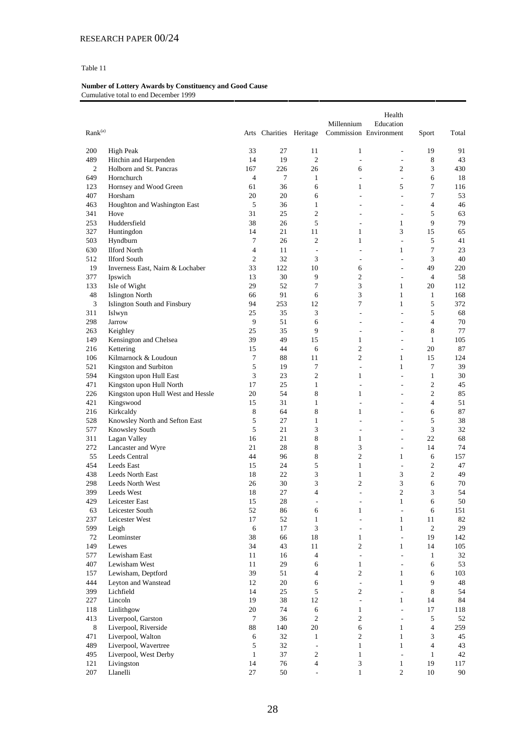Table 11

**Number of Lottery Awards by Constituency and Good Cause**
Cumulative total to end December 1999

| Rank[(a)] | | Arts | Charities | Heritage | Millennium Commission | Health Education Environment | Sport | Total |
|---|---|---|---|---|---|---|---|---|
| 200 | High Peak | 33 | 27 | 11 | 1 | - | 19 | 91 |
| 489 | Hitchin and Harpenden | 14 | 19 | 2 | - | - | 8 | 43 |
| 2 | Holborn and St. Pancras | 167 | 226 | 26 | 6 | 2 | 3 | 430 |
| 649 | Hornchurch | 4 | 7 | 1 | - | - | 6 | 18 |
| 123 | Hornsey and Wood Green | 61 | 36 | 6 | 1 | 5 | 7 | 116 |
| 407 | Horsham | 20 | 20 | 6 | - | - | 7 | 53 |
| 463 | Houghton and Washington East | 5 | 36 | 1 | - | - | 4 | 46 |
| 341 | Hove | 31 | 25 | 2 | - | - | 5 | 63 |
| 253 | Huddersfield | 38 | 26 | 5 | - | 1 | 9 | 79 |
| 327 | Huntingdon | 14 | 21 | 11 | 1 | 3 | 15 | 65 |
| 503 | Hyndburn | 7 | 26 | 2 | 1 | - | 5 | 41 |
| 630 | Ilford North | 4 | 11 | - | - | 1 | 7 | 23 |
| 512 | Ilford South | 2 | 32 | 3 | - | - | 3 | 40 |
| 19 | Inverness East, Nairn & Lochaber | 33 | 122 | 10 | 6 | - | 49 | 220 |
| 377 | Ipswich | 13 | 30 | 9 | 2 | - | 4 | 58 |
| 133 | Isle of Wight | 29 | 52 | 7 | 3 | 1 | 20 | 112 |
| 48 | Islington North | 66 | 91 | 6 | 3 | 1 | 1 | 168 |
| 3 | Islington South and Finsbury | 94 | 253 | 12 | 7 | 1 | 5 | 372 |
| 311 | Islwyn | 25 | 35 | 3 | - | - | 5 | 68 |
| 298 | Jarrow | 9 | 51 | 6 | - | - | 4 | 70 |
| 263 | Keighley | 25 | 35 | 9 | - | - | 8 | 77 |
| 149 | Kensington and Chelsea | 39 | 49 | 15 | 1 | - | 1 | 105 |
| 216 | Kettering | 15 | 44 | 6 | 2 | - | 20 | 87 |
| 106 | Kilmarnock & Loudoun | 7 | 88 | 11 | 2 | 1 | 15 | 124 |
| 521 | Kingston and Surbiton | 5 | 19 | 7 | - | 1 | 7 | 39 |
| 594 | Kingston upon Hull East | 3 | 23 | 2 | 1 | - | 1 | 30 |
| 471 | Kingston upon Hull North | 17 | 25 | 1 | - | - | 2 | 45 |
| 226 | Kingston upon Hull West and Hessle | 20 | 54 | 8 | 1 | - | 2 | 85 |
| 421 | Kingswood | 15 | 31 | 1 | - | - | 4 | 51 |
| 216 | Kirkcaldy | 8 | 64 | 8 | 1 | - | 6 | 87 |
| 528 | Knowsley North and Sefton East | 5 | 27 | 1 | - | - | 5 | 38 |
| 577 | Knowsley South | 5 | 21 | 3 | - | - | 3 | 32 |
| 311 | Lagan Valley | 16 | 21 | 8 | 1 | - | 22 | 68 |
| 272 | Lancaster and Wyre | 21 | 28 | 8 | 3 | - | 14 | 74 |
| 55 | Leeds Central | 44 | 96 | 8 | 2 | 1 | 6 | 157 |
| 454 | Leeds East | 15 | 24 | 5 | 1 | - | 2 | 47 |
| 438 | Leeds North East | 18 | 22 | 3 | 1 | 3 | 2 | 49 |
| 298 | Leeds North West | 26 | 30 | 3 | 2 | 3 | 6 | 70 |
| 399 | Leeds West | 18 | 27 | 4 | - | 2 | 3 | 54 |
| 429 | Leicester East | 15 | 28 | - | - | 1 | 6 | 50 |
| 63 | Leicester South | 52 | 86 | 6 | 1 | - | 6 | 151 |
| 237 | Leicester West | 17 | 52 | 1 | - | 1 | 11 | 82 |
| 599 | Leigh | 6 | 17 | 3 | - | 1 | 2 | 29 |
| 72 | Leominster | 38 | 66 | 18 | 1 | - | 19 | 142 |
| 149 | Lewes | 34 | 43 | 11 | 2 | 1 | 14 | 105 |
| 577 | Lewisham East | 11 | 16 | 4 | - | - | 1 | 32 |
| 407 | Lewisham West | 11 | 29 | 6 | 1 | - | 6 | 53 |
| 157 | Lewisham, Deptford | 39 | 51 | 4 | 2 | 1 | 6 | 103 |
| 444 | Leyton and Wanstead | 12 | 20 | 6 | - | 1 | 9 | 48 |
| 399 | Lichfield | 14 | 25 | 5 | 2 | - | 8 | 54 |
| 227 | Lincoln | 19 | 38 | 12 | - | 1 | 14 | 84 |
| 118 | Linlithgow | 20 | 74 | 6 | 1 | - | 17 | 118 |
| 413 | Liverpool, Garston | 7 | 36 | 2 | 2 | - | 5 | 52 |
| 8 | Liverpool, Riverside | 88 | 140 | 20 | 6 | 1 | 4 | 259 |
| 471 | Liverpool, Walton | 6 | 32 | 1 | 2 | 1 | 3 | 45 |
| 489 | Liverpool, Wavertree | 5 | 32 | - | 1 | 1 | 4 | 43 |
| 495 | Liverpool, West Derby | 1 | 37 | 2 | 1 | - | 1 | 42 |
| 121 | Livingston | 14 | 76 | 4 | 3 | 1 | 19 | 117 |
| 207 | Llanelli | 27 | 50 | - | 1 | 2 | 10 | 90 |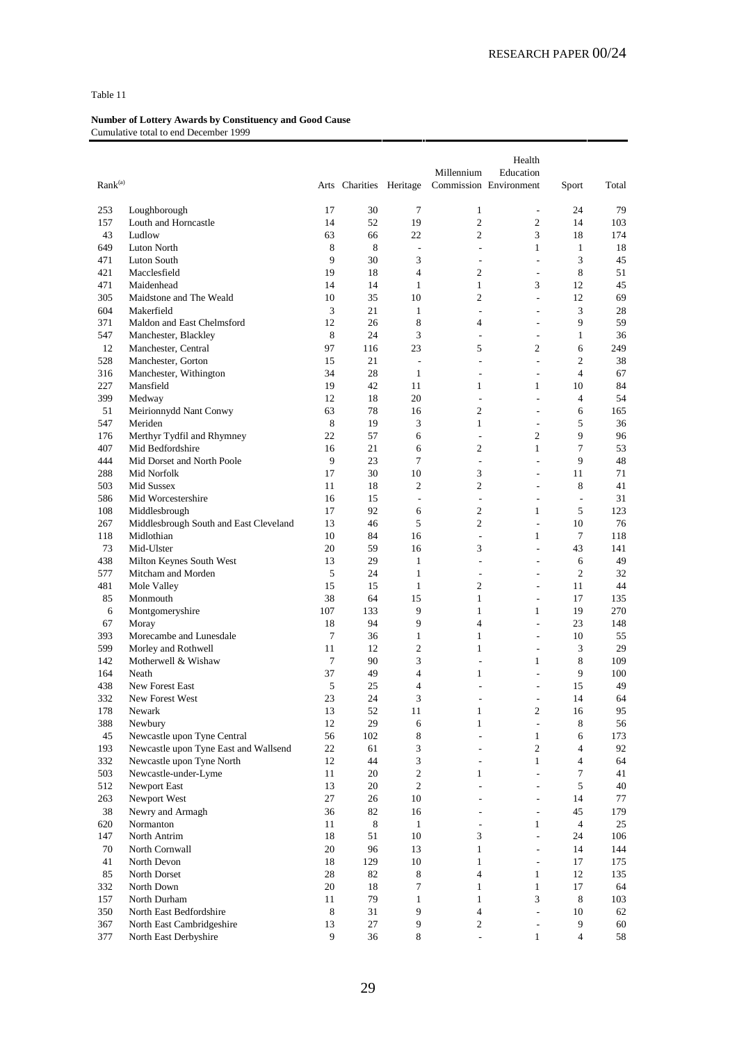Table 11

**Number of Lottery Awards by Constituency and Good Cause**
Cumulative total to end December 1999

| Rank[(a)] | | Arts | Charities | Heritage | Millennium Commission | Health Education Environment | Sport | Total |
|---|---|---|---|---|---|---|---|---|
| 253 | Loughborough | 17 | 30 | 7 | 1 | - | 24 | 79 |
| 157 | Louth and Horncastle | 14 | 52 | 19 | 2 | 2 | 14 | 103 |
| 43 | Ludlow | 63 | 66 | 22 | 2 | 3 | 18 | 174 |
| 649 | Luton North | 8 | 8 | - | - | 1 | 1 | 18 |
| 471 | Luton South | 9 | 30 | 3 | - | - | 3 | 45 |
| 421 | Macclesfield | 19 | 18 | 4 | 2 | - | 8 | 51 |
| 471 | Maidenhead | 14 | 14 | 1 | 1 | 3 | 12 | 45 |
| 305 | Maidstone and The Weald | 10 | 35 | 10 | 2 | - | 12 | 69 |
| 604 | Makerfield | 3 | 21 | 1 | - | - | 3 | 28 |
| 371 | Maldon and East Chelmsford | 12 | 26 | 8 | 4 | - | 9 | 59 |
| 547 | Manchester, Blackley | 8 | 24 | 3 | - | - | 1 | 36 |
| 12 | Manchester, Central | 97 | 116 | 23 | 5 | 2 | 6 | 249 |
| 528 | Manchester, Gorton | 15 | 21 | - | - | - | 2 | 38 |
| 316 | Manchester, Withington | 34 | 28 | 1 | - | - | 4 | 67 |
| 227 | Mansfield | 19 | 42 | 11 | 1 | 1 | 10 | 84 |
| 399 | Medway | 12 | 18 | 20 | - | - | 4 | 54 |
| 51 | Meirionnydd Nant Conwy | 63 | 78 | 16 | 2 | - | 6 | 165 |
| 547 | Meriden | 8 | 19 | 3 | 1 | - | 5 | 36 |
| 176 | Merthyr Tydfil and Rhymney | 22 | 57 | 6 | - | 2 | 9 | 96 |
| 407 | Mid Bedfordshire | 16 | 21 | 6 | 2 | 1 | 7 | 53 |
| 444 | Mid Dorset and North Poole | 9 | 23 | 7 | - | - | 9 | 48 |
| 288 | Mid Norfolk | 17 | 30 | 10 | 3 | - | 11 | 71 |
| 503 | Mid Sussex | 11 | 18 | 2 | 2 | - | 8 | 41 |
| 586 | Mid Worcestershire | 16 | 15 | - | - | - | - | 31 |
| 108 | Middlesbrough | 17 | 92 | 6 | 2 | 1 | 5 | 123 |
| 267 | Middlesbrough South and East Cleveland | 13 | 46 | 5 | 2 | - | 10 | 76 |
| 118 | Midlothian | 10 | 84 | 16 | - | 1 | 7 | 118 |
| 73 | Mid-Ulster | 20 | 59 | 16 | 3 | - | 43 | 141 |
| 438 | Milton Keynes South West | 13 | 29 | 1 | - | - | 6 | 49 |
| 577 | Mitcham and Morden | 5 | 24 | 1 | - | - | 2 | 32 |
| 481 | Mole Valley | 15 | 15 | 1 | 2 | - | 11 | 44 |
| 85 | Monmouth | 38 | 64 | 15 | 1 | - | 17 | 135 |
| 6 | Montgomeryshire | 107 | 133 | 9 | 1 | 1 | 19 | 270 |
| 67 | Moray | 18 | 94 | 9 | 4 | - | 23 | 148 |
| 393 | Morecambe and Lunesdale | 7 | 36 | 1 | 1 | - | 10 | 55 |
| 599 | Morley and Rothwell | 11 | 12 | 2 | 1 | - | 3 | 29 |
| 142 | Motherwell & Wishaw | 7 | 90 | 3 | - | 1 | 8 | 109 |
| 164 | Neath | 37 | 49 | 4 | 1 | - | 9 | 100 |
| 438 | New Forest East | 5 | 25 | 4 | - | - | 15 | 49 |
| 332 | New Forest West | 23 | 24 | 3 | - | - | 14 | 64 |
| 178 | Newark | 13 | 52 | 11 | 1 | 2 | 16 | 95 |
| 388 | Newbury | 12 | 29 | 6 | 1 | - | 8 | 56 |
| 45 | Newcastle upon Tyne Central | 56 | 102 | 8 | - | 1 | 6 | 173 |
| 193 | Newcastle upon Tyne East and Wallsend | 22 | 61 | 3 | - | 2 | 4 | 92 |
| 332 | Newcastle upon Tyne North | 12 | 44 | 3 | - | 1 | 4 | 64 |
| 503 | Newcastle-under-Lyme | 11 | 20 | 2 | 1 | - | 7 | 41 |
| 512 | Newport East | 13 | 20 | 2 | - | - | 5 | 40 |
| 263 | Newport West | 27 | 26 | 10 | - | - | 14 | 77 |
| 38 | Newry and Armagh | 36 | 82 | 16 | - | - | 45 | 179 |
| 620 | Normanton | 11 | 8 | 1 | - | 1 | 4 | 25 |
| 147 | North Antrim | 18 | 51 | 10 | 3 | - | 24 | 106 |
| 70 | North Cornwall | 20 | 96 | 13 | 1 | - | 14 | 144 |
| 41 | North Devon | 18 | 129 | 10 | 1 | - | 17 | 175 |
| 85 | North Dorset | 28 | 82 | 8 | 4 | 1 | 12 | 135 |
| 332 | North Down | 20 | 18 | 7 | 1 | 1 | 17 | 64 |
| 157 | North Durham | 11 | 79 | 1 | 1 | 3 | 8 | 103 |
| 350 | North East Bedfordshire | 8 | 31 | 9 | 4 | - | 10 | 62 |
| 367 | North East Cambridgeshire | 13 | 27 | 9 | 2 | - | 9 | 60 |
| 377 | North East Derbyshire | 9 | 36 | 8 | - | 1 | 4 | 58 |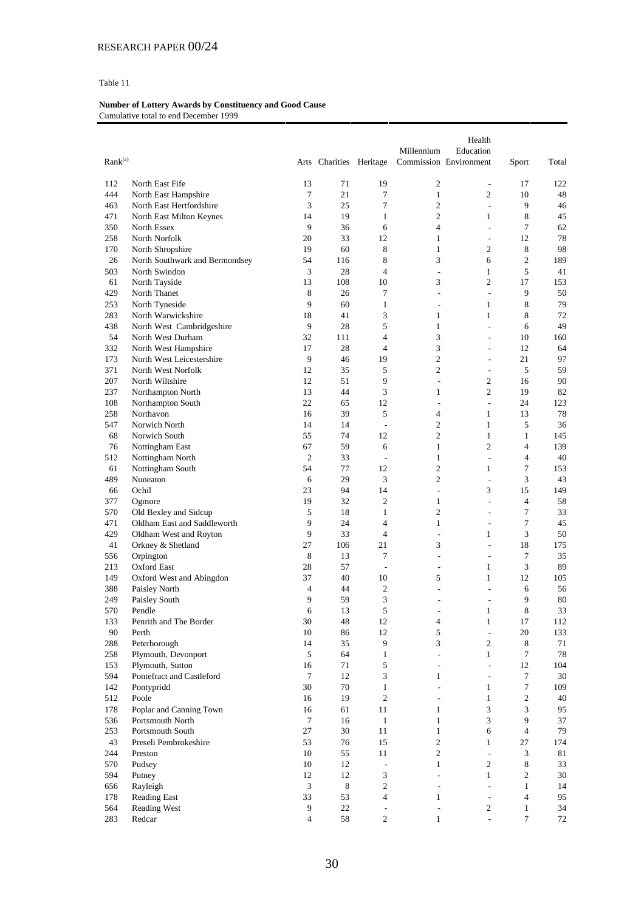Table 11

**Number of Lottery Awards by Constituency and Good Cause**
Cumulative total to end December 1999

| Rank[(a)] | | Arts | Charities | Heritage | Millennium Commission | Health Education Environment | Sport | Total |
|---|---|---|---|---|---|---|---|---|
| 112 | North East Fife | 13 | 71 | 19 | 2 | - | 17 | 122 |
| 444 | North East Hampshire | 7 | 21 | 7 | 1 | 2 | 10 | 48 |
| 463 | North East Hertfordshire | 3 | 25 | 7 | 2 | - | 9 | 46 |
| 471 | North East Milton Keynes | 14 | 19 | 1 | 2 | 1 | 8 | 45 |
| 350 | North Essex | 9 | 36 | 6 | 4 | - | 7 | 62 |
| 258 | North Norfolk | 20 | 33 | 12 | 1 | - | 12 | 78 |
| 170 | North Shropshire | 19 | 60 | 8 | 1 | 2 | 8 | 98 |
| 26 | North Southwark and Bermondsey | 54 | 116 | 8 | 3 | 6 | 2 | 189 |
| 503 | North Swindon | 3 | 28 | 4 | - | 1 | 5 | 41 |
| 61 | North Tayside | 13 | 108 | 10 | 3 | 2 | 17 | 153 |
| 429 | North Thanet | 8 | 26 | 7 | - | - | 9 | 50 |
| 253 | North Tyneside | 9 | 60 | 1 | - | 1 | 8 | 79 |
| 283 | North Warwickshire | 18 | 41 | 3 | 1 | 1 | 8 | 72 |
| 438 | North West Cambridgeshire | 9 | 28 | 5 | 1 | - | 6 | 49 |
| 54 | North West Durham | 32 | 111 | 4 | 3 | - | 10 | 160 |
| 332 | North West Hampshire | 17 | 28 | 4 | 3 | - | 12 | 64 |
| 173 | North West Leicestershire | 9 | 46 | 19 | 2 | - | 21 | 97 |
| 371 | North West Norfolk | 12 | 35 | 5 | 2 | - | 5 | 59 |
| 207 | North Wiltshire | 12 | 51 | 9 | - | 2 | 16 | 90 |
| 237 | Northampton North | 13 | 44 | 3 | 1 | 2 | 19 | 82 |
| 108 | Northampton South | 22 | 65 | 12 | - | - | 24 | 123 |
| 258 | Northavon | 16 | 39 | 5 | 4 | 1 | 13 | 78 |
| 547 | Norwich North | 14 | 14 | - | 2 | 1 | 5 | 36 |
| 68 | Norwich South | 55 | 74 | 12 | 2 | 1 | 1 | 145 |
| 76 | Nottingham East | 67 | 59 | 6 | 1 | 2 | 4 | 139 |
| 512 | Nottingham North | 2 | 33 | - | 1 | - | 4 | 40 |
| 61 | Nottingham South | 54 | 77 | 12 | 2 | 1 | 7 | 153 |
| 489 | Nuneaton | 6 | 29 | 3 | 2 | - | 3 | 43 |
| 66 | Ochil | 23 | 94 | 14 | - | 3 | 15 | 149 |
| 377 | Ogmore | 19 | 32 | 2 | 1 | - | 4 | 58 |
| 570 | Old Bexley and Sidcup | 5 | 18 | 1 | 2 | - | 7 | 33 |
| 471 | Oldham East and Saddleworth | 9 | 24 | 4 | 1 | - | 7 | 45 |
| 429 | Oldham West and Royton | 9 | 33 | 4 | - | 1 | 3 | 50 |
| 41 | Orkney & Shetland | 27 | 106 | 21 | 3 | - | 18 | 175 |
| 556 | Orpington | 8 | 13 | 7 | - | - | 7 | 35 |
| 213 | Oxford East | 28 | 57 | - | - | 1 | 3 | 89 |
| 149 | Oxford West and Abingdon | 37 | 40 | 10 | 5 | 1 | 12 | 105 |
| 388 | Paisley North | 4 | 44 | 2 | - | - | 6 | 56 |
| 249 | Paisley South | 9 | 59 | 3 | - | - | 9 | 80 |
| 570 | Pendle | 6 | 13 | 5 | - | 1 | 8 | 33 |
| 133 | Penrith and The Border | 30 | 48 | 12 | 4 | 1 | 17 | 112 |
| 90 | Perth | 10 | 86 | 12 | 5 | - | 20 | 133 |
| 288 | Peterborough | 14 | 35 | 9 | 3 | 2 | 8 | 71 |
| 258 | Plymouth, Devonport | 5 | 64 | 1 | - | 1 | 7 | 78 |
| 153 | Plymouth, Sutton | 16 | 71 | 5 | - | - | 12 | 104 |
| 594 | Pontefract and Castleford | 7 | 12 | 3 | 1 | - | 7 | 30 |
| 142 | Pontypridd | 30 | 70 | 1 | - | 1 | 7 | 109 |
| 512 | Poole | 16 | 19 | 2 | - | 1 | 2 | 40 |
| 178 | Poplar and Canning Town | 16 | 61 | 11 | 1 | 3 | 3 | 95 |
| 536 | Portsmouth North | 7 | 16 | 1 | 1 | 3 | 9 | 37 |
| 253 | Portsmouth South | 27 | 30 | 11 | 1 | 6 | 4 | 79 |
| 43 | Preseli Pembrokeshire | 53 | 76 | 15 | 2 | 1 | 27 | 174 |
| 244 | Preston | 10 | 55 | 11 | 2 | - | 3 | 81 |
| 570 | Pudsey | 10 | 12 | - | 1 | 2 | 8 | 33 |
| 594 | Putney | 12 | 12 | 3 | - | 1 | 2 | 30 |
| 656 | Rayleigh | 3 | 8 | 2 | - | - | 1 | 14 |
| 178 | Reading East | 33 | 53 | 4 | 1 | - | 4 | 95 |
| 564 | Reading West | 9 | 22 | - | - | 2 | 1 | 34 |
| 283 | Redcar | 4 | 58 | 2 | 1 | - | 7 | 72 |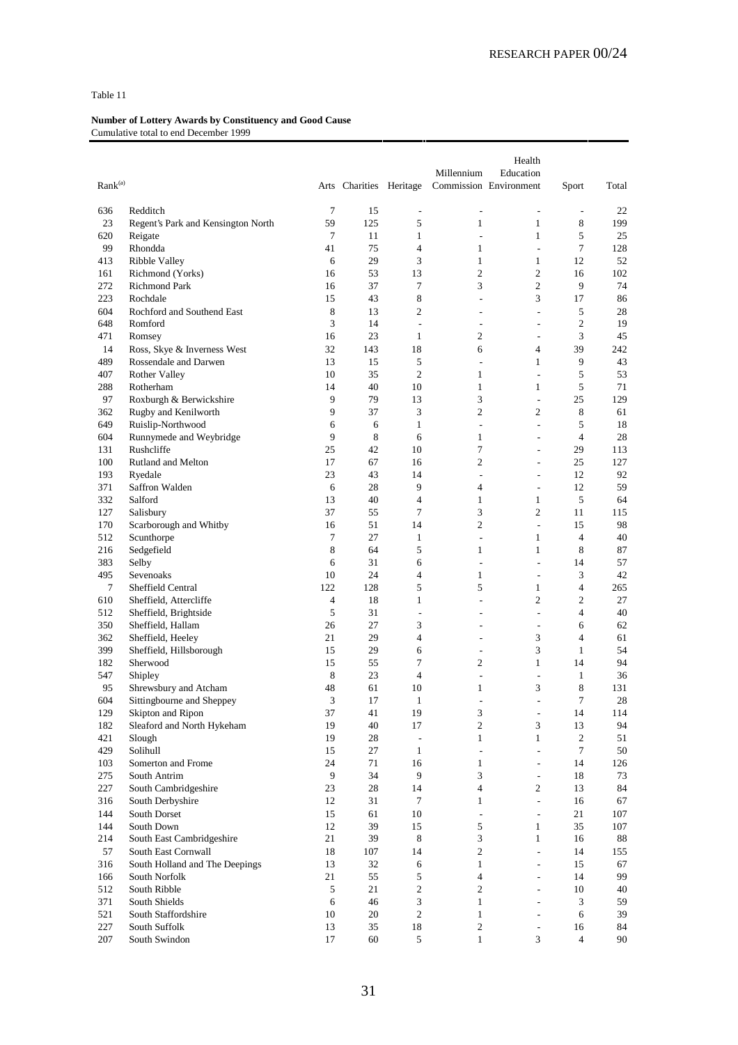Table 11

**Number of Lottery Awards by Constituency and Good Cause**
Cumulative total to end December 1999

| Rank[(a)] | | Arts | Charities | Heritage | Millennium Commission | Health Education Environment | Sport | Total |
|---|---|---|---|---|---|---|---|---|
| 636 | Redditch | 7 | 15 | - | - | - | - | 22 |
| 23 | Regent's Park and Kensington North | 59 | 125 | 5 | 1 | 1 | 8 | 199 |
| 620 | Reigate | 7 | 11 | 1 | - | 1 | 5 | 25 |
| 99 | Rhondda | 41 | 75 | 4 | 1 | - | 7 | 128 |
| 413 | Ribble Valley | 6 | 29 | 3 | 1 | 1 | 12 | 52 |
| 161 | Richmond (Yorks) | 16 | 53 | 13 | 2 | 2 | 16 | 102 |
| 272 | Richmond Park | 16 | 37 | 7 | 3 | 2 | 9 | 74 |
| 223 | Rochdale | 15 | 43 | 8 | - | 3 | 17 | 86 |
| 604 | Rochford and Southend East | 8 | 13 | 2 | - | - | 5 | 28 |
| 648 | Romford | 3 | 14 | - | - | - | 2 | 19 |
| 471 | Romsey | 16 | 23 | 1 | 2 | - | 3 | 45 |
| 14 | Ross, Skye & Inverness West | 32 | 143 | 18 | 6 | 4 | 39 | 242 |
| 489 | Rossendale and Darwen | 13 | 15 | 5 | - | 1 | 9 | 43 |
| 407 | Rother Valley | 10 | 35 | 2 | 1 | - | 5 | 53 |
| 288 | Rotherham | 14 | 40 | 10 | 1 | 1 | 5 | 71 |
| 97 | Roxburgh & Berwickshire | 9 | 79 | 13 | 3 | - | 25 | 129 |
| 362 | Rugby and Kenilworth | 9 | 37 | 3 | 2 | 2 | 8 | 61 |
| 649 | Ruislip-Northwood | 6 | 6 | 1 | - | - | 5 | 18 |
| 604 | Runnymede and Weybridge | 9 | 8 | 6 | 1 | - | 4 | 28 |
| 131 | Rushcliffe | 25 | 42 | 10 | 7 | - | 29 | 113 |
| 100 | Rutland and Melton | 17 | 67 | 16 | 2 | - | 25 | 127 |
| 193 | Ryedale | 23 | 43 | 14 | - | - | 12 | 92 |
| 371 | Saffron Walden | 6 | 28 | 9 | 4 | - | 12 | 59 |
| 332 | Salford | 13 | 40 | 4 | 1 | 1 | 5 | 64 |
| 127 | Salisbury | 37 | 55 | 7 | 3 | 2 | 11 | 115 |
| 170 | Scarborough and Whitby | 16 | 51 | 14 | 2 | - | 15 | 98 |
| 512 | Scunthorpe | 7 | 27 | 1 | - | 1 | 4 | 40 |
| 216 | Sedgefield | 8 | 64 | 5 | 1 | 1 | 8 | 87 |
| 383 | Selby | 6 | 31 | 6 | - | - | 14 | 57 |
| 495 | Sevenoaks | 10 | 24 | 4 | 1 | - | 3 | 42 |
| 7 | Sheffield Central | 122 | 128 | 5 | 5 | 1 | 4 | 265 |
| 610 | Sheffield, Attercliffe | 4 | 18 | 1 | - | 2 | 2 | 27 |
| 512 | Sheffield, Brightside | 5 | 31 | - | - | - | 4 | 40 |
| 350 | Sheffield, Hallam | 26 | 27 | 3 | - | - | 6 | 62 |
| 362 | Sheffield, Heeley | 21 | 29 | 4 | - | 3 | 4 | 61 |
| 399 | Sheffield, Hillsborough | 15 | 29 | 6 | - | 3 | 1 | 54 |
| 182 | Sherwood | 15 | 55 | 7 | 2 | 1 | 14 | 94 |
| 547 | Shipley | 8 | 23 | 4 | - | - | 1 | 36 |
| 95 | Shrewsbury and Atcham | 48 | 61 | 10 | 1 | 3 | 8 | 131 |
| 604 | Sittingbourne and Sheppey | 3 | 17 | 1 | - | - | 7 | 28 |
| 129 | Skipton and Ripon | 37 | 41 | 19 | 3 | - | 14 | 114 |
| 182 | Sleaford and North Hykeham | 19 | 40 | 17 | 2 | 3 | 13 | 94 |
| 421 | Slough | 19 | 28 | - | 1 | 1 | 2 | 51 |
| 429 | Solihull | 15 | 27 | 1 | - | - | 7 | 50 |
| 103 | Somerton and Frome | 24 | 71 | 16 | 1 | - | 14 | 126 |
| 275 | South Antrim | 9 | 34 | 9 | 3 | - | 18 | 73 |
| 227 | South Cambridgeshire | 23 | 28 | 14 | 4 | 2 | 13 | 84 |
| 316 | South Derbyshire | 12 | 31 | 7 | 1 | - | 16 | 67 |
| 144 | South Dorset | 15 | 61 | 10 | - | - | 21 | 107 |
| 144 | South Down | 12 | 39 | 15 | 5 | 1 | 35 | 107 |
| 214 | South East Cambridgeshire | 21 | 39 | 8 | 3 | 1 | 16 | 88 |
| 57 | South East Cornwall | 18 | 107 | 14 | 2 | - | 14 | 155 |
| 316 | South Holland and The Deepings | 13 | 32 | 6 | 1 | - | 15 | 67 |
| 166 | South Norfolk | 21 | 55 | 5 | 4 | - | 14 | 99 |
| 512 | South Ribble | 5 | 21 | 2 | 2 | - | 10 | 40 |
| 371 | South Shields | 6 | 46 | 3 | 1 | - | 3 | 59 |
| 521 | South Staffordshire | 10 | 20 | 2 | 1 | - | 6 | 39 |
| 227 | South Suffolk | 13 | 35 | 18 | 2 | - | 16 | 84 |
| 207 | South Swindon | 17 | 60 | 5 | 1 | 3 | 4 | 90 |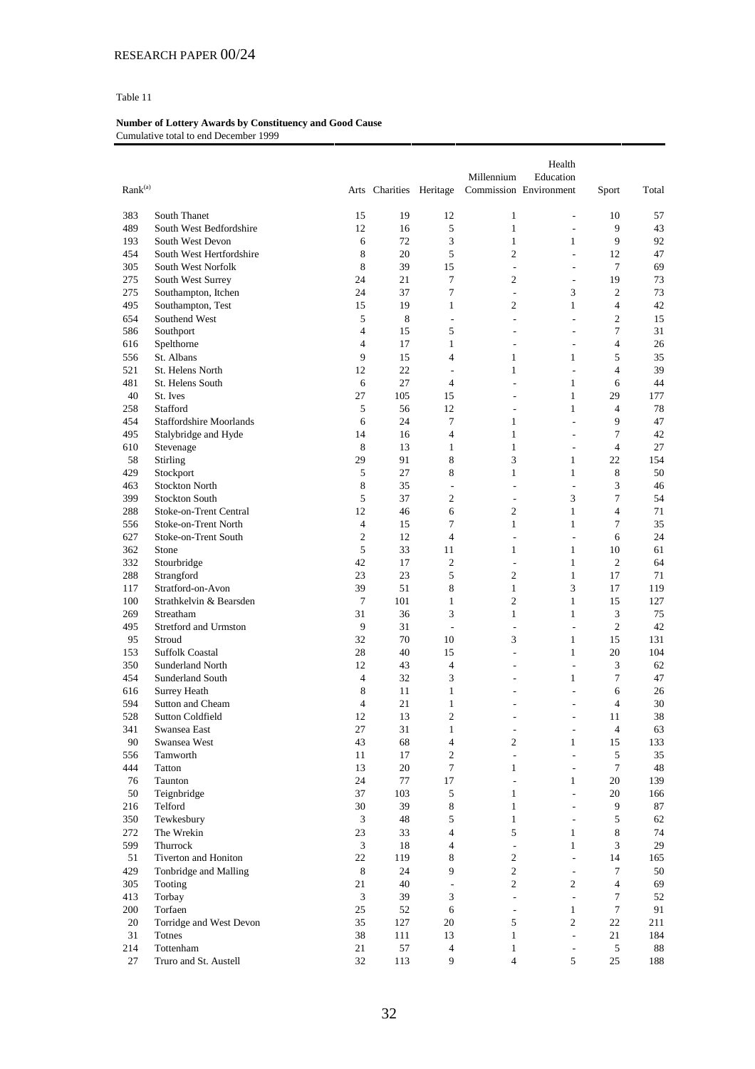Table 11

**Number of Lottery Awards by Constituency and Good Cause**
Cumulative total to end December 1999

| Rank[(a)] | | Arts | Charities | Heritage | Millennium Commission | Health Education Environment | Sport | Total |
|---|---|---|---|---|---|---|---|---|
| 383 | South Thanet | 15 | 19 | 12 | 1 | - | 10 | 57 |
| 489 | South West Bedfordshire | 12 | 16 | 5 | 1 | - | 9 | 43 |
| 193 | South West Devon | 6 | 72 | 3 | 1 | 1 | 9 | 92 |
| 454 | South West Hertfordshire | 8 | 20 | 5 | 2 | - | 12 | 47 |
| 305 | South West Norfolk | 8 | 39 | 15 | - | - | 7 | 69 |
| 275 | South West Surrey | 24 | 21 | 7 | 2 | - | 19 | 73 |
| 275 | Southampton, Itchen | 24 | 37 | 7 | - | 3 | 2 | 73 |
| 495 | Southampton, Test | 15 | 19 | 1 | 2 | 1 | 4 | 42 |
| 654 | Southend West | 5 | 8 | - | - | - | 2 | 15 |
| 586 | Southport | 4 | 15 | 5 | - | - | 7 | 31 |
| 616 | Spelthorne | 4 | 17 | 1 | - | - | 4 | 26 |
| 556 | St. Albans | 9 | 15 | 4 | 1 | 1 | 5 | 35 |
| 521 | St. Helens North | 12 | 22 | - | 1 | - | 4 | 39 |
| 481 | St. Helens South | 6 | 27 | 4 | - | 1 | 6 | 44 |
| 40 | St. Ives | 27 | 105 | 15 | - | 1 | 29 | 177 |
| 258 | Stafford | 5 | 56 | 12 | - | 1 | 4 | 78 |
| 454 | Staffordshire Moorlands | 6 | 24 | 7 | 1 | - | 9 | 47 |
| 495 | Stalybridge and Hyde | 14 | 16 | 4 | 1 | - | 7 | 42 |
| 610 | Stevenage | 8 | 13 | 1 | 1 | - | 4 | 27 |
| 58 | Stirling | 29 | 91 | 8 | 3 | 1 | 22 | 154 |
| 429 | Stockport | 5 | 27 | 8 | 1 | 1 | 8 | 50 |
| 463 | Stockton North | 8 | 35 | - | - | - | 3 | 46 |
| 399 | Stockton South | 5 | 37 | 2 | - | 3 | 7 | 54 |
| 288 | Stoke-on-Trent Central | 12 | 46 | 6 | 2 | 1 | 4 | 71 |
| 556 | Stoke-on-Trent North | 4 | 15 | 7 | 1 | 1 | 7 | 35 |
| 627 | Stoke-on-Trent South | 2 | 12 | 4 | - | - | 6 | 24 |
| 362 | Stone | 5 | 33 | 11 | 1 | 1 | 10 | 61 |
| 332 | Stourbridge | 42 | 17 | 2 | - | 1 | 2 | 64 |
| 288 | Strangford | 23 | 23 | 5 | 2 | 1 | 17 | 71 |
| 117 | Stratford-on-Avon | 39 | 51 | 8 | 1 | 3 | 17 | 119 |
| 100 | Strathkelvin & Bearsden | 7 | 101 | 1 | 2 | 1 | 15 | 127 |
| 269 | Streatham | 31 | 36 | 3 | 1 | 1 | 3 | 75 |
| 495 | Stretford and Urmston | 9 | 31 | - | - | - | 2 | 42 |
| 95 | Stroud | 32 | 70 | 10 | 3 | 1 | 15 | 131 |
| 153 | Suffolk Coastal | 28 | 40 | 15 | - | 1 | 20 | 104 |
| 350 | Sunderland North | 12 | 43 | 4 | - | - | 3 | 62 |
| 454 | Sunderland South | 4 | 32 | 3 | - | 1 | 7 | 47 |
| 616 | Surrey Heath | 8 | 11 | 1 | - | - | 6 | 26 |
| 594 | Sutton and Cheam | 4 | 21 | 1 | - | - | 4 | 30 |
| 528 | Sutton Coldfield | 12 | 13 | 2 | - | - | 11 | 38 |
| 341 | Swansea East | 27 | 31 | 1 | - | - | 4 | 63 |
| 90 | Swansea West | 43 | 68 | 4 | 2 | 1 | 15 | 133 |
| 556 | Tamworth | 11 | 17 | 2 | - | - | 5 | 35 |
| 444 | Tatton | 13 | 20 | 7 | 1 | - | 7 | 48 |
| 76 | Taunton | 24 | 77 | 17 | - | 1 | 20 | 139 |
| 50 | Teignbridge | 37 | 103 | 5 | 1 | - | 20 | 166 |
| 216 | Telford | 30 | 39 | 8 | 1 | - | 9 | 87 |
| 350 | Tewkesbury | 3 | 48 | 5 | 1 | - | 5 | 62 |
| 272 | The Wrekin | 23 | 33 | 4 | 5 | 1 | 8 | 74 |
| 599 | Thurrock | 3 | 18 | 4 | - | 1 | 3 | 29 |
| 51 | Tiverton and Honiton | 22 | 119 | 8 | 2 | - | 14 | 165 |
| 429 | Tonbridge and Malling | 8 | 24 | 9 | 2 | - | 7 | 50 |
| 305 | Tooting | 21 | 40 | - | 2 | 2 | 4 | 69 |
| 413 | Torbay | 3 | 39 | 3 | - | - | 7 | 52 |
| 200 | Torfaen | 25 | 52 | 6 | - | 1 | 7 | 91 |
| 20 | Torridge and West Devon | 35 | 127 | 20 | 5 | 2 | 22 | 211 |
| 31 | Totnes | 38 | 111 | 13 | 1 | - | 21 | 184 |
| 214 | Tottenham | 21 | 57 | 4 | 1 | - | 5 | 88 |
| 27 | Truro and St. Austell | 32 | 113 | 9 | 4 | 5 | 25 | 188 |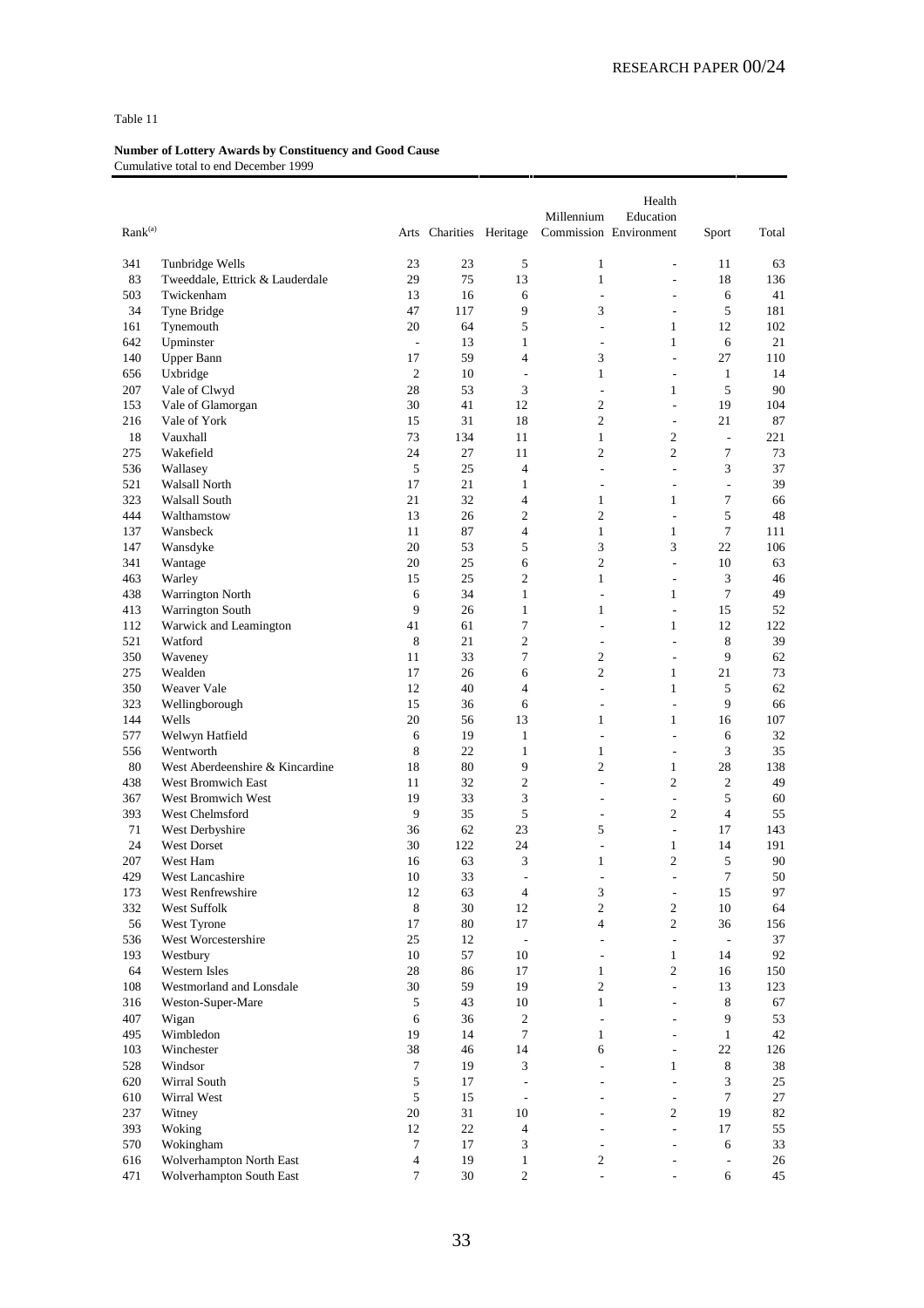Table 11

**Number of Lottery Awards by Constituency and Good Cause**
Cumulative total to end December 1999

| Rank[(a)] | | Arts | Charities | Heritage | Millennium Commission | Health Education Environment | Sport | Total |
|---|---|---|---|---|---|---|---|---|
| 341 | Tunbridge Wells | 23 | 23 | 5 | 1 | - | 11 | 63 |
| 83 | Tweeddale, Ettrick & Lauderdale | 29 | 75 | 13 | 1 | - | 18 | 136 |
| 503 | Twickenham | 13 | 16 | 6 | - | - | 6 | 41 |
| 34 | Tyne Bridge | 47 | 117 | 9 | 3 | - | 5 | 181 |
| 161 | Tynemouth | 20 | 64 | 5 | - | 1 | 12 | 102 |
| 642 | Upminster | - | 13 | 1 | - | 1 | 6 | 21 |
| 140 | Upper Bann | 17 | 59 | 4 | 3 | - | 27 | 110 |
| 656 | Uxbridge | 2 | 10 | - | 1 | - | 1 | 14 |
| 207 | Vale of Clwyd | 28 | 53 | 3 | - | 1 | 5 | 90 |
| 153 | Vale of Glamorgan | 30 | 41 | 12 | 2 | - | 19 | 104 |
| 216 | Vale of York | 15 | 31 | 18 | 2 | - | 21 | 87 |
| 18 | Vauxhall | 73 | 134 | 11 | 1 | 2 | - | 221 |
| 275 | Wakefield | 24 | 27 | 11 | 2 | 2 | 7 | 73 |
| 536 | Wallasey | 5 | 25 | 4 | - | - | 3 | 37 |
| 521 | Walsall North | 17 | 21 | 1 | - | - | - | 39 |
| 323 | Walsall South | 21 | 32 | 4 | 1 | 1 | 7 | 66 |
| 444 | Walthamstow | 13 | 26 | 2 | 2 | - | 5 | 48 |
| 137 | Wansbeck | 11 | 87 | 4 | 1 | 1 | 7 | 111 |
| 147 | Wansdyke | 20 | 53 | 5 | 3 | 3 | 22 | 106 |
| 341 | Wantage | 20 | 25 | 6 | 2 | - | 10 | 63 |
| 463 | Warley | 15 | 25 | 2 | 1 | - | 3 | 46 |
| 438 | Warrington North | 6 | 34 | 1 | - | 1 | 7 | 49 |
| 413 | Warrington South | 9 | 26 | 1 | 1 | - | 15 | 52 |
| 112 | Warwick and Leamington | 41 | 61 | 7 | - | 1 | 12 | 122 |
| 521 | Watford | 8 | 21 | 2 | - | - | 8 | 39 |
| 350 | Waveney | 11 | 33 | 7 | 2 | - | 9 | 62 |
| 275 | Wealden | 17 | 26 | 6 | 2 | 1 | 21 | 73 |
| 350 | Weaver Vale | 12 | 40 | 4 | - | 1 | 5 | 62 |
| 323 | Wellingborough | 15 | 36 | 6 | - | - | 9 | 66 |
| 144 | Wells | 20 | 56 | 13 | 1 | 1 | 16 | 107 |
| 577 | Welwyn Hatfield | 6 | 19 | 1 | - | - | 6 | 32 |
| 556 | Wentworth | 8 | 22 | 1 | 1 | - | 3 | 35 |
| 80 | West Aberdeenshire & Kincardine | 18 | 80 | 9 | 2 | 1 | 28 | 138 |
| 438 | West Bromwich East | 11 | 32 | 2 | - | 2 | 2 | 49 |
| 367 | West Bromwich West | 19 | 33 | 3 | - | - | 5 | 60 |
| 393 | West Chelmsford | 9 | 35 | 5 | - | 2 | 4 | 55 |
| 71 | West Derbyshire | 36 | 62 | 23 | 5 | - | 17 | 143 |
| 24 | West Dorset | 30 | 122 | 24 | - | 1 | 14 | 191 |
| 207 | West Ham | 16 | 63 | 3 | 1 | 2 | 5 | 90 |
| 429 | West Lancashire | 10 | 33 | - | - | - | 7 | 50 |
| 173 | West Renfrewshire | 12 | 63 | 4 | 3 | - | 15 | 97 |
| 332 | West Suffolk | 8 | 30 | 12 | 2 | 2 | 10 | 64 |
| 56 | West Tyrone | 17 | 80 | 17 | 4 | 2 | 36 | 156 |
| 536 | West Worcestershire | 25 | 12 | - | - | - | - | 37 |
| 193 | Westbury | 10 | 57 | 10 | - | 1 | 14 | 92 |
| 64 | Western Isles | 28 | 86 | 17 | 1 | 2 | 16 | 150 |
| 108 | Westmorland and Lonsdale | 30 | 59 | 19 | 2 | - | 13 | 123 |
| 316 | Weston-Super-Mare | 5 | 43 | 10 | 1 | - | 8 | 67 |
| 407 | Wigan | 6 | 36 | 2 | - | - | 9 | 53 |
| 495 | Wimbledon | 19 | 14 | 7 | 1 | - | 1 | 42 |
| 103 | Winchester | 38 | 46 | 14 | 6 | - | 22 | 126 |
| 528 | Windsor | 7 | 19 | 3 | - | 1 | 8 | 38 |
| 620 | Wirral South | 5 | 17 | - | - | - | 3 | 25 |
| 610 | Wirral West | 5 | 15 | - | - | - | 7 | 27 |
| 237 | Witney | 20 | 31 | 10 | - | 2 | 19 | 82 |
| 393 | Woking | 12 | 22 | 4 | - | - | 17 | 55 |
| 570 | Wokingham | 7 | 17 | 3 | - | - | 6 | 33 |
| 616 | Wolverhampton North East | 4 | 19 | 1 | 2 | - | - | 26 |
| 471 | Wolverhampton South East | 7 | 30 | 2 | - | - | 6 | 45 |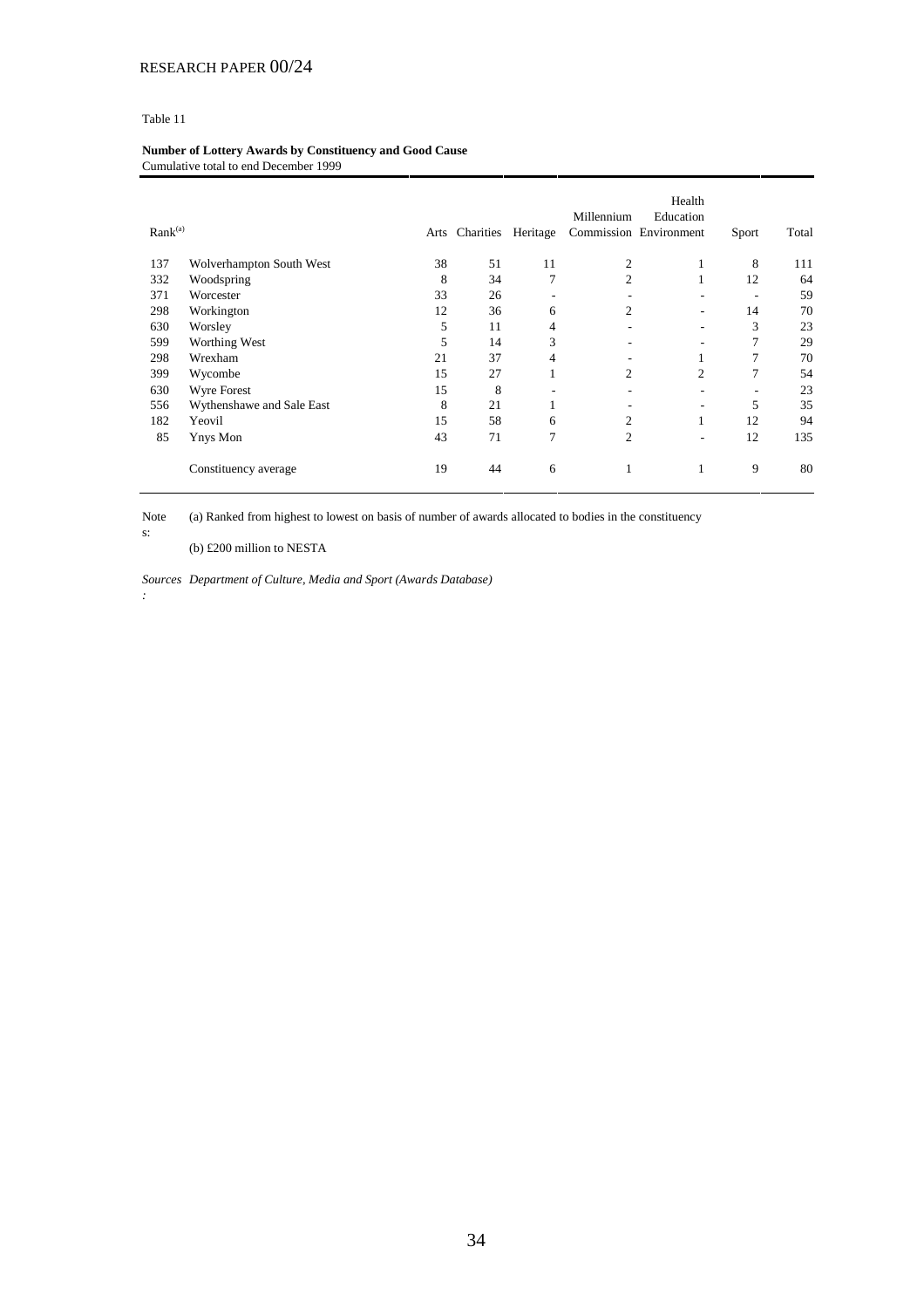Table 11

**Number of Lottery Awards by Constituency and Good Cause**
Cumulative total to end December 1999

| Rank[(a)] | | Arts | Charities | Heritage | Millennium Commission | Health Education Environment | Sport | Total |
|---|---|---|---|---|---|---|---|---|
| 137 | Wolverhampton South West | 38 | 51 | 11 | 2 | 1 | 8 | 111 |
| 332 | Woodspring | 8 | 34 | 7 | 2 | 1 | 12 | 64 |
| 371 | Worcester | 33 | 26 | - | - | - | - | 59 |
| 298 | Workington | 12 | 36 | 6 | 2 | - | 14 | 70 |
| 630 | Worsley | 5 | 11 | 4 | - | - | 3 | 23 |
| 599 | Worthing West | 5 | 14 | 3 | - | - | 7 | 29 |
| 298 | Wrexham | 21 | 37 | 4 | - | 1 | 7 | 70 |
| 399 | Wycombe | 15 | 27 | 1 | 2 | 2 | 7 | 54 |
| 630 | Wyre Forest | 15 | 8 | - | - | - | - | 23 |
| 556 | Wythenshawe and Sale East | 8 | 21 | 1 | - | - | 5 | 35 |
| 182 | Yeovil | 15 | 58 | 6 | 2 | 1 | 12 | 94 |
| 85 | Ynys Mon | 43 | 71 | 7 | 2 | - | 12 | 135 |
| | Constituency average | 19 | 44 | 6 | 1 | 1 | 9 | 80 |

Notes: (a) Ranked from highest to lowest on basis of number of awards allocated to bodies in the constituency

(b) £200 million to NESTA

*Sources: Department of Culture, Media and Sport (Awards Database)*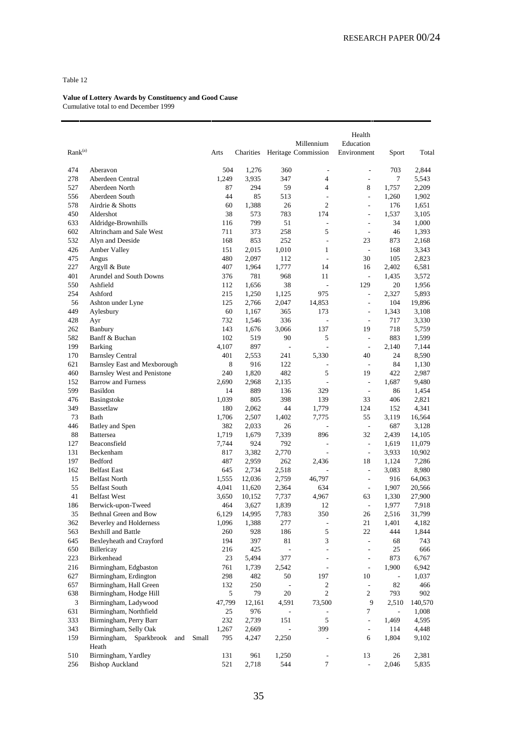Table 12

**Value of Lottery Awards by Constituency and Good Cause**
Cumulative total to end December 1999

| Rank[a] | | Arts | Charities | Heritage | Millennium Commission | Health Education Environment | Sport | Total |
|---|---|---|---|---|---|---|---|---|
| 474 | Aberavon | 504 | 1,276 | 360 | - | - | 703 | 2,844 |
| 278 | Aberdeen Central | 1,249 | 3,935 | 347 | 4 | - | 7 | 5,543 |
| 527 | Aberdeen North | 87 | 294 | 59 | 4 | 8 | 1,757 | 2,209 |
| 556 | Aberdeen South | 44 | 85 | 513 | - | - | 1,260 | 1,902 |
| 578 | Airdrie & Shotts | 60 | 1,388 | 26 | 2 | - | 176 | 1,651 |
| 450 | Aldershot | 38 | 573 | 783 | 174 | - | 1,537 | 3,105 |
| 633 | Aldridge-Brownhills | 116 | 799 | 51 | - | - | 34 | 1,000 |
| 602 | Altrincham and Sale West | 711 | 373 | 258 | 5 | - | 46 | 1,393 |
| 532 | Alyn and Deeside | 168 | 853 | 252 | - | 23 | 873 | 2,168 |
| 426 | Amber Valley | 151 | 2,015 | 1,010 | 1 | - | 168 | 3,343 |
| 475 | Angus | 480 | 2,097 | 112 | - | 30 | 105 | 2,823 |
| 227 | Argyll & Bute | 407 | 1,964 | 1,777 | 14 | 16 | 2,402 | 6,581 |
| 401 | Arundel and South Downs | 376 | 781 | 968 | 11 | - | 1,435 | 3,572 |
| 550 | Ashfield | 112 | 1,656 | 38 | - | 129 | 20 | 1,956 |
| 254 | Ashford | 215 | 1,250 | 1,125 | 975 | - | 2,327 | 5,893 |
| 56 | Ashton under Lyne | 125 | 2,766 | 2,047 | 14,853 | - | 104 | 19,896 |
| 449 | Aylesbury | 60 | 1,167 | 365 | 173 | - | 1,343 | 3,108 |
| 428 | Ayr | 732 | 1,546 | 336 | - | - | 717 | 3,330 |
| 262 | Banbury | 143 | 1,676 | 3,066 | 137 | 19 | 718 | 5,759 |
| 582 | Banff & Buchan | 102 | 519 | 90 | 5 | - | 883 | 1,599 |
| 199 | Barking | 4,107 | 897 | - | - | - | 2,140 | 7,144 |
| 170 | Barnsley Central | 401 | 2,553 | 241 | 5,330 | 40 | 24 | 8,590 |
| 621 | Barnsley East and Mexborough | 8 | 916 | 122 | - | - | 84 | 1,130 |
| 460 | Barnsley West and Penistone | 240 | 1,820 | 482 | 5 | 19 | 422 | 2,987 |
| 152 | Barrow and Furness | 2,690 | 2,968 | 2,135 | - | - | 1,687 | 9,480 |
| 599 | Basildon | 14 | 889 | 136 | 329 | - | 86 | 1,454 |
| 476 | Basingstoke | 1,039 | 805 | 398 | 139 | 33 | 406 | 2,821 |
| 349 | Bassetlaw | 180 | 2,062 | 44 | 1,779 | 124 | 152 | 4,341 |
| 73 | Bath | 1,706 | 2,507 | 1,402 | 7,775 | 55 | 3,119 | 16,564 |
| 446 | Batley and Spen | 382 | 2,033 | 26 | - | - | 687 | 3,128 |
| 88 | Battersea | 1,719 | 1,679 | 7,339 | 896 | 32 | 2,439 | 14,105 |
| 127 | Beaconsfield | 7,744 | 924 | 792 | - | - | 1,619 | 11,079 |
| 131 | Beckenham | 817 | 3,382 | 2,770 | - | - | 3,933 | 10,902 |
| 197 | Bedford | 487 | 2,959 | 262 | 2,436 | 18 | 1,124 | 7,286 |
| 162 | Belfast East | 645 | 2,734 | 2,518 | - | - | 3,083 | 8,980 |
| 15 | Belfast North | 1,555 | 12,036 | 2,759 | 46,797 | - | 916 | 64,063 |
| 55 | Belfast South | 4,041 | 11,620 | 2,364 | 634 | - | 1,907 | 20,566 |
| 41 | Belfast West | 3,650 | 10,152 | 7,737 | 4,967 | 63 | 1,330 | 27,900 |
| 186 | Berwick-upon-Tweed | 464 | 3,627 | 1,839 | 12 | - | 1,977 | 7,918 |
| 35 | Bethnal Green and Bow | 6,129 | 14,995 | 7,783 | 350 | 26 | 2,516 | 31,799 |
| 362 | Beverley and Holderness | 1,096 | 1,388 | 277 | - | 21 | 1,401 | 4,182 |
| 563 | Bexhill and Battle | 260 | 928 | 186 | 5 | 22 | 444 | 1,844 |
| 645 | Bexleyheath and Crayford | 194 | 397 | 81 | 3 | - | 68 | 743 |
| 650 | Billericay | 216 | 425 | - | - | - | 25 | 666 |
| 223 | Birkenhead | 23 | 5,494 | 377 | - | - | 873 | 6,767 |
| 216 | Birmingham, Edgbaston | 761 | 1,739 | 2,542 | - | - | 1,900 | 6,942 |
| 627 | Birmingham, Erdington | 298 | 482 | 50 | 197 | 10 | - | 1,037 |
| 657 | Birmingham, Hall Green | 132 | 250 | - | 2 | - | 82 | 466 |
| 638 | Birmingham, Hodge Hill | 5 | 79 | 20 | 2 | 2 | 793 | 902 |
| 3 | Birmingham, Ladywood | 47,799 | 12,161 | 4,591 | 73,500 | 9 | 2,510 | 140,570 |
| 631 | Birmingham, Northfield | 25 | 976 | - | - | 7 | - | 1,008 |
| 333 | Birmingham, Perry Barr | 232 | 2,739 | 151 | 5 | - | 1,469 | 4,595 |
| 343 | Birmingham, Selly Oak | 1,267 | 2,669 | - | 399 | - | 114 | 4,448 |
| 159 | Birmingham, Sparkbrook and Small Heath | 795 | 4,247 | 2,250 | - | 6 | 1,804 | 9,102 |
| 510 | Birmingham, Yardley | 131 | 961 | 1,250 | - | 13 | 26 | 2,381 |
| 256 | Bishop Auckland | 521 | 2,718 | 544 | 7 | - | 2,046 | 5,835 |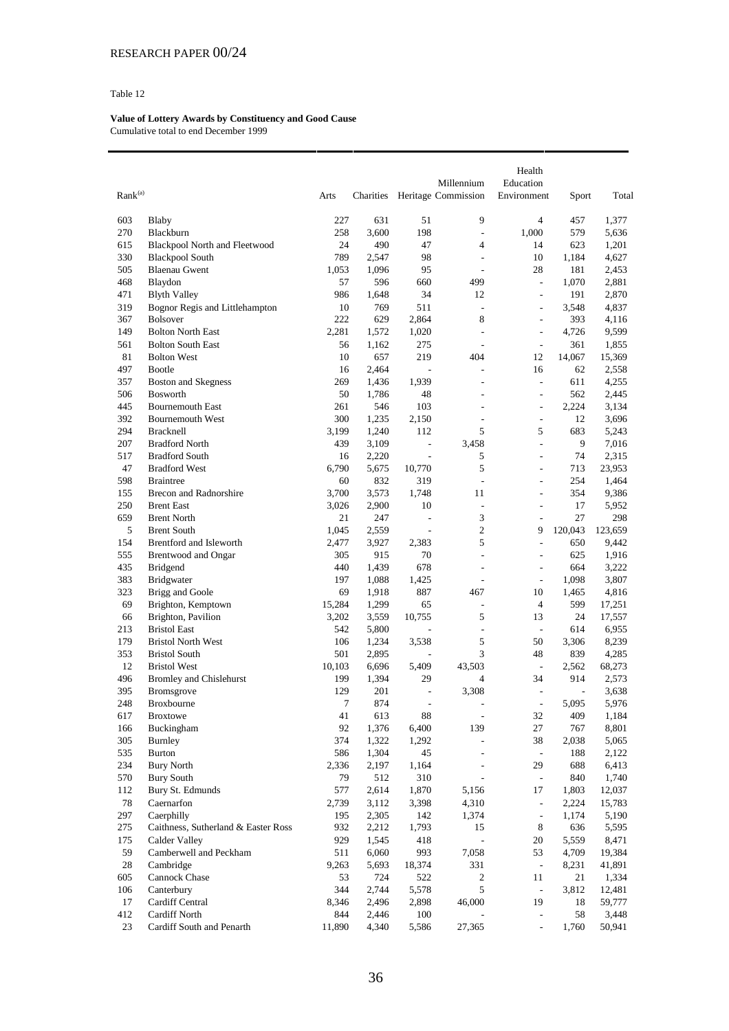Table 12

**Value of Lottery Awards by Constituency and Good Cause**
Cumulative total to end December 1999

| Rank[(a)] | | Arts | Charities | Heritage | Millennium Commission | Health Education Environment | Sport | Total |
|---|---|---|---|---|---|---|---|---|
| 603 | Blaby | 227 | 631 | 51 | 9 | 4 | 457 | 1,377 |
| 270 | Blackburn | 258 | 3,600 | 198 | - | 1,000 | 579 | 5,636 |
| 615 | Blackpool North and Fleetwood | 24 | 490 | 47 | 4 | 14 | 623 | 1,201 |
| 330 | Blackpool South | 789 | 2,547 | 98 | - | 10 | 1,184 | 4,627 |
| 505 | Blaenau Gwent | 1,053 | 1,096 | 95 | - | 28 | 181 | 2,453 |
| 468 | Blaydon | 57 | 596 | 660 | 499 | - | 1,070 | 2,881 |
| 471 | Blyth Valley | 986 | 1,648 | 34 | 12 | - | 191 | 2,870 |
| 319 | Bognor Regis and Littlehampton | 10 | 769 | 511 | - | - | 3,548 | 4,837 |
| 367 | Bolsover | 222 | 629 | 2,864 | 8 | - | 393 | 4,116 |
| 149 | Bolton North East | 2,281 | 1,572 | 1,020 | - | - | 4,726 | 9,599 |
| 561 | Bolton South East | 56 | 1,162 | 275 | - | - | 361 | 1,855 |
| 81 | Bolton West | 10 | 657 | 219 | 404 | 12 | 14,067 | 15,369 |
| 497 | Bootle | 16 | 2,464 | - | - | 16 | 62 | 2,558 |
| 357 | Boston and Skegness | 269 | 1,436 | 1,939 | - | - | 611 | 4,255 |
| 506 | Bosworth | 50 | 1,786 | 48 | - | - | 562 | 2,445 |
| 445 | Bournemouth East | 261 | 546 | 103 | - | - | 2,224 | 3,134 |
| 392 | Bournemouth West | 300 | 1,235 | 2,150 | - | - | 12 | 3,696 |
| 294 | Bracknell | 3,199 | 1,240 | 112 | 5 | 5 | 683 | 5,243 |
| 207 | Bradford North | 439 | 3,109 | - | 3,458 | - | 9 | 7,016 |
| 517 | Bradford South | 16 | 2,220 | - | 5 | - | 74 | 2,315 |
| 47 | Bradford West | 6,790 | 5,675 | 10,770 | 5 | - | 713 | 23,953 |
| 598 | Braintree | 60 | 832 | 319 | - | - | 254 | 1,464 |
| 155 | Brecon and Radnorshire | 3,700 | 3,573 | 1,748 | 11 | - | 354 | 9,386 |
| 250 | Brent East | 3,026 | 2,900 | 10 | - | - | 17 | 5,952 |
| 659 | Brent North | 21 | 247 | - | 3 | - | 27 | 298 |
| 5 | Brent South | 1,045 | 2,559 | - | 2 | 9 | 120,043 | 123,659 |
| 154 | Brentford and Isleworth | 2,477 | 3,927 | 2,383 | 5 | - | 650 | 9,442 |
| 555 | Brentwood and Ongar | 305 | 915 | 70 | - | - | 625 | 1,916 |
| 435 | Bridgend | 440 | 1,439 | 678 | - | - | 664 | 3,222 |
| 383 | Bridgwater | 197 | 1,088 | 1,425 | - | - | 1,098 | 3,807 |
| 323 | Brigg and Goole | 69 | 1,918 | 887 | 467 | 10 | 1,465 | 4,816 |
| 69 | Brighton, Kemptown | 15,284 | 1,299 | 65 | - | 4 | 599 | 17,251 |
| 66 | Brighton, Pavilion | 3,202 | 3,559 | 10,755 | 5 | 13 | 24 | 17,557 |
| 213 | Bristol East | 542 | 5,800 | - | - | - | 614 | 6,955 |
| 179 | Bristol North West | 106 | 1,234 | 3,538 | 5 | 50 | 3,306 | 8,239 |
| 353 | Bristol South | 501 | 2,895 | - | 3 | 48 | 839 | 4,285 |
| 12 | Bristol West | 10,103 | 6,696 | 5,409 | 43,503 | - | 2,562 | 68,273 |
| 496 | Bromley and Chislehurst | 199 | 1,394 | 29 | 4 | 34 | 914 | 2,573 |
| 395 | Bromsgrove | 129 | 201 | - | 3,308 | - | - | 3,638 |
| 248 | Broxbourne | 7 | 874 | - | - | - | 5,095 | 5,976 |
| 617 | Broxtowe | 41 | 613 | 88 | - | 32 | 409 | 1,184 |
| 166 | Buckingham | 92 | 1,376 | 6,400 | 139 | 27 | 767 | 8,801 |
| 305 | Burnley | 374 | 1,322 | 1,292 | - | 38 | 2,038 | 5,065 |
| 535 | Burton | 586 | 1,304 | 45 | - | - | 188 | 2,122 |
| 234 | Bury North | 2,336 | 2,197 | 1,164 | - | 29 | 688 | 6,413 |
| 570 | Bury South | 79 | 512 | 310 | - | - | 840 | 1,740 |
| 112 | Bury St. Edmunds | 577 | 2,614 | 1,870 | 5,156 | 17 | 1,803 | 12,037 |
| 78 | Caernarfon | 2,739 | 3,112 | 3,398 | 4,310 | - | 2,224 | 15,783 |
| 297 | Caerphilly | 195 | 2,305 | 142 | 1,374 | - | 1,174 | 5,190 |
| 275 | Caithness, Sutherland & Easter Ross | 932 | 2,212 | 1,793 | 15 | 8 | 636 | 5,595 |
| 175 | Calder Valley | 929 | 1,545 | 418 | - | 20 | 5,559 | 8,471 |
| 59 | Camberwell and Peckham | 511 | 6,060 | 993 | 7,058 | 53 | 4,709 | 19,384 |
| 28 | Cambridge | 9,263 | 5,693 | 18,374 | 331 | - | 8,231 | 41,891 |
| 605 | Cannock Chase | 53 | 724 | 522 | 2 | 11 | 21 | 1,334 |
| 106 | Canterbury | 344 | 2,744 | 5,578 | 5 | - | 3,812 | 12,481 |
| 17 | Cardiff Central | 8,346 | 2,496 | 2,898 | 46,000 | 19 | 18 | 59,777 |
| 412 | Cardiff North | 844 | 2,446 | 100 | - | - | 58 | 3,448 |
| 23 | Cardiff South and Penarth | 11,890 | 4,340 | 5,586 | 27,365 | - | 1,760 | 50,941 |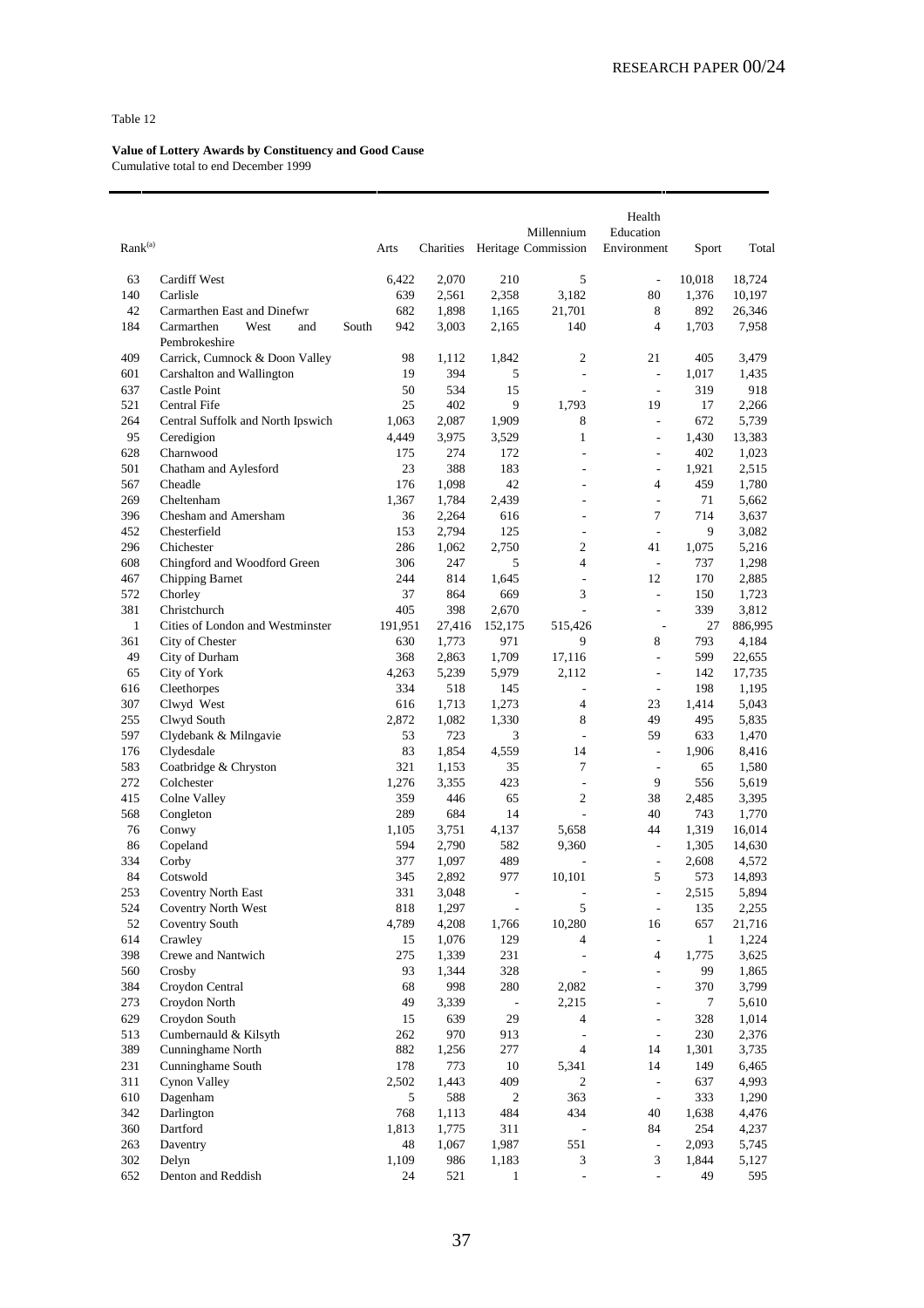Table 12

**Value of Lottery Awards by Constituency and Good Cause**
Cumulative total to end December 1999

| Rank[(a)] | | Arts | Charities | Heritage | Millennium Commission | Health Education Environment | Sport | Total |
|---|---|---|---|---|---|---|---|---|
| 63 | Cardiff West | 6,422 | 2,070 | 210 | 5 | - | 10,018 | 18,724 |
| 140 | Carlisle | 639 | 2,561 | 2,358 | 3,182 | 80 | 1,376 | 10,197 |
| 42 | Carmarthen East and Dinefwr | 682 | 1,898 | 1,165 | 21,701 | 8 | 892 | 26,346 |
| 184 | Carmarthen West and South Pembrokeshire | 942 | 3,003 | 2,165 | 140 | 4 | 1,703 | 7,958 |
| 409 | Carrick, Cumnock & Doon Valley | 98 | 1,112 | 1,842 | 2 | 21 | 405 | 3,479 |
| 601 | Carshalton and Wallington | 19 | 394 | 5 | - | - | 1,017 | 1,435 |
| 637 | Castle Point | 50 | 534 | 15 | - | - | 319 | 918 |
| 521 | Central Fife | 25 | 402 | 9 | 1,793 | 19 | 17 | 2,266 |
| 264 | Central Suffolk and North Ipswich | 1,063 | 2,087 | 1,909 | 8 | - | 672 | 5,739 |
| 95 | Ceredigion | 4,449 | 3,975 | 3,529 | 1 | - | 1,430 | 13,383 |
| 628 | Charnwood | 175 | 274 | 172 | - | - | 402 | 1,023 |
| 501 | Chatham and Aylesford | 23 | 388 | 183 | - | - | 1,921 | 2,515 |
| 567 | Cheadle | 176 | 1,098 | 42 | - | 4 | 459 | 1,780 |
| 269 | Cheltenham | 1,367 | 1,784 | 2,439 | - | - | 71 | 5,662 |
| 396 | Chesham and Amersham | 36 | 2,264 | 616 | - | 7 | 714 | 3,637 |
| 452 | Chesterfield | 153 | 2,794 | 125 | - | - | 9 | 3,082 |
| 296 | Chichester | 286 | 1,062 | 2,750 | 2 | 41 | 1,075 | 5,216 |
| 608 | Chingford and Woodford Green | 306 | 247 | 5 | 4 | - | 737 | 1,298 |
| 467 | Chipping Barnet | 244 | 814 | 1,645 | - | 12 | 170 | 2,885 |
| 572 | Chorley | 37 | 864 | 669 | 3 | - | 150 | 1,723 |
| 381 | Christchurch | 405 | 398 | 2,670 | - | - | 339 | 3,812 |
| 1 | Cities of London and Westminster | 191,951 | 27,416 | 152,175 | 515,426 | - | 27 | 886,995 |
| 361 | City of Chester | 630 | 1,773 | 971 | 9 | 8 | 793 | 4,184 |
| 49 | City of Durham | 368 | 2,863 | 1,709 | 17,116 | - | 599 | 22,655 |
| 65 | City of York | 4,263 | 5,239 | 5,979 | 2,112 | - | 142 | 17,735 |
| 616 | Cleethorpes | 334 | 518 | 145 | - | - | 198 | 1,195 |
| 307 | Clwyd West | 616 | 1,713 | 1,273 | 4 | 23 | 1,414 | 5,043 |
| 255 | Clwyd South | 2,872 | 1,082 | 1,330 | 8 | 49 | 495 | 5,835 |
| 597 | Clydebank & Milngavie | 53 | 723 | 3 | - | 59 | 633 | 1,470 |
| 176 | Clydesdale | 83 | 1,854 | 4,559 | 14 | - | 1,906 | 8,416 |
| 583 | Coatbridge & Chryston | 321 | 1,153 | 35 | 7 | - | 65 | 1,580 |
| 272 | Colchester | 1,276 | 3,355 | 423 | - | 9 | 556 | 5,619 |
| 415 | Colne Valley | 359 | 446 | 65 | 2 | 38 | 2,485 | 3,395 |
| 568 | Congleton | 289 | 684 | 14 | - | 40 | 743 | 1,770 |
| 76 | Conwy | 1,105 | 3,751 | 4,137 | 5,658 | 44 | 1,319 | 16,014 |
| 86 | Copeland | 594 | 2,790 | 582 | 9,360 | - | 1,305 | 14,630 |
| 334 | Corby | 377 | 1,097 | 489 | - | - | 2,608 | 4,572 |
| 84 | Cotswold | 345 | 2,892 | 977 | 10,101 | 5 | 573 | 14,893 |
| 253 | Coventry North East | 331 | 3,048 | - | - | - | 2,515 | 5,894 |
| 524 | Coventry North West | 818 | 1,297 | - | 5 | - | 135 | 2,255 |
| 52 | Coventry South | 4,789 | 4,208 | 1,766 | 10,280 | 16 | 657 | 21,716 |
| 614 | Crawley | 15 | 1,076 | 129 | 4 | - | 1 | 1,224 |
| 398 | Crewe and Nantwich | 275 | 1,339 | 231 | - | 4 | 1,775 | 3,625 |
| 560 | Crosby | 93 | 1,344 | 328 | - | - | 99 | 1,865 |
| 384 | Croydon Central | 68 | 998 | 280 | 2,082 | - | 370 | 3,799 |
| 273 | Croydon North | 49 | 3,339 | - | 2,215 | - | 7 | 5,610 |
| 629 | Croydon South | 15 | 639 | 29 | 4 | - | 328 | 1,014 |
| 513 | Cumbernauld & Kilsyth | 262 | 970 | 913 | - | - | 230 | 2,376 |
| 389 | Cunninghame North | 882 | 1,256 | 277 | 4 | 14 | 1,301 | 3,735 |
| 231 | Cunninghame South | 178 | 773 | 10 | 5,341 | 14 | 149 | 6,465 |
| 311 | Cynon Valley | 2,502 | 1,443 | 409 | 2 | - | 637 | 4,993 |
| 610 | Dagenham | 5 | 588 | 2 | 363 | - | 333 | 1,290 |
| 342 | Darlington | 768 | 1,113 | 484 | 434 | 40 | 1,638 | 4,476 |
| 360 | Dartford | 1,813 | 1,775 | 311 | - | 84 | 254 | 4,237 |
| 263 | Daventry | 48 | 1,067 | 1,987 | 551 | - | 2,093 | 5,745 |
| 302 | Delyn | 1,109 | 986 | 1,183 | 3 | 3 | 1,844 | 5,127 |
| 652 | Denton and Reddish | 24 | 521 | 1 | - | - | 49 | 595 |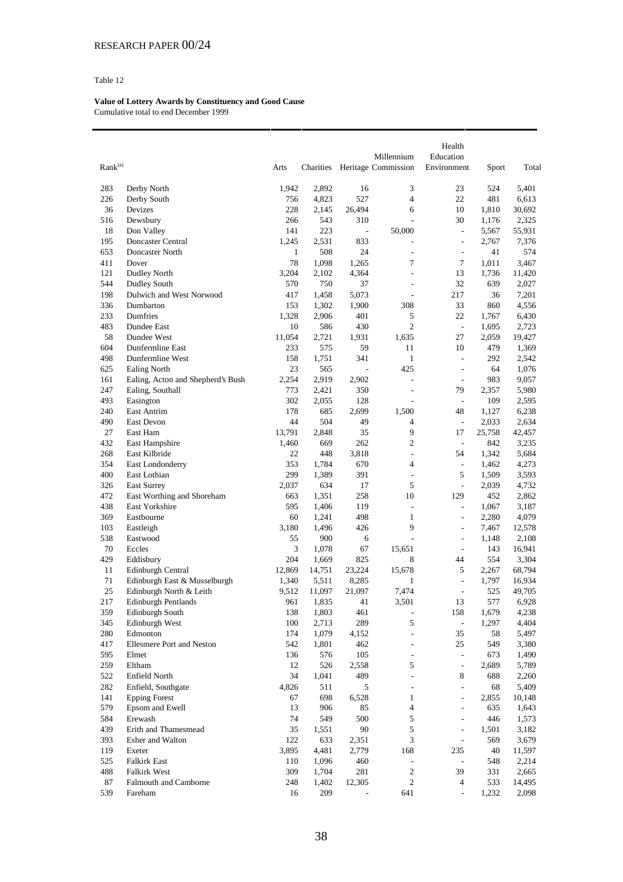Table 12

**Value of Lottery Awards by Constituency and Good Cause**
Cumulative total to end December 1999

| Rank[(a)] | | Arts | Charities | Heritage | Millennium Commission | Health Education Environment | Sport | Total |
|---|---|---|---|---|---|---|---|---|
| 283 | Derby North | 1,942 | 2,892 | 16 | 3 | 23 | 524 | 5,401 |
| 226 | Derby South | 756 | 4,823 | 527 | 4 | 22 | 481 | 6,613 |
| 36 | Devizes | 228 | 2,145 | 26,494 | 6 | 10 | 1,810 | 30,692 |
| 516 | Dewsbury | 266 | 543 | 310 | - | 30 | 1,176 | 2,325 |
| 18 | Don Valley | 141 | 223 | - | 50,000 | - | 5,567 | 55,931 |
| 195 | Doncaster Central | 1,245 | 2,531 | 833 | - | - | 2,767 | 7,376 |
| 653 | Doncaster North | 1 | 508 | 24 | - | - | 41 | 574 |
| 411 | Dover | 78 | 1,098 | 1,265 | 7 | 7 | 1,011 | 3,467 |
| 121 | Dudley North | 3,204 | 2,102 | 4,364 | - | 13 | 1,736 | 11,420 |
| 544 | Dudley South | 570 | 750 | 37 | - | 32 | 639 | 2,027 |
| 198 | Dulwich and West Norwood | 417 | 1,458 | 5,073 | - | 217 | 36 | 7,201 |
| 336 | Dumbarton | 153 | 1,302 | 1,900 | 308 | 33 | 860 | 4,556 |
| 233 | Dumfries | 1,328 | 2,906 | 401 | 5 | 22 | 1,767 | 6,430 |
| 483 | Dundee East | 10 | 586 | 430 | 2 | - | 1,695 | 2,723 |
| 58 | Dundee West | 11,054 | 2,721 | 1,931 | 1,635 | 27 | 2,059 | 19,427 |
| 604 | Dunfermline East | 233 | 575 | 59 | 11 | 10 | 479 | 1,369 |
| 498 | Dunfermline West | 158 | 1,751 | 341 | 1 | - | 292 | 2,542 |
| 625 | Ealing North | 23 | 565 | - | 425 | - | 64 | 1,076 |
| 161 | Ealing, Acton and Shepherd's Bush | 2,254 | 2,919 | 2,902 | - | - | 983 | 9,057 |
| 247 | Ealing, Southall | 773 | 2,421 | 350 | - | 79 | 2,357 | 5,980 |
| 493 | Easington | 302 | 2,055 | 128 | - | - | 109 | 2,595 |
| 240 | East Antrim | 178 | 685 | 2,699 | 1,500 | 48 | 1,127 | 6,238 |
| 490 | East Devon | 44 | 504 | 49 | 4 | - | 2,033 | 2,634 |
| 27 | East Ham | 13,791 | 2,848 | 35 | 9 | 17 | 25,758 | 42,457 |
| 432 | East Hampshire | 1,460 | 669 | 262 | 2 | - | 842 | 3,235 |
| 268 | East Kilbride | 22 | 448 | 3,818 | - | 54 | 1,342 | 5,684 |
| 354 | East Londonderry | 353 | 1,784 | 670 | 4 | - | 1,462 | 4,273 |
| 400 | East Lothian | 299 | 1,389 | 391 | - | 5 | 1,509 | 3,593 |
| 326 | East Surrey | 2,037 | 634 | 17 | 5 | - | 2,039 | 4,732 |
| 472 | East Worthing and Shoreham | 663 | 1,351 | 258 | 10 | 129 | 452 | 2,862 |
| 438 | East Yorkshire | 595 | 1,406 | 119 | - | - | 1,067 | 3,187 |
| 369 | Eastbourne | 60 | 1,241 | 498 | 1 | - | 2,280 | 4,079 |
| 103 | Eastleigh | 3,180 | 1,496 | 426 | 9 | - | 7,467 | 12,578 |
| 538 | Eastwood | 55 | 900 | 6 | - | - | 1,148 | 2,108 |
| 70 | Eccles | 3 | 1,078 | 67 | 15,651 | - | 143 | 16,941 |
| 429 | Eddisbury | 204 | 1,669 | 825 | 8 | 44 | 554 | 3,304 |
| 11 | Edinburgh Central | 12,869 | 14,751 | 23,224 | 15,678 | 5 | 2,267 | 68,794 |
| 71 | Edinburgh East & Musselburgh | 1,340 | 5,511 | 8,285 | 1 | - | 1,797 | 16,934 |
| 25 | Edinburgh North & Leith | 9,512 | 11,097 | 21,097 | 7,474 | - | 525 | 49,705 |
| 217 | Edinburgh Pentlands | 961 | 1,835 | 41 | 3,501 | 13 | 577 | 6,928 |
| 359 | Edinburgh South | 138 | 1,803 | 461 | - | 158 | 1,679 | 4,238 |
| 345 | Edinburgh West | 100 | 2,713 | 289 | 5 | - | 1,297 | 4,404 |
| 280 | Edmonton | 174 | 1,079 | 4,152 | - | 35 | 58 | 5,497 |
| 417 | Ellesmere Port and Neston | 542 | 1,801 | 462 | - | 25 | 549 | 3,380 |
| 595 | Elmet | 136 | 576 | 105 | - | - | 673 | 1,490 |
| 259 | Eltham | 12 | 526 | 2,558 | 5 | - | 2,689 | 5,789 |
| 522 | Enfield North | 34 | 1,041 | 489 | - | 8 | 688 | 2,260 |
| 282 | Enfield, Southgate | 4,826 | 511 | 5 | - | - | 68 | 5,409 |
| 141 | Epping Forest | 67 | 698 | 6,528 | 1 | - | 2,855 | 10,148 |
| 579 | Epsom and Ewell | 13 | 906 | 85 | 4 | - | 635 | 1,643 |
| 584 | Erewash | 74 | 549 | 500 | 5 | - | 446 | 1,573 |
| 439 | Erith and Thamesmead | 35 | 1,551 | 90 | 5 | - | 1,501 | 3,182 |
| 393 | Esher and Walton | 122 | 633 | 2,351 | 3 | - | 569 | 3,679 |
| 119 | Exeter | 3,895 | 4,481 | 2,779 | 168 | 235 | 40 | 11,597 |
| 525 | Falkirk East | 110 | 1,096 | 460 | - | - | 548 | 2,214 |
| 488 | Falkirk West | 309 | 1,704 | 281 | 2 | 39 | 331 | 2,665 |
| 87 | Falmouth and Camborne | 248 | 1,402 | 12,305 | 2 | 4 | 533 | 14,495 |
| 539 | Fareham | 16 | 209 | - | 641 | - | 1,232 | 2,098 |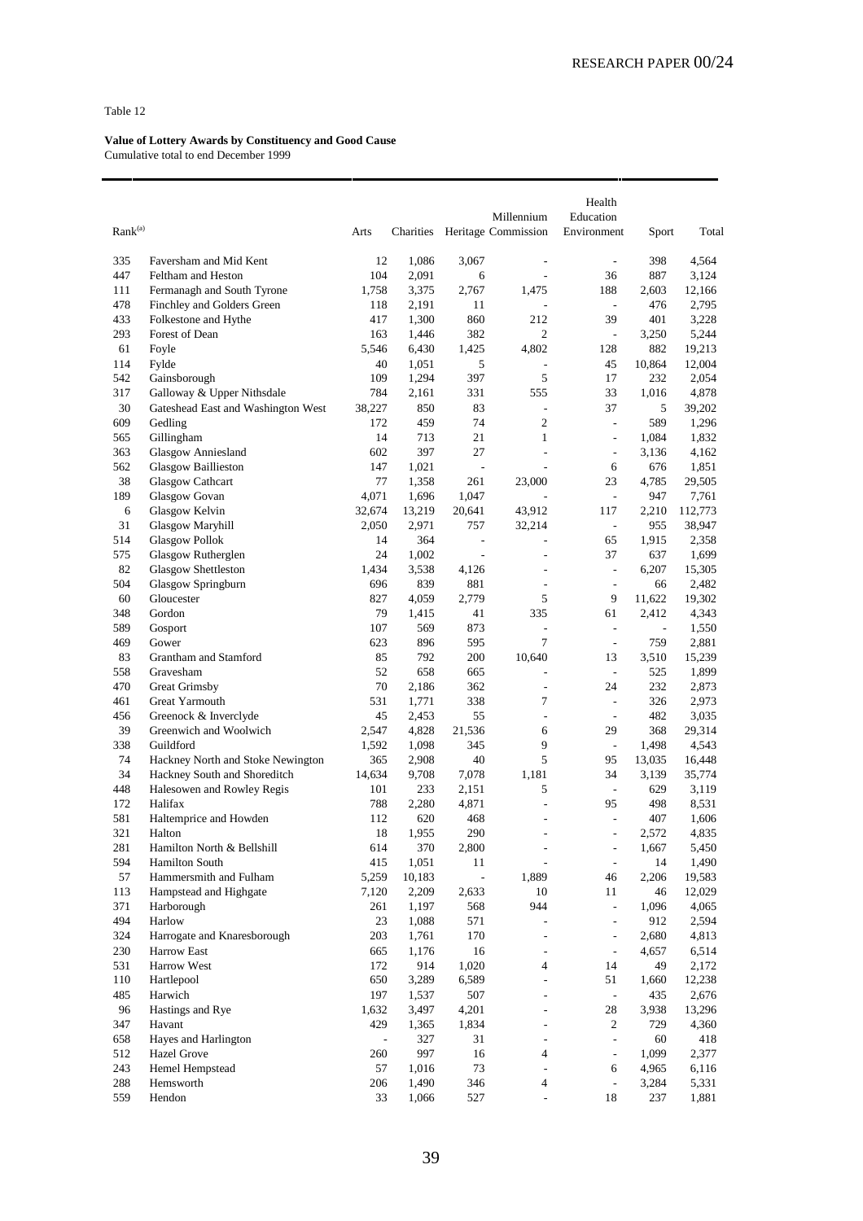Table 12

**Value of Lottery Awards by Constituency and Good Cause**
Cumulative total to end December 1999

| Rank[(a)] | | Arts | Charities | Heritage | Millennium Commission | Health Education Environment | Sport | Total |
|---|---|---|---|---|---|---|---|---|
| 335 | Faversham and Mid Kent | 12 | 1,086 | 3,067 | - | - | 398 | 4,564 |
| 447 | Feltham and Heston | 104 | 2,091 | 6 | - | 36 | 887 | 3,124 |
| 111 | Fermanagh and South Tyrone | 1,758 | 3,375 | 2,767 | 1,475 | 188 | 2,603 | 12,166 |
| 478 | Finchley and Golders Green | 118 | 2,191 | 11 | - | - | 476 | 2,795 |
| 433 | Folkestone and Hythe | 417 | 1,300 | 860 | 212 | 39 | 401 | 3,228 |
| 293 | Forest of Dean | 163 | 1,446 | 382 | 2 | - | 3,250 | 5,244 |
| 61 | Foyle | 5,546 | 6,430 | 1,425 | 4,802 | 128 | 882 | 19,213 |
| 114 | Fylde | 40 | 1,051 | 5 | - | 45 | 10,864 | 12,004 |
| 542 | Gainsborough | 109 | 1,294 | 397 | 5 | 17 | 232 | 2,054 |
| 317 | Galloway & Upper Nithsdale | 784 | 2,161 | 331 | 555 | 33 | 1,016 | 4,878 |
| 30 | Gateshead East and Washington West | 38,227 | 850 | 83 | - | 37 | 5 | 39,202 |
| 609 | Gedling | 172 | 459 | 74 | 2 | - | 589 | 1,296 |
| 565 | Gillingham | 14 | 713 | 21 | 1 | - | 1,084 | 1,832 |
| 363 | Glasgow Anniesland | 602 | 397 | 27 | - | - | 3,136 | 4,162 |
| 562 | Glasgow Baillieston | 147 | 1,021 | - | - | 6 | 676 | 1,851 |
| 38 | Glasgow Cathcart | 77 | 1,358 | 261 | 23,000 | 23 | 4,785 | 29,505 |
| 189 | Glasgow Govan | 4,071 | 1,696 | 1,047 | - | - | 947 | 7,761 |
| 6 | Glasgow Kelvin | 32,674 | 13,219 | 20,641 | 43,912 | 117 | 2,210 | 112,773 |
| 31 | Glasgow Maryhill | 2,050 | 2,971 | 757 | 32,214 | - | 955 | 38,947 |
| 514 | Glasgow Pollok | 14 | 364 | - | - | 65 | 1,915 | 2,358 |
| 575 | Glasgow Rutherglen | 24 | 1,002 | - | - | 37 | 637 | 1,699 |
| 82 | Glasgow Shettleston | 1,434 | 3,538 | 4,126 | - | - | 6,207 | 15,305 |
| 504 | Glasgow Springburn | 696 | 839 | 881 | - | - | 66 | 2,482 |
| 60 | Gloucester | 827 | 4,059 | 2,779 | 5 | 9 | 11,622 | 19,302 |
| 348 | Gordon | 79 | 1,415 | 41 | 335 | 61 | 2,412 | 4,343 |
| 589 | Gosport | 107 | 569 | 873 | - | - | - | 1,550 |
| 469 | Gower | 623 | 896 | 595 | 7 | - | 759 | 2,881 |
| 83 | Grantham and Stamford | 85 | 792 | 200 | 10,640 | 13 | 3,510 | 15,239 |
| 558 | Gravesham | 52 | 658 | 665 | - | - | 525 | 1,899 |
| 470 | Great Grimsby | 70 | 2,186 | 362 | - | 24 | 232 | 2,873 |
| 461 | Great Yarmouth | 531 | 1,771 | 338 | 7 | - | 326 | 2,973 |
| 456 | Greenock & Inverclyde | 45 | 2,453 | 55 | - | - | 482 | 3,035 |
| 39 | Greenwich and Woolwich | 2,547 | 4,828 | 21,536 | 6 | 29 | 368 | 29,314 |
| 338 | Guildford | 1,592 | 1,098 | 345 | 9 | - | 1,498 | 4,543 |
| 74 | Hackney North and Stoke Newington | 365 | 2,908 | 40 | 5 | 95 | 13,035 | 16,448 |
| 34 | Hackney South and Shoreditch | 14,634 | 9,708 | 7,078 | 1,181 | 34 | 3,139 | 35,774 |
| 448 | Halesowen and Rowley Regis | 101 | 233 | 2,151 | 5 | - | 629 | 3,119 |
| 172 | Halifax | 788 | 2,280 | 4,871 | - | 95 | 498 | 8,531 |
| 581 | Haltemprice and Howden | 112 | 620 | 468 | - | - | 407 | 1,606 |
| 321 | Halton | 18 | 1,955 | 290 | - | - | 2,572 | 4,835 |
| 281 | Hamilton North & Bellshill | 614 | 370 | 2,800 | - | - | 1,667 | 5,450 |
| 594 | Hamilton South | 415 | 1,051 | 11 | - | - | 14 | 1,490 |
| 57 | Hammersmith and Fulham | 5,259 | 10,183 | - | 1,889 | 46 | 2,206 | 19,583 |
| 113 | Hampstead and Highgate | 7,120 | 2,209 | 2,633 | 10 | 11 | 46 | 12,029 |
| 371 | Harborough | 261 | 1,197 | 568 | 944 | - | 1,096 | 4,065 |
| 494 | Harlow | 23 | 1,088 | 571 | - | - | 912 | 2,594 |
| 324 | Harrogate and Knaresborough | 203 | 1,761 | 170 | - | - | 2,680 | 4,813 |
| 230 | Harrow East | 665 | 1,176 | 16 | - | - | 4,657 | 6,514 |
| 531 | Harrow West | 172 | 914 | 1,020 | 4 | 14 | 49 | 2,172 |
| 110 | Hartlepool | 650 | 3,289 | 6,589 | - | 51 | 1,660 | 12,238 |
| 485 | Harwich | 197 | 1,537 | 507 | - | - | 435 | 2,676 |
| 96 | Hastings and Rye | 1,632 | 3,497 | 4,201 | - | 28 | 3,938 | 13,296 |
| 347 | Havant | 429 | 1,365 | 1,834 | - | 2 | 729 | 4,360 |
| 658 | Hayes and Harlington | - | 327 | 31 | - | - | 60 | 418 |
| 512 | Hazel Grove | 260 | 997 | 16 | 4 | - | 1,099 | 2,377 |
| 243 | Hemel Hempstead | 57 | 1,016 | 73 | - | 6 | 4,965 | 6,116 |
| 288 | Hemsworth | 206 | 1,490 | 346 | 4 | - | 3,284 | 5,331 |
| 559 | Hendon | 33 | 1,066 | 527 | - | 18 | 237 | 1,881 |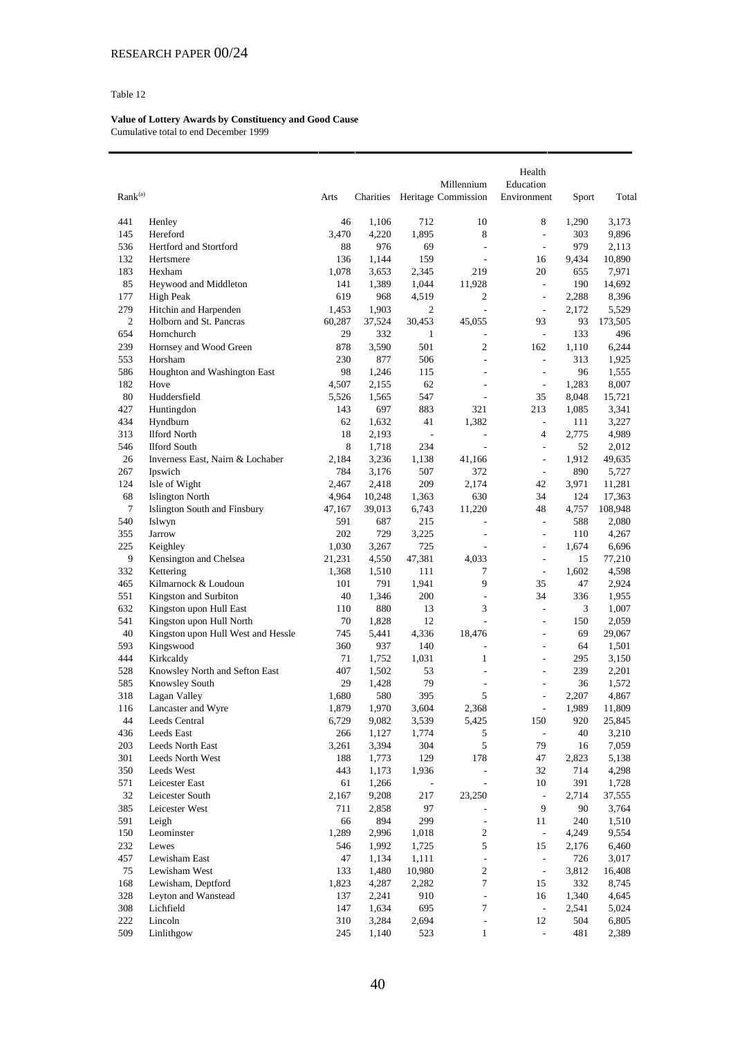Table 12

**Value of Lottery Awards by Constituency and Good Cause**
Cumulative total to end December 1999

| Rank[(a)] | | Arts | Charities | Heritage | Millennium Commission | Health Education Environment | Sport | Total |
|---|---|---|---|---|---|---|---|---|
| 441 | Henley | 46 | 1,106 | 712 | 10 | 8 | 1,290 | 3,173 |
| 145 | Hereford | 3,470 | 4,220 | 1,895 | 8 | - | 303 | 9,896 |
| 536 | Hertford and Stortford | 88 | 976 | 69 | - | - | 979 | 2,113 |
| 132 | Hertsmere | 136 | 1,144 | 159 | - | 16 | 9,434 | 10,890 |
| 183 | Hexham | 1,078 | 3,653 | 2,345 | 219 | 20 | 655 | 7,971 |
| 85 | Heywood and Middleton | 141 | 1,389 | 1,044 | 11,928 | - | 190 | 14,692 |
| 177 | High Peak | 619 | 968 | 4,519 | 2 | - | 2,288 | 8,396 |
| 279 | Hitchin and Harpenden | 1,453 | 1,903 | 2 | - | - | 2,172 | 5,529 |
| 2 | Holborn and St. Pancras | 60,287 | 37,524 | 30,453 | 45,055 | 93 | 93 | 173,505 |
| 654 | Hornchurch | 29 | 332 | 1 | - | - | 133 | 496 |
| 239 | Hornsey and Wood Green | 878 | 3,590 | 501 | 2 | 162 | 1,110 | 6,244 |
| 553 | Horsham | 230 | 877 | 506 | - | - | 313 | 1,925 |
| 586 | Houghton and Washington East | 98 | 1,246 | 115 | - | - | 96 | 1,555 |
| 182 | Hove | 4,507 | 2,155 | 62 | - | - | 1,283 | 8,007 |
| 80 | Huddersfield | 5,526 | 1,565 | 547 | - | 35 | 8,048 | 15,721 |
| 427 | Huntingdon | 143 | 697 | 883 | 321 | 213 | 1,085 | 3,341 |
| 434 | Hyndburn | 62 | 1,632 | 41 | 1,382 | - | 111 | 3,227 |
| 313 | Ilford North | 18 | 2,193 | - | - | 4 | 2,775 | 4,989 |
| 546 | Ilford South | 8 | 1,718 | 234 | - | - | 52 | 2,012 |
| 26 | Inverness East, Nairn & Lochaber | 2,184 | 3,236 | 1,138 | 41,166 | - | 1,912 | 49,635 |
| 267 | Ipswich | 784 | 3,176 | 507 | 372 | - | 890 | 5,727 |
| 124 | Isle of Wight | 2,467 | 2,418 | 209 | 2,174 | 42 | 3,971 | 11,281 |
| 68 | Islington North | 4,964 | 10,248 | 1,363 | 630 | 34 | 124 | 17,363 |
| 7 | Islington South and Finsbury | 47,167 | 39,013 | 6,743 | 11,220 | 48 | 4,757 | 108,948 |
| 540 | Islwyn | 591 | 687 | 215 | - | - | 588 | 2,080 |
| 355 | Jarrow | 202 | 729 | 3,225 | - | - | 110 | 4,267 |
| 225 | Keighley | 1,030 | 3,267 | 725 | - | - | 1,674 | 6,696 |
| 9 | Kensington and Chelsea | 21,231 | 4,550 | 47,381 | 4,033 | - | 15 | 77,210 |
| 332 | Kettering | 1,368 | 1,510 | 111 | 7 | - | 1,602 | 4,598 |
| 465 | Kilmarnock & Loudoun | 101 | 791 | 1,941 | 9 | 35 | 47 | 2,924 |
| 551 | Kingston and Surbiton | 40 | 1,346 | 200 | - | 34 | 336 | 1,955 |
| 632 | Kingston upon Hull East | 110 | 880 | 13 | 3 | - | 3 | 1,007 |
| 541 | Kingston upon Hull North | 70 | 1,828 | 12 | - | - | 150 | 2,059 |
| 40 | Kingston upon Hull West and Hessle | 745 | 5,441 | 4,336 | 18,476 | - | 69 | 29,067 |
| 593 | Kingswood | 360 | 937 | 140 | - | - | 64 | 1,501 |
| 444 | Kirkcaldy | 71 | 1,752 | 1,031 | 1 | - | 295 | 3,150 |
| 528 | Knowsley North and Sefton East | 407 | 1,502 | 53 | - | - | 239 | 2,201 |
| 585 | Knowsley South | 29 | 1,428 | 79 | - | - | 36 | 1,572 |
| 318 | Lagan Valley | 1,680 | 580 | 395 | 5 | - | 2,207 | 4,867 |
| 116 | Lancaster and Wyre | 1,879 | 1,970 | 3,604 | 2,368 | - | 1,989 | 11,809 |
| 44 | Leeds Central | 6,729 | 9,082 | 3,539 | 5,425 | 150 | 920 | 25,845 |
| 436 | Leeds East | 266 | 1,127 | 1,774 | 5 | - | 40 | 3,210 |
| 203 | Leeds North East | 3,261 | 3,394 | 304 | 5 | 79 | 16 | 7,059 |
| 301 | Leeds North West | 188 | 1,773 | 129 | 178 | 47 | 2,823 | 5,138 |
| 350 | Leeds West | 443 | 1,173 | 1,936 | - | 32 | 714 | 4,298 |
| 571 | Leicester East | 61 | 1,266 | - | - | 10 | 391 | 1,728 |
| 32 | Leicester South | 2,167 | 9,208 | 217 | 23,250 | - | 2,714 | 37,555 |
| 385 | Leicester West | 711 | 2,858 | 97 | - | 9 | 90 | 3,764 |
| 591 | Leigh | 66 | 894 | 299 | - | 11 | 240 | 1,510 |
| 150 | Leominster | 1,289 | 2,996 | 1,018 | 2 | - | 4,249 | 9,554 |
| 232 | Lewes | 546 | 1,992 | 1,725 | 5 | 15 | 2,176 | 6,460 |
| 457 | Lewisham East | 47 | 1,134 | 1,111 | - | - | 726 | 3,017 |
| 75 | Lewisham West | 133 | 1,480 | 10,980 | 2 | - | 3,812 | 16,408 |
| 168 | Lewisham, Deptford | 1,823 | 4,287 | 2,282 | 7 | 15 | 332 | 8,745 |
| 328 | Leyton and Wanstead | 137 | 2,241 | 910 | - | 16 | 1,340 | 4,645 |
| 308 | Lichfield | 147 | 1,634 | 695 | 7 | - | 2,541 | 5,024 |
| 222 | Lincoln | 310 | 3,284 | 2,694 | - | 12 | 504 | 6,805 |
| 509 | Linlithgow | 245 | 1,140 | 523 | 1 | - | 481 | 2,389 |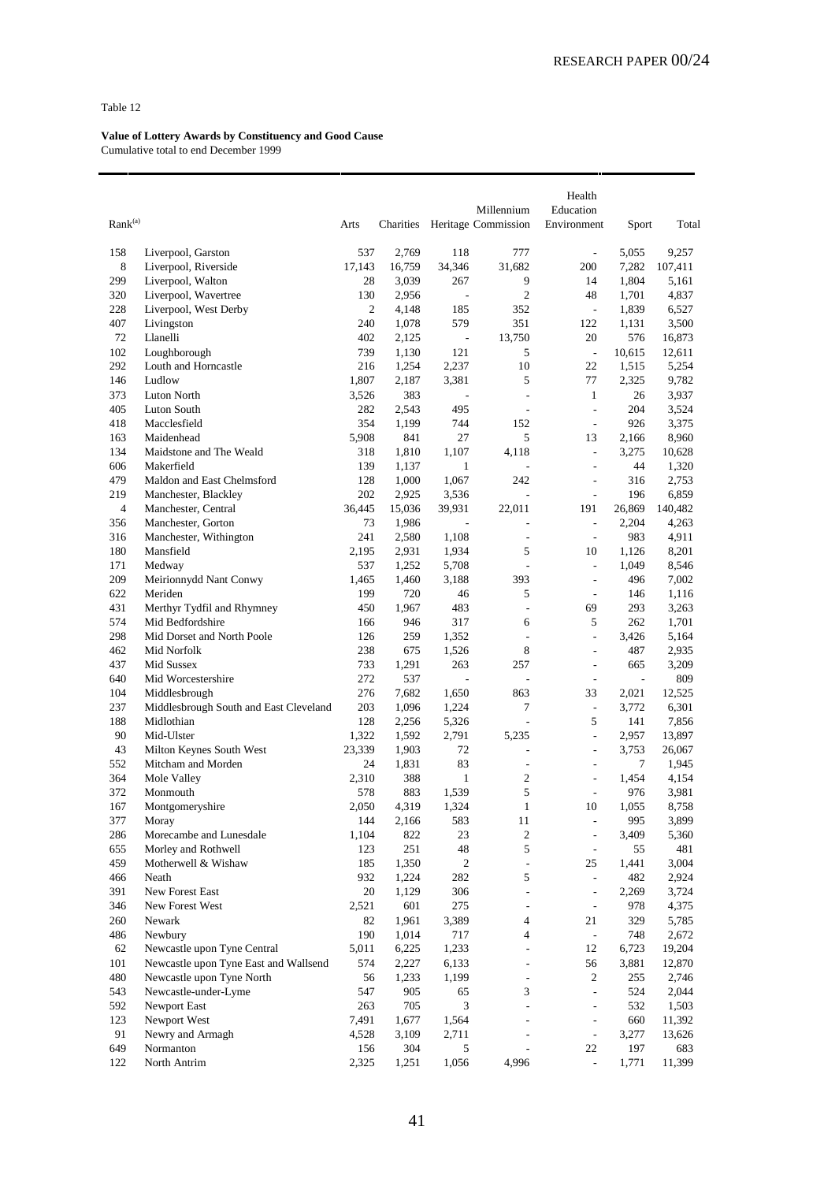Table 12

**Value of Lottery Awards by Constituency and Good Cause**
Cumulative total to end December 1999

| Rank(a) | | Arts | Charities | Heritage | Millennium Commission | Health Education Environment | Sport | Total |
|---|---|---|---|---|---|---|---|---|
| 158 | Liverpool, Garston | 537 | 2,769 | 118 | 777 | - | 5,055 | 9,257 |
| 8 | Liverpool, Riverside | 17,143 | 16,759 | 34,346 | 31,682 | 200 | 7,282 | 107,411 |
| 299 | Liverpool, Walton | 28 | 3,039 | 267 | 9 | 14 | 1,804 | 5,161 |
| 320 | Liverpool, Wavertree | 130 | 2,956 | - | 2 | 48 | 1,701 | 4,837 |
| 228 | Liverpool, West Derby | 2 | 4,148 | 185 | 352 | - | 1,839 | 6,527 |
| 407 | Livingston | 240 | 1,078 | 579 | 351 | 122 | 1,131 | 3,500 |
| 72 | Llanelli | 402 | 2,125 | - | 13,750 | 20 | 576 | 16,873 |
| 102 | Loughborough | 739 | 1,130 | 121 | 5 | - | 10,615 | 12,611 |
| 292 | Louth and Horncastle | 216 | 1,254 | 2,237 | 10 | 22 | 1,515 | 5,254 |
| 146 | Ludlow | 1,807 | 2,187 | 3,381 | 5 | 77 | 2,325 | 9,782 |
| 373 | Luton North | 3,526 | 383 | - | - | 1 | 26 | 3,937 |
| 405 | Luton South | 282 | 2,543 | 495 | - | - | 204 | 3,524 |
| 418 | Macclesfield | 354 | 1,199 | 744 | 152 | - | 926 | 3,375 |
| 163 | Maidenhead | 5,908 | 841 | 27 | 5 | 13 | 2,166 | 8,960 |
| 134 | Maidstone and The Weald | 318 | 1,810 | 1,107 | 4,118 | - | 3,275 | 10,628 |
| 606 | Makerfield | 139 | 1,137 | 1 | - | - | 44 | 1,320 |
| 479 | Maldon and East Chelmsford | 128 | 1,000 | 1,067 | 242 | - | 316 | 2,753 |
| 219 | Manchester, Blackley | 202 | 2,925 | 3,536 | - | - | 196 | 6,859 |
| 4 | Manchester, Central | 36,445 | 15,036 | 39,931 | 22,011 | 191 | 26,869 | 140,482 |
| 356 | Manchester, Gorton | 73 | 1,986 | - | - | - | 2,204 | 4,263 |
| 316 | Manchester, Withington | 241 | 2,580 | 1,108 | - | - | 983 | 4,911 |
| 180 | Mansfield | 2,195 | 2,931 | 1,934 | 5 | 10 | 1,126 | 8,201 |
| 171 | Medway | 537 | 1,252 | 5,708 | - | - | 1,049 | 8,546 |
| 209 | Meirionnydd Nant Conwy | 1,465 | 1,460 | 3,188 | 393 | - | 496 | 7,002 |
| 622 | Meriden | 199 | 720 | 46 | 5 | - | 146 | 1,116 |
| 431 | Merthyr Tydfil and Rhymney | 450 | 1,967 | 483 | - | 69 | 293 | 3,263 |
| 574 | Mid Bedfordshire | 166 | 946 | 317 | 6 | 5 | 262 | 1,701 |
| 298 | Mid Dorset and North Poole | 126 | 259 | 1,352 | - | - | 3,426 | 5,164 |
| 462 | Mid Norfolk | 238 | 675 | 1,526 | 8 | - | 487 | 2,935 |
| 437 | Mid Sussex | 733 | 1,291 | 263 | 257 | - | 665 | 3,209 |
| 640 | Mid Worcestershire | 272 | 537 | - | - | - | - | 809 |
| 104 | Middlesbrough | 276 | 7,682 | 1,650 | 863 | 33 | 2,021 | 12,525 |
| 237 | Middlesbrough South and East Cleveland | 203 | 1,096 | 1,224 | 7 | - | 3,772 | 6,301 |
| 188 | Midlothian | 128 | 2,256 | 5,326 | - | 5 | 141 | 7,856 |
| 90 | Mid-Ulster | 1,322 | 1,592 | 2,791 | 5,235 | - | 2,957 | 13,897 |
| 43 | Milton Keynes South West | 23,339 | 1,903 | 72 | - | - | 3,753 | 26,067 |
| 552 | Mitcham and Morden | 24 | 1,831 | 83 | - | - | 7 | 1,945 |
| 364 | Mole Valley | 2,310 | 388 | 1 | 2 | - | 1,454 | 4,154 |
| 372 | Monmouth | 578 | 883 | 1,539 | 5 | - | 976 | 3,981 |
| 167 | Montgomeryshire | 2,050 | 4,319 | 1,324 | 1 | 10 | 1,055 | 8,758 |
| 377 | Moray | 144 | 2,166 | 583 | 11 | - | 995 | 3,899 |
| 286 | Morecambe and Lunesdale | 1,104 | 822 | 23 | 2 | - | 3,409 | 5,360 |
| 655 | Morley and Rothwell | 123 | 251 | 48 | 5 | - | 55 | 481 |
| 459 | Motherwell & Wishaw | 185 | 1,350 | 2 | - | 25 | 1,441 | 3,004 |
| 466 | Neath | 932 | 1,224 | 282 | 5 | - | 482 | 2,924 |
| 391 | New Forest East | 20 | 1,129 | 306 | - | - | 2,269 | 3,724 |
| 346 | New Forest West | 2,521 | 601 | 275 | - | - | 978 | 4,375 |
| 260 | Newark | 82 | 1,961 | 3,389 | 4 | 21 | 329 | 5,785 |
| 486 | Newbury | 190 | 1,014 | 717 | 4 | - | 748 | 2,672 |
| 62 | Newcastle upon Tyne Central | 5,011 | 6,225 | 1,233 | - | 12 | 6,723 | 19,204 |
| 101 | Newcastle upon Tyne East and Wallsend | 574 | 2,227 | 6,133 | - | 56 | 3,881 | 12,870 |
| 480 | Newcastle upon Tyne North | 56 | 1,233 | 1,199 | - | 2 | 255 | 2,746 |
| 543 | Newcastle-under-Lyme | 547 | 905 | 65 | 3 | - | 524 | 2,044 |
| 592 | Newport East | 263 | 705 | 3 | - | - | 532 | 1,503 |
| 123 | Newport West | 7,491 | 1,677 | 1,564 | - | - | 660 | 11,392 |
| 91 | Newry and Armagh | 4,528 | 3,109 | 2,711 | - | - | 3,277 | 13,626 |
| 649 | Normanton | 156 | 304 | 5 | - | 22 | 197 | 683 |
| 122 | North Antrim | 2,325 | 1,251 | 1,056 | 4,996 | - | 1,771 | 11,399 |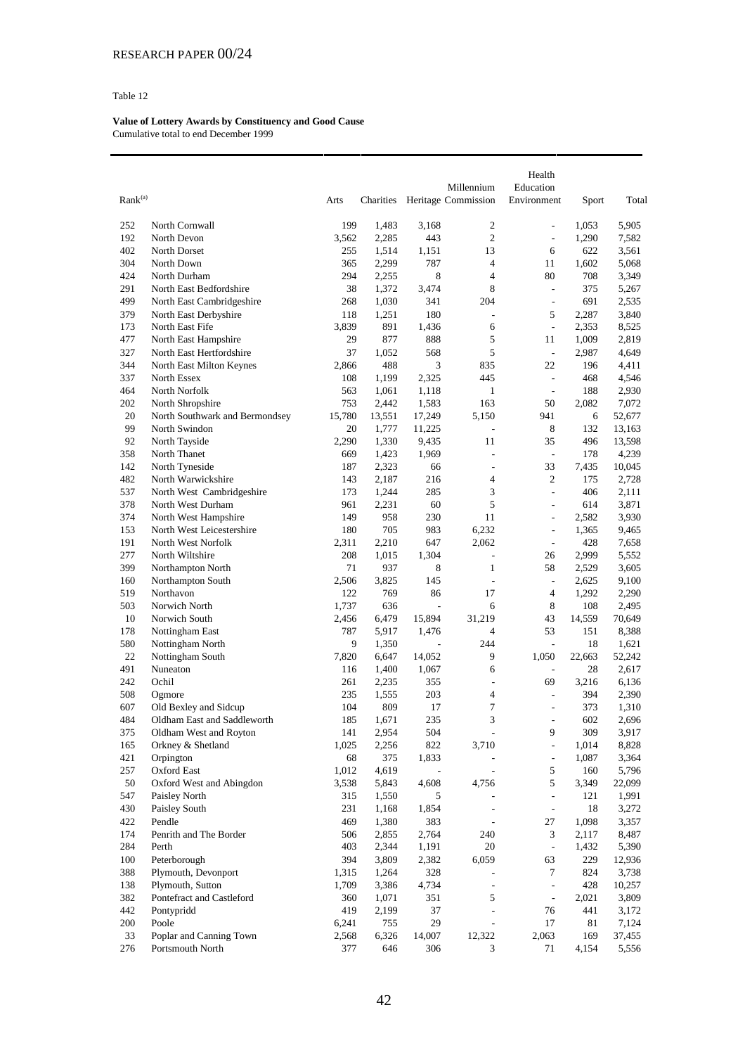Table 12

**Value of Lottery Awards by Constituency and Good Cause**
Cumulative total to end December 1999

| Rank[(a)] | | Arts | Charities | Heritage | Millennium Commission | Health Education Environment | Sport | Total |
|---|---|---|---|---|---|---|---|---|
| 252 | North Cornwall | 199 | 1,483 | 3,168 | 2 | - | 1,053 | 5,905 |
| 192 | North Devon | 3,562 | 2,285 | 443 | 2 | - | 1,290 | 7,582 |
| 402 | North Dorset | 255 | 1,514 | 1,151 | 13 | 6 | 622 | 3,561 |
| 304 | North Down | 365 | 2,299 | 787 | 4 | 11 | 1,602 | 5,068 |
| 424 | North Durham | 294 | 2,255 | 8 | 4 | 80 | 708 | 3,349 |
| 291 | North East Bedfordshire | 38 | 1,372 | 3,474 | 8 | - | 375 | 5,267 |
| 499 | North East Cambridgeshire | 268 | 1,030 | 341 | 204 | - | 691 | 2,535 |
| 379 | North East Derbyshire | 118 | 1,251 | 180 | - | 5 | 2,287 | 3,840 |
| 173 | North East Fife | 3,839 | 891 | 1,436 | 6 | - | 2,353 | 8,525 |
| 477 | North East Hampshire | 29 | 877 | 888 | 5 | 11 | 1,009 | 2,819 |
| 327 | North East Hertfordshire | 37 | 1,052 | 568 | 5 | - | 2,987 | 4,649 |
| 344 | North East Milton Keynes | 2,866 | 488 | 3 | 835 | 22 | 196 | 4,411 |
| 337 | North Essex | 108 | 1,199 | 2,325 | 445 | - | 468 | 4,546 |
| 464 | North Norfolk | 563 | 1,061 | 1,118 | 1 | - | 188 | 2,930 |
| 202 | North Shropshire | 753 | 2,442 | 1,583 | 163 | 50 | 2,082 | 7,072 |
| 20 | North Southwark and Bermondsey | 15,780 | 13,551 | 17,249 | 5,150 | 941 | 6 | 52,677 |
| 99 | North Swindon | 20 | 1,777 | 11,225 | - | 8 | 132 | 13,163 |
| 92 | North Tayside | 2,290 | 1,330 | 9,435 | 11 | 35 | 496 | 13,598 |
| 358 | North Thanet | 669 | 1,423 | 1,969 | - | - | 178 | 4,239 |
| 142 | North Tyneside | 187 | 2,323 | 66 | - | 33 | 7,435 | 10,045 |
| 482 | North Warwickshire | 143 | 2,187 | 216 | 4 | 2 | 175 | 2,728 |
| 537 | North West Cambridgeshire | 173 | 1,244 | 285 | 3 | - | 406 | 2,111 |
| 378 | North West Durham | 961 | 2,231 | 60 | 5 | - | 614 | 3,871 |
| 374 | North West Hampshire | 149 | 958 | 230 | 11 | - | 2,582 | 3,930 |
| 153 | North West Leicestershire | 180 | 705 | 983 | 6,232 | - | 1,365 | 9,465 |
| 191 | North West Norfolk | 2,311 | 2,210 | 647 | 2,062 | - | 428 | 7,658 |
| 277 | North Wiltshire | 208 | 1,015 | 1,304 | - | 26 | 2,999 | 5,552 |
| 399 | Northampton North | 71 | 937 | 8 | 1 | 58 | 2,529 | 3,605 |
| 160 | Northampton South | 2,506 | 3,825 | 145 | - | - | 2,625 | 9,100 |
| 519 | Northavon | 122 | 769 | 86 | 17 | 4 | 1,292 | 2,290 |
| 503 | Norwich North | 1,737 | 636 | - | 6 | 8 | 108 | 2,495 |
| 10 | Norwich South | 2,456 | 6,479 | 15,894 | 31,219 | 43 | 14,559 | 70,649 |
| 178 | Nottingham East | 787 | 5,917 | 1,476 | 4 | 53 | 151 | 8,388 |
| 580 | Nottingham North | 9 | 1,350 | - | 244 | - | 18 | 1,621 |
| 22 | Nottingham South | 7,820 | 6,647 | 14,052 | 9 | 1,050 | 22,663 | 52,242 |
| 491 | Nuneaton | 116 | 1,400 | 1,067 | 6 | - | 28 | 2,617 |
| 242 | Ochil | 261 | 2,235 | 355 | - | 69 | 3,216 | 6,136 |
| 508 | Ogmore | 235 | 1,555 | 203 | 4 | - | 394 | 2,390 |
| 607 | Old Bexley and Sidcup | 104 | 809 | 17 | 7 | - | 373 | 1,310 |
| 484 | Oldham East and Saddleworth | 185 | 1,671 | 235 | 3 | - | 602 | 2,696 |
| 375 | Oldham West and Royton | 141 | 2,954 | 504 | - | 9 | 309 | 3,917 |
| 165 | Orkney & Shetland | 1,025 | 2,256 | 822 | 3,710 | - | 1,014 | 8,828 |
| 421 | Orpington | 68 | 375 | 1,833 | - | - | 1,087 | 3,364 |
| 257 | Oxford East | 1,012 | 4,619 | - | - | 5 | 160 | 5,796 |
| 50 | Oxford West and Abingdon | 3,538 | 5,843 | 4,608 | 4,756 | 5 | 3,349 | 22,099 |
| 547 | Paisley North | 315 | 1,550 | 5 | - | - | 121 | 1,991 |
| 430 | Paisley South | 231 | 1,168 | 1,854 | - | - | 18 | 3,272 |
| 422 | Pendle | 469 | 1,380 | 383 | - | 27 | 1,098 | 3,357 |
| 174 | Penrith and The Border | 506 | 2,855 | 2,764 | 240 | 3 | 2,117 | 8,487 |
| 284 | Perth | 403 | 2,344 | 1,191 | 20 | - | 1,432 | 5,390 |
| 100 | Peterborough | 394 | 3,809 | 2,382 | 6,059 | 63 | 229 | 12,936 |
| 388 | Plymouth, Devonport | 1,315 | 1,264 | 328 | - | 7 | 824 | 3,738 |
| 138 | Plymouth, Sutton | 1,709 | 3,386 | 4,734 | - | - | 428 | 10,257 |
| 382 | Pontefract and Castleford | 360 | 1,071 | 351 | 5 | - | 2,021 | 3,809 |
| 442 | Pontypridd | 419 | 2,199 | 37 | - | 76 | 441 | 3,172 |
| 200 | Poole | 6,241 | 755 | 29 | - | 17 | 81 | 7,124 |
| 33 | Poplar and Canning Town | 2,568 | 6,326 | 14,007 | 12,322 | 2,063 | 169 | 37,455 |
| 276 | Portsmouth North | 377 | 646 | 306 | 3 | 71 | 4,154 | 5,556 |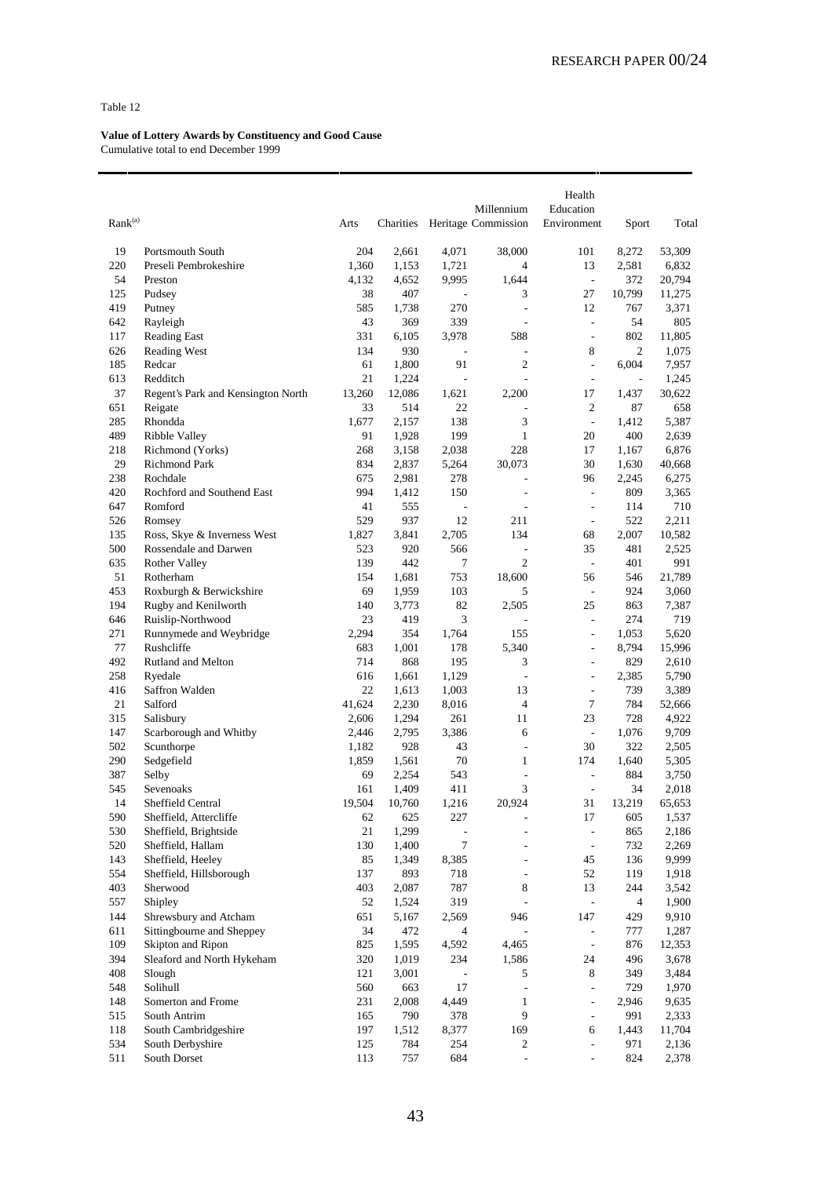Table 12

**Value of Lottery Awards by Constituency and Good Cause**
Cumulative total to end December 1999

| Rank[(a)] | | Arts | Charities | Heritage | Millennium Commission | Health Education Environment | Sport | Total |
|---|---|---|---|---|---|---|---|---|
| 19 | Portsmouth South | 204 | 2,661 | 4,071 | 38,000 | 101 | 8,272 | 53,309 |
| 220 | Preseli Pembrokeshire | 1,360 | 1,153 | 1,721 | 4 | 13 | 2,581 | 6,832 |
| 54 | Preston | 4,132 | 4,652 | 9,995 | 1,644 | - | 372 | 20,794 |
| 125 | Pudsey | 38 | 407 | - | 3 | 27 | 10,799 | 11,275 |
| 419 | Putney | 585 | 1,738 | 270 | - | 12 | 767 | 3,371 |
| 642 | Rayleigh | 43 | 369 | 339 | - | - | 54 | 805 |
| 117 | Reading East | 331 | 6,105 | 3,978 | 588 | - | 802 | 11,805 |
| 626 | Reading West | 134 | 930 | - | - | 8 | 2 | 1,075 |
| 185 | Redcar | 61 | 1,800 | 91 | 2 | - | 6,004 | 7,957 |
| 613 | Redditch | 21 | 1,224 | - | - | - | - | 1,245 |
| 37 | Regent's Park and Kensington North | 13,260 | 12,086 | 1,621 | 2,200 | 17 | 1,437 | 30,622 |
| 651 | Reigate | 33 | 514 | 22 | - | 2 | 87 | 658 |
| 285 | Rhondda | 1,677 | 2,157 | 138 | 3 | - | 1,412 | 5,387 |
| 489 | Ribble Valley | 91 | 1,928 | 199 | 1 | 20 | 400 | 2,639 |
| 218 | Richmond (Yorks) | 268 | 3,158 | 2,038 | 228 | 17 | 1,167 | 6,876 |
| 29 | Richmond Park | 834 | 2,837 | 5,264 | 30,073 | 30 | 1,630 | 40,668 |
| 238 | Rochdale | 675 | 2,981 | 278 | - | 96 | 2,245 | 6,275 |
| 420 | Rochford and Southend East | 994 | 1,412 | 150 | - | - | 809 | 3,365 |
| 647 | Romford | 41 | 555 | - | - | - | 114 | 710 |
| 526 | Romsey | 529 | 937 | 12 | 211 | - | 522 | 2,211 |
| 135 | Ross, Skye & Inverness West | 1,827 | 3,841 | 2,705 | 134 | 68 | 2,007 | 10,582 |
| 500 | Rossendale and Darwen | 523 | 920 | 566 | - | 35 | 481 | 2,525 |
| 635 | Rother Valley | 139 | 442 | 7 | 2 | - | 401 | 991 |
| 51 | Rotherham | 154 | 1,681 | 753 | 18,600 | 56 | 546 | 21,789 |
| 453 | Roxburgh & Berwickshire | 69 | 1,959 | 103 | 5 | - | 924 | 3,060 |
| 194 | Rugby and Kenilworth | 140 | 3,773 | 82 | 2,505 | 25 | 863 | 7,387 |
| 646 | Ruislip-Northwood | 23 | 419 | 3 | - | - | 274 | 719 |
| 271 | Runnymede and Weybridge | 2,294 | 354 | 1,764 | 155 | - | 1,053 | 5,620 |
| 77 | Rushcliffe | 683 | 1,001 | 178 | 5,340 | - | 8,794 | 15,996 |
| 492 | Rutland and Melton | 714 | 868 | 195 | 3 | - | 829 | 2,610 |
| 258 | Ryedale | 616 | 1,661 | 1,129 | - | - | 2,385 | 5,790 |
| 416 | Saffron Walden | 22 | 1,613 | 1,003 | 13 | - | 739 | 3,389 |
| 21 | Salford | 41,624 | 2,230 | 8,016 | 4 | 7 | 784 | 52,666 |
| 315 | Salisbury | 2,606 | 1,294 | 261 | 11 | 23 | 728 | 4,922 |
| 147 | Scarborough and Whitby | 2,446 | 2,795 | 3,386 | 6 | - | 1,076 | 9,709 |
| 502 | Scunthorpe | 1,182 | 928 | 43 | - | 30 | 322 | 2,505 |
| 290 | Sedgefield | 1,859 | 1,561 | 70 | 1 | 174 | 1,640 | 5,305 |
| 387 | Selby | 69 | 2,254 | 543 | - | - | 884 | 3,750 |
| 545 | Sevenoaks | 161 | 1,409 | 411 | 3 | - | 34 | 2,018 |
| 14 | Sheffield Central | 19,504 | 10,760 | 1,216 | 20,924 | 31 | 13,219 | 65,653 |
| 590 | Sheffield, Attercliffe | 62 | 625 | 227 | - | 17 | 605 | 1,537 |
| 530 | Sheffield, Brightside | 21 | 1,299 | - | - | - | 865 | 2,186 |
| 520 | Sheffield, Hallam | 130 | 1,400 | 7 | - | - | 732 | 2,269 |
| 143 | Sheffield, Heeley | 85 | 1,349 | 8,385 | - | 45 | 136 | 9,999 |
| 554 | Sheffield, Hillsborough | 137 | 893 | 718 | - | 52 | 119 | 1,918 |
| 403 | Sherwood | 403 | 2,087 | 787 | 8 | 13 | 244 | 3,542 |
| 557 | Shipley | 52 | 1,524 | 319 | - | - | 4 | 1,900 |
| 144 | Shrewsbury and Atcham | 651 | 5,167 | 2,569 | 946 | 147 | 429 | 9,910 |
| 611 | Sittingbourne and Sheppey | 34 | 472 | 4 | - | - | 777 | 1,287 |
| 109 | Skipton and Ripon | 825 | 1,595 | 4,592 | 4,465 | - | 876 | 12,353 |
| 394 | Sleaford and North Hykeham | 320 | 1,019 | 234 | 1,586 | 24 | 496 | 3,678 |
| 408 | Slough | 121 | 3,001 | - | 5 | 8 | 349 | 3,484 |
| 548 | Solihull | 560 | 663 | 17 | - | - | 729 | 1,970 |
| 148 | Somerton and Frome | 231 | 2,008 | 4,449 | 1 | - | 2,946 | 9,635 |
| 515 | South Antrim | 165 | 790 | 378 | 9 | - | 991 | 2,333 |
| 118 | South Cambridgeshire | 197 | 1,512 | 8,377 | 169 | 6 | 1,443 | 11,704 |
| 534 | South Derbyshire | 125 | 784 | 254 | 2 | - | 971 | 2,136 |
| 511 | South Dorset | 113 | 757 | 684 | - | - | 824 | 2,378 |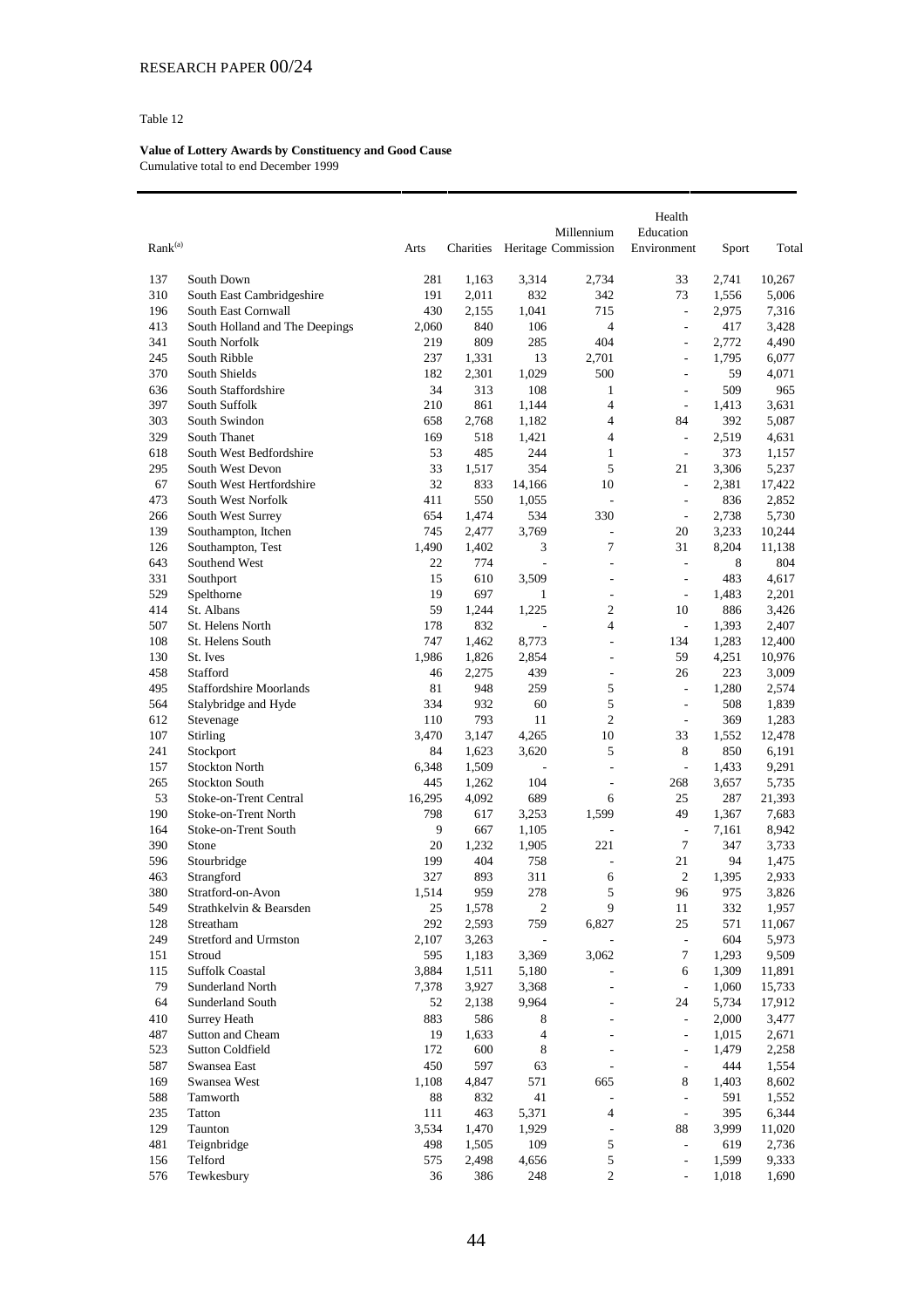Table 12

**Value of Lottery Awards by Constituency and Good Cause**
Cumulative total to end December 1999

| Rank(a) | | Arts | Charities | Heritage | Millennium Commission | Health Education Environment | Sport | Total |
|---|---|---|---|---|---|---|---|---|
| 137 | South Down | 281 | 1,163 | 3,314 | 2,734 | 33 | 2,741 | 10,267 |
| 310 | South East Cambridgeshire | 191 | 2,011 | 832 | 342 | 73 | 1,556 | 5,006 |
| 196 | South East Cornwall | 430 | 2,155 | 1,041 | 715 | - | 2,975 | 7,316 |
| 413 | South Holland and The Deepings | 2,060 | 840 | 106 | 4 | - | 417 | 3,428 |
| 341 | South Norfolk | 219 | 809 | 285 | 404 | - | 2,772 | 4,490 |
| 245 | South Ribble | 237 | 1,331 | 13 | 2,701 | - | 1,795 | 6,077 |
| 370 | South Shields | 182 | 2,301 | 1,029 | 500 | - | 59 | 4,071 |
| 636 | South Staffordshire | 34 | 313 | 108 | 1 | - | 509 | 965 |
| 397 | South Suffolk | 210 | 861 | 1,144 | 4 | - | 1,413 | 3,631 |
| 303 | South Swindon | 658 | 2,768 | 1,182 | 4 | 84 | 392 | 5,087 |
| 329 | South Thanet | 169 | 518 | 1,421 | 4 | - | 2,519 | 4,631 |
| 618 | South West Bedfordshire | 53 | 485 | 244 | 1 | - | 373 | 1,157 |
| 295 | South West Devon | 33 | 1,517 | 354 | 5 | 21 | 3,306 | 5,237 |
| 67 | South West Hertfordshire | 32 | 833 | 14,166 | 10 | - | 2,381 | 17,422 |
| 473 | South West Norfolk | 411 | 550 | 1,055 | - | - | 836 | 2,852 |
| 266 | South West Surrey | 654 | 1,474 | 534 | 330 | - | 2,738 | 5,730 |
| 139 | Southampton, Itchen | 745 | 2,477 | 3,769 | - | 20 | 3,233 | 10,244 |
| 126 | Southampton, Test | 1,490 | 1,402 | 3 | 7 | 31 | 8,204 | 11,138 |
| 643 | Southend West | 22 | 774 | - | - | - | 8 | 804 |
| 331 | Southport | 15 | 610 | 3,509 | - | - | 483 | 4,617 |
| 529 | Spelthorne | 19 | 697 | 1 | - | - | 1,483 | 2,201 |
| 414 | St. Albans | 59 | 1,244 | 1,225 | 2 | 10 | 886 | 3,426 |
| 507 | St. Helens North | 178 | 832 | - | 4 | - | 1,393 | 2,407 |
| 108 | St. Helens South | 747 | 1,462 | 8,773 | - | 134 | 1,283 | 12,400 |
| 130 | St. Ives | 1,986 | 1,826 | 2,854 | - | 59 | 4,251 | 10,976 |
| 458 | Stafford | 46 | 2,275 | 439 | - | 26 | 223 | 3,009 |
| 495 | Staffordshire Moorlands | 81 | 948 | 259 | 5 | - | 1,280 | 2,574 |
| 564 | Stalybridge and Hyde | 334 | 932 | 60 | 5 | - | 508 | 1,839 |
| 612 | Stevenage | 110 | 793 | 11 | 2 | - | 369 | 1,283 |
| 107 | Stirling | 3,470 | 3,147 | 4,265 | 10 | 33 | 1,552 | 12,478 |
| 241 | Stockport | 84 | 1,623 | 3,620 | 5 | 8 | 850 | 6,191 |
| 157 | Stockton North | 6,348 | 1,509 | - | - | - | 1,433 | 9,291 |
| 265 | Stockton South | 445 | 1,262 | 104 | - | 268 | 3,657 | 5,735 |
| 53 | Stoke-on-Trent Central | 16,295 | 4,092 | 689 | 6 | 25 | 287 | 21,393 |
| 190 | Stoke-on-Trent North | 798 | 617 | 3,253 | 1,599 | 49 | 1,367 | 7,683 |
| 164 | Stoke-on-Trent South | 9 | 667 | 1,105 | - | - | 7,161 | 8,942 |
| 390 | Stone | 20 | 1,232 | 1,905 | 221 | 7 | 347 | 3,733 |
| 596 | Stourbridge | 199 | 404 | 758 | - | 21 | 94 | 1,475 |
| 463 | Strangford | 327 | 893 | 311 | 6 | 2 | 1,395 | 2,933 |
| 380 | Stratford-on-Avon | 1,514 | 959 | 278 | 5 | 96 | 975 | 3,826 |
| 549 | Strathkelvin & Bearsden | 25 | 1,578 | 2 | 9 | 11 | 332 | 1,957 |
| 128 | Streatham | 292 | 2,593 | 759 | 6,827 | 25 | 571 | 11,067 |
| 249 | Stretford and Urmston | 2,107 | 3,263 | - | - | - | 604 | 5,973 |
| 151 | Stroud | 595 | 1,183 | 3,369 | 3,062 | 7 | 1,293 | 9,509 |
| 115 | Suffolk Coastal | 3,884 | 1,511 | 5,180 | - | 6 | 1,309 | 11,891 |
| 79 | Sunderland North | 7,378 | 3,927 | 3,368 | - | - | 1,060 | 15,733 |
| 64 | Sunderland South | 52 | 2,138 | 9,964 | - | 24 | 5,734 | 17,912 |
| 410 | Surrey Heath | 883 | 586 | 8 | - | - | 2,000 | 3,477 |
| 487 | Sutton and Cheam | 19 | 1,633 | 4 | - | - | 1,015 | 2,671 |
| 523 | Sutton Coldfield | 172 | 600 | 8 | - | - | 1,479 | 2,258 |
| 587 | Swansea East | 450 | 597 | 63 | - | - | 444 | 1,554 |
| 169 | Swansea West | 1,108 | 4,847 | 571 | 665 | 8 | 1,403 | 8,602 |
| 588 | Tamworth | 88 | 832 | 41 | - | - | 591 | 1,552 |
| 235 | Tatton | 111 | 463 | 5,371 | 4 | - | 395 | 6,344 |
| 129 | Taunton | 3,534 | 1,470 | 1,929 | - | 88 | 3,999 | 11,020 |
| 481 | Teignbridge | 498 | 1,505 | 109 | 5 | - | 619 | 2,736 |
| 156 | Telford | 575 | 2,498 | 4,656 | 5 | - | 1,599 | 9,333 |
| 576 | Tewkesbury | 36 | 386 | 248 | 2 | - | 1,018 | 1,690 |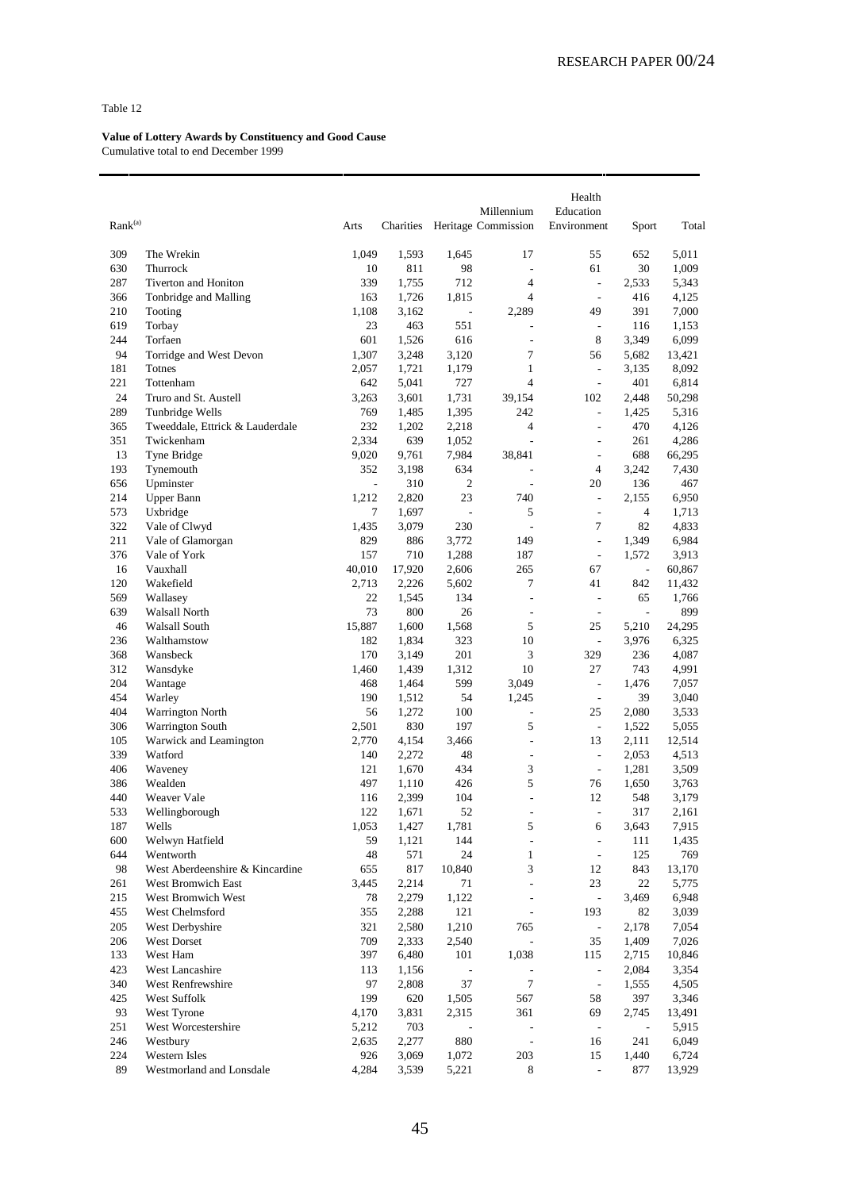Table 12

**Value of Lottery Awards by Constituency and Good Cause**
Cumulative total to end December 1999

| Rank[(a)] | | Arts | Charities | Heritage | Millennium Commission | Health Education Environment | Sport | Total |
|---|---|---|---|---|---|---|---|---|
| 309 | The Wrekin | 1,049 | 1,593 | 1,645 | 17 | 55 | 652 | 5,011 |
| 630 | Thurrock | 10 | 811 | 98 | - | 61 | 30 | 1,009 |
| 287 | Tiverton and Honiton | 339 | 1,755 | 712 | 4 | - | 2,533 | 5,343 |
| 366 | Tonbridge and Malling | 163 | 1,726 | 1,815 | 4 | - | 416 | 4,125 |
| 210 | Tooting | 1,108 | 3,162 | - | 2,289 | 49 | 391 | 7,000 |
| 619 | Torbay | 23 | 463 | 551 | - | - | 116 | 1,153 |
| 244 | Torfaen | 601 | 1,526 | 616 | - | 8 | 3,349 | 6,099 |
| 94 | Torridge and West Devon | 1,307 | 3,248 | 3,120 | 7 | 56 | 5,682 | 13,421 |
| 181 | Totnes | 2,057 | 1,721 | 1,179 | 1 | - | 3,135 | 8,092 |
| 221 | Tottenham | 642 | 5,041 | 727 | 4 | - | 401 | 6,814 |
| 24 | Truro and St. Austell | 3,263 | 3,601 | 1,731 | 39,154 | 102 | 2,448 | 50,298 |
| 289 | Tunbridge Wells | 769 | 1,485 | 1,395 | 242 | - | 1,425 | 5,316 |
| 365 | Tweeddale, Ettrick & Lauderdale | 232 | 1,202 | 2,218 | 4 | - | 470 | 4,126 |
| 351 | Twickenham | 2,334 | 639 | 1,052 | - | - | 261 | 4,286 |
| 13 | Tyne Bridge | 9,020 | 9,761 | 7,984 | 38,841 | - | 688 | 66,295 |
| 193 | Tynemouth | 352 | 3,198 | 634 | - | 4 | 3,242 | 7,430 |
| 656 | Upminster | - | 310 | 2 | - | 20 | 136 | 467 |
| 214 | Upper Bann | 1,212 | 2,820 | 23 | 740 | - | 2,155 | 6,950 |
| 573 | Uxbridge | 7 | 1,697 | - | 5 | - | 4 | 1,713 |
| 322 | Vale of Clwyd | 1,435 | 3,079 | 230 | - | 7 | 82 | 4,833 |
| 211 | Vale of Glamorgan | 829 | 886 | 3,772 | 149 | - | 1,349 | 6,984 |
| 376 | Vale of York | 157 | 710 | 1,288 | 187 | - | 1,572 | 3,913 |
| 16 | Vauxhall | 40,010 | 17,920 | 2,606 | 265 | 67 | - | 60,867 |
| 120 | Wakefield | 2,713 | 2,226 | 5,602 | 7 | 41 | 842 | 11,432 |
| 569 | Wallasey | 22 | 1,545 | 134 | - | - | 65 | 1,766 |
| 639 | Walsall North | 73 | 800 | 26 | - | - | - | 899 |
| 46 | Walsall South | 15,887 | 1,600 | 1,568 | 5 | 25 | 5,210 | 24,295 |
| 236 | Walthamstow | 182 | 1,834 | 323 | 10 | - | 3,976 | 6,325 |
| 368 | Wansbeck | 170 | 3,149 | 201 | 3 | 329 | 236 | 4,087 |
| 312 | Wansdyke | 1,460 | 1,439 | 1,312 | 10 | 27 | 743 | 4,991 |
| 204 | Wantage | 468 | 1,464 | 599 | 3,049 | - | 1,476 | 7,057 |
| 454 | Warley | 190 | 1,512 | 54 | 1,245 | - | 39 | 3,040 |
| 404 | Warrington North | 56 | 1,272 | 100 | - | 25 | 2,080 | 3,533 |
| 306 | Warrington South | 2,501 | 830 | 197 | 5 | - | 1,522 | 5,055 |
| 105 | Warwick and Leamington | 2,770 | 4,154 | 3,466 | - | 13 | 2,111 | 12,514 |
| 339 | Watford | 140 | 2,272 | 48 | - | - | 2,053 | 4,513 |
| 406 | Waveney | 121 | 1,670 | 434 | 3 | - | 1,281 | 3,509 |
| 386 | Wealden | 497 | 1,110 | 426 | 5 | 76 | 1,650 | 3,763 |
| 440 | Weaver Vale | 116 | 2,399 | 104 | - | 12 | 548 | 3,179 |
| 533 | Wellingborough | 122 | 1,671 | 52 | - | - | 317 | 2,161 |
| 187 | Wells | 1,053 | 1,427 | 1,781 | 5 | 6 | 3,643 | 7,915 |
| 600 | Welwyn Hatfield | 59 | 1,121 | 144 | - | - | 111 | 1,435 |
| 644 | Wentworth | 48 | 571 | 24 | 1 | - | 125 | 769 |
| 98 | West Aberdeenshire & Kincardine | 655 | 817 | 10,840 | 3 | 12 | 843 | 13,170 |
| 261 | West Bromwich East | 3,445 | 2,214 | 71 | - | 23 | 22 | 5,775 |
| 215 | West Bromwich West | 78 | 2,279 | 1,122 | - | - | 3,469 | 6,948 |
| 455 | West Chelmsford | 355 | 2,288 | 121 | - | 193 | 82 | 3,039 |
| 205 | West Derbyshire | 321 | 2,580 | 1,210 | 765 | - | 2,178 | 7,054 |
| 206 | West Dorset | 709 | 2,333 | 2,540 | - | 35 | 1,409 | 7,026 |
| 133 | West Ham | 397 | 6,480 | 101 | 1,038 | 115 | 2,715 | 10,846 |
| 423 | West Lancashire | 113 | 1,156 | - | - | - | 2,084 | 3,354 |
| 340 | West Renfrewshire | 97 | 2,808 | 37 | 7 | - | 1,555 | 4,505 |
| 425 | West Suffolk | 199 | 620 | 1,505 | 567 | 58 | 397 | 3,346 |
| 93 | West Tyrone | 4,170 | 3,831 | 2,315 | 361 | 69 | 2,745 | 13,491 |
| 251 | West Worcestershire | 5,212 | 703 | - | - | - | - | 5,915 |
| 246 | Westbury | 2,635 | 2,277 | 880 | - | 16 | 241 | 6,049 |
| 224 | Western Isles | 926 | 3,069 | 1,072 | 203 | 15 | 1,440 | 6,724 |
| 89 | Westmorland and Lonsdale | 4,284 | 3,539 | 5,221 | 8 | - | 877 | 13,929 |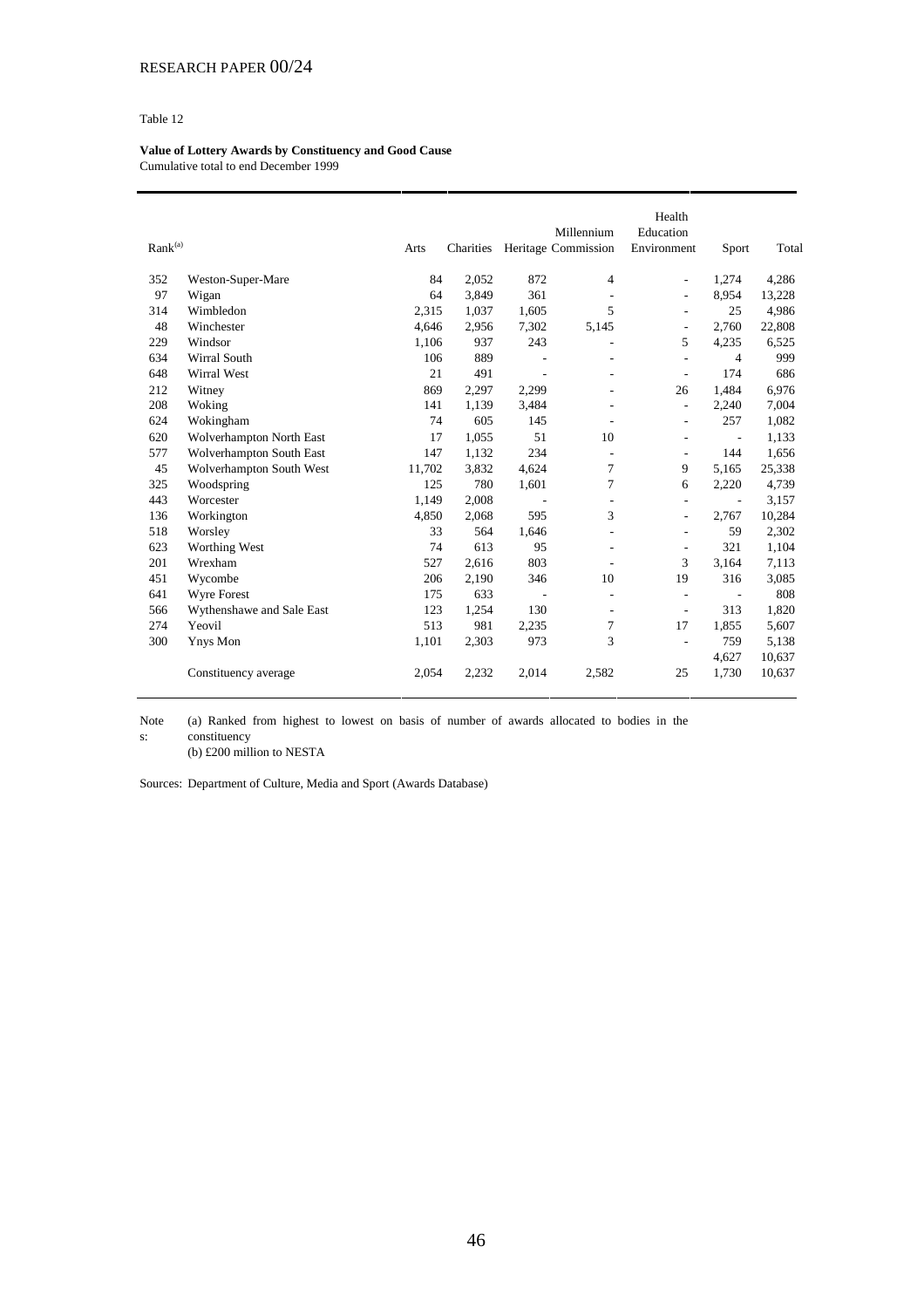Table 12

**Value of Lottery Awards by Constituency and Good Cause**
Cumulative total to end December 1999

| Rank[(a)] | | Arts | Charities | Heritage | Millennium Commission | Health Education Environment | Sport | Total |
|---|---|---|---|---|---|---|---|---|
| 352 | Weston-Super-Mare | 84 | 2,052 | 872 | 4 | - | 1,274 | 4,286 |
| 97 | Wigan | 64 | 3,849 | 361 | - | - | 8,954 | 13,228 |
| 314 | Wimbledon | 2,315 | 1,037 | 1,605 | 5 | - | 25 | 4,986 |
| 48 | Winchester | 4,646 | 2,956 | 7,302 | 5,145 | - | 2,760 | 22,808 |
| 229 | Windsor | 1,106 | 937 | 243 | - | 5 | 4,235 | 6,525 |
| 634 | Wirral South | 106 | 889 | - | - | - | 4 | 999 |
| 648 | Wirral West | 21 | 491 | - | - | - | 174 | 686 |
| 212 | Witney | 869 | 2,297 | 2,299 | - | 26 | 1,484 | 6,976 |
| 208 | Woking | 141 | 1,139 | 3,484 | - | - | 2,240 | 7,004 |
| 624 | Wokingham | 74 | 605 | 145 | - | - | 257 | 1,082 |
| 620 | Wolverhampton North East | 17 | 1,055 | 51 | 10 | - | - | 1,133 |
| 577 | Wolverhampton South East | 147 | 1,132 | 234 | - | - | 144 | 1,656 |
| 45 | Wolverhampton South West | 11,702 | 3,832 | 4,624 | 7 | 9 | 5,165 | 25,338 |
| 325 | Woodspring | 125 | 780 | 1,601 | 7 | 6 | 2,220 | 4,739 |
| 443 | Worcester | 1,149 | 2,008 | - | - | - | - | 3,157 |
| 136 | Workington | 4,850 | 2,068 | 595 | 3 | - | 2,767 | 10,284 |
| 518 | Worsley | 33 | 564 | 1,646 | - | - | 59 | 2,302 |
| 623 | Worthing West | 74 | 613 | 95 | - | - | 321 | 1,104 |
| 201 | Wrexham | 527 | 2,616 | 803 | - | 3 | 3,164 | 7,113 |
| 451 | Wycombe | 206 | 2,190 | 346 | 10 | 19 | 316 | 3,085 |
| 641 | Wyre Forest | 175 | 633 | - | - | - | - | 808 |
| 566 | Wythenshawe and Sale East | 123 | 1,254 | 130 | - | - | 313 | 1,820 |
| 274 | Yeovil | 513 | 981 | 2,235 | 7 | 17 | 1,855 | 5,607 |
| 300 | Ynys Mon | 1,101 | 2,303 | 973 | 3 | - | 759 | 5,138 |
| | | | | | | | 4,627 | 10,637 |
| | Constituency average | 2,054 | 2,232 | 2,014 | 2,582 | 25 | 1,730 | 10,637 |

Notes: (a) Ranked from highest to lowest on basis of number of awards allocated to bodies in the constituency
(b) £200 million to NESTA

Sources: Department of Culture, Media and Sport (Awards Database)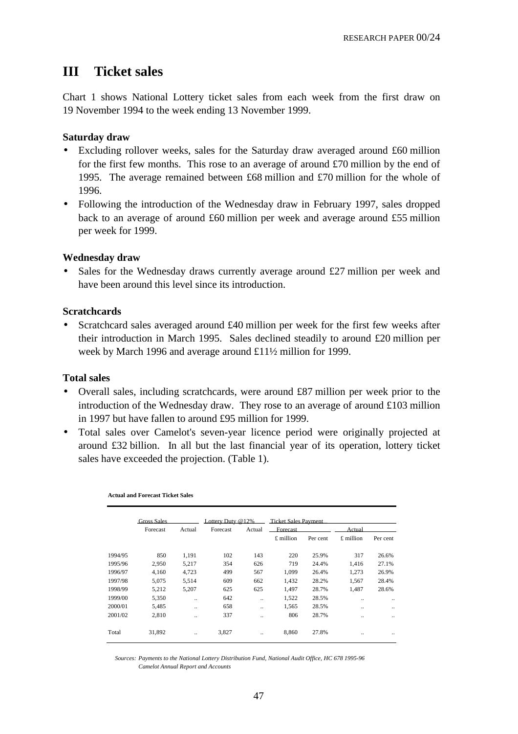## III Ticket sales

Chart 1 shows National Lottery ticket sales from each week from the first draw on 19 November 1994 to the week ending 13 November 1999.

### Saturday draw

- Excluding rollover weeks, sales for the Saturday draw averaged around £60 million for the first few months. This rose to an average of around £70 million by the end of 1995. The average remained between £68 million and £70 million for the whole of 1996.
- Following the introduction of the Wednesday draw in February 1997, sales dropped back to an average of around £60 million per week and average around £55 million per week for 1999.

### Wednesday draw

- Sales for the Wednesday draws currently average around £27 million per week and have been around this level since its introduction.

### Scratchcards

- Scratchcard sales averaged around £40 million per week for the first few weeks after their introduction in March 1995. Sales declined steadily to around £20 million per week by March 1996 and average around £11½ million for 1999.

### Total sales

- Overall sales, including scratchcards, were around £87 million per week prior to the introduction of the Wednesday draw. They rose to an average of around £103 million in 1997 but have fallen to around £95 million for 1999.
- Total sales over Camelot's seven-year licence period were originally projected at around £32 billion. In all but the last financial year of its operation, lottery ticket sales have exceeded the projection. (Table 1).

**Actual and Forecast Ticket Sales**

| | Gross Sales | | Lottery Duty @12% | | Ticket Sales Payment | | | |
|---|---|---|---|---|---|---|---|---|
| | Forecast | Actual | Forecast | Actual | Forecast | | Actual | |
| | | | | | £ million | Per cent | £ million | Per cent |
| 1994/95 | 850 | 1,191 | 102 | 143 | 220 | 25.9% | 317 | 26.6% |
| 1995/96 | 2,950 | 5,217 | 354 | 626 | 719 | 24.4% | 1,416 | 27.1% |
| 1996/97 | 4,160 | 4,723 | 499 | 567 | 1,099 | 26.4% | 1,273 | 26.9% |
| 1997/98 | 5,075 | 5,514 | 609 | 662 | 1,432 | 28.2% | 1,567 | 28.4% |
| 1998/99 | 5,212 | 5,207 | 625 | 625 | 1,497 | 28.7% | 1,487 | 28.6% |
| 1999/00 | 5,350 | .. | 642 | .. | 1,522 | 28.5% | .. | .. |
| 2000/01 | 5,485 | .. | 658 | .. | 1,565 | 28.5% | .. | .. |
| 2001/02 | 2,810 | .. | 337 | .. | 806 | 28.7% | .. | .. |
| Total | 31,892 | .. | 3,827 | .. | 8,860 | 27.8% | .. | .. |

*Sources: Payments to the National Lottery Distribution Fund, National Audit Office, HC 678 1995-96*
*Camelot Annual Report and Accounts*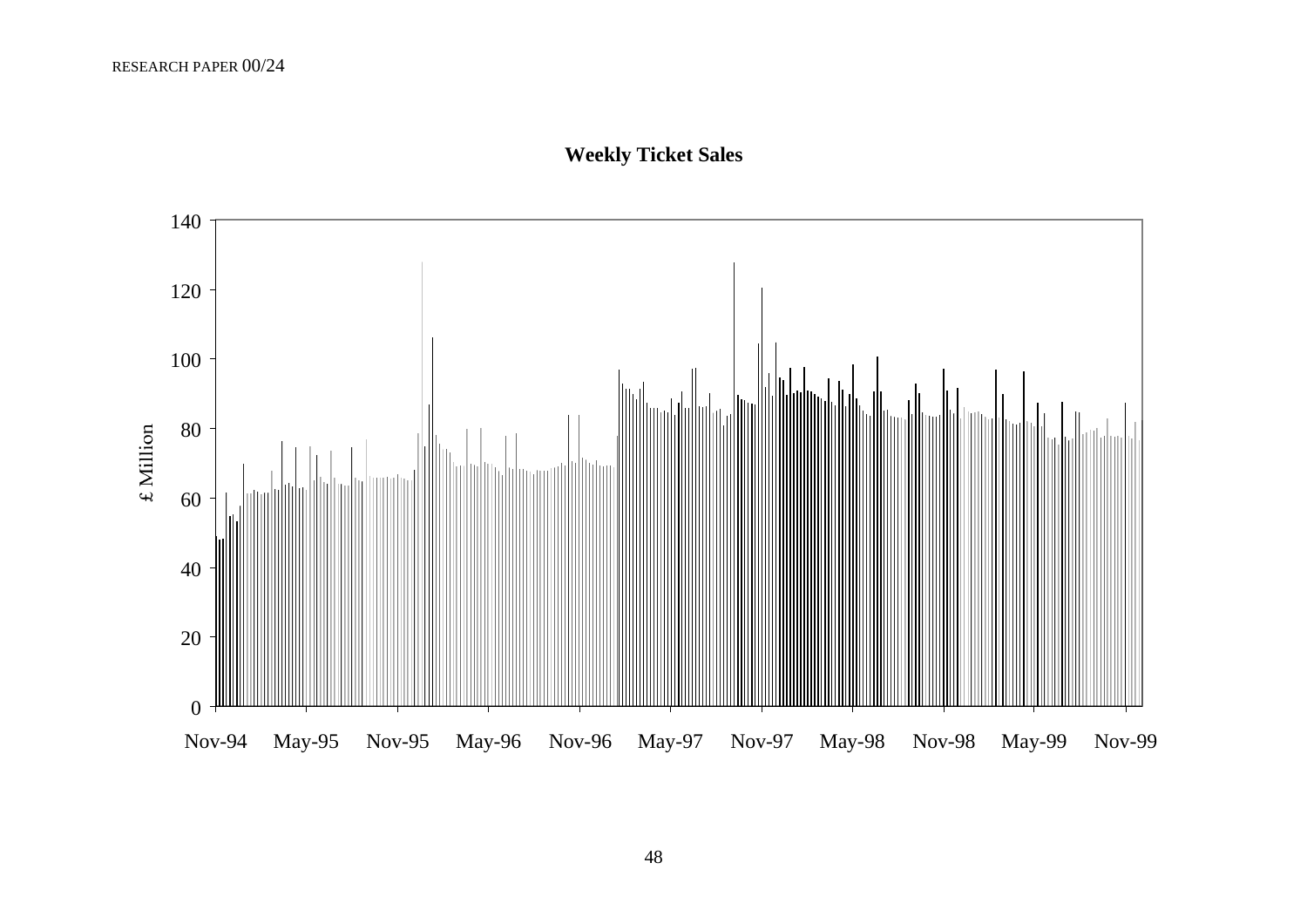**Weekly Ticket Sales**

£ Million

Nov-94 May-95 Nov-95 May-96 Nov-96 May-97 Nov-97 May-98 Nov-98 May-99 Nov-99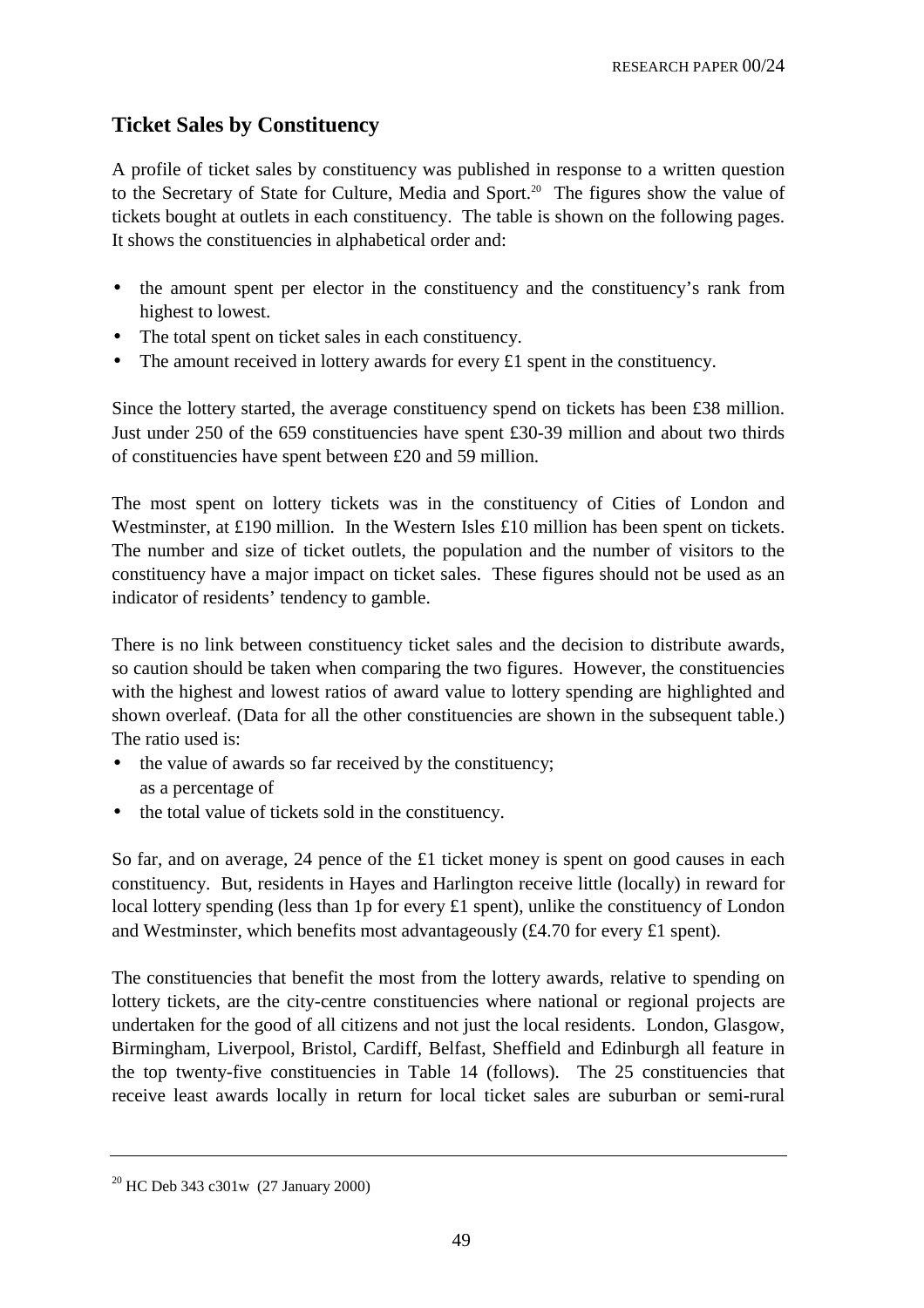## Ticket Sales by Constituency

A profile of ticket sales by constituency was published in response to a written question to the Secretary of State for Culture, Media and Sport.[20] The figures show the value of tickets bought at outlets in each constituency. The table is shown on the following pages. It shows the constituencies in alphabetical order and:

- the amount spent per elector in the constituency and the constituency's rank from highest to lowest.
- The total spent on ticket sales in each constituency.
- The amount received in lottery awards for every £1 spent in the constituency.

Since the lottery started, the average constituency spend on tickets has been £38 million. Just under 250 of the 659 constituencies have spent £30-39 million and about two thirds of constituencies have spent between £20 and 59 million.

The most spent on lottery tickets was in the constituency of Cities of London and Westminster, at £190 million. In the Western Isles £10 million has been spent on tickets. The number and size of ticket outlets, the population and the number of visitors to the constituency have a major impact on ticket sales. These figures should not be used as an indicator of residents' tendency to gamble.

There is no link between constituency ticket sales and the decision to distribute awards, so caution should be taken when comparing the two figures. However, the constituencies with the highest and lowest ratios of award value to lottery spending are highlighted and shown overleaf. (Data for all the other constituencies are shown in the subsequent table.) The ratio used is:

- the value of awards so far received by the constituency;
  as a percentage of
- the total value of tickets sold in the constituency.

So far, and on average, 24 pence of the £1 ticket money is spent on good causes in each constituency. But, residents in Hayes and Harlington receive little (locally) in reward for local lottery spending (less than 1p for every £1 spent), unlike the constituency of London and Westminster, which benefits most advantageously (£4.70 for every £1 spent).

The constituencies that benefit the most from the lottery awards, relative to spending on lottery tickets, are the city-centre constituencies where national or regional projects are undertaken for the good of all citizens and not just the local residents. London, Glasgow, Birmingham, Liverpool, Bristol, Cardiff, Belfast, Sheffield and Edinburgh all feature in the top twenty-five constituencies in Table 14 (follows). The 25 constituencies that receive least awards locally in return for local ticket sales are suburban or semi-rural

[20] HC Deb 343 c301w (27 January 2000)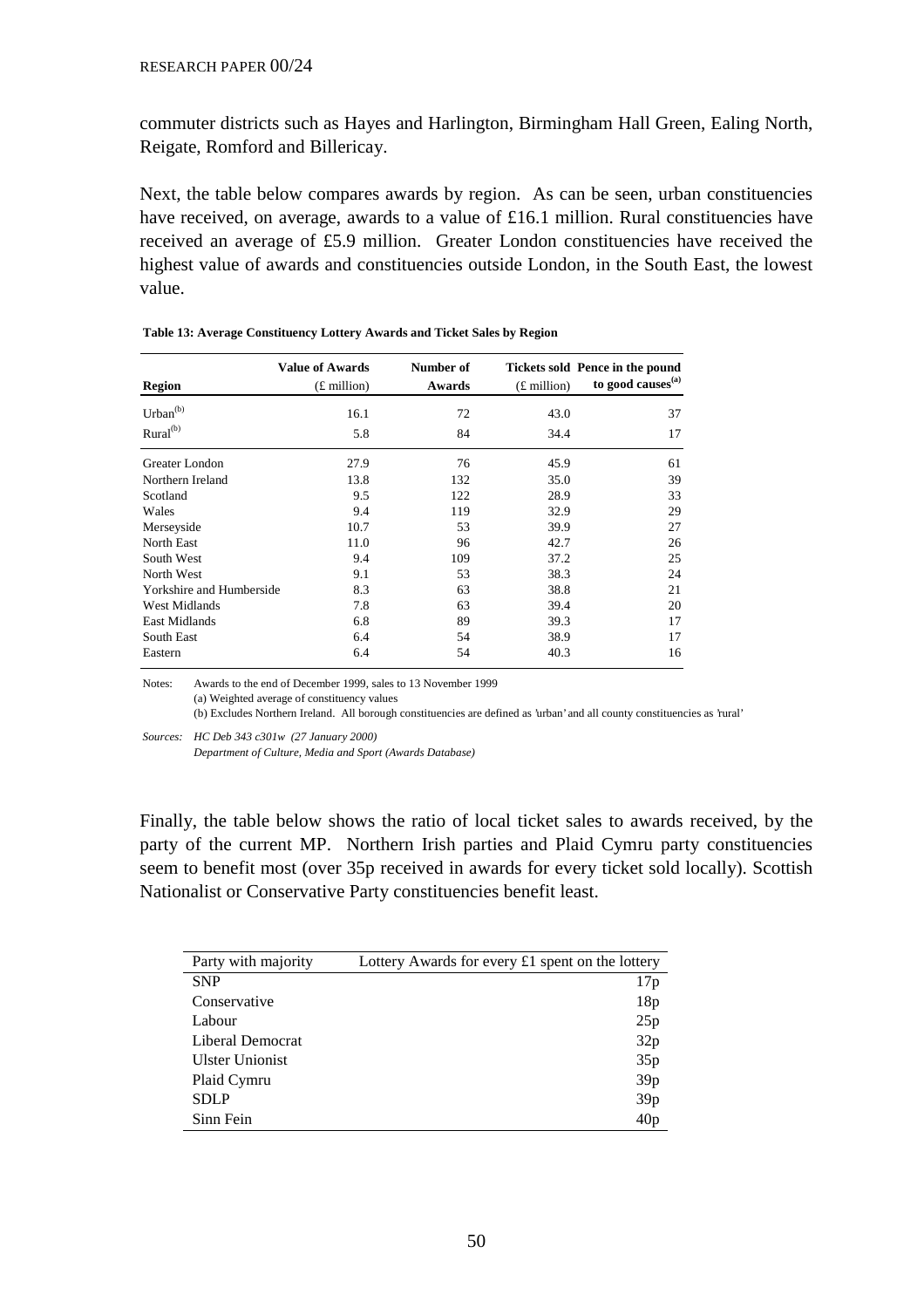commuter districts such as Hayes and Harlington, Birmingham Hall Green, Ealing North, Reigate, Romford and Billericay.

Next, the table below compares awards by region. As can be seen, urban constituencies have received, on average, awards to a value of £16.1 million. Rural constituencies have received an average of £5.9 million. Greater London constituencies have received the highest value of awards and constituencies outside London, in the South East, the lowest value.

**Table 13: Average Constituency Lottery Awards and Ticket Sales by Region**

| Region | Value of Awards (£ million) | Number of Awards | Tickets sold (£ million) | Pence in the pound to good causes[(a)] |
|---|---|---|---|---|
| Urban[(b)] | 16.1 | 72 | 43.0 | 37 |
| Rural[(b)] | 5.8 | 84 | 34.4 | 17 |
| Greater London | 27.9 | 76 | 45.9 | 61 |
| Northern Ireland | 13.8 | 132 | 35.0 | 39 |
| Scotland | 9.5 | 122 | 28.9 | 33 |
| Wales | 9.4 | 119 | 32.9 | 29 |
| Merseyside | 10.7 | 53 | 39.9 | 27 |
| North East | 11.0 | 96 | 42.7 | 26 |
| South West | 9.4 | 109 | 37.2 | 25 |
| North West | 9.1 | 53 | 38.3 | 24 |
| Yorkshire and Humberside | 8.3 | 63 | 38.8 | 21 |
| West Midlands | 7.8 | 63 | 39.4 | 20 |
| East Midlands | 6.8 | 89 | 39.3 | 17 |
| South East | 6.4 | 54 | 38.9 | 17 |
| Eastern | 6.4 | 54 | 40.3 | 16 |

Notes: Awards to the end of December 1999, sales to 13 November 1999
(a) Weighted average of constituency values
(b) Excludes Northern Ireland. All borough constituencies are defined as 'urban' and all county constituencies as 'rural'

*Sources: HC Deb 343 c301w (27 January 2000)*
*Department of Culture, Media and Sport (Awards Database)*

Finally, the table below shows the ratio of local ticket sales to awards received, by the party of the current MP. Northern Irish parties and Plaid Cymru party constituencies seem to benefit most (over 35p received in awards for every ticket sold locally). Scottish Nationalist or Conservative Party constituencies benefit least.

| Party with majority | Lottery Awards for every £1 spent on the lottery |
|---|---|
| SNP | 17p |
| Conservative | 18p |
| Labour | 25p |
| Liberal Democrat | 32p |
| Ulster Unionist | 35p |
| Plaid Cymru | 39p |
| SDLP | 39p |
| Sinn Fein | 40p |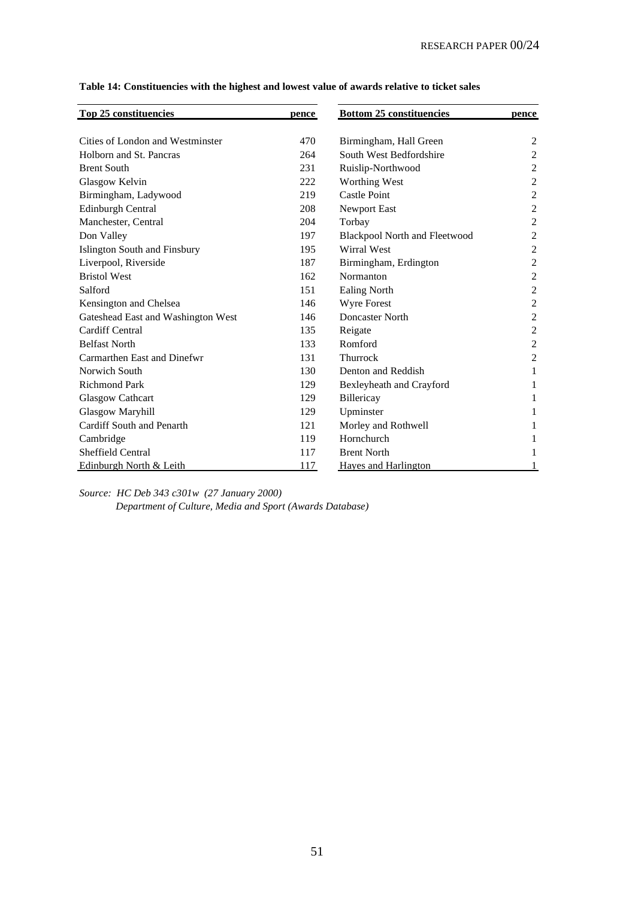**Table 14: Constituencies with the highest and lowest value of awards relative to ticket sales**

| Top 25 constituencies | pence | Bottom 25 constituencies | pence |
|---|---|---|---|
| Cities of London and Westminster | 470 | Birmingham, Hall Green | 2 |
| Holborn and St. Pancras | 264 | South West Bedfordshire | 2 |
| Brent South | 231 | Ruislip-Northwood | 2 |
| Glasgow Kelvin | 222 | Worthing West | 2 |
| Birmingham, Ladywood | 219 | Castle Point | 2 |
| Edinburgh Central | 208 | Newport East | 2 |
| Manchester, Central | 204 | Torbay | 2 |
| Don Valley | 197 | Blackpool North and Fleetwood | 2 |
| Islington South and Finsbury | 195 | Wirral West | 2 |
| Liverpool, Riverside | 187 | Birmingham, Erdington | 2 |
| Bristol West | 162 | Normanton | 2 |
| Salford | 151 | Ealing North | 2 |
| Kensington and Chelsea | 146 | Wyre Forest | 2 |
| Gateshead East and Washington West | 146 | Doncaster North | 2 |
| Cardiff Central | 135 | Reigate | 2 |
| Belfast North | 133 | Romford | 2 |
| Carmarthen East and Dinefwr | 131 | Thurrock | 2 |
| Norwich South | 130 | Denton and Reddish | 1 |
| Richmond Park | 129 | Bexleyheath and Crayford | 1 |
| Glasgow Cathcart | 129 | Billericay | 1 |
| Glasgow Maryhill | 129 | Upminster | 1 |
| Cardiff South and Penarth | 121 | Morley and Rothwell | 1 |
| Cambridge | 119 | Hornchurch | 1 |
| Sheffield Central | 117 | Brent North | 1 |
| Edinburgh North & Leith | 117 | Hayes and Harlington | 1 |

*Source: HC Deb 343 c301w (27 January 2000)*
*Department of Culture, Media and Sport (Awards Database)*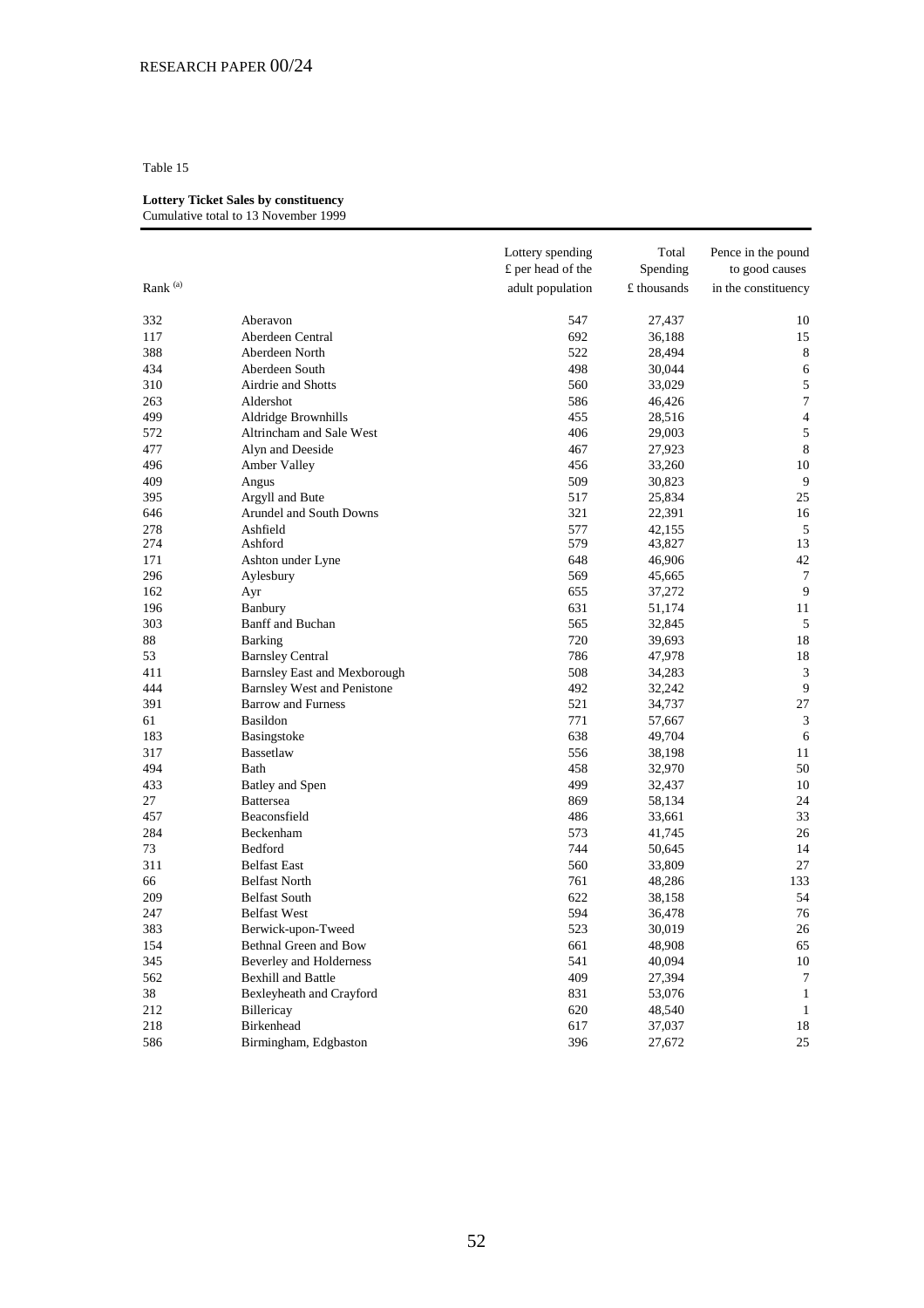Table 15

**Lottery Ticket Sales by constituency**
Cumulative total to 13 November 1999

| Rank [(a)] | | Lottery spending £ per head of the adult population | Total Spending £ thousands | Pence in the pound to good causes in the constituency |
|---|---|---|---|---|
| 332 | Aberavon | 547 | 27,437 | 10 |
| 117 | Aberdeen Central | 692 | 36,188 | 15 |
| 388 | Aberdeen North | 522 | 28,494 | 8 |
| 434 | Aberdeen South | 498 | 30,044 | 6 |
| 310 | Airdrie and Shotts | 560 | 33,029 | 5 |
| 263 | Aldershot | 586 | 46,426 | 7 |
| 499 | Aldridge Brownhills | 455 | 28,516 | 4 |
| 572 | Altrincham and Sale West | 406 | 29,003 | 5 |
| 477 | Alyn and Deeside | 467 | 27,923 | 8 |
| 496 | Amber Valley | 456 | 33,260 | 10 |
| 409 | Angus | 509 | 30,823 | 9 |
| 395 | Argyll and Bute | 517 | 25,834 | 25 |
| 646 | Arundel and South Downs | 321 | 22,391 | 16 |
| 278 | Ashfield | 577 | 42,155 | 5 |
| 274 | Ashford | 579 | 43,827 | 13 |
| 171 | Ashton under Lyne | 648 | 46,906 | 42 |
| 296 | Aylesbury | 569 | 45,665 | 7 |
| 162 | Ayr | 655 | 37,272 | 9 |
| 196 | Banbury | 631 | 51,174 | 11 |
| 303 | Banff and Buchan | 565 | 32,845 | 5 |
| 88 | Barking | 720 | 39,693 | 18 |
| 53 | Barnsley Central | 786 | 47,978 | 18 |
| 411 | Barnsley East and Mexborough | 508 | 34,283 | 3 |
| 444 | Barnsley West and Penistone | 492 | 32,242 | 9 |
| 391 | Barrow and Furness | 521 | 34,737 | 27 |
| 61 | Basildon | 771 | 57,667 | 3 |
| 183 | Basingstoke | 638 | 49,704 | 6 |
| 317 | Bassetlaw | 556 | 38,198 | 11 |
| 494 | Bath | 458 | 32,970 | 50 |
| 433 | Batley and Spen | 499 | 32,437 | 10 |
| 27 | Battersea | 869 | 58,134 | 24 |
| 457 | Beaconsfield | 486 | 33,661 | 33 |
| 284 | Beckenham | 573 | 41,745 | 26 |
| 73 | Bedford | 744 | 50,645 | 14 |
| 311 | Belfast East | 560 | 33,809 | 27 |
| 66 | Belfast North | 761 | 48,286 | 133 |
| 209 | Belfast South | 622 | 38,158 | 54 |
| 247 | Belfast West | 594 | 36,478 | 76 |
| 383 | Berwick-upon-Tweed | 523 | 30,019 | 26 |
| 154 | Bethnal Green and Bow | 661 | 48,908 | 65 |
| 345 | Beverley and Holderness | 541 | 40,094 | 10 |
| 562 | Bexhill and Battle | 409 | 27,394 | 7 |
| 38 | Bexleyheath and Crayford | 831 | 53,076 | 1 |
| 212 | Billericay | 620 | 48,540 | 1 |
| 218 | Birkenhead | 617 | 37,037 | 18 |
| 586 | Birmingham, Edgbaston | 396 | 27,672 | 25 |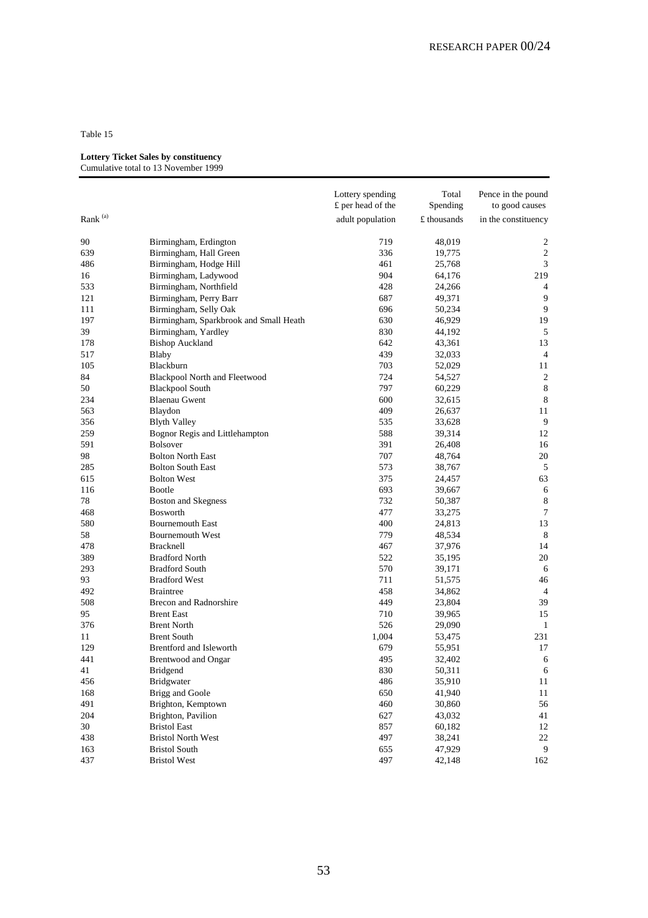Table 15

**Lottery Ticket Sales by constituency**
Cumulative total to 13 November 1999

| Rank [(a)] | | Lottery spending £ per head of the adult population | Total Spending £ thousands | Pence in the pound to good causes in the constituency |
|---|---|---|---|---|
| 90 | Birmingham, Erdington | 719 | 48,019 | 2 |
| 639 | Birmingham, Hall Green | 336 | 19,775 | 2 |
| 486 | Birmingham, Hodge Hill | 461 | 25,768 | 3 |
| 16 | Birmingham, Ladywood | 904 | 64,176 | 219 |
| 533 | Birmingham, Northfield | 428 | 24,266 | 4 |
| 121 | Birmingham, Perry Barr | 687 | 49,371 | 9 |
| 111 | Birmingham, Selly Oak | 696 | 50,234 | 9 |
| 197 | Birmingham, Sparkbrook and Small Heath | 630 | 46,929 | 19 |
| 39 | Birmingham, Yardley | 830 | 44,192 | 5 |
| 178 | Bishop Auckland | 642 | 43,361 | 13 |
| 517 | Blaby | 439 | 32,033 | 4 |
| 105 | Blackburn | 703 | 52,029 | 11 |
| 84 | Blackpool North and Fleetwood | 724 | 54,527 | 2 |
| 50 | Blackpool South | 797 | 60,229 | 8 |
| 234 | Blaenau Gwent | 600 | 32,615 | 8 |
| 563 | Blaydon | 409 | 26,637 | 11 |
| 356 | Blyth Valley | 535 | 33,628 | 9 |
| 259 | Bognor Regis and Littlehampton | 588 | 39,314 | 12 |
| 591 | Bolsover | 391 | 26,408 | 16 |
| 98 | Bolton North East | 707 | 48,764 | 20 |
| 285 | Bolton South East | 573 | 38,767 | 5 |
| 615 | Bolton West | 375 | 24,457 | 63 |
| 116 | Bootle | 693 | 39,667 | 6 |
| 78 | Boston and Skegness | 732 | 50,387 | 8 |
| 468 | Bosworth | 477 | 33,275 | 7 |
| 580 | Bournemouth East | 400 | 24,813 | 13 |
| 58 | Bournemouth West | 779 | 48,534 | 8 |
| 478 | Bracknell | 467 | 37,976 | 14 |
| 389 | Bradford North | 522 | 35,195 | 20 |
| 293 | Bradford South | 570 | 39,171 | 6 |
| 93 | Bradford West | 711 | 51,575 | 46 |
| 492 | Braintree | 458 | 34,862 | 4 |
| 508 | Brecon and Radnorshire | 449 | 23,804 | 39 |
| 95 | Brent East | 710 | 39,965 | 15 |
| 376 | Brent North | 526 | 29,090 | 1 |
| 11 | Brent South | 1,004 | 53,475 | 231 |
| 129 | Brentford and Isleworth | 679 | 55,951 | 17 |
| 441 | Brentwood and Ongar | 495 | 32,402 | 6 |
| 41 | Bridgend | 830 | 50,311 | 6 |
| 456 | Bridgwater | 486 | 35,910 | 11 |
| 168 | Brigg and Goole | 650 | 41,940 | 11 |
| 491 | Brighton, Kemptown | 460 | 30,860 | 56 |
| 204 | Brighton, Pavilion | 627 | 43,032 | 41 |
| 30 | Bristol East | 857 | 60,182 | 12 |
| 438 | Bristol North West | 497 | 38,241 | 22 |
| 163 | Bristol South | 655 | 47,929 | 9 |
| 437 | Bristol West | 497 | 42,148 | 162 |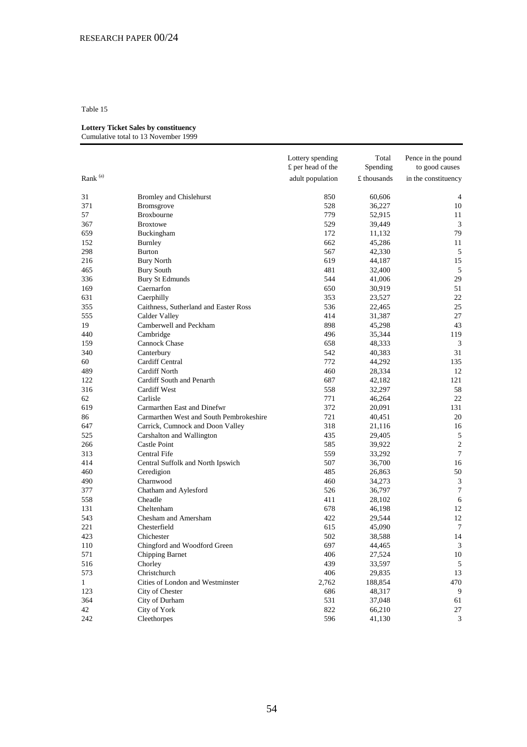Table 15

**Lottery Ticket Sales by constituency**
Cumulative total to 13 November 1999

| Rank [(a)] | | Lottery spending £ per head of the adult population | Total Spending £ thousands | Pence in the pound to good causes in the constituency |
|---|---|---|---|---|
| 31 | Bromley and Chislehurst | 850 | 60,606 | 4 |
| 371 | Bromsgrove | 528 | 36,227 | 10 |
| 57 | Broxbourne | 779 | 52,915 | 11 |
| 367 | Broxtowe | 529 | 39,449 | 3 |
| 659 | Buckingham | 172 | 11,132 | 79 |
| 152 | Burnley | 662 | 45,286 | 11 |
| 298 | Burton | 567 | 42,330 | 5 |
| 216 | Bury North | 619 | 44,187 | 15 |
| 465 | Bury South | 481 | 32,400 | 5 |
| 336 | Bury St Edmunds | 544 | 41,006 | 29 |
| 169 | Caernarfon | 650 | 30,919 | 51 |
| 631 | Caerphilly | 353 | 23,527 | 22 |
| 355 | Caithness, Sutherland and Easter Ross | 536 | 22,465 | 25 |
| 555 | Calder Valley | 414 | 31,387 | 27 |
| 19 | Camberwell and Peckham | 898 | 45,298 | 43 |
| 440 | Cambridge | 496 | 35,344 | 119 |
| 159 | Cannock Chase | 658 | 48,333 | 3 |
| 340 | Canterbury | 542 | 40,383 | 31 |
| 60 | Cardiff Central | 772 | 44,292 | 135 |
| 489 | Cardiff North | 460 | 28,334 | 12 |
| 122 | Cardiff South and Penarth | 687 | 42,182 | 121 |
| 316 | Cardiff West | 558 | 32,297 | 58 |
| 62 | Carlisle | 771 | 46,264 | 22 |
| 619 | Carmarthen East and Dinefwr | 372 | 20,091 | 131 |
| 86 | Carmarthen West and South Pembrokeshire | 721 | 40,451 | 20 |
| 647 | Carrick, Cumnock and Doon Valley | 318 | 21,116 | 16 |
| 525 | Carshalton and Wallington | 435 | 29,405 | 5 |
| 266 | Castle Point | 585 | 39,922 | 2 |
| 313 | Central Fife | 559 | 33,292 | 7 |
| 414 | Central Suffolk and North Ipswich | 507 | 36,700 | 16 |
| 460 | Ceredigion | 485 | 26,863 | 50 |
| 490 | Charnwood | 460 | 34,273 | 3 |
| 377 | Chatham and Aylesford | 526 | 36,797 | 7 |
| 558 | Cheadle | 411 | 28,102 | 6 |
| 131 | Cheltenham | 678 | 46,198 | 12 |
| 543 | Chesham and Amersham | 422 | 29,544 | 12 |
| 221 | Chesterfield | 615 | 45,090 | 7 |
| 423 | Chichester | 502 | 38,588 | 14 |
| 110 | Chingford and Woodford Green | 697 | 44,465 | 3 |
| 571 | Chipping Barnet | 406 | 27,524 | 10 |
| 516 | Chorley | 439 | 33,597 | 5 |
| 573 | Christchurch | 406 | 29,835 | 13 |
| 1 | Cities of London and Westminster | 2,762 | 188,854 | 470 |
| 123 | City of Chester | 686 | 48,317 | 9 |
| 364 | City of Durham | 531 | 37,048 | 61 |
| 42 | City of York | 822 | 66,210 | 27 |
| 242 | Cleethorpes | 596 | 41,130 | 3 |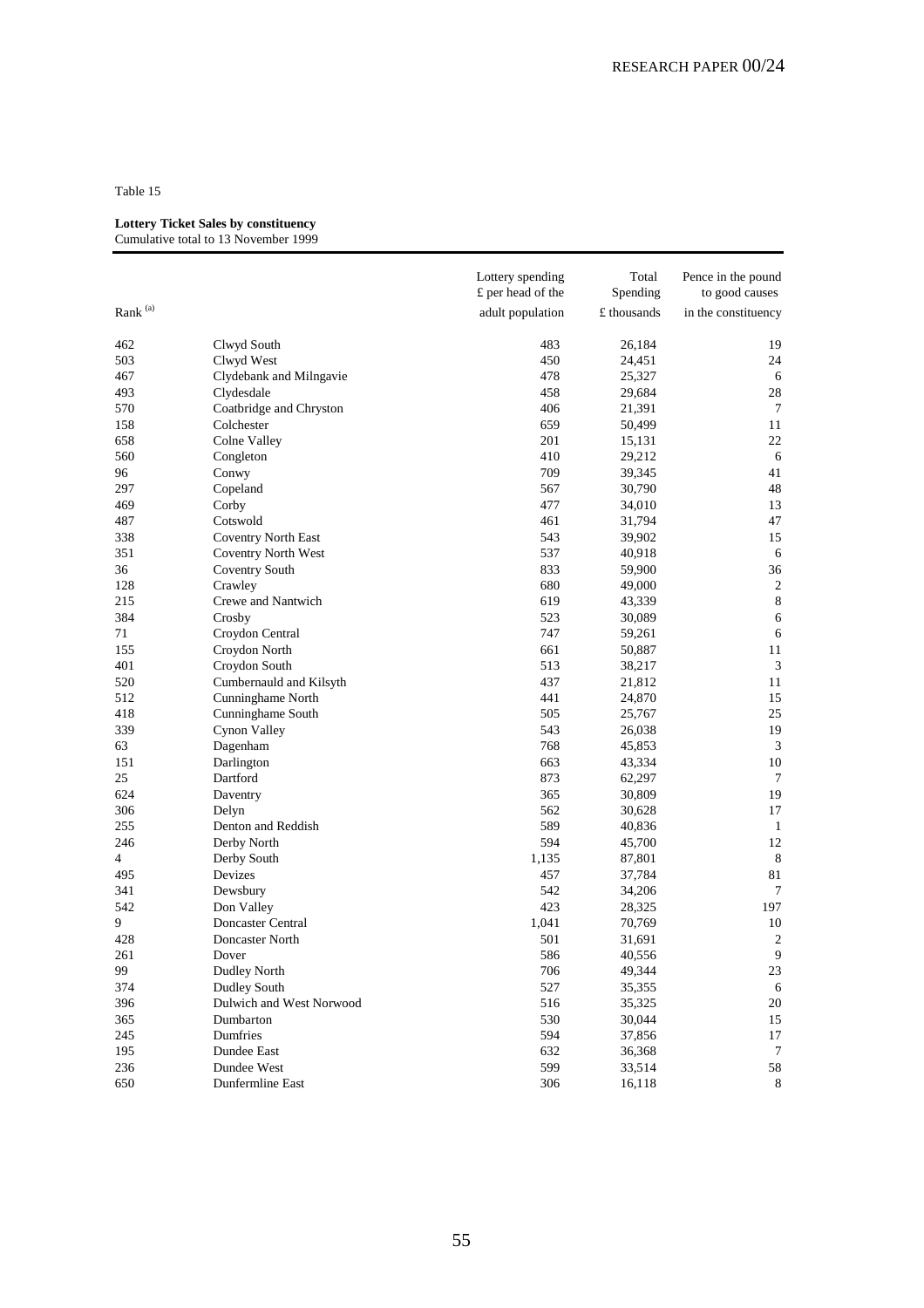Table 15

**Lottery Ticket Sales by constituency**
Cumulative total to 13 November 1999

| Rank [(a)] | | Lottery spending £ per head of the adult population | Total Spending £ thousands | Pence in the pound to good causes in the constituency |
|---|---|---|---|---|
| 462 | Clwyd South | 483 | 26,184 | 19 |
| 503 | Clwyd West | 450 | 24,451 | 24 |
| 467 | Clydebank and Milngavie | 478 | 25,327 | 6 |
| 493 | Clydesdale | 458 | 29,684 | 28 |
| 570 | Coatbridge and Chryston | 406 | 21,391 | 7 |
| 158 | Colchester | 659 | 50,499 | 11 |
| 658 | Colne Valley | 201 | 15,131 | 22 |
| 560 | Congleton | 410 | 29,212 | 6 |
| 96 | Conwy | 709 | 39,345 | 41 |
| 297 | Copeland | 567 | 30,790 | 48 |
| 469 | Corby | 477 | 34,010 | 13 |
| 487 | Cotswold | 461 | 31,794 | 47 |
| 338 | Coventry North East | 543 | 39,902 | 15 |
| 351 | Coventry North West | 537 | 40,918 | 6 |
| 36 | Coventry South | 833 | 59,900 | 36 |
| 128 | Crawley | 680 | 49,000 | 2 |
| 215 | Crewe and Nantwich | 619 | 43,339 | 8 |
| 384 | Crosby | 523 | 30,089 | 6 |
| 71 | Croydon Central | 747 | 59,261 | 6 |
| 155 | Croydon North | 661 | 50,887 | 11 |
| 401 | Croydon South | 513 | 38,217 | 3 |
| 520 | Cumbernauld and Kilsyth | 437 | 21,812 | 11 |
| 512 | Cunninghame North | 441 | 24,870 | 15 |
| 418 | Cunninghame South | 505 | 25,767 | 25 |
| 339 | Cynon Valley | 543 | 26,038 | 19 |
| 63 | Dagenham | 768 | 45,853 | 3 |
| 151 | Darlington | 663 | 43,334 | 10 |
| 25 | Dartford | 873 | 62,297 | 7 |
| 624 | Daventry | 365 | 30,809 | 19 |
| 306 | Delyn | 562 | 30,628 | 17 |
| 255 | Denton and Reddish | 589 | 40,836 | 1 |
| 246 | Derby North | 594 | 45,700 | 12 |
| 4 | Derby South | 1,135 | 87,801 | 8 |
| 495 | Devizes | 457 | 37,784 | 81 |
| 341 | Dewsbury | 542 | 34,206 | 7 |
| 542 | Don Valley | 423 | 28,325 | 197 |
| 9 | Doncaster Central | 1,041 | 70,769 | 10 |
| 428 | Doncaster North | 501 | 31,691 | 2 |
| 261 | Dover | 586 | 40,556 | 9 |
| 99 | Dudley North | 706 | 49,344 | 23 |
| 374 | Dudley South | 527 | 35,355 | 6 |
| 396 | Dulwich and West Norwood | 516 | 35,325 | 20 |
| 365 | Dumbarton | 530 | 30,044 | 15 |
| 245 | Dumfries | 594 | 37,856 | 17 |
| 195 | Dundee East | 632 | 36,368 | 7 |
| 236 | Dundee West | 599 | 33,514 | 58 |
| 650 | Dunfermline East | 306 | 16,118 | 8 |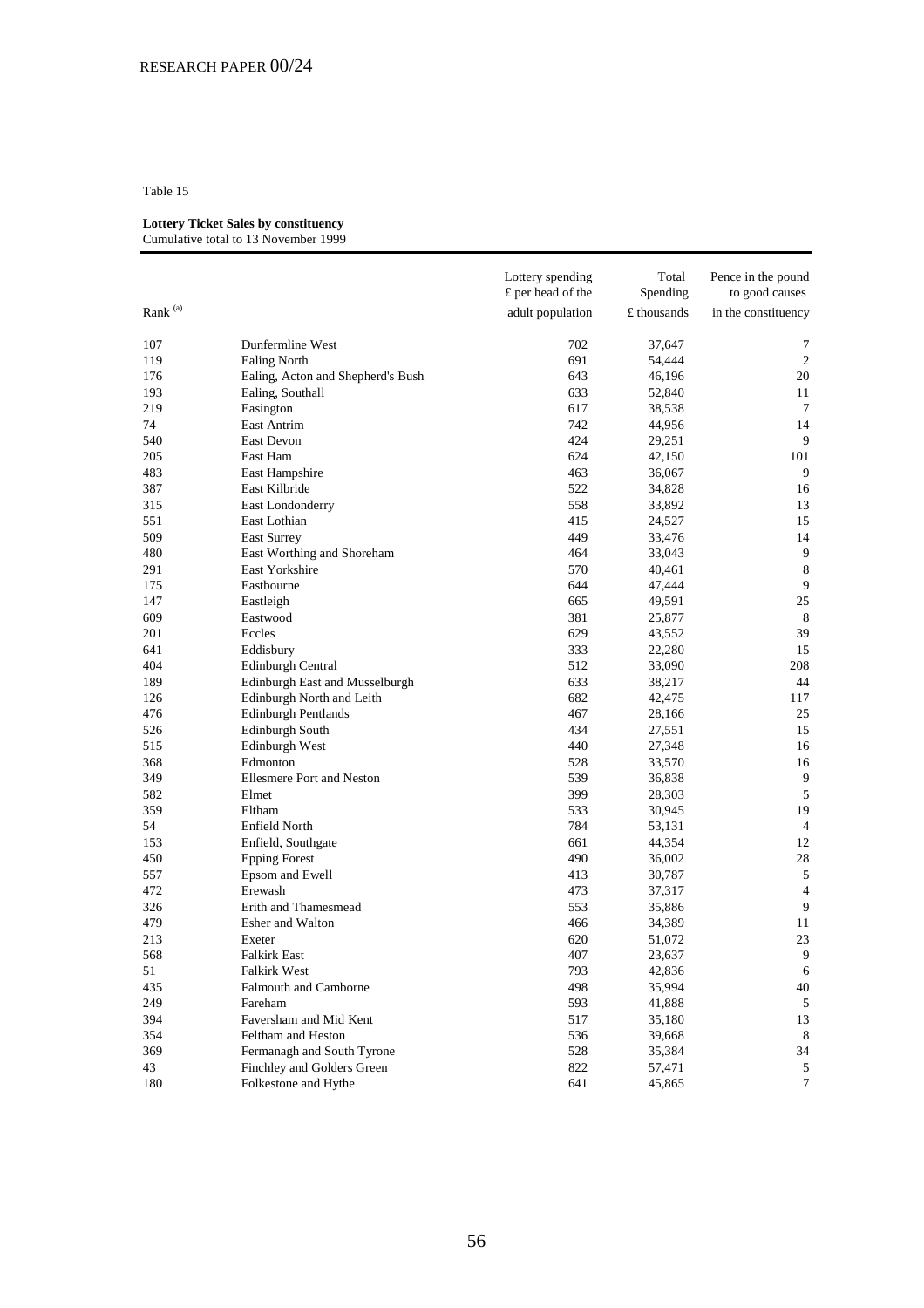Table 15

**Lottery Ticket Sales by constituency**
Cumulative total to 13 November 1999

| Rank (a) | | Lottery spending £ per head of the adult population | Total Spending £ thousands | Pence in the pound to good causes in the constituency |
|---|---|---|---|---|
| 107 | Dunfermline West | 702 | 37,647 | 7 |
| 119 | Ealing North | 691 | 54,444 | 2 |
| 176 | Ealing, Acton and Shepherd's Bush | 643 | 46,196 | 20 |
| 193 | Ealing, Southall | 633 | 52,840 | 11 |
| 219 | Easington | 617 | 38,538 | 7 |
| 74 | East Antrim | 742 | 44,956 | 14 |
| 540 | East Devon | 424 | 29,251 | 9 |
| 205 | East Ham | 624 | 42,150 | 101 |
| 483 | East Hampshire | 463 | 36,067 | 9 |
| 387 | East Kilbride | 522 | 34,828 | 16 |
| 315 | East Londonderry | 558 | 33,892 | 13 |
| 551 | East Lothian | 415 | 24,527 | 15 |
| 509 | East Surrey | 449 | 33,476 | 14 |
| 480 | East Worthing and Shoreham | 464 | 33,043 | 9 |
| 291 | East Yorkshire | 570 | 40,461 | 8 |
| 175 | Eastbourne | 644 | 47,444 | 9 |
| 147 | Eastleigh | 665 | 49,591 | 25 |
| 609 | Eastwood | 381 | 25,877 | 8 |
| 201 | Eccles | 629 | 43,552 | 39 |
| 641 | Eddisbury | 333 | 22,280 | 15 |
| 404 | Edinburgh Central | 512 | 33,090 | 208 |
| 189 | Edinburgh East and Musselburgh | 633 | 38,217 | 44 |
| 126 | Edinburgh North and Leith | 682 | 42,475 | 117 |
| 476 | Edinburgh Pentlands | 467 | 28,166 | 25 |
| 526 | Edinburgh South | 434 | 27,551 | 15 |
| 515 | Edinburgh West | 440 | 27,348 | 16 |
| 368 | Edmonton | 528 | 33,570 | 16 |
| 349 | Ellesmere Port and Neston | 539 | 36,838 | 9 |
| 582 | Elmet | 399 | 28,303 | 5 |
| 359 | Eltham | 533 | 30,945 | 19 |
| 54 | Enfield North | 784 | 53,131 | 4 |
| 153 | Enfield, Southgate | 661 | 44,354 | 12 |
| 450 | Epping Forest | 490 | 36,002 | 28 |
| 557 | Epsom and Ewell | 413 | 30,787 | 5 |
| 472 | Erewash | 473 | 37,317 | 4 |
| 326 | Erith and Thamesmead | 553 | 35,886 | 9 |
| 479 | Esher and Walton | 466 | 34,389 | 11 |
| 213 | Exeter | 620 | 51,072 | 23 |
| 568 | Falkirk East | 407 | 23,637 | 9 |
| 51 | Falkirk West | 793 | 42,836 | 6 |
| 435 | Falmouth and Camborne | 498 | 35,994 | 40 |
| 249 | Fareham | 593 | 41,888 | 5 |
| 394 | Faversham and Mid Kent | 517 | 35,180 | 13 |
| 354 | Feltham and Heston | 536 | 39,668 | 8 |
| 369 | Fermanagh and South Tyrone | 528 | 35,384 | 34 |
| 43 | Finchley and Golders Green | 822 | 57,471 | 5 |
| 180 | Folkestone and Hythe | 641 | 45,865 | 7 |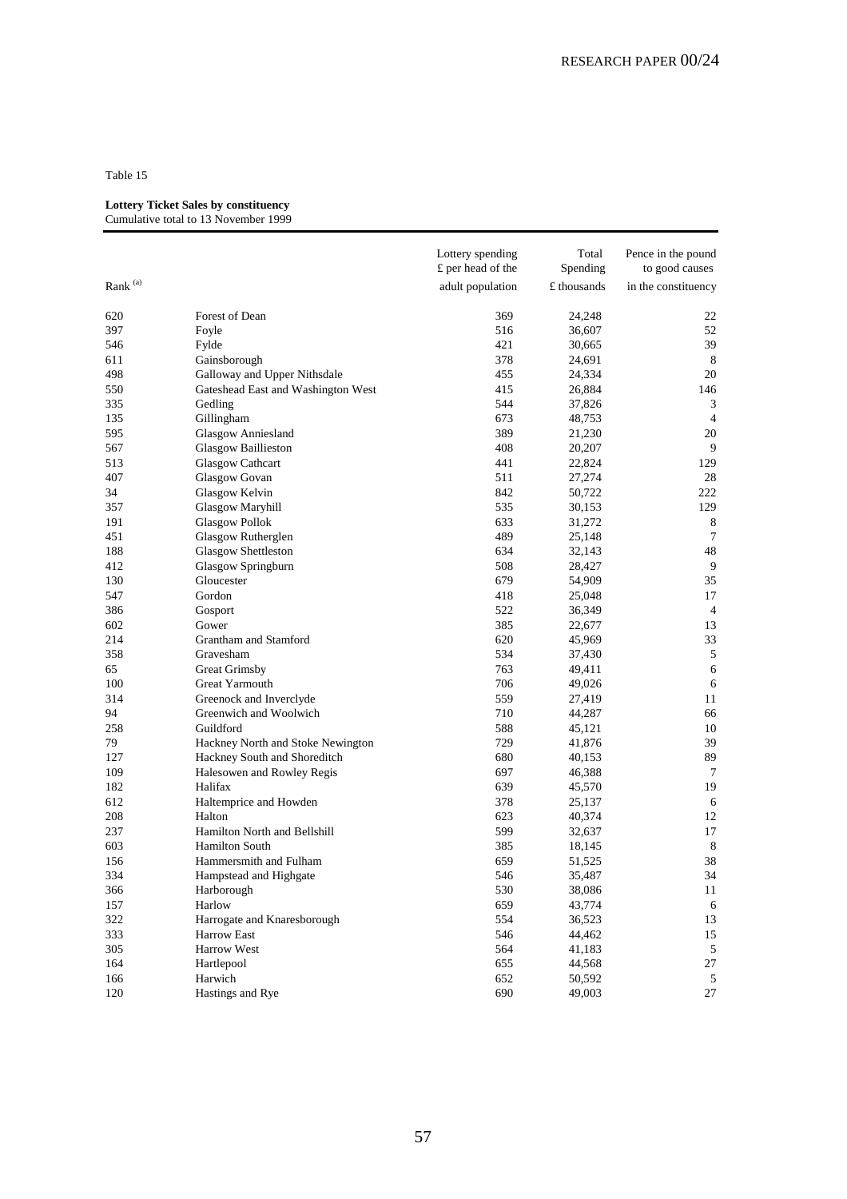Table 15

**Lottery Ticket Sales by constituency**
Cumulative total to 13 November 1999

| Rank [(a)] | | Lottery spending £ per head of the adult population | Total Spending £ thousands | Pence in the pound to good causes in the constituency |
|---|---|---|---|---|
| 620 | Forest of Dean | 369 | 24,248 | 22 |
| 397 | Foyle | 516 | 36,607 | 52 |
| 546 | Fylde | 421 | 30,665 | 39 |
| 611 | Gainsborough | 378 | 24,691 | 8 |
| 498 | Galloway and Upper Nithsdale | 455 | 24,334 | 20 |
| 550 | Gateshead East and Washington West | 415 | 26,884 | 146 |
| 335 | Gedling | 544 | 37,826 | 3 |
| 135 | Gillingham | 673 | 48,753 | 4 |
| 595 | Glasgow Anniesland | 389 | 21,230 | 20 |
| 567 | Glasgow Baillieston | 408 | 20,207 | 9 |
| 513 | Glasgow Cathcart | 441 | 22,824 | 129 |
| 407 | Glasgow Govan | 511 | 27,274 | 28 |
| 34 | Glasgow Kelvin | 842 | 50,722 | 222 |
| 357 | Glasgow Maryhill | 535 | 30,153 | 129 |
| 191 | Glasgow Pollok | 633 | 31,272 | 8 |
| 451 | Glasgow Rutherglen | 489 | 25,148 | 7 |
| 188 | Glasgow Shettleston | 634 | 32,143 | 48 |
| 412 | Glasgow Springburn | 508 | 28,427 | 9 |
| 130 | Gloucester | 679 | 54,909 | 35 |
| 547 | Gordon | 418 | 25,048 | 17 |
| 386 | Gosport | 522 | 36,349 | 4 |
| 602 | Gower | 385 | 22,677 | 13 |
| 214 | Grantham and Stamford | 620 | 45,969 | 33 |
| 358 | Gravesham | 534 | 37,430 | 5 |
| 65 | Great Grimsby | 763 | 49,411 | 6 |
| 100 | Great Yarmouth | 706 | 49,026 | 6 |
| 314 | Greenock and Inverclyde | 559 | 27,419 | 11 |
| 94 | Greenwich and Woolwich | 710 | 44,287 | 66 |
| 258 | Guildford | 588 | 45,121 | 10 |
| 79 | Hackney North and Stoke Newington | 729 | 41,876 | 39 |
| 127 | Hackney South and Shoreditch | 680 | 40,153 | 89 |
| 109 | Halesowen and Rowley Regis | 697 | 46,388 | 7 |
| 182 | Halifax | 639 | 45,570 | 19 |
| 612 | Haltemprice and Howden | 378 | 25,137 | 6 |
| 208 | Halton | 623 | 40,374 | 12 |
| 237 | Hamilton North and Bellshill | 599 | 32,637 | 17 |
| 603 | Hamilton South | 385 | 18,145 | 8 |
| 156 | Hammersmith and Fulham | 659 | 51,525 | 38 |
| 334 | Hampstead and Highgate | 546 | 35,487 | 34 |
| 366 | Harborough | 530 | 38,086 | 11 |
| 157 | Harlow | 659 | 43,774 | 6 |
| 322 | Harrogate and Knaresborough | 554 | 36,523 | 13 |
| 333 | Harrow East | 546 | 44,462 | 15 |
| 305 | Harrow West | 564 | 41,183 | 5 |
| 164 | Hartlepool | 655 | 44,568 | 27 |
| 166 | Harwich | 652 | 50,592 | 5 |
| 120 | Hastings and Rye | 690 | 49,003 | 27 |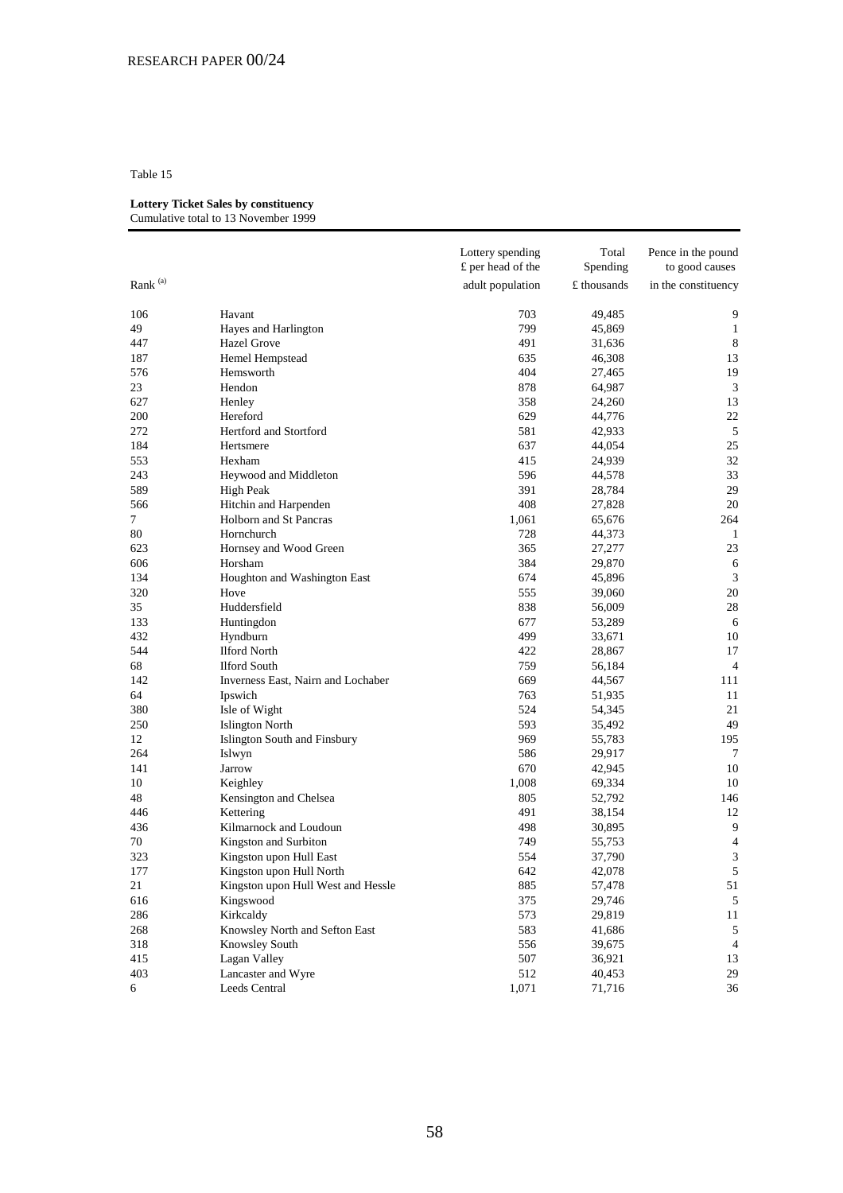Table 15

**Lottery Ticket Sales by constituency**
Cumulative total to 13 November 1999

| Rank (a) | | Lottery spending £ per head of the adult population | Total Spending £ thousands | Pence in the pound to good causes in the constituency |
|---|---|---|---|---|
| 106 | Havant | 703 | 49,485 | 9 |
| 49 | Hayes and Harlington | 799 | 45,869 | 1 |
| 447 | Hazel Grove | 491 | 31,636 | 8 |
| 187 | Hemel Hempstead | 635 | 46,308 | 13 |
| 576 | Hemsworth | 404 | 27,465 | 19 |
| 23 | Hendon | 878 | 64,987 | 3 |
| 627 | Henley | 358 | 24,260 | 13 |
| 200 | Hereford | 629 | 44,776 | 22 |
| 272 | Hertford and Stortford | 581 | 42,933 | 5 |
| 184 | Hertsmere | 637 | 44,054 | 25 |
| 553 | Hexham | 415 | 24,939 | 32 |
| 243 | Heywood and Middleton | 596 | 44,578 | 33 |
| 589 | High Peak | 391 | 28,784 | 29 |
| 566 | Hitchin and Harpenden | 408 | 27,828 | 20 |
| 7 | Holborn and St Pancras | 1,061 | 65,676 | 264 |
| 80 | Hornchurch | 728 | 44,373 | 1 |
| 623 | Hornsey and Wood Green | 365 | 27,277 | 23 |
| 606 | Horsham | 384 | 29,870 | 6 |
| 134 | Houghton and Washington East | 674 | 45,896 | 3 |
| 320 | Hove | 555 | 39,060 | 20 |
| 35 | Huddersfield | 838 | 56,009 | 28 |
| 133 | Huntingdon | 677 | 53,289 | 6 |
| 432 | Hyndburn | 499 | 33,671 | 10 |
| 544 | Ilford North | 422 | 28,867 | 17 |
| 68 | Ilford South | 759 | 56,184 | 4 |
| 142 | Inverness East, Nairn and Lochaber | 669 | 44,567 | 111 |
| 64 | Ipswich | 763 | 51,935 | 11 |
| 380 | Isle of Wight | 524 | 54,345 | 21 |
| 250 | Islington North | 593 | 35,492 | 49 |
| 12 | Islington South and Finsbury | 969 | 55,783 | 195 |
| 264 | Islwyn | 586 | 29,917 | 7 |
| 141 | Jarrow | 670 | 42,945 | 10 |
| 10 | Keighley | 1,008 | 69,334 | 10 |
| 48 | Kensington and Chelsea | 805 | 52,792 | 146 |
| 446 | Kettering | 491 | 38,154 | 12 |
| 436 | Kilmarnock and Loudoun | 498 | 30,895 | 9 |
| 70 | Kingston and Surbiton | 749 | 55,753 | 4 |
| 323 | Kingston upon Hull East | 554 | 37,790 | 3 |
| 177 | Kingston upon Hull North | 642 | 42,078 | 5 |
| 21 | Kingston upon Hull West and Hessle | 885 | 57,478 | 51 |
| 616 | Kingswood | 375 | 29,746 | 5 |
| 286 | Kirkcaldy | 573 | 29,819 | 11 |
| 268 | Knowsley North and Sefton East | 583 | 41,686 | 5 |
| 318 | Knowsley South | 556 | 39,675 | 4 |
| 415 | Lagan Valley | 507 | 36,921 | 13 |
| 403 | Lancaster and Wyre | 512 | 40,453 | 29 |
| 6 | Leeds Central | 1,071 | 71,716 | 36 |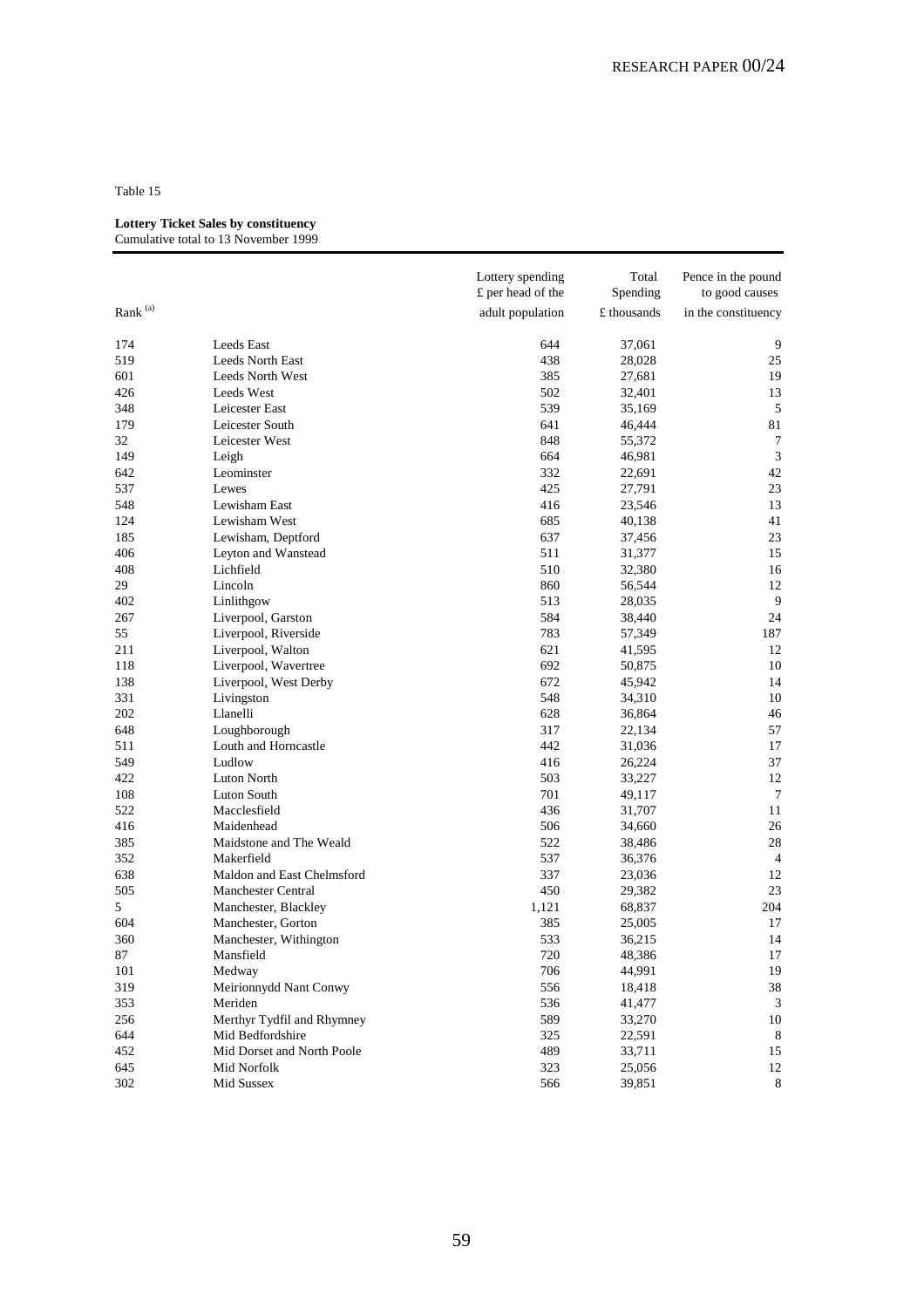Table 15

**Lottery Ticket Sales by constituency**
Cumulative total to 13 November 1999

| Rank [(a)] | | Lottery spending £ per head of the adult population | Total Spending £ thousands | Pence in the pound to good causes in the constituency |
|---|---|---|---|---|
| 174 | Leeds East | 644 | 37,061 | 9 |
| 519 | Leeds North East | 438 | 28,028 | 25 |
| 601 | Leeds North West | 385 | 27,681 | 19 |
| 426 | Leeds West | 502 | 32,401 | 13 |
| 348 | Leicester East | 539 | 35,169 | 5 |
| 179 | Leicester South | 641 | 46,444 | 81 |
| 32 | Leicester West | 848 | 55,372 | 7 |
| 149 | Leigh | 664 | 46,981 | 3 |
| 642 | Leominster | 332 | 22,691 | 42 |
| 537 | Lewes | 425 | 27,791 | 23 |
| 548 | Lewisham East | 416 | 23,546 | 13 |
| 124 | Lewisham West | 685 | 40,138 | 41 |
| 185 | Lewisham, Deptford | 637 | 37,456 | 23 |
| 406 | Leyton and Wanstead | 511 | 31,377 | 15 |
| 408 | Lichfield | 510 | 32,380 | 16 |
| 29 | Lincoln | 860 | 56,544 | 12 |
| 402 | Linlithgow | 513 | 28,035 | 9 |
| 267 | Liverpool, Garston | 584 | 38,440 | 24 |
| 55 | Liverpool, Riverside | 783 | 57,349 | 187 |
| 211 | Liverpool, Walton | 621 | 41,595 | 12 |
| 118 | Liverpool, Wavertree | 692 | 50,875 | 10 |
| 138 | Liverpool, West Derby | 672 | 45,942 | 14 |
| 331 | Livingston | 548 | 34,310 | 10 |
| 202 | Llanelli | 628 | 36,864 | 46 |
| 648 | Loughborough | 317 | 22,134 | 57 |
| 511 | Louth and Horncastle | 442 | 31,036 | 17 |
| 549 | Ludlow | 416 | 26,224 | 37 |
| 422 | Luton North | 503 | 33,227 | 12 |
| 108 | Luton South | 701 | 49,117 | 7 |
| 522 | Macclesfield | 436 | 31,707 | 11 |
| 416 | Maidenhead | 506 | 34,660 | 26 |
| 385 | Maidstone and The Weald | 522 | 38,486 | 28 |
| 352 | Makerfield | 537 | 36,376 | 4 |
| 638 | Maldon and East Chelmsford | 337 | 23,036 | 12 |
| 505 | Manchester Central | 450 | 29,382 | 23 |
| 5 | Manchester, Blackley | 1,121 | 68,837 | 204 |
| 604 | Manchester, Gorton | 385 | 25,005 | 17 |
| 360 | Manchester, Withington | 533 | 36,215 | 14 |
| 87 | Mansfield | 720 | 48,386 | 17 |
| 101 | Medway | 706 | 44,991 | 19 |
| 319 | Meirionnydd Nant Conwy | 556 | 18,418 | 38 |
| 353 | Meriden | 536 | 41,477 | 3 |
| 256 | Merthyr Tydfil and Rhymney | 589 | 33,270 | 10 |
| 644 | Mid Bedfordshire | 325 | 22,591 | 8 |
| 452 | Mid Dorset and North Poole | 489 | 33,711 | 15 |
| 645 | Mid Norfolk | 323 | 25,056 | 12 |
| 302 | Mid Sussex | 566 | 39,851 | 8 |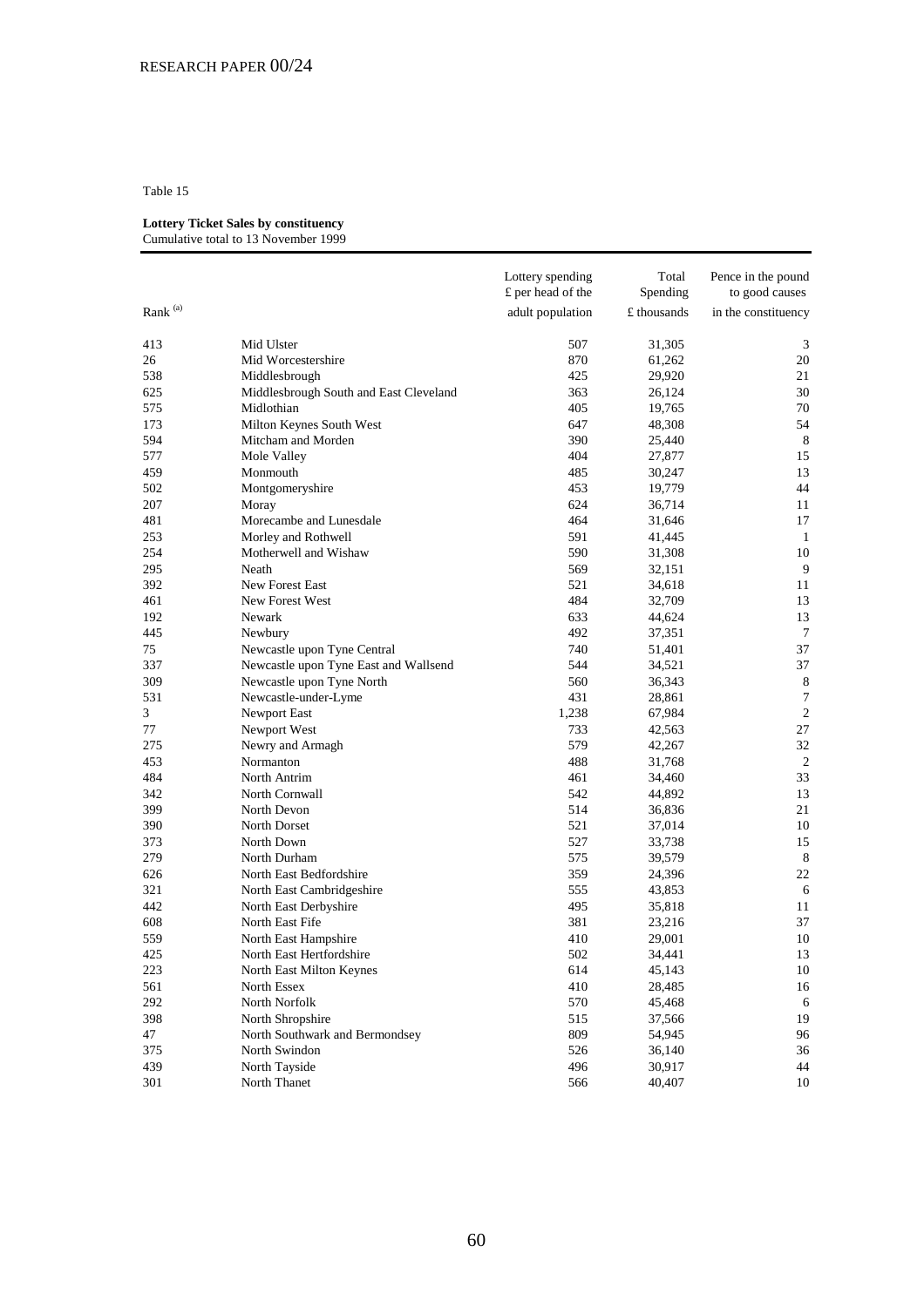Table 15

**Lottery Ticket Sales by constituency**
Cumulative total to 13 November 1999

| Rank [(a)] | | Lottery spending £ per head of the adult population | Total Spending £ thousands | Pence in the pound to good causes in the constituency |
|---|---|---|---|---|
| 413 | Mid Ulster | 507 | 31,305 | 3 |
| 26 | Mid Worcestershire | 870 | 61,262 | 20 |
| 538 | Middlesbrough | 425 | 29,920 | 21 |
| 625 | Middlesbrough South and East Cleveland | 363 | 26,124 | 30 |
| 575 | Midlothian | 405 | 19,765 | 70 |
| 173 | Milton Keynes South West | 647 | 48,308 | 54 |
| 594 | Mitcham and Morden | 390 | 25,440 | 8 |
| 577 | Mole Valley | 404 | 27,877 | 15 |
| 459 | Monmouth | 485 | 30,247 | 13 |
| 502 | Montgomeryshire | 453 | 19,779 | 44 |
| 207 | Moray | 624 | 36,714 | 11 |
| 481 | Morecambe and Lunesdale | 464 | 31,646 | 17 |
| 253 | Morley and Rothwell | 591 | 41,445 | 1 |
| 254 | Motherwell and Wishaw | 590 | 31,308 | 10 |
| 295 | Neath | 569 | 32,151 | 9 |
| 392 | New Forest East | 521 | 34,618 | 11 |
| 461 | New Forest West | 484 | 32,709 | 13 |
| 192 | Newark | 633 | 44,624 | 13 |
| 445 | Newbury | 492 | 37,351 | 7 |
| 75 | Newcastle upon Tyne Central | 740 | 51,401 | 37 |
| 337 | Newcastle upon Tyne East and Wallsend | 544 | 34,521 | 37 |
| 309 | Newcastle upon Tyne North | 560 | 36,343 | 8 |
| 531 | Newcastle-under-Lyme | 431 | 28,861 | 7 |
| 3 | Newport East | 1,238 | 67,984 | 2 |
| 77 | Newport West | 733 | 42,563 | 27 |
| 275 | Newry and Armagh | 579 | 42,267 | 32 |
| 453 | Normanton | 488 | 31,768 | 2 |
| 484 | North Antrim | 461 | 34,460 | 33 |
| 342 | North Cornwall | 542 | 44,892 | 13 |
| 399 | North Devon | 514 | 36,836 | 21 |
| 390 | North Dorset | 521 | 37,014 | 10 |
| 373 | North Down | 527 | 33,738 | 15 |
| 279 | North Durham | 575 | 39,579 | 8 |
| 626 | North East Bedfordshire | 359 | 24,396 | 22 |
| 321 | North East Cambridgeshire | 555 | 43,853 | 6 |
| 442 | North East Derbyshire | 495 | 35,818 | 11 |
| 608 | North East Fife | 381 | 23,216 | 37 |
| 559 | North East Hampshire | 410 | 29,001 | 10 |
| 425 | North East Hertfordshire | 502 | 34,441 | 13 |
| 223 | North East Milton Keynes | 614 | 45,143 | 10 |
| 561 | North Essex | 410 | 28,485 | 16 |
| 292 | North Norfolk | 570 | 45,468 | 6 |
| 398 | North Shropshire | 515 | 37,566 | 19 |
| 47 | North Southwark and Bermondsey | 809 | 54,945 | 96 |
| 375 | North Swindon | 526 | 36,140 | 36 |
| 439 | North Tayside | 496 | 30,917 | 44 |
| 301 | North Thanet | 566 | 40,407 | 10 |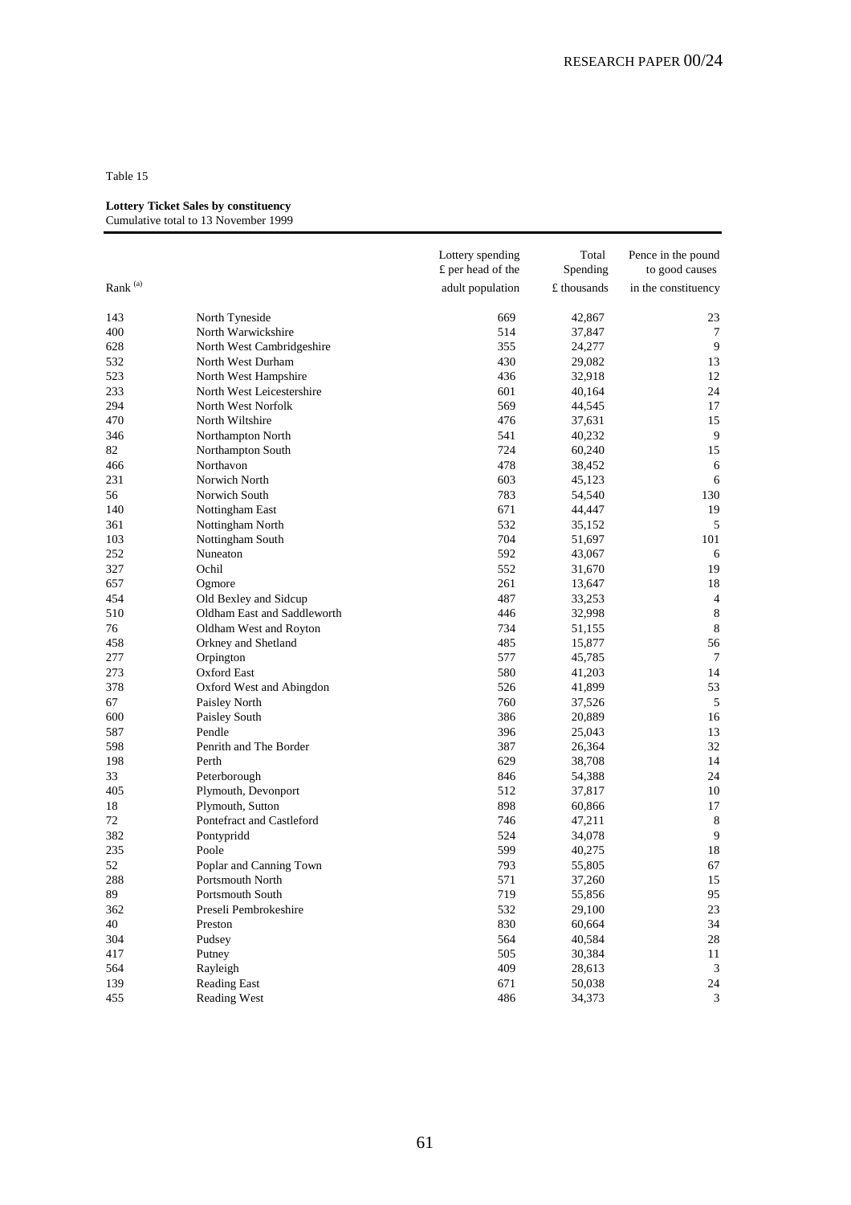Table 15

**Lottery Ticket Sales by constituency**
Cumulative total to 13 November 1999

| Rank [(a)] | | Lottery spending £ per head of the adult population | Total Spending £ thousands | Pence in the pound to good causes in the constituency |
|---|---|---|---|---|
| 143 | North Tyneside | 669 | 42,867 | 23 |
| 400 | North Warwickshire | 514 | 37,847 | 7 |
| 628 | North West Cambridgeshire | 355 | 24,277 | 9 |
| 532 | North West Durham | 430 | 29,082 | 13 |
| 523 | North West Hampshire | 436 | 32,918 | 12 |
| 233 | North West Leicestershire | 601 | 40,164 | 24 |
| 294 | North West Norfolk | 569 | 44,545 | 17 |
| 470 | North Wiltshire | 476 | 37,631 | 15 |
| 346 | Northampton North | 541 | 40,232 | 9 |
| 82 | Northampton South | 724 | 60,240 | 15 |
| 466 | Northavon | 478 | 38,452 | 6 |
| 231 | Norwich North | 603 | 45,123 | 6 |
| 56 | Norwich South | 783 | 54,540 | 130 |
| 140 | Nottingham East | 671 | 44,447 | 19 |
| 361 | Nottingham North | 532 | 35,152 | 5 |
| 103 | Nottingham South | 704 | 51,697 | 101 |
| 252 | Nuneaton | 592 | 43,067 | 6 |
| 327 | Ochil | 552 | 31,670 | 19 |
| 657 | Ogmore | 261 | 13,647 | 18 |
| 454 | Old Bexley and Sidcup | 487 | 33,253 | 4 |
| 510 | Oldham East and Saddleworth | 446 | 32,998 | 8 |
| 76 | Oldham West and Royton | 734 | 51,155 | 8 |
| 458 | Orkney and Shetland | 485 | 15,877 | 56 |
| 277 | Orpington | 577 | 45,785 | 7 |
| 273 | Oxford East | 580 | 41,203 | 14 |
| 378 | Oxford West and Abingdon | 526 | 41,899 | 53 |
| 67 | Paisley North | 760 | 37,526 | 5 |
| 600 | Paisley South | 386 | 20,889 | 16 |
| 587 | Pendle | 396 | 25,043 | 13 |
| 598 | Penrith and The Border | 387 | 26,364 | 32 |
| 198 | Perth | 629 | 38,708 | 14 |
| 33 | Peterborough | 846 | 54,388 | 24 |
| 405 | Plymouth, Devonport | 512 | 37,817 | 10 |
| 18 | Plymouth, Sutton | 898 | 60,866 | 17 |
| 72 | Pontefract and Castleford | 746 | 47,211 | 8 |
| 382 | Pontypridd | 524 | 34,078 | 9 |
| 235 | Poole | 599 | 40,275 | 18 |
| 52 | Poplar and Canning Town | 793 | 55,805 | 67 |
| 288 | Portsmouth North | 571 | 37,260 | 15 |
| 89 | Portsmouth South | 719 | 55,856 | 95 |
| 362 | Preseli Pembrokeshire | 532 | 29,100 | 23 |
| 40 | Preston | 830 | 60,664 | 34 |
| 304 | Pudsey | 564 | 40,584 | 28 |
| 417 | Putney | 505 | 30,384 | 11 |
| 564 | Rayleigh | 409 | 28,613 | 3 |
| 139 | Reading East | 671 | 50,038 | 24 |
| 455 | Reading West | 486 | 34,373 | 3 |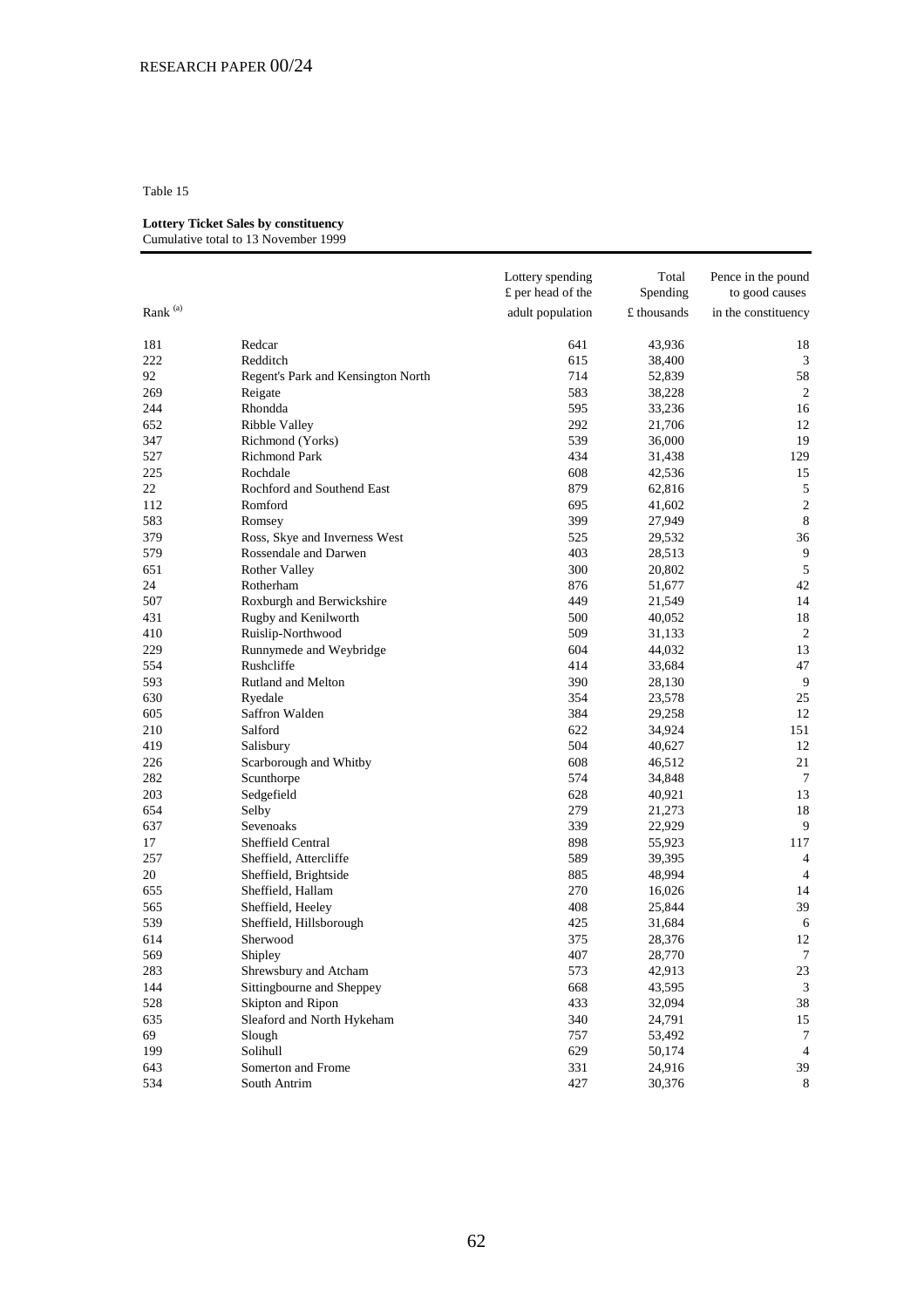Table 15

**Lottery Ticket Sales by constituency**
Cumulative total to 13 November 1999

| Rank [(a)] | | Lottery spending £ per head of the adult population | Total Spending £ thousands | Pence in the pound to good causes in the constituency |
|---|---|---|---|---|
| 181 | Redcar | 641 | 43,936 | 18 |
| 222 | Redditch | 615 | 38,400 | 3 |
| 92 | Regent's Park and Kensington North | 714 | 52,839 | 58 |
| 269 | Reigate | 583 | 38,228 | 2 |
| 244 | Rhondda | 595 | 33,236 | 16 |
| 652 | Ribble Valley | 292 | 21,706 | 12 |
| 347 | Richmond (Yorks) | 539 | 36,000 | 19 |
| 527 | Richmond Park | 434 | 31,438 | 129 |
| 225 | Rochdale | 608 | 42,536 | 15 |
| 22 | Rochford and Southend East | 879 | 62,816 | 5 |
| 112 | Romford | 695 | 41,602 | 2 |
| 583 | Romsey | 399 | 27,949 | 8 |
| 379 | Ross, Skye and Inverness West | 525 | 29,532 | 36 |
| 579 | Rossendale and Darwen | 403 | 28,513 | 9 |
| 651 | Rother Valley | 300 | 20,802 | 5 |
| 24 | Rotherham | 876 | 51,677 | 42 |
| 507 | Roxburgh and Berwickshire | 449 | 21,549 | 14 |
| 431 | Rugby and Kenilworth | 500 | 40,052 | 18 |
| 410 | Ruislip-Northwood | 509 | 31,133 | 2 |
| 229 | Runnymede and Weybridge | 604 | 44,032 | 13 |
| 554 | Rushcliffe | 414 | 33,684 | 47 |
| 593 | Rutland and Melton | 390 | 28,130 | 9 |
| 630 | Ryedale | 354 | 23,578 | 25 |
| 605 | Saffron Walden | 384 | 29,258 | 12 |
| 210 | Salford | 622 | 34,924 | 151 |
| 419 | Salisbury | 504 | 40,627 | 12 |
| 226 | Scarborough and Whitby | 608 | 46,512 | 21 |
| 282 | Scunthorpe | 574 | 34,848 | 7 |
| 203 | Sedgefield | 628 | 40,921 | 13 |
| 654 | Selby | 279 | 21,273 | 18 |
| 637 | Sevenoaks | 339 | 22,929 | 9 |
| 17 | Sheffield Central | 898 | 55,923 | 117 |
| 257 | Sheffield, Attercliffe | 589 | 39,395 | 4 |
| 20 | Sheffield, Brightside | 885 | 48,994 | 4 |
| 655 | Sheffield, Hallam | 270 | 16,026 | 14 |
| 565 | Sheffield, Heeley | 408 | 25,844 | 39 |
| 539 | Sheffield, Hillsborough | 425 | 31,684 | 6 |
| 614 | Sherwood | 375 | 28,376 | 12 |
| 569 | Shipley | 407 | 28,770 | 7 |
| 283 | Shrewsbury and Atcham | 573 | 42,913 | 23 |
| 144 | Sittingbourne and Sheppey | 668 | 43,595 | 3 |
| 528 | Skipton and Ripon | 433 | 32,094 | 38 |
| 635 | Sleaford and North Hykeham | 340 | 24,791 | 15 |
| 69 | Slough | 757 | 53,492 | 7 |
| 199 | Solihull | 629 | 50,174 | 4 |
| 643 | Somerton and Frome | 331 | 24,916 | 39 |
| 534 | South Antrim | 427 | 30,376 | 8 |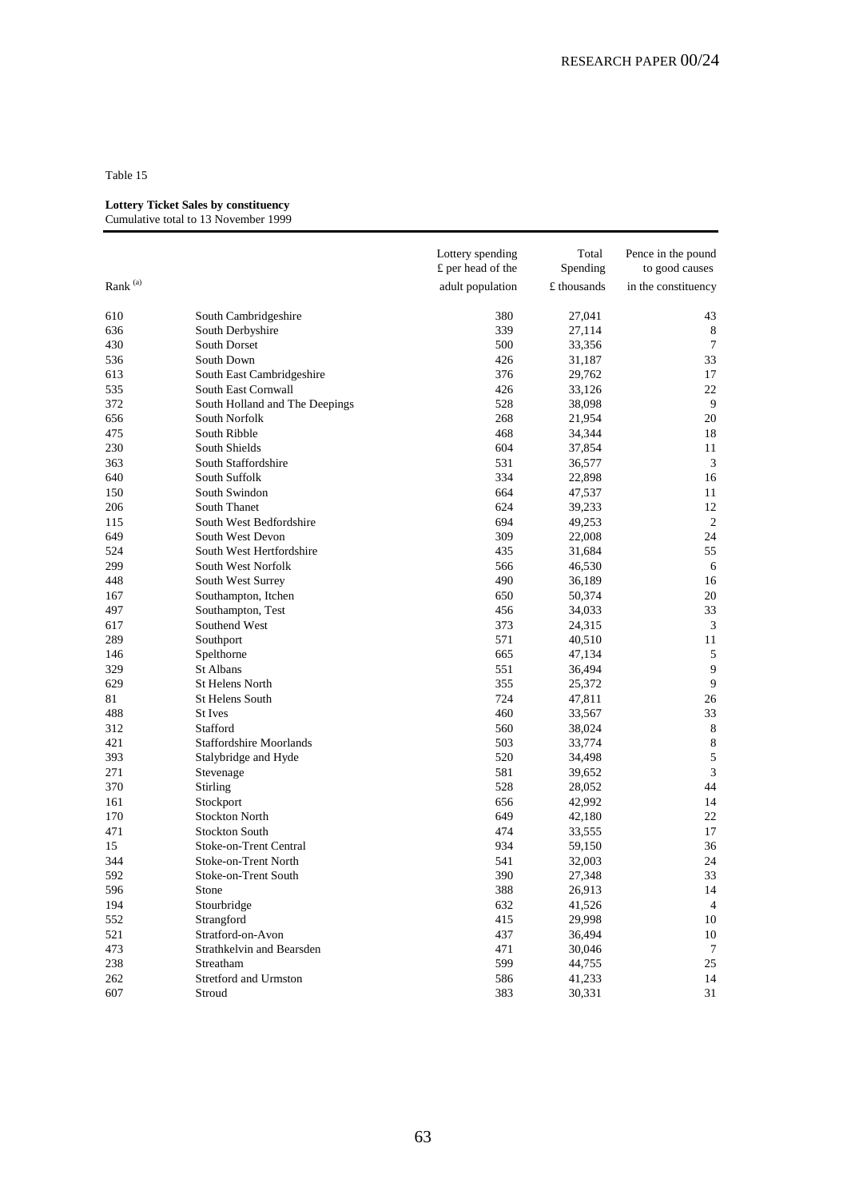Table 15

**Lottery Ticket Sales by constituency**
Cumulative total to 13 November 1999

| Rank [(a)] | | Lottery spending £ per head of the adult population | Total Spending £ thousands | Pence in the pound to good causes in the constituency |
|---|---|---|---|---|
| 610 | South Cambridgeshire | 380 | 27,041 | 43 |
| 636 | South Derbyshire | 339 | 27,114 | 8 |
| 430 | South Dorset | 500 | 33,356 | 7 |
| 536 | South Down | 426 | 31,187 | 33 |
| 613 | South East Cambridgeshire | 376 | 29,762 | 17 |
| 535 | South East Cornwall | 426 | 33,126 | 22 |
| 372 | South Holland and The Deepings | 528 | 38,098 | 9 |
| 656 | South Norfolk | 268 | 21,954 | 20 |
| 475 | South Ribble | 468 | 34,344 | 18 |
| 230 | South Shields | 604 | 37,854 | 11 |
| 363 | South Staffordshire | 531 | 36,577 | 3 |
| 640 | South Suffolk | 334 | 22,898 | 16 |
| 150 | South Swindon | 664 | 47,537 | 11 |
| 206 | South Thanet | 624 | 39,233 | 12 |
| 115 | South West Bedfordshire | 694 | 49,253 | 2 |
| 649 | South West Devon | 309 | 22,008 | 24 |
| 524 | South West Hertfordshire | 435 | 31,684 | 55 |
| 299 | South West Norfolk | 566 | 46,530 | 6 |
| 448 | South West Surrey | 490 | 36,189 | 16 |
| 167 | Southampton, Itchen | 650 | 50,374 | 20 |
| 497 | Southampton, Test | 456 | 34,033 | 33 |
| 617 | Southend West | 373 | 24,315 | 3 |
| 289 | Southport | 571 | 40,510 | 11 |
| 146 | Spelthorne | 665 | 47,134 | 5 |
| 329 | St Albans | 551 | 36,494 | 9 |
| 629 | St Helens North | 355 | 25,372 | 9 |
| 81 | St Helens South | 724 | 47,811 | 26 |
| 488 | St Ives | 460 | 33,567 | 33 |
| 312 | Stafford | 560 | 38,024 | 8 |
| 421 | Staffordshire Moorlands | 503 | 33,774 | 8 |
| 393 | Stalybridge and Hyde | 520 | 34,498 | 5 |
| 271 | Stevenage | 581 | 39,652 | 3 |
| 370 | Stirling | 528 | 28,052 | 44 |
| 161 | Stockport | 656 | 42,992 | 14 |
| 170 | Stockton North | 649 | 42,180 | 22 |
| 471 | Stockton South | 474 | 33,555 | 17 |
| 15 | Stoke-on-Trent Central | 934 | 59,150 | 36 |
| 344 | Stoke-on-Trent North | 541 | 32,003 | 24 |
| 592 | Stoke-on-Trent South | 390 | 27,348 | 33 |
| 596 | Stone | 388 | 26,913 | 14 |
| 194 | Stourbridge | 632 | 41,526 | 4 |
| 552 | Strangford | 415 | 29,998 | 10 |
| 521 | Stratford-on-Avon | 437 | 36,494 | 10 |
| 473 | Strathkelvin and Bearsden | 471 | 30,046 | 7 |
| 238 | Streatham | 599 | 44,755 | 25 |
| 262 | Stretford and Urmston | 586 | 41,233 | 14 |
| 607 | Stroud | 383 | 30,331 | 31 |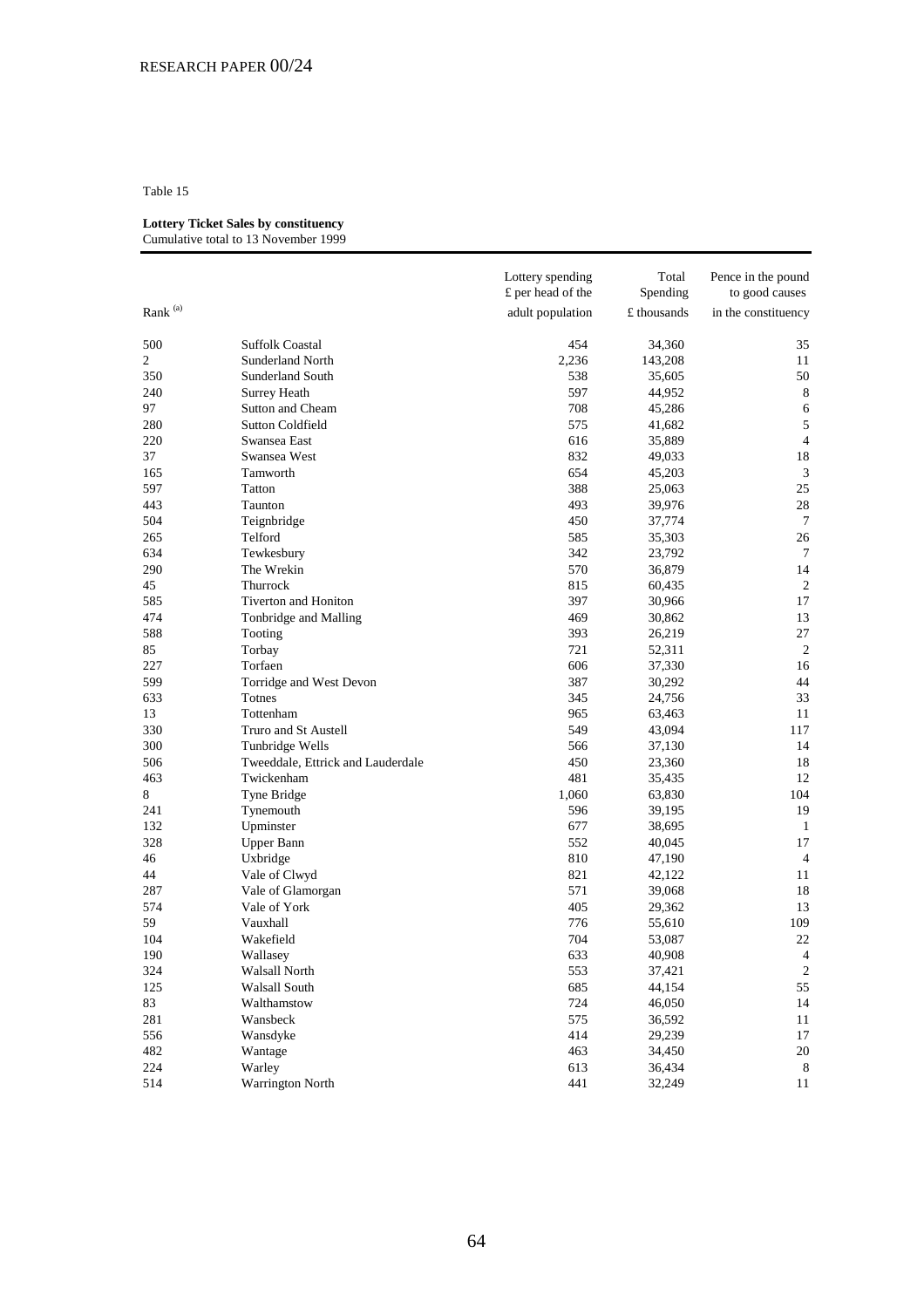Table 15

**Lottery Ticket Sales by constituency**
Cumulative total to 13 November 1999

| Rank [(a)] | | Lottery spending £ per head of the adult population | Total Spending £ thousands | Pence in the pound to good causes in the constituency |
|---|---|---|---|---|
| 500 | Suffolk Coastal | 454 | 34,360 | 35 |
| 2 | Sunderland North | 2,236 | 143,208 | 11 |
| 350 | Sunderland South | 538 | 35,605 | 50 |
| 240 | Surrey Heath | 597 | 44,952 | 8 |
| 97 | Sutton and Cheam | 708 | 45,286 | 6 |
| 280 | Sutton Coldfield | 575 | 41,682 | 5 |
| 220 | Swansea East | 616 | 35,889 | 4 |
| 37 | Swansea West | 832 | 49,033 | 18 |
| 165 | Tamworth | 654 | 45,203 | 3 |
| 597 | Tatton | 388 | 25,063 | 25 |
| 443 | Taunton | 493 | 39,976 | 28 |
| 504 | Teignbridge | 450 | 37,774 | 7 |
| 265 | Telford | 585 | 35,303 | 26 |
| 634 | Tewkesbury | 342 | 23,792 | 7 |
| 290 | The Wrekin | 570 | 36,879 | 14 |
| 45 | Thurrock | 815 | 60,435 | 2 |
| 585 | Tiverton and Honiton | 397 | 30,966 | 17 |
| 474 | Tonbridge and Malling | 469 | 30,862 | 13 |
| 588 | Tooting | 393 | 26,219 | 27 |
| 85 | Torbay | 721 | 52,311 | 2 |
| 227 | Torfaen | 606 | 37,330 | 16 |
| 599 | Torridge and West Devon | 387 | 30,292 | 44 |
| 633 | Totnes | 345 | 24,756 | 33 |
| 13 | Tottenham | 965 | 63,463 | 11 |
| 330 | Truro and St Austell | 549 | 43,094 | 117 |
| 300 | Tunbridge Wells | 566 | 37,130 | 14 |
| 506 | Tweeddale, Ettrick and Lauderdale | 450 | 23,360 | 18 |
| 463 | Twickenham | 481 | 35,435 | 12 |
| 8 | Tyne Bridge | 1,060 | 63,830 | 104 |
| 241 | Tynemouth | 596 | 39,195 | 19 |
| 132 | Upminster | 677 | 38,695 | 1 |
| 328 | Upper Bann | 552 | 40,045 | 17 |
| 46 | Uxbridge | 810 | 47,190 | 4 |
| 44 | Vale of Clwyd | 821 | 42,122 | 11 |
| 287 | Vale of Glamorgan | 571 | 39,068 | 18 |
| 574 | Vale of York | 405 | 29,362 | 13 |
| 59 | Vauxhall | 776 | 55,610 | 109 |
| 104 | Wakefield | 704 | 53,087 | 22 |
| 190 | Wallasey | 633 | 40,908 | 4 |
| 324 | Walsall North | 553 | 37,421 | 2 |
| 125 | Walsall South | 685 | 44,154 | 55 |
| 83 | Walthamstow | 724 | 46,050 | 14 |
| 281 | Wansbeck | 575 | 36,592 | 11 |
| 556 | Wansdyke | 414 | 29,239 | 17 |
| 482 | Wantage | 463 | 34,450 | 20 |
| 224 | Warley | 613 | 36,434 | 8 |
| 514 | Warrington North | 441 | 32,249 | 11 |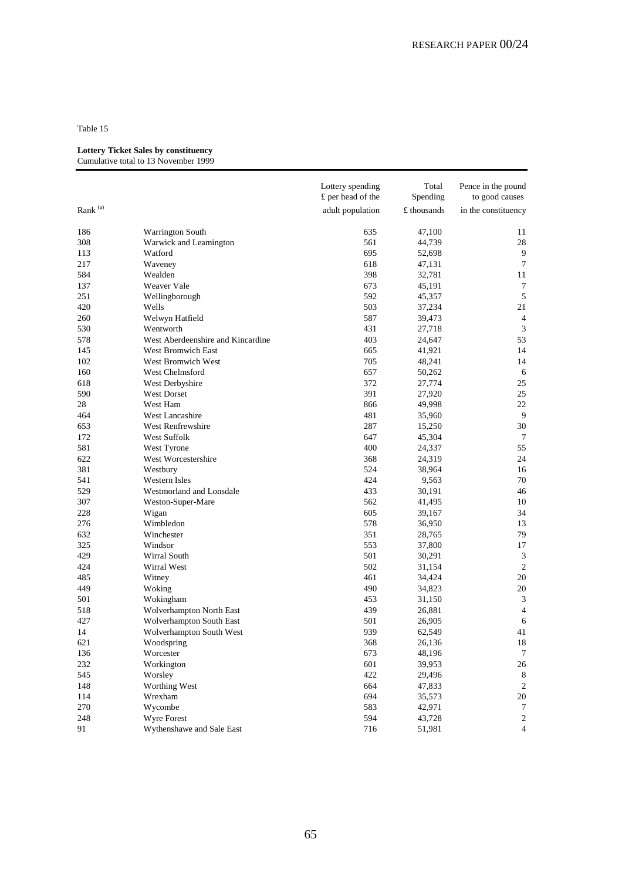Table 15

**Lottery Ticket Sales by constituency**
Cumulative total to 13 November 1999

| Rank [(a)] | | Lottery spending £ per head of the adult population | Total Spending £ thousands | Pence in the pound to good causes in the constituency |
|---|---|---|---|---|
| 186 | Warrington South | 635 | 47,100 | 11 |
| 308 | Warwick and Leamington | 561 | 44,739 | 28 |
| 113 | Watford | 695 | 52,698 | 9 |
| 217 | Waveney | 618 | 47,131 | 7 |
| 584 | Wealden | 398 | 32,781 | 11 |
| 137 | Weaver Vale | 673 | 45,191 | 7 |
| 251 | Wellingborough | 592 | 45,357 | 5 |
| 420 | Wells | 503 | 37,234 | 21 |
| 260 | Welwyn Hatfield | 587 | 39,473 | 4 |
| 530 | Wentworth | 431 | 27,718 | 3 |
| 578 | West Aberdeenshire and Kincardine | 403 | 24,647 | 53 |
| 145 | West Bromwich East | 665 | 41,921 | 14 |
| 102 | West Bromwich West | 705 | 48,241 | 14 |
| 160 | West Chelmsford | 657 | 50,262 | 6 |
| 618 | West Derbyshire | 372 | 27,774 | 25 |
| 590 | West Dorset | 391 | 27,920 | 25 |
| 28 | West Ham | 866 | 49,998 | 22 |
| 464 | West Lancashire | 481 | 35,960 | 9 |
| 653 | West Renfrewshire | 287 | 15,250 | 30 |
| 172 | West Suffolk | 647 | 45,304 | 7 |
| 581 | West Tyrone | 400 | 24,337 | 55 |
| 622 | West Worcestershire | 368 | 24,319 | 24 |
| 381 | Westbury | 524 | 38,964 | 16 |
| 541 | Western Isles | 424 | 9,563 | 70 |
| 529 | Westmorland and Lonsdale | 433 | 30,191 | 46 |
| 307 | Weston-Super-Mare | 562 | 41,495 | 10 |
| 228 | Wigan | 605 | 39,167 | 34 |
| 276 | Wimbledon | 578 | 36,950 | 13 |
| 632 | Winchester | 351 | 28,765 | 79 |
| 325 | Windsor | 553 | 37,800 | 17 |
| 429 | Wirral South | 501 | 30,291 | 3 |
| 424 | Wirral West | 502 | 31,154 | 2 |
| 485 | Witney | 461 | 34,424 | 20 |
| 449 | Woking | 490 | 34,823 | 20 |
| 501 | Wokingham | 453 | 31,150 | 3 |
| 518 | Wolverhampton North East | 439 | 26,881 | 4 |
| 427 | Wolverhampton South East | 501 | 26,905 | 6 |
| 14 | Wolverhampton South West | 939 | 62,549 | 41 |
| 621 | Woodspring | 368 | 26,136 | 18 |
| 136 | Worcester | 673 | 48,196 | 7 |
| 232 | Workington | 601 | 39,953 | 26 |
| 545 | Worsley | 422 | 29,496 | 8 |
| 148 | Worthing West | 664 | 47,833 | 2 |
| 114 | Wrexham | 694 | 35,573 | 20 |
| 270 | Wycombe | 583 | 42,971 | 7 |
| 248 | Wyre Forest | 594 | 43,728 | 2 |
| 91 | Wythenshawe and Sale East | 716 | 51,981 | 4 |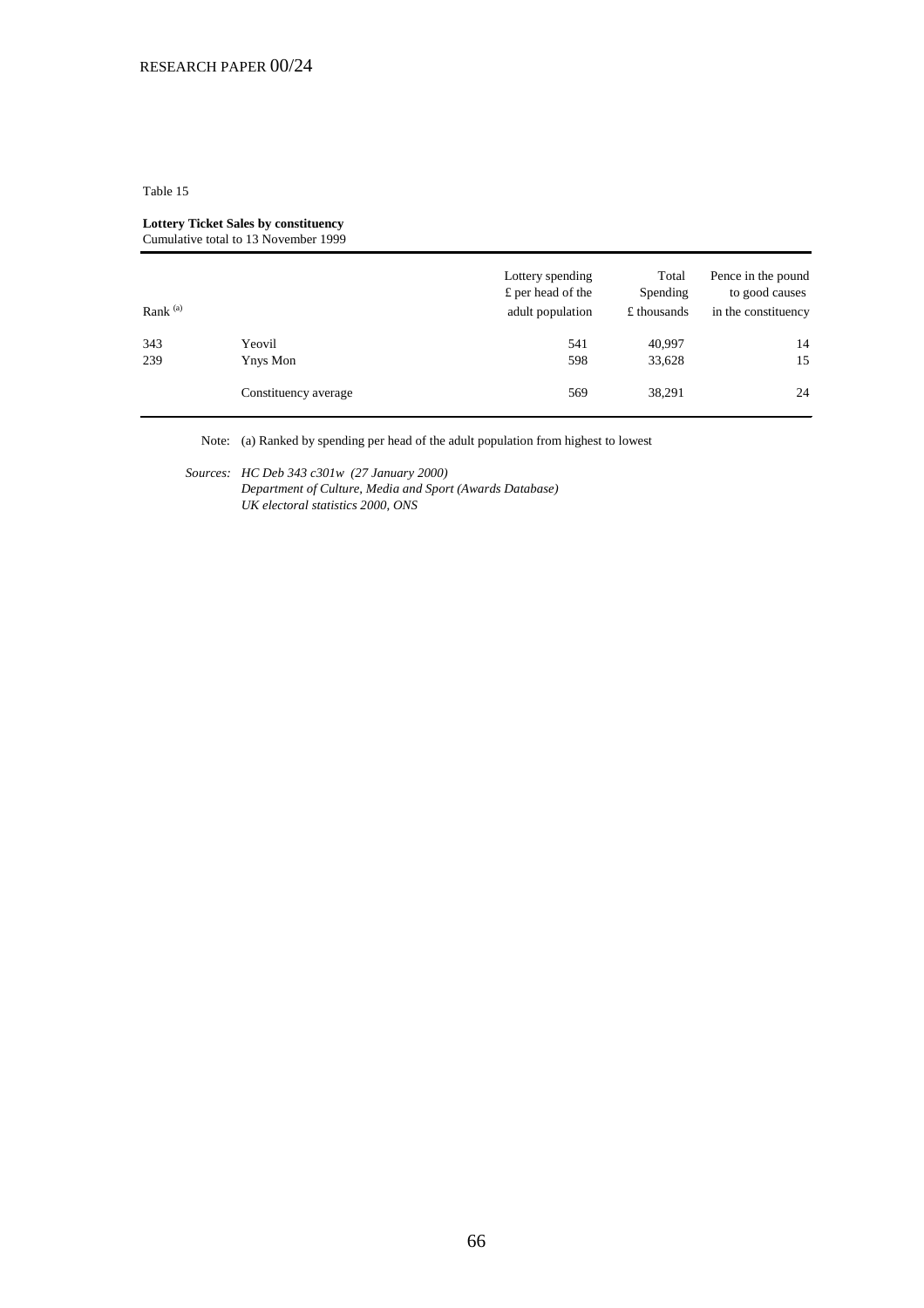Table 15

**Lottery Ticket Sales by constituency**
Cumulative total to 13 November 1999

| Rank [(a)] | | Lottery spending £ per head of the adult population | Total Spending £ thousands | Pence in the pound to good causes in the constituency |
|---|---|---|---|---|
| 343 | Yeovil | 541 | 40,997 | 14 |
| 239 | Ynys Mon | 598 | 33,628 | 15 |
| | Constituency average | 569 | 38,291 | 24 |

Note: (a) Ranked by spending per head of the adult population from highest to lowest

*Sources: HC Deb 343 c301w (27 January 2000)*
*Department of Culture, Media and Sport (Awards Database)*
*UK electoral statistics 2000, ONS*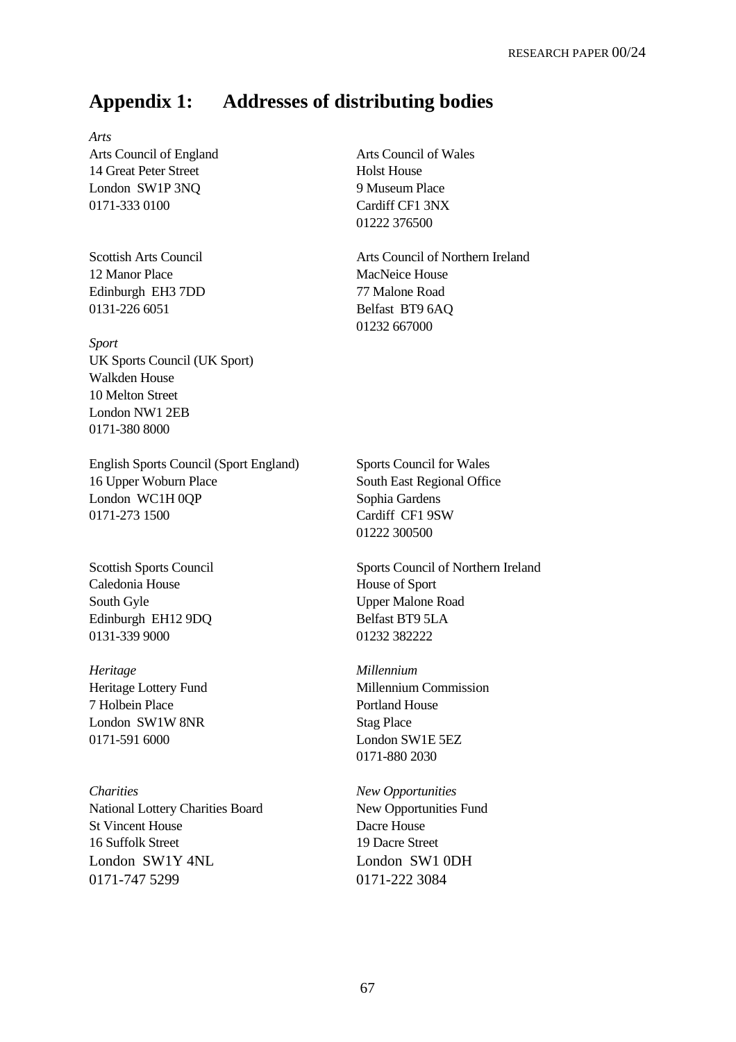# Appendix 1: Addresses of distributing bodies

*Arts*

Arts Council of England
14 Great Peter Street
London SW1P 3NQ
0171-333 0100

Arts Council of Wales
Holst House
9 Museum Place
Cardiff CF1 3NX
01222 376500

Scottish Arts Council
12 Manor Place
Edinburgh EH3 7DD
0131-226 6051

Arts Council of Northern Ireland
MacNeice House
77 Malone Road
Belfast BT9 6AQ
01232 667000

*Sport*

UK Sports Council (UK Sport)
Walkden House
10 Melton Street
London NW1 2EB
0171-380 8000

English Sports Council (Sport England)
16 Upper Woburn Place
London WC1H 0QP
0171-273 1500

Sports Council for Wales
South East Regional Office
Sophia Gardens
Cardiff CF1 9SW
01222 300500

Scottish Sports Council
Caledonia House
South Gyle
Edinburgh EH12 9DQ
0131-339 9000

Sports Council of Northern Ireland
House of Sport
Upper Malone Road
Belfast BT9 5LA
01232 382222

*Heritage*

Heritage Lottery Fund
7 Holbein Place
London SW1W 8NR
0171-591 6000

*Millennium*

Millennium Commission
Portland House
Stag Place
London SW1E 5EZ
0171-880 2030

*Charities*

National Lottery Charities Board
St Vincent House
16 Suffolk Street
London SW1Y 4NL
0171-747 5299

*New Opportunities*

New Opportunities Fund
Dacre House
19 Dacre Street
London SW1 0DH
0171-222 3084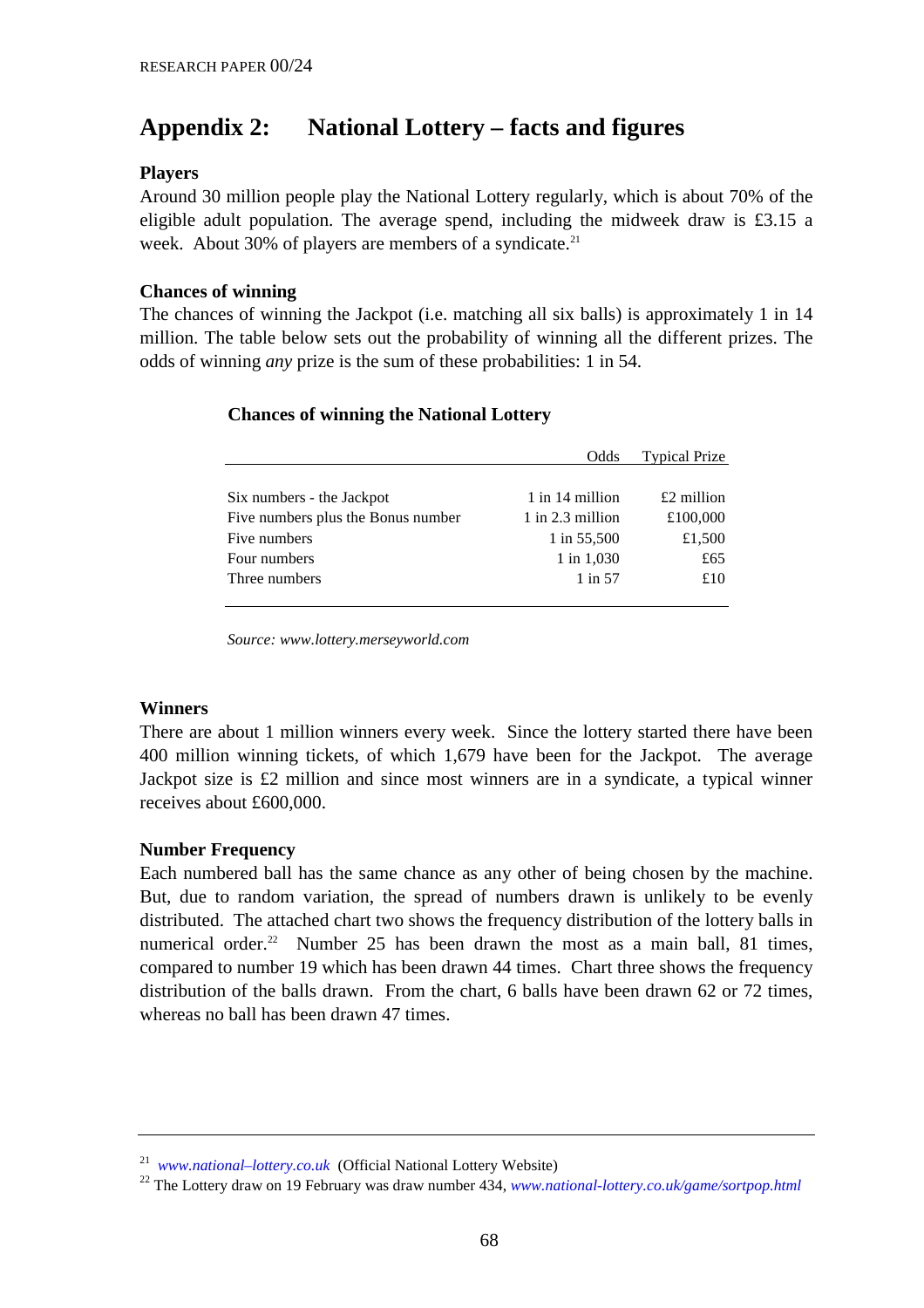## Appendix 2: National Lottery – facts and figures

**Players**

Around 30 million people play the National Lottery regularly, which is about 70% of the eligible adult population. The average spend, including the midweek draw is £3.15 a week. About 30% of players are members of a syndicate.[21]

**Chances of winning**

The chances of winning the Jackpot (i.e. matching all six balls) is approximately 1 in 14 million. The table below sets out the probability of winning all the different prizes. The odds of winning *any* prize is the sum of these probabilities: 1 in 54.

**Chances of winning the National Lottery**

| | Odds | Typical Prize |
|---|---|---|
| Six numbers - the Jackpot | 1 in 14 million | £2 million |
| Five numbers plus the Bonus number | 1 in 2.3 million | £100,000 |
| Five numbers | 1 in 55,500 | £1,500 |
| Four numbers | 1 in 1,030 | £65 |
| Three numbers | 1 in 57 | £10 |

*Source: www.lottery.merseyworld.com*

**Winners**

There are about 1 million winners every week. Since the lottery started there have been 400 million winning tickets, of which 1,679 have been for the Jackpot. The average Jackpot size is £2 million and since most winners are in a syndicate, a typical winner receives about £600,000.

**Number Frequency**

Each numbered ball has the same chance as any other of being chosen by the machine. But, due to random variation, the spread of numbers drawn is unlikely to be evenly distributed. The attached chart two shows the frequency distribution of the lottery balls in numerical order.[22] Number 25 has been drawn the most as a main ball, 81 times, compared to number 19 which has been drawn 44 times. Chart three shows the frequency distribution of the balls drawn. From the chart, 6 balls have been drawn 62 or 72 times, whereas no ball has been drawn 47 times.

---

[21] *www.national–lottery.co.uk* (Official National Lottery Website)

[22] The Lottery draw on 19 February was draw number 434, *www.national-lottery.co.uk/game/sortpop.html*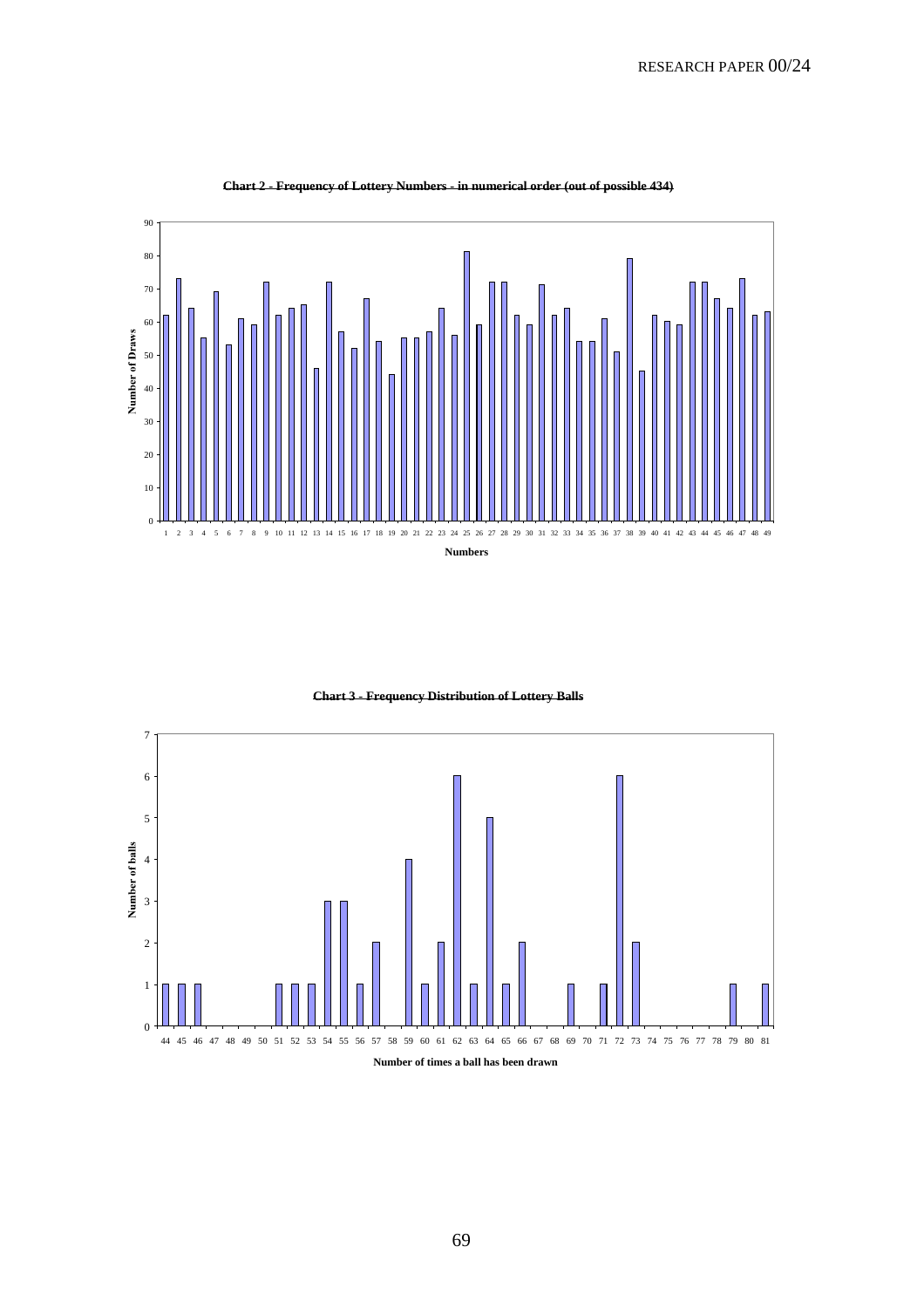**Chart 2 - Frequency of Lottery Numbers - in numerical order (out of possible 434)**

Number of Draws

0
10
20
30
40
50
60
70
80
90

1 2 3 4 5 6 7 8 9 10 11 12 13 14 15 16 17 18 19 20 21 22 23 24 25 26 27 28 29 30 31 32 33 34 35 36 37 38 39 40 41 42 43 44 45 46 47 48 49

Numbers

**Chart 3 - Frequency Distribution of Lottery Balls**

Number of balls

0
1
2
3
4
5
6
7

44 45 46 47 48 49 50 51 52 53 54 55 56 57 58 59 60 61 62 63 64 65 66 67 68 69 70 71 72 73 74 75 76 77 78 79 80 81

Number of times a ball has been drawn